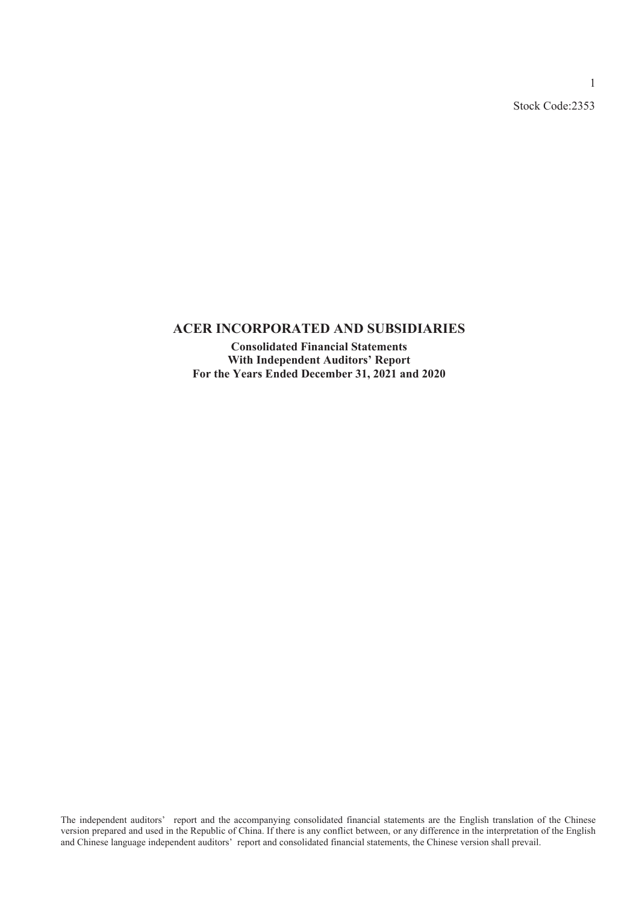Stock Code:2353

# ACER INCORPORATED AND SUBSIDIARIES

**Consolidated Financial Statements**
**With Independent Auditors' Report**
**For the Years Ended December 31, 2021 and 2020**

The independent auditors' report and the accompanying consolidated financial statements are the English translation of the Chinese version prepared and used in the Republic of China. If there is any conflict between, or any difference in the interpretation of the English and Chinese language independent auditors' report and consolidated financial statements, the Chinese version shall prevail.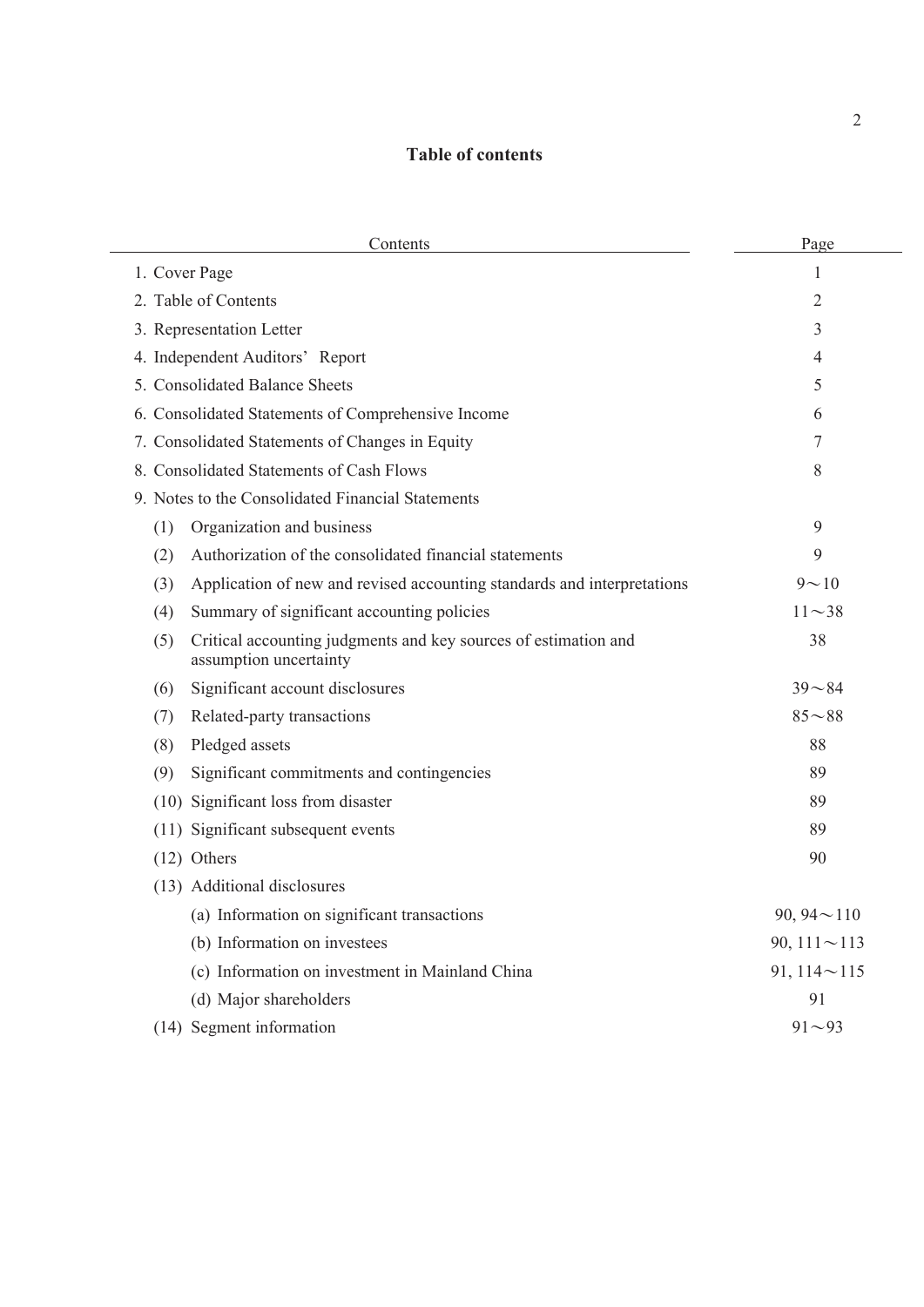# Table of contents

| Contents | Page |
|---|---|
| 1. Cover Page | 1 |
| 2. Table of Contents | 2 |
| 3. Representation Letter | 3 |
| 4. Independent Auditors' Report | 4 |
| 5. Consolidated Balance Sheets | 5 |
| 6. Consolidated Statements of Comprehensive Income | 6 |
| 7. Consolidated Statements of Changes in Equity | 7 |
| 8. Consolidated Statements of Cash Flows | 8 |
| 9. Notes to the Consolidated Financial Statements | |
| (1) Organization and business | 9 |
| (2) Authorization of the consolidated financial statements | 9 |
| (3) Application of new and revised accounting standards and interpretations | 9～10 |
| (4) Summary of significant accounting policies | 11～38 |
| (5) Critical accounting judgments and key sources of estimation and assumption uncertainty | 38 |
| (6) Significant account disclosures | 39～84 |
| (7) Related-party transactions | 85～88 |
| (8) Pledged assets | 88 |
| (9) Significant commitments and contingencies | 89 |
| (10) Significant loss from disaster | 89 |
| (11) Significant subsequent events | 89 |
| (12) Others | 90 |
| (13) Additional disclosures | |
| (a) Information on significant transactions | 90, 94～110 |
| (b) Information on investees | 90, 111～113 |
| (c) Information on investment in Mainland China | 91, 114～115 |
| (d) Major shareholders | 91 |
| (14) Segment information | 91～93 |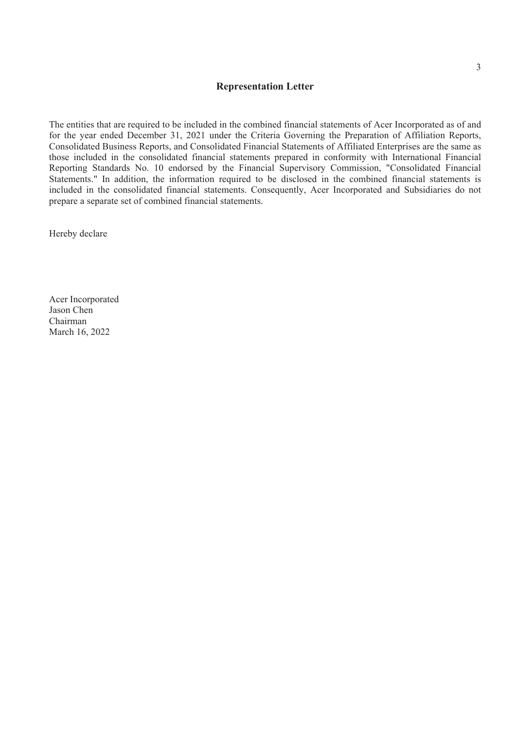## Representation Letter

The entities that are required to be included in the combined financial statements of Acer Incorporated as of and for the year ended December 31, 2021 under the Criteria Governing the Preparation of Affiliation Reports, Consolidated Business Reports, and Consolidated Financial Statements of Affiliated Enterprises are the same as those included in the consolidated financial statements prepared in conformity with International Financial Reporting Standards No. 10 endorsed by the Financial Supervisory Commission, "Consolidated Financial Statements." In addition, the information required to be disclosed in the combined financial statements is included in the consolidated financial statements. Consequently, Acer Incorporated and Subsidiaries do not prepare a separate set of combined financial statements.

Hereby declare

Acer Incorporated
Jason Chen
Chairman
March 16, 2022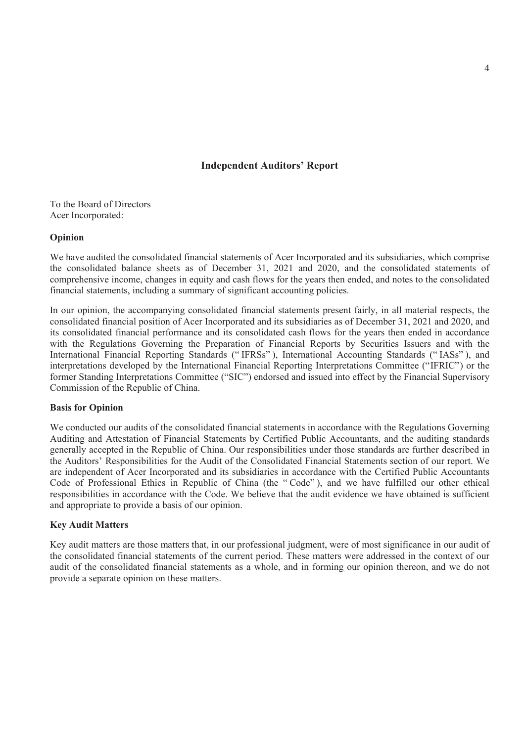# Independent Auditors' Report

To the Board of Directors
Acer Incorporated:

## Opinion

We have audited the consolidated financial statements of Acer Incorporated and its subsidiaries, which comprise the consolidated balance sheets as of December 31, 2021 and 2020, and the consolidated statements of comprehensive income, changes in equity and cash flows for the years then ended, and notes to the consolidated financial statements, including a summary of significant accounting policies.

In our opinion, the accompanying consolidated financial statements present fairly, in all material respects, the consolidated financial position of Acer Incorporated and its subsidiaries as of December 31, 2021 and 2020, and its consolidated financial performance and its consolidated cash flows for the years then ended in accordance with the Regulations Governing the Preparation of Financial Reports by Securities Issuers and with the International Financial Reporting Standards ("IFRSs"), International Accounting Standards ("IASs"), and interpretations developed by the International Financial Reporting Interpretations Committee ("IFRIC") or the former Standing Interpretations Committee ("SIC") endorsed and issued into effect by the Financial Supervisory Commission of the Republic of China.

## Basis for Opinion

We conducted our audits of the consolidated financial statements in accordance with the Regulations Governing Auditing and Attestation of Financial Statements by Certified Public Accountants, and the auditing standards generally accepted in the Republic of China. Our responsibilities under those standards are further described in the Auditors' Responsibilities for the Audit of the Consolidated Financial Statements section of our report. We are independent of Acer Incorporated and its subsidiaries in accordance with the Certified Public Accountants Code of Professional Ethics in Republic of China (the "Code"), and we have fulfilled our other ethical responsibilities in accordance with the Code. We believe that the audit evidence we have obtained is sufficient and appropriate to provide a basis of our opinion.

## Key Audit Matters

Key audit matters are those matters that, in our professional judgment, were of most significance in our audit of the consolidated financial statements of the current period. These matters were addressed in the context of our audit of the consolidated financial statements as a whole, and in forming our opinion thereon, and we do not provide a separate opinion on these matters.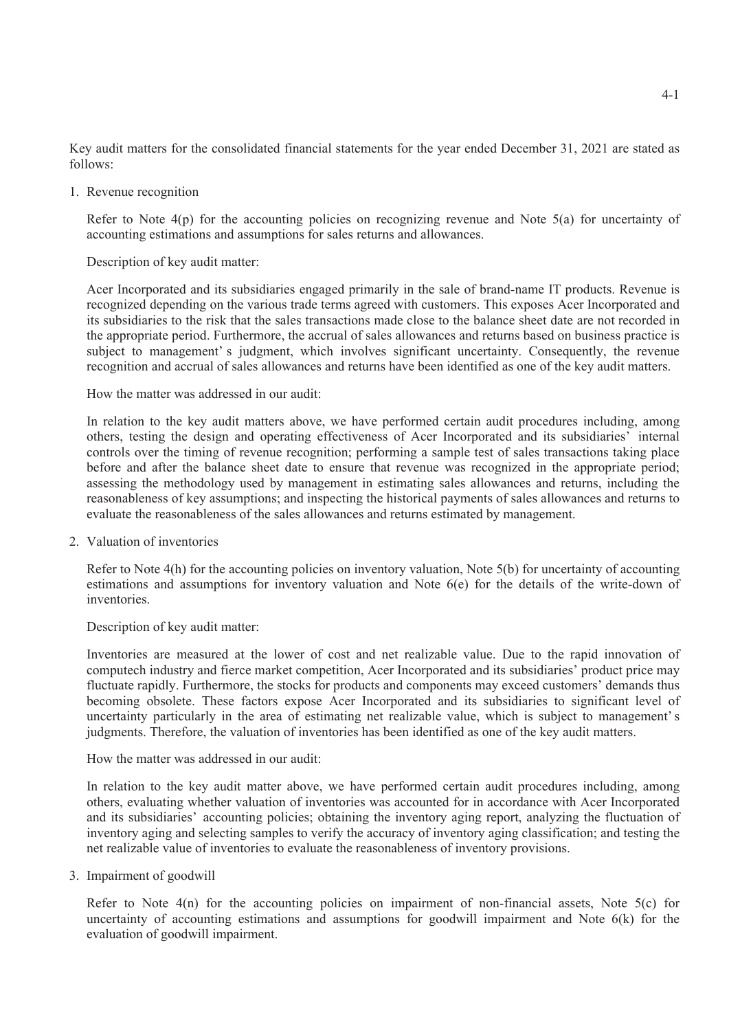Key audit matters for the consolidated financial statements for the year ended December 31, 2021 are stated as follows:

1. Revenue recognition

   Refer to Note 4(p) for the accounting policies on recognizing revenue and Note 5(a) for uncertainty of accounting estimations and assumptions for sales returns and allowances.

   Description of key audit matter:

   Acer Incorporated and its subsidiaries engaged primarily in the sale of brand-name IT products. Revenue is recognized depending on the various trade terms agreed with customers. This exposes Acer Incorporated and its subsidiaries to the risk that the sales transactions made close to the balance sheet date are not recorded in the appropriate period. Furthermore, the accrual of sales allowances and returns based on business practice is subject to management's judgment, which involves significant uncertainty. Consequently, the revenue recognition and accrual of sales allowances and returns have been identified as one of the key audit matters.

   How the matter was addressed in our audit:

   In relation to the key audit matters above, we have performed certain audit procedures including, among others, testing the design and operating effectiveness of Acer Incorporated and its subsidiaries' internal controls over the timing of revenue recognition; performing a sample test of sales transactions taking place before and after the balance sheet date to ensure that revenue was recognized in the appropriate period; assessing the methodology used by management in estimating sales allowances and returns, including the reasonableness of key assumptions; and inspecting the historical payments of sales allowances and returns to evaluate the reasonableness of the sales allowances and returns estimated by management.

2. Valuation of inventories

   Refer to Note 4(h) for the accounting policies on inventory valuation, Note 5(b) for uncertainty of accounting estimations and assumptions for inventory valuation and Note 6(e) for the details of the write-down of inventories.

   Description of key audit matter:

   Inventories are measured at the lower of cost and net realizable value. Due to the rapid innovation of computech industry and fierce market competition, Acer Incorporated and its subsidiaries' product price may fluctuate rapidly. Furthermore, the stocks for products and components may exceed customers' demands thus becoming obsolete. These factors expose Acer Incorporated and its subsidiaries to significant level of uncertainty particularly in the area of estimating net realizable value, which is subject to management's judgments. Therefore, the valuation of inventories has been identified as one of the key audit matters.

   How the matter was addressed in our audit:

   In relation to the key audit matter above, we have performed certain audit procedures including, among others, evaluating whether valuation of inventories was accounted for in accordance with Acer Incorporated and its subsidiaries' accounting policies; obtaining the inventory aging report, analyzing the fluctuation of inventory aging and selecting samples to verify the accuracy of inventory aging classification; and testing the net realizable value of inventories to evaluate the reasonableness of inventory provisions.

3. Impairment of goodwill

   Refer to Note 4(n) for the accounting policies on impairment of non-financial assets, Note 5(c) for uncertainty of accounting estimations and assumptions for goodwill impairment and Note 6(k) for the evaluation of goodwill impairment.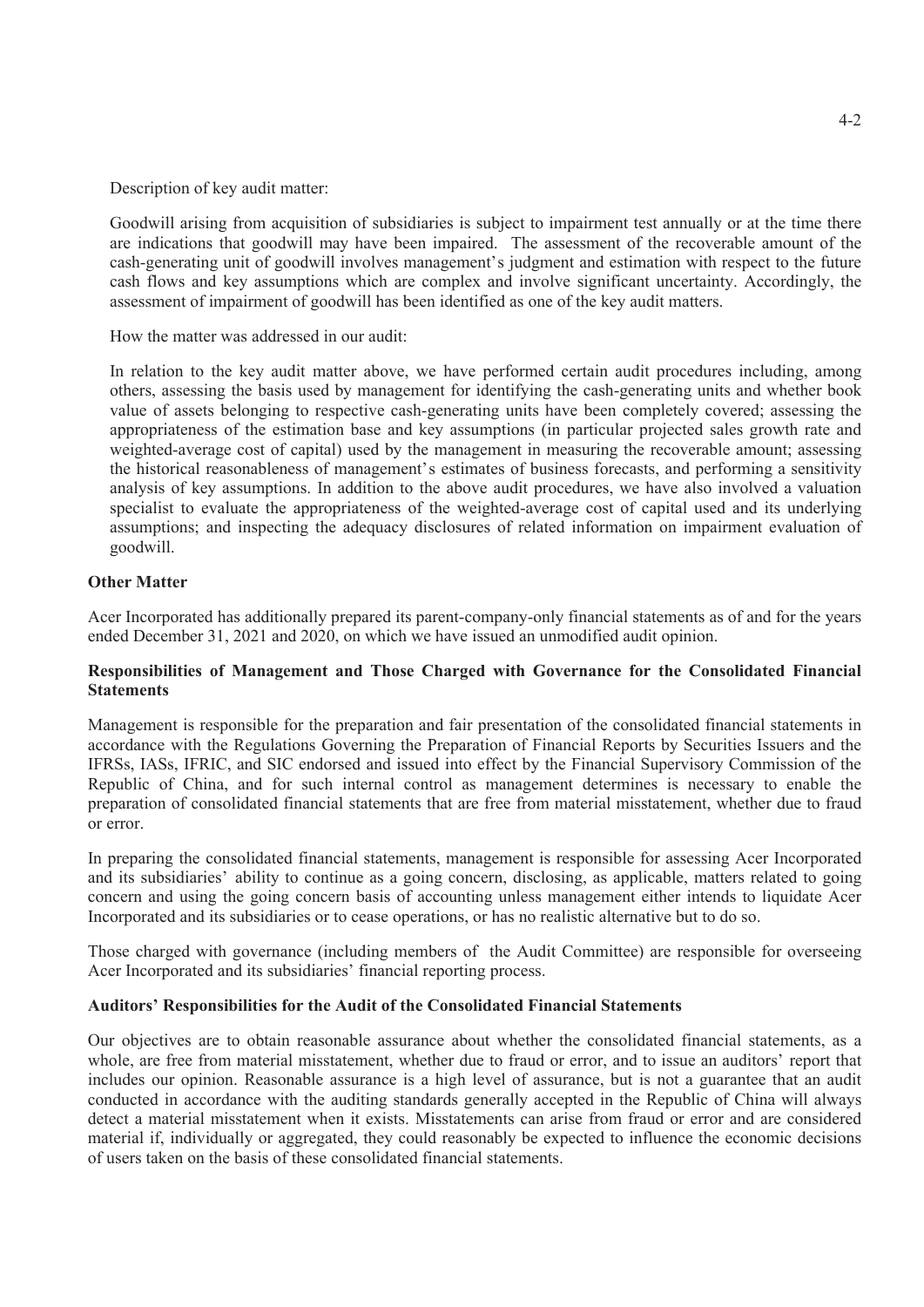Description of key audit matter:

Goodwill arising from acquisition of subsidiaries is subject to impairment test annually or at the time there are indications that goodwill may have been impaired. The assessment of the recoverable amount of the cash-generating unit of goodwill involves management's judgment and estimation with respect to the future cash flows and key assumptions which are complex and involve significant uncertainty. Accordingly, the assessment of impairment of goodwill has been identified as one of the key audit matters.

How the matter was addressed in our audit:

In relation to the key audit matter above, we have performed certain audit procedures including, among others, assessing the basis used by management for identifying the cash-generating units and whether book value of assets belonging to respective cash-generating units have been completely covered; assessing the appropriateness of the estimation base and key assumptions (in particular projected sales growth rate and weighted-average cost of capital) used by the management in measuring the recoverable amount; assessing the historical reasonableness of management's estimates of business forecasts, and performing a sensitivity analysis of key assumptions. In addition to the above audit procedures, we have also involved a valuation specialist to evaluate the appropriateness of the weighted-average cost of capital used and its underlying assumptions; and inspecting the adequacy disclosures of related information on impairment evaluation of goodwill.

**Other Matter**

Acer Incorporated has additionally prepared its parent-company-only financial statements as of and for the years ended December 31, 2021 and 2020, on which we have issued an unmodified audit opinion.

**Responsibilities of Management and Those Charged with Governance for the Consolidated Financial Statements**

Management is responsible for the preparation and fair presentation of the consolidated financial statements in accordance with the Regulations Governing the Preparation of Financial Reports by Securities Issuers and the IFRSs, IASs, IFRIC, and SIC endorsed and issued into effect by the Financial Supervisory Commission of the Republic of China, and for such internal control as management determines is necessary to enable the preparation of consolidated financial statements that are free from material misstatement, whether due to fraud or error.

In preparing the consolidated financial statements, management is responsible for assessing Acer Incorporated and its subsidiaries' ability to continue as a going concern, disclosing, as applicable, matters related to going concern and using the going concern basis of accounting unless management either intends to liquidate Acer Incorporated and its subsidiaries or to cease operations, or has no realistic alternative but to do so.

Those charged with governance (including members of the Audit Committee) are responsible for overseeing Acer Incorporated and its subsidiaries' financial reporting process.

**Auditors' Responsibilities for the Audit of the Consolidated Financial Statements**

Our objectives are to obtain reasonable assurance about whether the consolidated financial statements, as a whole, are free from material misstatement, whether due to fraud or error, and to issue an auditors' report that includes our opinion. Reasonable assurance is a high level of assurance, but is not a guarantee that an audit conducted in accordance with the auditing standards generally accepted in the Republic of China will always detect a material misstatement when it exists. Misstatements can arise from fraud or error and are considered material if, individually or aggregated, they could reasonably be expected to influence the economic decisions of users taken on the basis of these consolidated financial statements.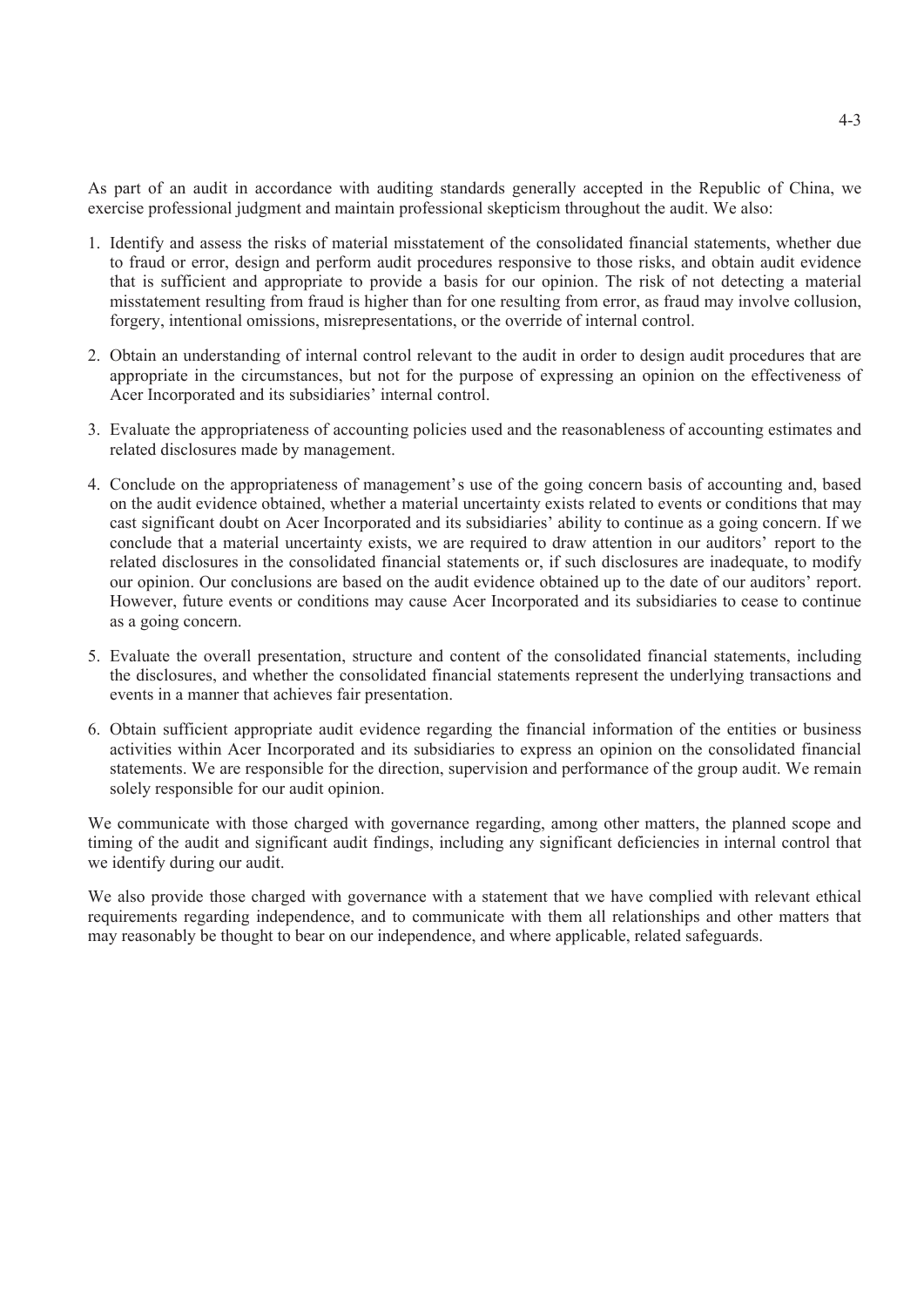As part of an audit in accordance with auditing standards generally accepted in the Republic of China, we exercise professional judgment and maintain professional skepticism throughout the audit. We also:

1. Identify and assess the risks of material misstatement of the consolidated financial statements, whether due to fraud or error, design and perform audit procedures responsive to those risks, and obtain audit evidence that is sufficient and appropriate to provide a basis for our opinion. The risk of not detecting a material misstatement resulting from fraud is higher than for one resulting from error, as fraud may involve collusion, forgery, intentional omissions, misrepresentations, or the override of internal control.

2. Obtain an understanding of internal control relevant to the audit in order to design audit procedures that are appropriate in the circumstances, but not for the purpose of expressing an opinion on the effectiveness of Acer Incorporated and its subsidiaries' internal control.

3. Evaluate the appropriateness of accounting policies used and the reasonableness of accounting estimates and related disclosures made by management.

4. Conclude on the appropriateness of management's use of the going concern basis of accounting and, based on the audit evidence obtained, whether a material uncertainty exists related to events or conditions that may cast significant doubt on Acer Incorporated and its subsidiaries' ability to continue as a going concern. If we conclude that a material uncertainty exists, we are required to draw attention in our auditors' report to the related disclosures in the consolidated financial statements or, if such disclosures are inadequate, to modify our opinion. Our conclusions are based on the audit evidence obtained up to the date of our auditors' report. However, future events or conditions may cause Acer Incorporated and its subsidiaries to cease to continue as a going concern.

5. Evaluate the overall presentation, structure and content of the consolidated financial statements, including the disclosures, and whether the consolidated financial statements represent the underlying transactions and events in a manner that achieves fair presentation.

6. Obtain sufficient appropriate audit evidence regarding the financial information of the entities or business activities within Acer Incorporated and its subsidiaries to express an opinion on the consolidated financial statements. We are responsible for the direction, supervision and performance of the group audit. We remain solely responsible for our audit opinion.

We communicate with those charged with governance regarding, among other matters, the planned scope and timing of the audit and significant audit findings, including any significant deficiencies in internal control that we identify during our audit.

We also provide those charged with governance with a statement that we have complied with relevant ethical requirements regarding independence, and to communicate with them all relationships and other matters that may reasonably be thought to bear on our independence, and where applicable, related safeguards.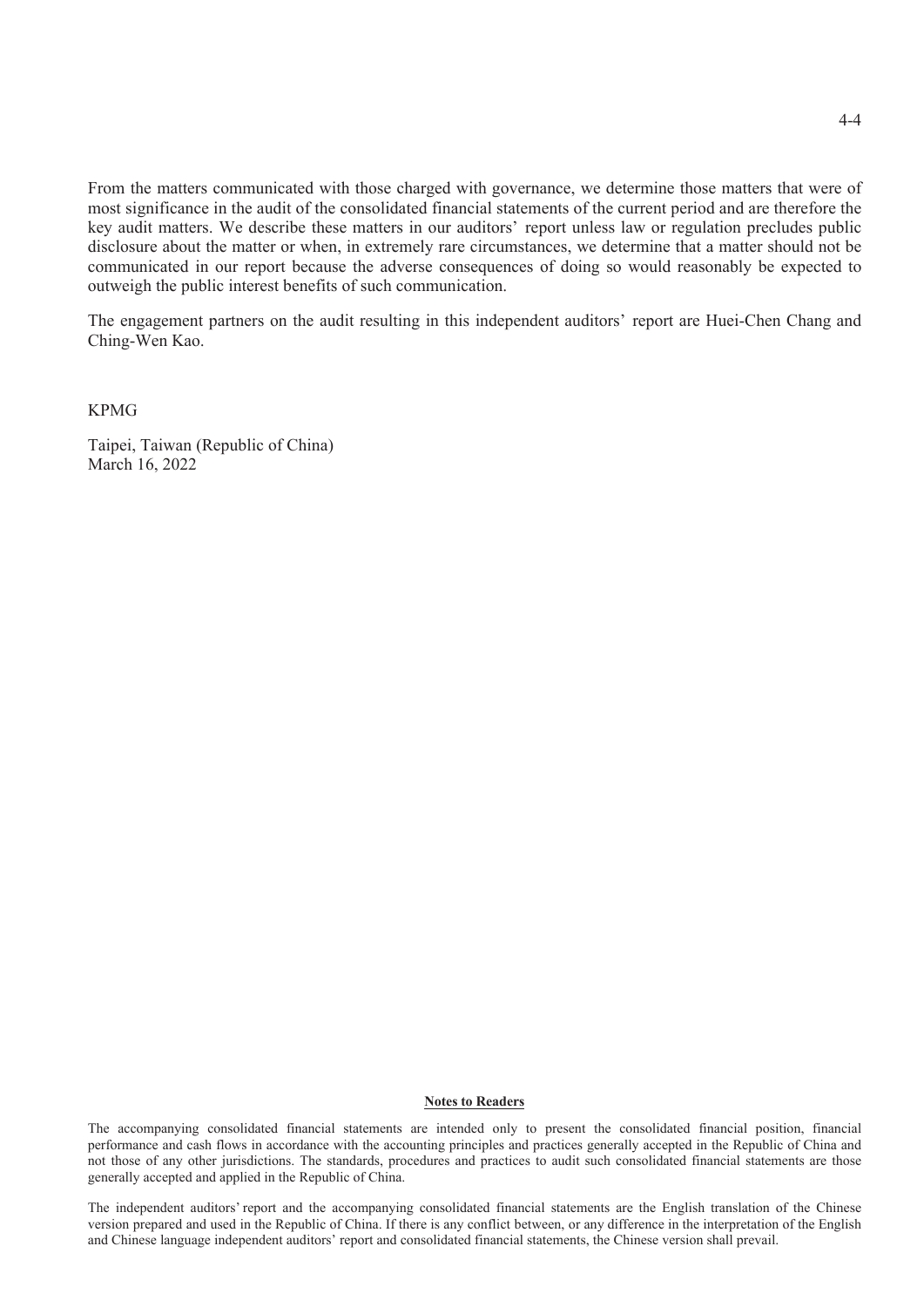From the matters communicated with those charged with governance, we determine those matters that were of most significance in the audit of the consolidated financial statements of the current period and are therefore the key audit matters. We describe these matters in our auditors' report unless law or regulation precludes public disclosure about the matter or when, in extremely rare circumstances, we determine that a matter should not be communicated in our report because the adverse consequences of doing so would reasonably be expected to outweigh the public interest benefits of such communication.

The engagement partners on the audit resulting in this independent auditors' report are Huei-Chen Chang and Ching-Wen Kao.

KPMG

Taipei, Taiwan (Republic of China)
March 16, 2022

**Notes to Readers**

The accompanying consolidated financial statements are intended only to present the consolidated financial position, financial performance and cash flows in accordance with the accounting principles and practices generally accepted in the Republic of China and not those of any other jurisdictions. The standards, procedures and practices to audit such consolidated financial statements are those generally accepted and applied in the Republic of China.

The independent auditors' report and the accompanying consolidated financial statements are the English translation of the Chinese version prepared and used in the Republic of China. If there is any conflict between, or any difference in the interpretation of the English and Chinese language independent auditors' report and consolidated financial statements, the Chinese version shall prevail.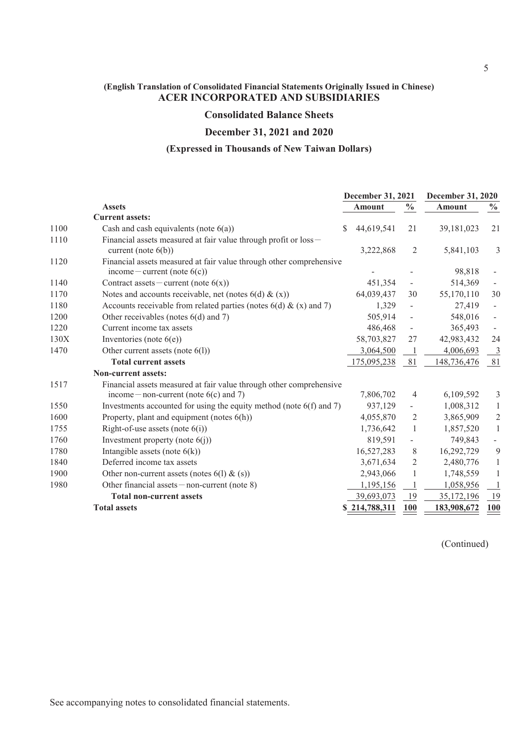(English Translation of Consolidated Financial Statements Originally Issued in Chinese)

# ACER INCORPORATED AND SUBSIDIARIES

## Consolidated Balance Sheets

## December 31, 2021 and 2020

### (Expressed in Thousands of New Taiwan Dollars)

| | | December 31, 2021 | | December 31, 2020 | |
|---|---|---|---|---|---|
| | **Assets** | **Amount** | **%** | **Amount** | **%** |
| | **Current assets:** | | | | |
| 1100 | Cash and cash equivalents (note 6(a)) | $ 44,619,541 | 21 | 39,181,023 | 21 |
| 1110 | Financial assets measured at fair value through profit or loss－current (note 6(b)) | 3,222,868 | 2 | 5,841,103 | 3 |
| 1120 | Financial assets measured at fair value through other comprehensive income－current (note 6(c)) | - | - | 98,818 | - |
| 1140 | Contract assets－current (note 6(x)) | 451,354 | - | 514,369 | - |
| 1170 | Notes and accounts receivable, net (notes 6(d) & (x)) | 64,039,437 | 30 | 55,170,110 | 30 |
| 1180 | Accounts receivable from related parties (notes 6(d) & (x) and 7) | 1,329 | - | 27,419 | - |
| 1200 | Other receivables (notes 6(d) and 7) | 505,914 | - | 548,016 | - |
| 1220 | Current income tax assets | 486,468 | - | 365,493 | - |
| 130X | Inventories (note 6(e)) | 58,703,827 | 27 | 42,983,432 | 24 |
| 1470 | Other current assets (note 6(l)) | 3,064,500 | 1 | 4,006,693 | 3 |
| | **Total current assets** | 175,095,238 | 81 | 148,736,476 | 81 |
| | **Non-current assets:** | | | | |
| 1517 | Financial assets measured at fair value through other comprehensive income－non-current (note 6(c) and 7) | 7,806,702 | 4 | 6,109,592 | 3 |
| 1550 | Investments accounted for using the equity method (note 6(f) and 7) | 937,129 | - | 1,008,312 | 1 |
| 1600 | Property, plant and equipment (notes 6(h)) | 4,055,870 | 2 | 3,865,909 | 2 |
| 1755 | Right-of-use assets (note 6(i)) | 1,736,642 | 1 | 1,857,520 | 1 |
| 1760 | Investment property (note 6(j)) | 819,591 | - | 749,843 | - |
| 1780 | Intangible assets (note 6(k)) | 16,527,283 | 8 | 16,292,729 | 9 |
| 1840 | Deferred income tax assets | 3,671,634 | 2 | 2,480,776 | 1 |
| 1900 | Other non-current assets (notes 6(l) & (s)) | 2,943,066 | 1 | 1,748,559 | 1 |
| 1980 | Other financial assets－non-current (note 8) | 1,195,156 | 1 | 1,058,956 | 1 |
| | **Total non-current assets** | 39,693,073 | 19 | 35,172,196 | 19 |
| | **Total assets** | **$ 214,788,311** | **100** | **183,908,672** | **100** |

(Continued)

See accompanying notes to consolidated financial statements.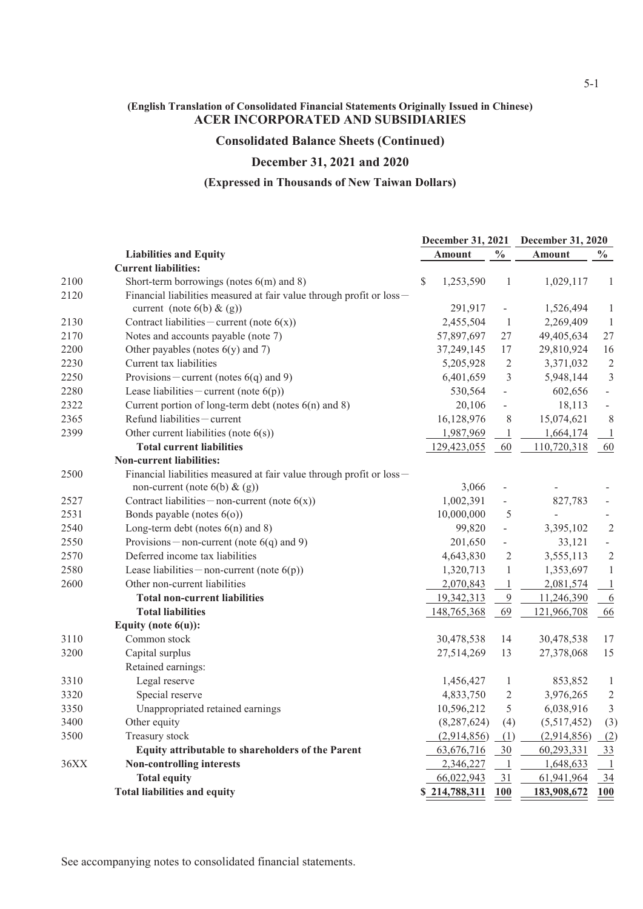(English Translation of Consolidated Financial Statements Originally Issued in Chinese)

# ACER INCORPORATED AND SUBSIDIARIES

## Consolidated Balance Sheets (Continued)

## December 31, 2021 and 2020

### (Expressed in Thousands of New Taiwan Dollars)

| | | December 31, 2021 | | December 31, 2020 | |
|---|---|---|---|---|---|
| | **Liabilities and Equity** | **Amount** | **%** | **Amount** | **%** |
| | **Current liabilities:** | | | | |
| 2100 | Short-term borrowings (notes 6(m) and 8) | $ 1,253,590 | 1 | 1,029,117 | 1 |
| 2120 | Financial liabilities measured at fair value through profit or loss－current (note 6(b) & (g)) | 291,917 | - | 1,526,494 | 1 |
| 2130 | Contract liabilities－current (note 6(x)) | 2,455,504 | 1 | 2,269,409 | 1 |
| 2170 | Notes and accounts payable (note 7) | 57,897,697 | 27 | 49,405,634 | 27 |
| 2200 | Other payables (notes 6(y) and 7) | 37,249,145 | 17 | 29,810,924 | 16 |
| 2230 | Current tax liabilities | 5,205,928 | 2 | 3,371,032 | 2 |
| 2250 | Provisions－current (notes 6(q) and 9) | 6,401,659 | 3 | 5,948,144 | 3 |
| 2280 | Lease liabilities－current (note 6(p)) | 530,564 | - | 602,656 | - |
| 2322 | Current portion of long-term debt (notes 6(n) and 8) | 20,106 | - | 18,113 | - |
| 2365 | Refund liabilities－current | 16,128,976 | 8 | 15,074,621 | 8 |
| 2399 | Other current liabilities (note 6(s)) | 1,987,969 | 1 | 1,664,174 | 1 |
| | **Total current liabilities** | 129,423,055 | 60 | 110,720,318 | 60 |
| | **Non-current liabilities:** | | | | |
| 2500 | Financial liabilities measured at fair value through profit or loss－non-current (note 6(b) & (g)) | 3,066 | - | - | - |
| 2527 | Contract liabilities－non-current (note 6(x)) | 1,002,391 | - | 827,783 | - |
| 2531 | Bonds payable (notes 6(o)) | 10,000,000 | 5 | - | - |
| 2540 | Long-term debt (notes 6(n) and 8) | 99,820 | - | 3,395,102 | 2 |
| 2550 | Provisions－non-current (note 6(q) and 9) | 201,650 | - | 33,121 | - |
| 2570 | Deferred income tax liabilities | 4,643,830 | 2 | 3,555,113 | 2 |
| 2580 | Lease liabilities－non-current (note 6(p)) | 1,320,713 | 1 | 1,353,697 | 1 |
| 2600 | Other non-current liabilities | 2,070,843 | 1 | 2,081,574 | 1 |
| | **Total non-current liabilities** | 19,342,313 | 9 | 11,246,390 | 6 |
| | **Total liabilities** | 148,765,368 | 69 | 121,966,708 | 66 |
| | **Equity (note 6(u)):** | | | | |
| 3110 | Common stock | 30,478,538 | 14 | 30,478,538 | 17 |
| 3200 | Capital surplus | 27,514,269 | 13 | 27,378,068 | 15 |
| | Retained earnings: | | | | |
| 3310 | Legal reserve | 1,456,427 | 1 | 853,852 | 1 |
| 3320 | Special reserve | 4,833,750 | 2 | 3,976,265 | 2 |
| 3350 | Unappropriated retained earnings | 10,596,212 | 5 | 6,038,916 | 3 |
| 3400 | Other equity | (8,287,624) | (4) | (5,517,452) | (3) |
| 3500 | Treasury stock | (2,914,856) | (1) | (2,914,856) | (2) |
| | **Equity attributable to shareholders of the Parent** | 63,676,716 | 30 | 60,293,331 | 33 |
| 36XX | **Non-controlling interests** | 2,346,227 | 1 | 1,648,633 | 1 |
| | **Total equity** | 66,022,943 | 31 | 61,941,964 | 34 |
| | **Total liabilities and equity** | $ 214,788,311 | 100 | 183,908,672 | 100 |

See accompanying notes to consolidated financial statements.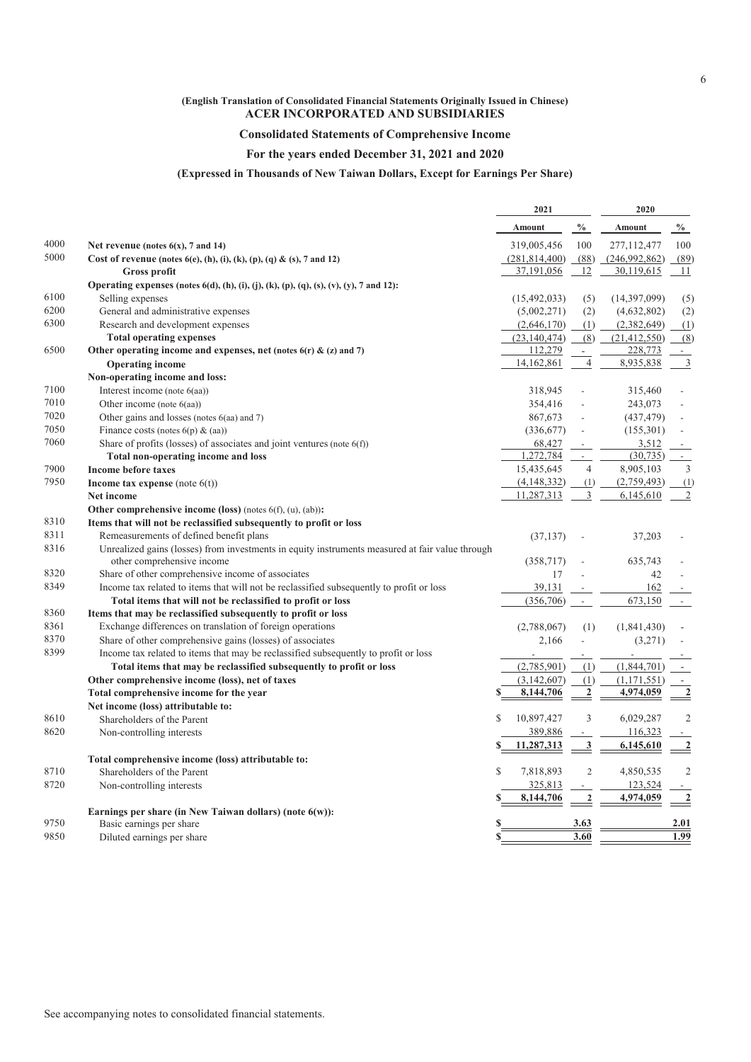(English Translation of Consolidated Financial Statements Originally Issued in Chinese)

# ACER INCORPORATED AND SUBSIDIARIES

## Consolidated Statements of Comprehensive Income

### For the years ended December 31, 2021 and 2020

### (Expressed in Thousands of New Taiwan Dollars, Except for Earnings Per Share)

| | | 2021 | | 2020 | |
|---|---|---|---|---|---|
| | | Amount | % | Amount | % |
| 4000 | **Net revenue** (notes 6(x), 7 and 14) | 319,005,456 | 100 | 277,112,477 | 100 |
| 5000 | **Cost of revenue** (notes 6(e), (h), (i), (k), (p), (q) & (s), 7 and 12) | (281,814,400) | (88) | (246,992,862) | (89) |
| | **Gross profit** | 37,191,056 | 12 | 30,119,615 | 11 |
| | **Operating expenses** (notes 6(d), (h), (i), (j), (k), (p), (q), (s), (v), (y), 7 and 12): | | | | |
| 6100 | Selling expenses | (15,492,033) | (5) | (14,397,099) | (5) |
| 6200 | General and administrative expenses | (5,002,271) | (2) | (4,632,802) | (2) |
| 6300 | Research and development expenses | (2,646,170) | (1) | (2,382,649) | (1) |
| | **Total operating expenses** | (23,140,474) | (8) | (21,412,550) | (8) |
| 6500 | **Other operating income and expenses, net** (notes 6(r) & (z) and 7) | 112,279 | - | 228,773 | - |
| | **Operating income** | 14,162,861 | 4 | 8,935,838 | 3 |
| | **Non-operating income and loss:** | | | | |
| 7100 | Interest income (note 6(aa)) | 318,945 | - | 315,460 | - |
| 7010 | Other income (note 6(aa)) | 354,416 | - | 243,073 | - |
| 7020 | Other gains and losses (notes 6(aa) and 7) | 867,673 | - | (437,479) | - |
| 7050 | Finance costs (notes 6(p) & (aa)) | (336,677) | - | (155,301) | - |
| 7060 | Share of profits (losses) of associates and joint ventures (note 6(f)) | 68,427 | - | 3,512 | - |
| | **Total non-operating income and loss** | 1,272,784 | - | (30,735) | - |
| 7900 | **Income before taxes** | 15,435,645 | 4 | 8,905,103 | 3 |
| 7950 | **Income tax expense** (note 6(t)) | (4,148,332) | (1) | (2,759,493) | (1) |
| | **Net income** | 11,287,313 | 3 | 6,145,610 | 2 |
| | **Other comprehensive income (loss)** (notes 6(f), (u), (ab)): | | | | |
| 8310 | **Items that will not be reclassified subsequently to profit or loss** | | | | |
| 8311 | Remeasurements of defined benefit plans | (37,137) | - | 37,203 | - |
| 8316 | Unrealized gains (losses) from investments in equity instruments measured at fair value through other comprehensive income | (358,717) | - | 635,743 | - |
| 8320 | Share of other comprehensive income of associates | 17 | - | 42 | - |
| 8349 | Income tax related to items that will not be reclassified subsequently to profit or loss | 39,131 | - | 162 | - |
| | **Total items that will not be reclassified to profit or loss** | (356,706) | - | 673,150 | - |
| 8360 | **Items that may be reclassified subsequently to profit or loss** | | | | |
| 8361 | Exchange differences on translation of foreign operations | (2,788,067) | (1) | (1,841,430) | - |
| 8370 | Share of other comprehensive gains (losses) of associates | 2,166 | - | (3,271) | - |
| 8399 | Income tax related to items that may be reclassified subsequently to profit or loss | - | - | - | - |
| | **Total items that may be reclassified subsequently to profit or loss** | (2,785,901) | (1) | (1,844,701) | - |
| | **Other comprehensive income (loss), net of taxes** | (3,142,607) | (1) | (1,171,551) | - |
| | **Total comprehensive income for the year** | $ 8,144,706 | 2 | 4,974,059 | 2 |
| | **Net income (loss) attributable to:** | | | | |
| 8610 | Shareholders of the Parent | $ 10,897,427 | 3 | 6,029,287 | 2 |
| 8620 | Non-controlling interests | 389,886 | - | 116,323 | - |
| | | $ 11,287,313 | 3 | 6,145,610 | 2 |
| | **Total comprehensive income (loss) attributable to:** | | | | |
| 8710 | Shareholders of the Parent | $ 7,818,893 | 2 | 4,850,535 | 2 |
| 8720 | Non-controlling interests | 325,813 | - | 123,524 | - |
| | | $ 8,144,706 | 2 | 4,974,059 | 2 |
| | **Earnings per share (in New Taiwan dollars)** (note 6(w)): | | | | |
| 9750 | Basic earnings per share | $ | 3.63 | | 2.01 |
| 9850 | Diluted earnings per share | $ | 3.60 | | 1.99 |

See accompanying notes to consolidated financial statements.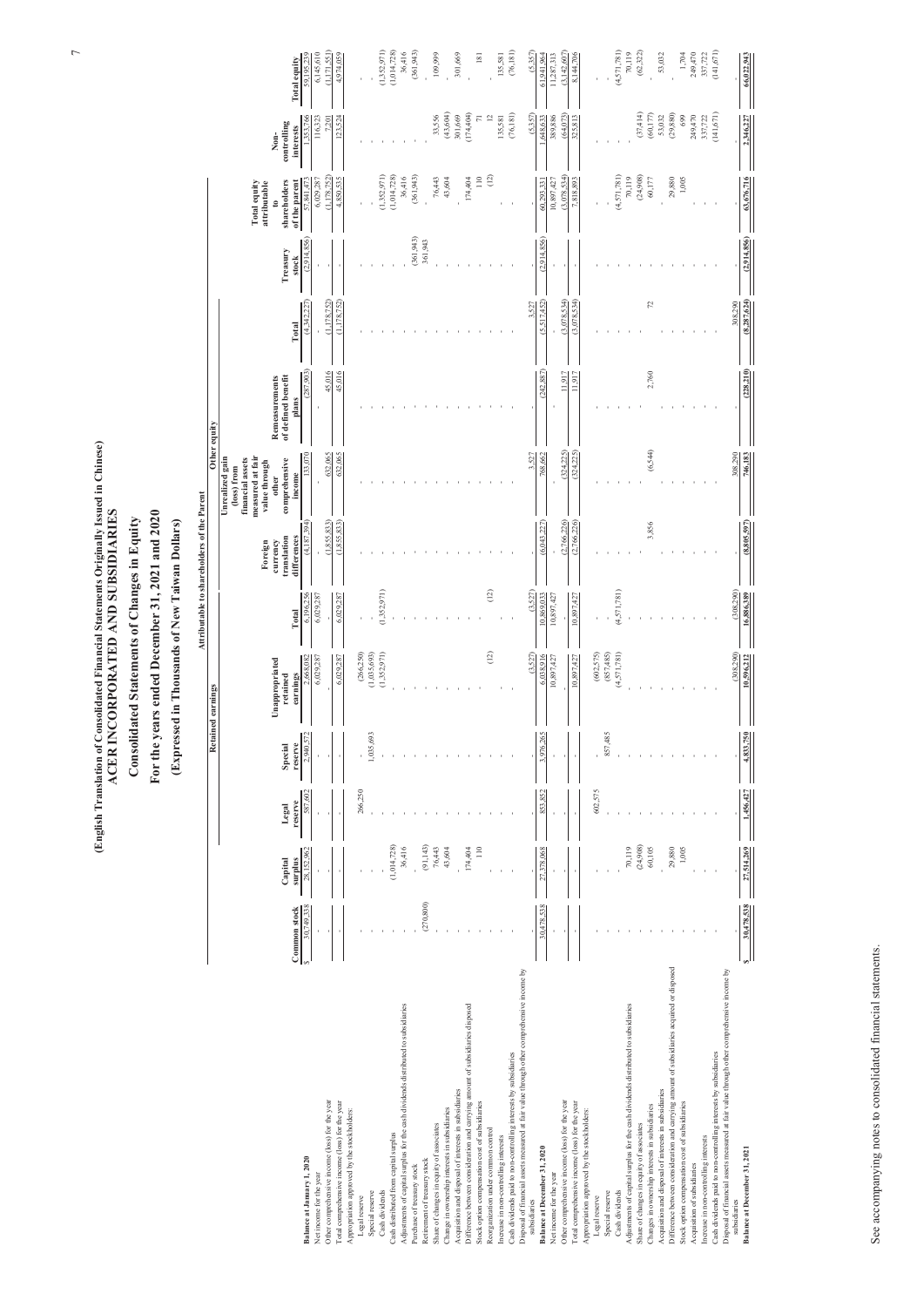# (English Translation of Consolidated Financial Statements Originally Issued in Chinese)
# ACER INCORPORATED AND SUBSIDIARIES
## Consolidated Statements of Changes in Equity
## For the years ended December 31, 2021 and 2020
### (Expressed in Thousands of New Taiwan Dollars)

| | Attributable to shareholders of the Parent | | | | | | | | | | | | | |
|---|---|---|---|---|---|---|---|---|---|---|---|---|---|---|
| | | | Retained earnings | | | | Other equity | | | | | | | |
| | Common stock | Capital surplus | Legal reserve | Special reserve | Unappropriated retained earnings | Total | Foreign currency translation differences | Unrealized gain (loss) from financial assets measured at fair value through other comprehensive income | Remeasurements of defined benefit plans | Total | Treasury stock | Total equity attributable to shareholders of the parent | Non-controlling interests | Total equity |
| **Balance at January 1, 2020** | $ 30,749,338 | 28,152,962 | 587,602 | 2,940,572 | 2,668,082 | 6,196,256 | (4,187,394) | 133,070 | (287,903) | (4,342,227) | (2,914,856) | 57,841,473 | 1,353,766 | 59,195,239 |
| Net income for the year | - | - | - | - | 6,029,287 | 6,029,287 | - | - | - | - | - | 6,029,287 | 116,323 | 6,145,610 |
| Other comprehensive income (loss) for the year | - | - | - | - | - | - | (1,855,833) | 632,065 | 45,016 | (1,178,752) | - | (1,178,752) | 7,201 | (1,171,551) |
| Total comprehensive income (loss) for the year | - | - | - | - | 6,029,287 | 6,029,287 | (1,855,833) | 632,065 | 45,016 | (1,178,752) | - | 4,850,535 | 123,524 | 4,974,059 |
| Appropriation approved by the stockholders: | | | | | | | | | | | | | | |
| Legal reserve | - | - | 266,250 | - | (266,250) | - | - | - | - | - | - | - | - | - |
| Special reserve | - | - | - | 1,035,693 | (1,035,693) | - | - | - | - | - | - | - | - | - |
| Cash dividends | - | - | - | - | (1,352,971) | (1,352,971) | - | - | - | - | - | (1,352,971) | - | (1,352,971) |
| Cash distributed from capital surplus | - | (1,014,728) | - | - | - | - | - | - | - | - | - | (1,014,728) | - | (1,014,728) |
| Adjustments of capital surplus for the cash dividends distributed to subsidiaries | - | 36,416 | - | - | - | - | - | - | - | - | - | 36,416 | - | 36,416 |
| Purchase of treasury stock | - | - | - | - | - | - | - | - | - | - | (361,943) | (361,943) | - | (361,943) |
| Retirement of treasury stock | (270,800) | (91,143) | - | - | - | - | - | - | - | - | 361,943 | - | - | - |
| Share of changes in equity of associates | - | 76,443 | - | - | - | - | - | - | - | - | - | 76,443 | 33,556 | 109,999 |
| Change in ownership interests in subsidiaries | - | 43,604 | - | - | - | - | - | - | - | - | - | 43,604 | (43,604) | - |
| Acquisition and disposal of interests in subsidiaries | - | - | - | - | - | - | - | - | - | - | - | - | 301,669 | 301,669 |
| Difference between consideration and carrying amount of subsidiaries disposed | - | 174,404 | - | - | - | - | - | - | - | - | - | 174,404 | (174,404) | - |
| Stock option compensation cost of subsidiaries | - | 110 | - | - | - | - | - | - | - | - | - | 110 | 71 | 181 |
| Reorganization under common control | - | - | - | - | (12) | (12) | - | - | - | - | - | (12) | 12 | - |
| Increase in non-controlling interests | - | - | - | - | - | - | - | - | - | - | - | - | 135,581 | 135,581 |
| Cash dividends paid to non-controlling interests by subsidiaries | - | - | - | - | - | - | - | - | - | - | - | - | (76,181) | (76,181) |
| Disposal of financial assets measured at fair value through other comprehensive income by subsidiaries | - | - | - | - | (3,527) | (3,527) | - | 3,527 | - | 3,527 | - | - | (5,357) | (5,357) |
| **Balance at December 31, 2020** | 30,478,538 | 27,378,068 | 853,852 | 3,976,265 | 6,038,916 | 10,869,033 | (6,043,227) | 768,662 | (242,887) | (5,517,452) | (2,914,856) | 60,293,331 | 1,648,633 | 61,941,964 |
| Net income for the year | - | - | - | - | 10,897,427 | 10,897,427 | - | - | - | - | - | 10,897,427 | 389,886 | 11,287,313 |
| Other comprehensive income (loss) for the year | - | - | - | - | - | - | (2,766,226) | (324,225) | 11,917 | (3,078,534) | - | (3,078,534) | (64,073) | (3,142,607) |
| Total comprehensive income (loss) for the year | - | - | - | - | 10,897,427 | 10,897,427 | (2,766,226) | (324,225) | 11,917 | (3,078,534) | - | 7,818,893 | 325,813 | 8,144,706 |
| Appropriation approved by the stockholders: | | | | | | | | | | | | | | |
| Legal reserve | - | - | 602,575 | - | (602,575) | - | - | - | - | - | - | - | - | - |
| Special reserve | - | - | - | 857,485 | (857,485) | - | - | - | - | - | - | - | - | - |
| Cash dividends | - | - | - | - | (4,571,781) | (4,571,781) | - | - | - | - | - | (4,571,781) | - | (4,571,781) |
| Adjustments of capital surplus for the cash dividends distributed to subsidiaries | - | 70,119 | - | - | - | - | - | - | - | - | - | 70,119 | - | 70,119 |
| Share of changes in equity of associates | - | (24,908) | - | - | - | - | - | - | - | - | - | (24,908) | (37,414) | (62,322) |
| Changes in ownership interests in subsidiaries | - | 60,105 | - | - | - | - | 3,856 | (6,544) | 2,760 | 72 | - | 60,177 | (60,177) | - |
| Acquisition and disposal of interests in subsidiaries | - | - | - | - | - | - | - | - | - | - | - | - | 53,032 | 53,032 |
| Difference between consideration and carrying amount of subsidiaries acquired or disposed | - | 29,880 | - | - | - | - | - | - | - | - | - | 29,880 | (29,880) | - |
| Stock option compensation cost of subsidiaries | - | 1,005 | - | - | - | - | - | - | - | - | - | 1,005 | 699 | 1,704 |
| Acquisition of subsidiaries | - | - | - | - | - | - | - | - | - | - | - | - | 249,470 | 249,470 |
| Increase in non-controlling interests | - | - | - | - | - | - | - | - | - | - | - | - | 337,722 | 337,722 |
| Cash dividends paid to non-controlling interests by subsidiaries | - | - | - | - | - | - | - | - | - | - | - | - | (141,671) | (141,671) |
| Disposal of financial assets measured at fair value through other comprehensive income by subsidiaries | - | - | - | - | (308,290) | (308,290) | - | 308,290 | - | 308,290 | - | - | - | - |
| **Balance at December 31, 2021** | $ 30,478,538 | 27,514,269 | 1,456,427 | 4,833,750 | 10,596,212 | 16,886,389 | (8,805,597) | 746,183 | (228,210) | (8,287,624) | (2,914,856) | 63,676,716 | 2,346,227 | 66,022,943 |

See accompanying notes to consolidated financial statements.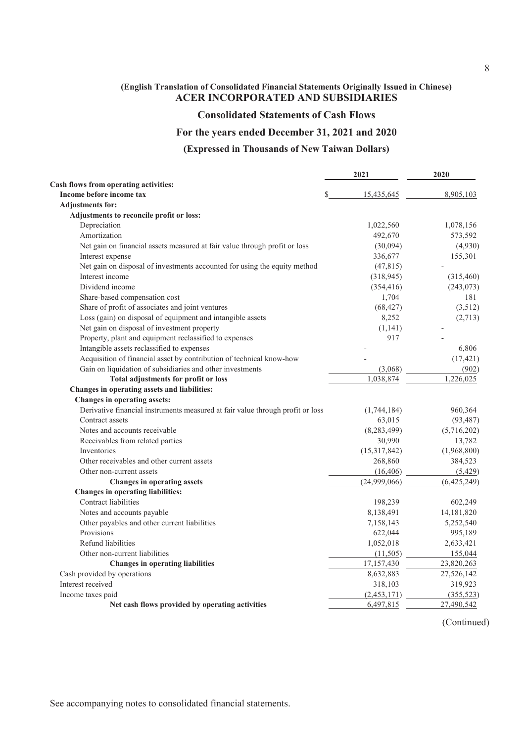(English Translation of Consolidated Financial Statements Originally Issued in Chinese)

# ACER INCORPORATED AND SUBSIDIARIES

## Consolidated Statements of Cash Flows

## For the years ended December 31, 2021 and 2020

## (Expressed in Thousands of New Taiwan Dollars)

| | 2021 | 2020 |
|---|---|---|
| **Cash flows from operating activities:** | | |
| **Income before income tax** | $ 15,435,645 | 8,905,103 |
| **Adjustments for:** | | |
| **Adjustments to reconcile profit or loss:** | | |
| Depreciation | 1,022,560 | 1,078,156 |
| Amortization | 492,670 | 573,592 |
| Net gain on financial assets measured at fair value through profit or loss | (30,094) | (4,930) |
| Interest expense | 336,677 | 155,301 |
| Net gain on disposal of investments accounted for using the equity method | (47,815) | - |
| Interest income | (318,945) | (315,460) |
| Dividend income | (354,416) | (243,073) |
| Share-based compensation cost | 1,704 | 181 |
| Share of profit of associates and joint ventures | (68,427) | (3,512) |
| Loss (gain) on disposal of equipment and intangible assets | 8,252 | (2,713) |
| Net gain on disposal of investment property | (1,141) | - |
| Property, plant and equipment reclassified to expenses | 917 | - |
| Intangible assets reclassified to expenses | - | 6,806 |
| Acquisition of financial asset by contribution of technical know-how | - | (17,421) |
| Gain on liquidation of subsidiaries and other investments | (3,068) | (902) |
| **Total adjustments for profit or loss** | 1,038,874 | 1,226,025 |
| **Changes in operating assets and liabilities:** | | |
| **Changes in operating assets:** | | |
| Derivative financial instruments measured at fair value through profit or loss | (1,744,184) | 960,364 |
| Contract assets | 63,015 | (93,487) |
| Notes and accounts receivable | (8,283,499) | (5,716,202) |
| Receivables from related parties | 30,990 | 13,782 |
| Inventories | (15,317,842) | (1,968,800) |
| Other receivables and other current assets | 268,860 | 384,523 |
| Other non-current assets | (16,406) | (5,429) |
| **Changes in operating assets** | (24,999,066) | (6,425,249) |
| **Changes in operating liabilities:** | | |
| Contract liabilities | 198,239 | 602,249 |
| Notes and accounts payable | 8,138,491 | 14,181,820 |
| Other payables and other current liabilities | 7,158,143 | 5,252,540 |
| Provisions | 622,044 | 995,189 |
| Refund liabilities | 1,052,018 | 2,633,421 |
| Other non-current liabilities | (11,505) | 155,044 |
| **Changes in operating liabilities** | 17,157,430 | 23,820,263 |
| Cash provided by operations | 8,632,883 | 27,526,142 |
| Interest received | 318,103 | 319,923 |
| Income taxes paid | (2,453,171) | (355,523) |
| **Net cash flows provided by operating activities** | 6,497,815 | 27,490,542 |

(Continued)

See accompanying notes to consolidated financial statements.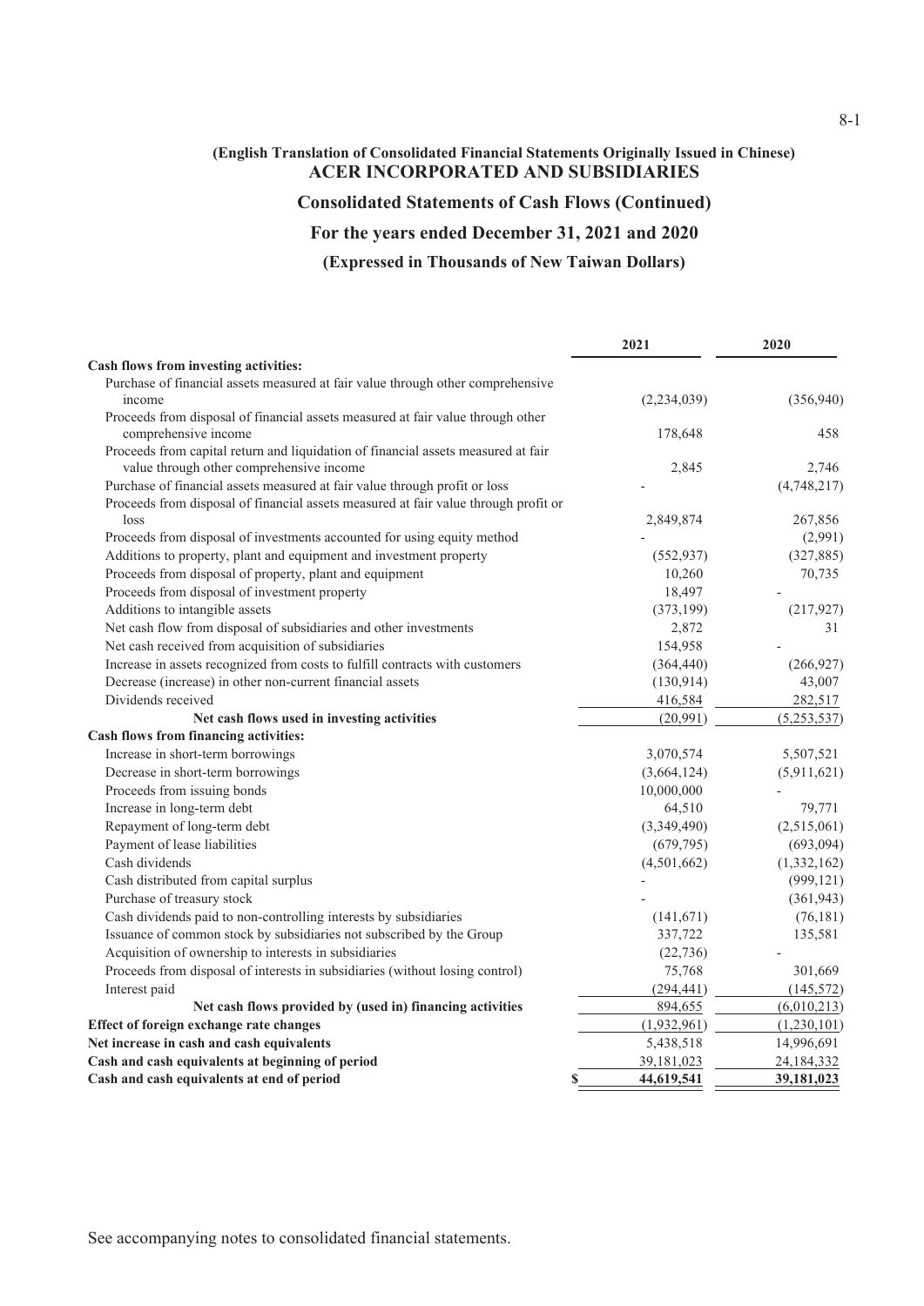(English Translation of Consolidated Financial Statements Originally Issued in Chinese)

# ACER INCORPORATED AND SUBSIDIARIES

## Consolidated Statements of Cash Flows (Continued)

## For the years ended December 31, 2021 and 2020

## (Expressed in Thousands of New Taiwan Dollars)

| | 2021 | 2020 |
|---|---|---|
| **Cash flows from investing activities:** | | |
| Purchase of financial assets measured at fair value through other comprehensive income | (2,234,039) | (356,940) |
| Proceeds from disposal of financial assets measured at fair value through other comprehensive income | 178,648 | 458 |
| Proceeds from capital return and liquidation of financial assets measured at fair value through other comprehensive income | 2,845 | 2,746 |
| Purchase of financial assets measured at fair value through profit or loss | - | (4,748,217) |
| Proceeds from disposal of financial assets measured at fair value through profit or loss | 2,849,874 | 267,856 |
| Proceeds from disposal of investments accounted for using equity method | - | (2,991) |
| Additions to property, plant and equipment and investment property | (552,937) | (327,885) |
| Proceeds from disposal of property, plant and equipment | 10,260 | 70,735 |
| Proceeds from disposal of investment property | 18,497 | - |
| Additions to intangible assets | (373,199) | (217,927) |
| Net cash flow from disposal of subsidiaries and other investments | 2,872 | 31 |
| Net cash received from acquisition of subsidiaries | 154,958 | - |
| Increase in assets recognized from costs to fulfill contracts with customers | (364,440) | (266,927) |
| Decrease (increase) in other non-current financial assets | (130,914) | 43,007 |
| Dividends received | 416,584 | 282,517 |
| **Net cash flows used in investing activities** | (20,991) | (5,253,537) |
| **Cash flows from financing activities:** | | |
| Increase in short-term borrowings | 3,070,574 | 5,507,521 |
| Decrease in short-term borrowings | (3,664,124) | (5,911,621) |
| Proceeds from issuing bonds | 10,000,000 | - |
| Increase in long-term debt | 64,510 | 79,771 |
| Repayment of long-term debt | (3,349,490) | (2,515,061) |
| Payment of lease liabilities | (679,795) | (693,094) |
| Cash dividends | (4,501,662) | (1,332,162) |
| Cash distributed from capital surplus | - | (999,121) |
| Purchase of treasury stock | - | (361,943) |
| Cash dividends paid to non-controlling interests by subsidiaries | (141,671) | (76,181) |
| Issuance of common stock by subsidiaries not subscribed by the Group | 337,722 | 135,581 |
| Acquisition of ownership to interests in subsidiaries | (22,736) | - |
| Proceeds from disposal of interests in subsidiaries (without losing control) | 75,768 | 301,669 |
| Interest paid | (294,441) | (145,572) |
| **Net cash flows provided by (used in) financing activities** | 894,655 | (6,010,213) |
| **Effect of foreign exchange rate changes** | (1,932,961) | (1,230,101) |
| **Net increase in cash and cash equivalents** | 5,438,518 | 14,996,691 |
| **Cash and cash equivalents at beginning of period** | 39,181,023 | 24,184,332 |
| **Cash and cash equivalents at end of period** | $ **44,619,541** | **39,181,023** |

See accompanying notes to consolidated financial statements.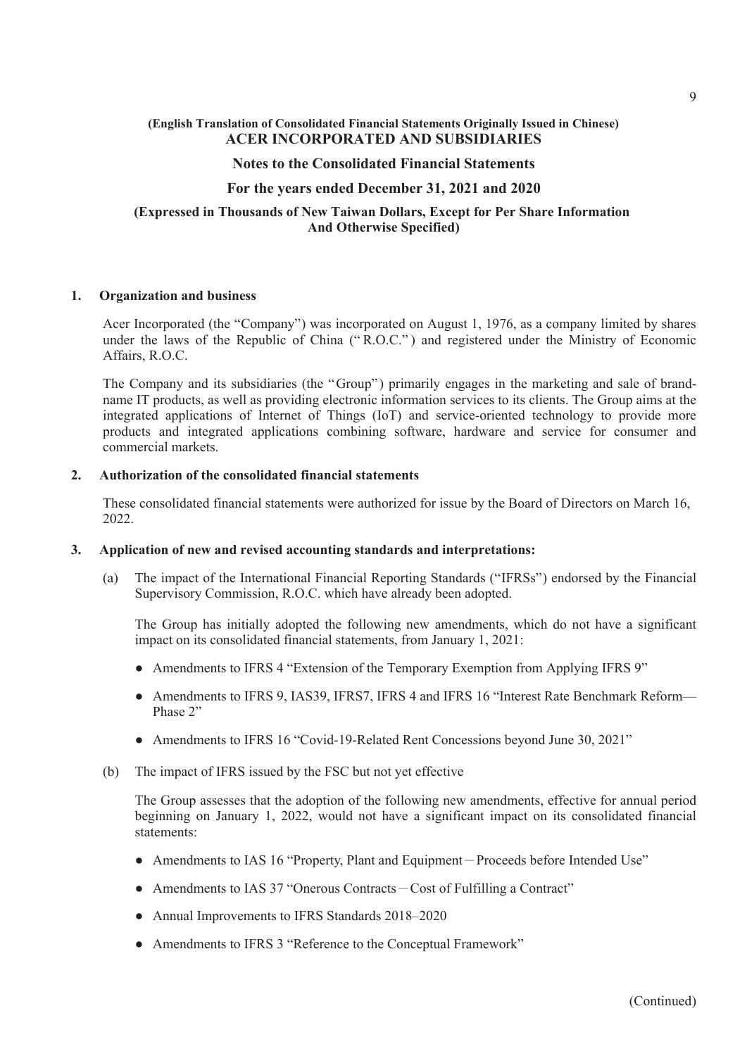**(English Translation of Consolidated Financial Statements Originally Issued in Chinese)**

# ACER INCORPORATED AND SUBSIDIARIES

## Notes to the Consolidated Financial Statements

## For the years ended December 31, 2021 and 2020

**(Expressed in Thousands of New Taiwan Dollars, Except for Per Share Information And Otherwise Specified)**

### 1. Organization and business

Acer Incorporated (the "Company") was incorporated on August 1, 1976, as a company limited by shares under the laws of the Republic of China ("R.O.C.") and registered under the Ministry of Economic Affairs, R.O.C.

The Company and its subsidiaries (the "Group") primarily engages in the marketing and sale of brand-name IT products, as well as providing electronic information services to its clients. The Group aims at the integrated applications of Internet of Things (IoT) and service-oriented technology to provide more products and integrated applications combining software, hardware and service for consumer and commercial markets.

### 2. Authorization of the consolidated financial statements

These consolidated financial statements were authorized for issue by the Board of Directors on March 16, 2022.

### 3. Application of new and revised accounting standards and interpretations:

(a) The impact of the International Financial Reporting Standards ("IFRSs") endorsed by the Financial Supervisory Commission, R.O.C. which have already been adopted.

The Group has initially adopted the following new amendments, which do not have a significant impact on its consolidated financial statements, from January 1, 2021:

- Amendments to IFRS 4 "Extension of the Temporary Exemption from Applying IFRS 9"
- Amendments to IFRS 9, IAS39, IFRS7, IFRS 4 and IFRS 16 "Interest Rate Benchmark Reform—Phase 2"
- Amendments to IFRS 16 "Covid-19-Related Rent Concessions beyond June 30, 2021"

(b) The impact of IFRS issued by the FSC but not yet effective

The Group assesses that the adoption of the following new amendments, effective for annual period beginning on January 1, 2022, would not have a significant impact on its consolidated financial statements:

- Amendments to IAS 16 "Property, Plant and Equipment－Proceeds before Intended Use"
- Amendments to IAS 37 "Onerous Contracts－Cost of Fulfilling a Contract"
- Annual Improvements to IFRS Standards 2018–2020
- Amendments to IFRS 3 "Reference to the Conceptual Framework"

(Continued)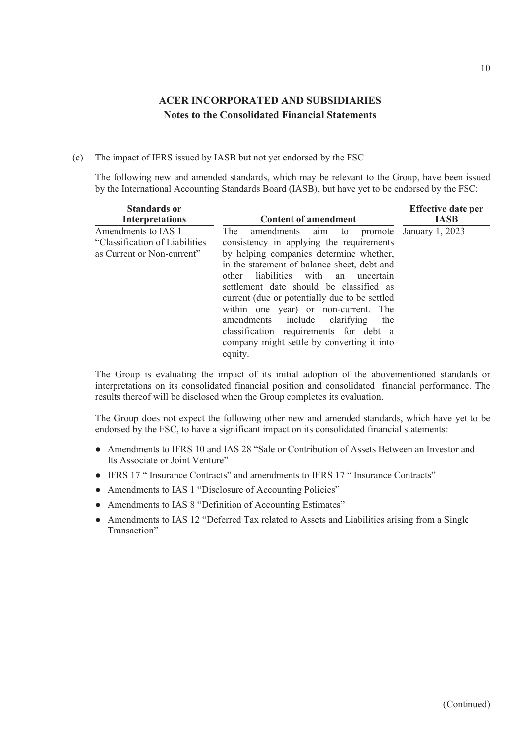## ACER INCORPORATED AND SUBSIDIARIES
### Notes to the Consolidated Financial Statements

(c) The impact of IFRS issued by IASB but not yet endorsed by the FSC

The following new and amended standards, which may be relevant to the Group, have been issued by the International Accounting Standards Board (IASB), but have yet to be endorsed by the FSC:

| Standards or Interpretations | Content of amendment | Effective date per IASB |
|---|---|---|
| Amendments to IAS 1 "Classification of Liabilities as Current or Non-current" | The amendments aim to promote consistency in applying the requirements by helping companies determine whether, in the statement of balance sheet, debt and other liabilities with an uncertain settlement date should be classified as current (due or potentially due to be settled within one year) or non-current. The amendments include clarifying the classification requirements for debt a company might settle by converting it into equity. | January 1, 2023 |

The Group is evaluating the impact of its initial adoption of the abovementioned standards or interpretations on its consolidated financial position and consolidated financial performance. The results thereof will be disclosed when the Group completes its evaluation.

The Group does not expect the following other new and amended standards, which have yet to be endorsed by the FSC, to have a significant impact on its consolidated financial statements:

- Amendments to IFRS 10 and IAS 28 "Sale or Contribution of Assets Between an Investor and Its Associate or Joint Venture"
- IFRS 17 " Insurance Contracts" and amendments to IFRS 17 " Insurance Contracts"
- Amendments to IAS 1 "Disclosure of Accounting Policies"
- Amendments to IAS 8 "Definition of Accounting Estimates"
- Amendments to IAS 12 "Deferred Tax related to Assets and Liabilities arising from a Single Transaction"

(Continued)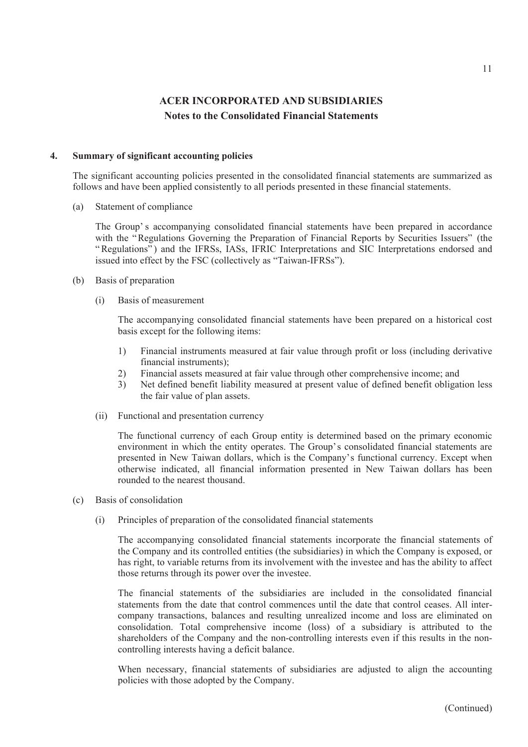## ACER INCORPORATED AND SUBSIDIARIES
### Notes to the Consolidated Financial Statements

**4. Summary of significant accounting policies**

The significant accounting policies presented in the consolidated financial statements are summarized as follows and have been applied consistently to all periods presented in these financial statements.

(a) Statement of compliance

The Group's accompanying consolidated financial statements have been prepared in accordance with the "Regulations Governing the Preparation of Financial Reports by Securities Issuers" (the "Regulations") and the IFRSs, IASs, IFRIC Interpretations and SIC Interpretations endorsed and issued into effect by the FSC (collectively as "Taiwan-IFRSs").

(b) Basis of preparation

(i) Basis of measurement

The accompanying consolidated financial statements have been prepared on a historical cost basis except for the following items:

1) Financial instruments measured at fair value through profit or loss (including derivative financial instruments);
2) Financial assets measured at fair value through other comprehensive income; and
3) Net defined benefit liability measured at present value of defined benefit obligation less the fair value of plan assets.

(ii) Functional and presentation currency

The functional currency of each Group entity is determined based on the primary economic environment in which the entity operates. The Group's consolidated financial statements are presented in New Taiwan dollars, which is the Company's functional currency. Except when otherwise indicated, all financial information presented in New Taiwan dollars has been rounded to the nearest thousand.

(c) Basis of consolidation

(i) Principles of preparation of the consolidated financial statements

The accompanying consolidated financial statements incorporate the financial statements of the Company and its controlled entities (the subsidiaries) in which the Company is exposed, or has right, to variable returns from its involvement with the investee and has the ability to affect those returns through its power over the investee.

The financial statements of the subsidiaries are included in the consolidated financial statements from the date that control commences until the date that control ceases. All inter-company transactions, balances and resulting unrealized income and loss are eliminated on consolidation. Total comprehensive income (loss) of a subsidiary is attributed to the shareholders of the Company and the non-controlling interests even if this results in the non-controlling interests having a deficit balance.

When necessary, financial statements of subsidiaries are adjusted to align the accounting policies with those adopted by the Company.

(Continued)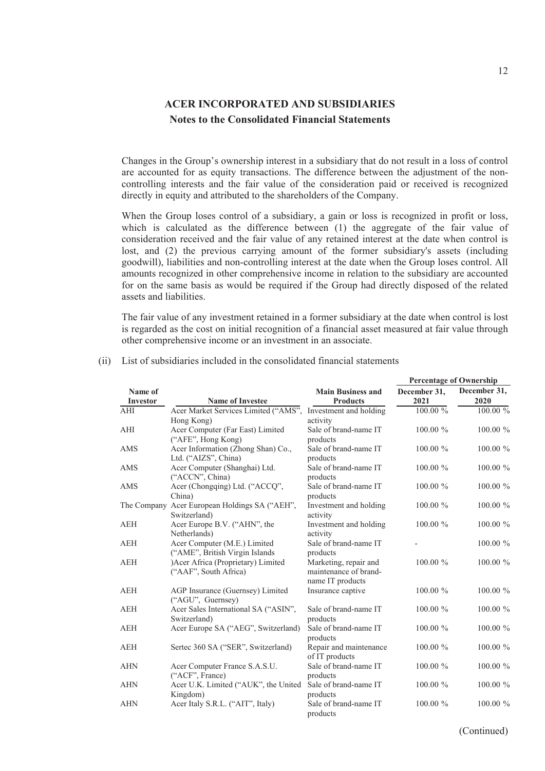Changes in the Group's ownership interest in a subsidiary that do not result in a loss of control are accounted for as equity transactions. The difference between the adjustment of the non-controlling interests and the fair value of the consideration paid or received is recognized directly in equity and attributed to the shareholders of the Company.

When the Group loses control of a subsidiary, a gain or loss is recognized in profit or loss, which is calculated as the difference between (1) the aggregate of the fair value of consideration received and the fair value of any retained interest at the date when control is lost, and (2) the previous carrying amount of the former subsidiary's assets (including goodwill), liabilities and non-controlling interest at the date when the Group loses control. All amounts recognized in other comprehensive income in relation to the subsidiary are accounted for on the same basis as would be required if the Group had directly disposed of the related assets and liabilities.

The fair value of any investment retained in a former subsidiary at the date when control is lost is regarded as the cost on initial recognition of a financial asset measured at fair value through other comprehensive income or an investment in an associate.

(ii) List of subsidiaries included in the consolidated financial statements

| | | | Percentage of Ownership | |
|---|---|---|---|---|
| **Name of Investor** | **Name of Investee** | **Main Business and Products** | **December 31, 2021** | **December 31, 2020** |
| AHI | Acer Market Services Limited ("AMS", Hong Kong) | Investment and holding activity | 100.00 % | 100.00 % |
| AHI | Acer Computer (Far East) Limited ("AFE", Hong Kong) | Sale of brand-name IT products | 100.00 % | 100.00 % |
| AMS | Acer Information (Zhong Shan) Co., Ltd. ("AIZS", China) | Sale of brand-name IT products | 100.00 % | 100.00 % |
| AMS | Acer Computer (Shanghai) Ltd. ("ACCN", China) | Sale of brand-name IT products | 100.00 % | 100.00 % |
| AMS | Acer (Chongqing) Ltd. ("ACCQ", China) | Sale of brand-name IT products | 100.00 % | 100.00 % |
| The Company | Acer European Holdings SA ("AEH", Switzerland) | Investment and holding activity | 100.00 % | 100.00 % |
| AEH | Acer Europe B.V. ("AHN", the Netherlands) | Investment and holding activity | 100.00 % | 100.00 % |
| AEH | Acer Computer (M.E.) Limited ("AME", British Virgin Islands | Sale of brand-name IT products | - | 100.00 % |
| AEH | )Acer Africa (Proprietary) Limited ("AAF", South Africa) | Marketing, repair and maintenance of brand-name IT products | 100.00 % | 100.00 % |
| AEH | AGP Insurance (Guernsey) Limited ("AGU", Guernsey) | Insurance captive | 100.00 % | 100.00 % |
| AEH | Acer Sales International SA ("ASIN", Switzerland) | Sale of brand-name IT products | 100.00 % | 100.00 % |
| AEH | Acer Europe SA ("AEG", Switzerland) | Sale of brand-name IT products | 100.00 % | 100.00 % |
| AEH | Sertec 360 SA ("SER", Switzerland) | Repair and maintenance of IT products | 100.00 % | 100.00 % |
| AHN | Acer Computer France S.A.S.U. ("ACF", France) | Sale of brand-name IT products | 100.00 % | 100.00 % |
| AHN | Acer U.K. Limited ("AUK", the United Kingdom) | Sale of brand-name IT products | 100.00 % | 100.00 % |
| AHN | Acer Italy S.R.L. ("AIT", Italy) | Sale of brand-name IT products | 100.00 % | 100.00 % |

(Continued)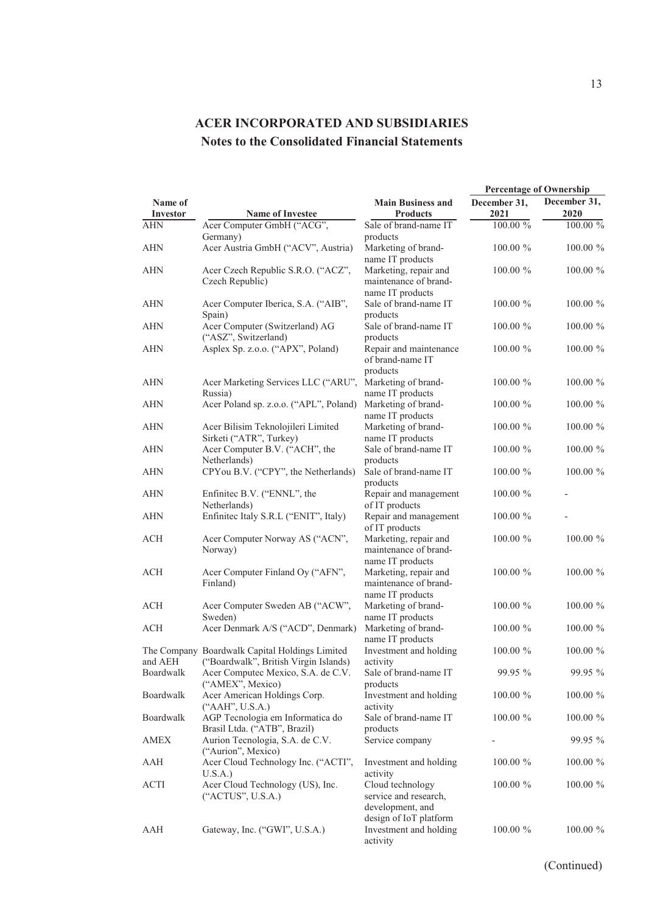# ACER INCORPORATED AND SUBSIDIARIES
## Notes to the Consolidated Financial Statements

| Name of Investor | Name of Investee | Main Business and Products | Percentage of Ownership | |
|---|---|---|---|---|
| | | | December 31, 2021 | December 31, 2020 |
| AHN | Acer Computer GmbH ("ACG", Germany) | Sale of brand-name IT products | 100.00 % | 100.00 % |
| AHN | Acer Austria GmbH ("ACV", Austria) | Marketing of brand-name IT products | 100.00 % | 100.00 % |
| AHN | Acer Czech Republic S.R.O. ("ACZ", Czech Republic) | Marketing, repair and maintenance of brand-name IT products | 100.00 % | 100.00 % |
| AHN | Acer Computer Iberica, S.A. ("AIB", Spain) | Sale of brand-name IT products | 100.00 % | 100.00 % |
| AHN | Acer Computer (Switzerland) AG ("ASZ", Switzerland) | Sale of brand-name IT products | 100.00 % | 100.00 % |
| AHN | Asplex Sp. z.o.o. ("APX", Poland) | Repair and maintenance of brand-name IT products | 100.00 % | 100.00 % |
| AHN | Acer Marketing Services LLC ("ARU", Russia) | Marketing of brand-name IT products | 100.00 % | 100.00 % |
| AHN | Acer Poland sp. z.o.o. ("APL", Poland) | Marketing of brand-name IT products | 100.00 % | 100.00 % |
| AHN | Acer Bilisim Teknolojileri Limited Sirketi ("ATR", Turkey) | Marketing of brand-name IT products | 100.00 % | 100.00 % |
| AHN | Acer Computer B.V. ("ACH", the Netherlands) | Sale of brand-name IT products | 100.00 % | 100.00 % |
| AHN | CPYou B.V. ("CPY", the Netherlands) | Sale of brand-name IT products | 100.00 % | 100.00 % |
| AHN | Enfinitec B.V. ("ENNL", the Netherlands) | Repair and management of IT products | 100.00 % | - |
| AHN | Enfinitec Italy S.R.L ("ENIT", Italy) | Repair and management of IT products | 100.00 % | - |
| ACH | Acer Computer Norway AS ("ACN", Norway) | Marketing, repair and maintenance of brand-name IT products | 100.00 % | 100.00 % |
| ACH | Acer Computer Finland Oy ("AFN", Finland) | Marketing, repair and maintenance of brand-name IT products | 100.00 % | 100.00 % |
| ACH | Acer Computer Sweden AB ("ACW", Sweden) | Marketing of brand-name IT products | 100.00 % | 100.00 % |
| ACH | Acer Denmark A/S ("ACD", Denmark) | Marketing of brand-name IT products | 100.00 % | 100.00 % |
| The Company and AEH | Boardwalk Capital Holdings Limited ("Boardwalk", British Virgin Islands) | Investment and holding activity | 100.00 % | 100.00 % |
| Boardwalk | Acer Computec Mexico, S.A. de C.V. ("AMEX", Mexico) | Sale of brand-name IT products | 99.95 % | 99.95 % |
| Boardwalk | Acer American Holdings Corp. ("AAH", U.S.A.) | Investment and holding activity | 100.00 % | 100.00 % |
| Boardwalk | AGP Tecnologia em Informatica do Brasil Ltda. ("ATB", Brazil) | Sale of brand-name IT products | 100.00 % | 100.00 % |
| AMEX | Aurion Tecnologia, S.A. de C.V. ("Aurion", Mexico) | Service company | - | 99.95 % |
| AAH | Acer Cloud Technology Inc. ("ACTI", U.S.A.) | Investment and holding activity | 100.00 % | 100.00 % |
| ACTI | Acer Cloud Technology (US), Inc. ("ACTUS", U.S.A.) | Cloud technology service and research, development, and design of IoT platform | 100.00 % | 100.00 % |
| AAH | Gateway, Inc. ("GWI", U.S.A.) | Investment and holding activity | 100.00 % | 100.00 % |

(Continued)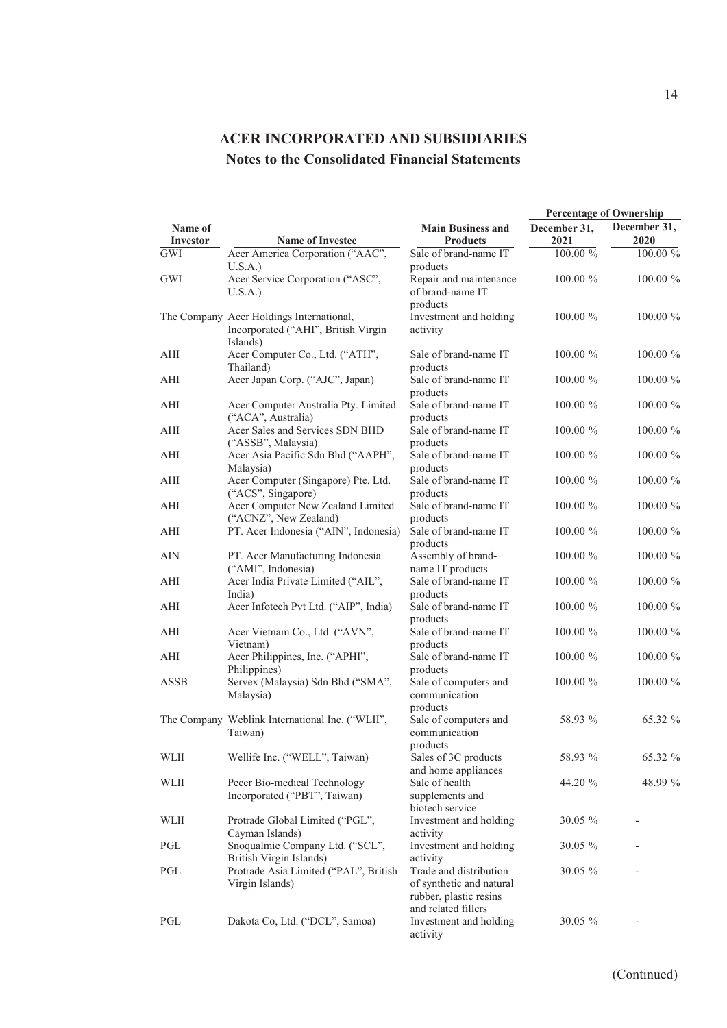# ACER INCORPORATED AND SUBSIDIARIES

## Notes to the Consolidated Financial Statements

| Name of Investor | Name of Investee | Main Business and Products | Percentage of Ownership December 31, 2021 | December 31, 2020 |
|---|---|---|---|---|
| GWI | Acer America Corporation ("AAC", U.S.A.) | Sale of brand-name IT products | 100.00 % | 100.00 % |
| GWI | Acer Service Corporation ("ASC", U.S.A.) | Repair and maintenance of brand-name IT products | 100.00 % | 100.00 % |
| The Company | Acer Holdings International, Incorporated ("AHI", British Virgin Islands) | Investment and holding activity | 100.00 % | 100.00 % |
| AHI | Acer Computer Co., Ltd. ("ATH", Thailand) | Sale of brand-name IT products | 100.00 % | 100.00 % |
| AHI | Acer Japan Corp. ("AJC", Japan) | Sale of brand-name IT products | 100.00 % | 100.00 % |
| AHI | Acer Computer Australia Pty. Limited ("ACA", Australia) | Sale of brand-name IT products | 100.00 % | 100.00 % |
| AHI | Acer Sales and Services SDN BHD ("ASSB", Malaysia) | Sale of brand-name IT products | 100.00 % | 100.00 % |
| AHI | Acer Asia Pacific Sdn Bhd ("AAPH", Malaysia) | Sale of brand-name IT products | 100.00 % | 100.00 % |
| AHI | Acer Computer (Singapore) Pte. Ltd. ("ACS", Singapore) | Sale of brand-name IT products | 100.00 % | 100.00 % |
| AHI | Acer Computer New Zealand Limited ("ACNZ", New Zealand) | Sale of brand-name IT products | 100.00 % | 100.00 % |
| AHI | PT. Acer Indonesia ("AIN", Indonesia) | Sale of brand-name IT products | 100.00 % | 100.00 % |
| AIN | PT. Acer Manufacturing Indonesia ("AMI", Indonesia) | Assembly of brand-name IT products | 100.00 % | 100.00 % |
| AHI | Acer India Private Limited ("AIL", India) | Sale of brand-name IT products | 100.00 % | 100.00 % |
| AHI | Acer Infotech Pvt Ltd. ("AIP", India) | Sale of brand-name IT products | 100.00 % | 100.00 % |
| AHI | Acer Vietnam Co., Ltd. ("AVN", Vietnam) | Sale of brand-name IT products | 100.00 % | 100.00 % |
| AHI | Acer Philippines, Inc. ("APHI", Philippines) | Sale of brand-name IT products | 100.00 % | 100.00 % |
| ASSB | Servex (Malaysia) Sdn Bhd ("SMA", Malaysia) | Sale of computers and communication products | 100.00 % | 100.00 % |
| The Company | Weblink International Inc. ("WLII", Taiwan) | Sale of computers and communication products | 58.93 % | 65.32 % |
| WLII | Wellife Inc. ("WELL", Taiwan) | Sales of 3C products and home appliances | 58.93 % | 65.32 % |
| WLII | Pecer Bio-medical Technology Incorporated ("PBT", Taiwan) | Sale of health supplements and biotech service | 44.20 % | 48.99 % |
| WLII | Protrade Global Limited ("PGL", Cayman Islands) | Investment and holding activity | 30.05 % | - |
| PGL | Snoqualmie Company Ltd. ("SCL", British Virgin Islands) | Investment and holding activity | 30.05 % | - |
| PGL | Protrade Asia Limited ("PAL", British Virgin Islands) | Trade and distribution of synthetic and natural rubber, plastic resins and related fillers | 30.05 % | - |
| PGL | Dakota Co, Ltd. ("DCL", Samoa) | Investment and holding activity | 30.05 % | - |

(Continued)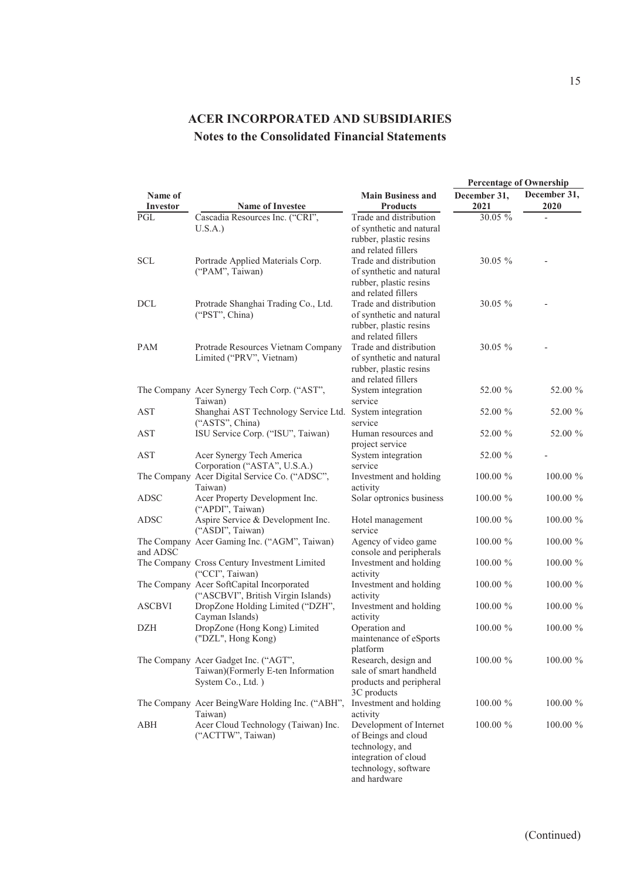# ACER INCORPORATED AND SUBSIDIARIES

## Notes to the Consolidated Financial Statements

| Name of Investor | Name of Investee | Main Business and Products | Percentage of Ownership | |
|---|---|---|---|---|
| | | | December 31, 2021 | December 31, 2020 |
| PGL | Cascadia Resources Inc. ("CRI", U.S.A.) | Trade and distribution of synthetic and natural rubber, plastic resins and related fillers | 30.05 % | - |
| SCL | Portrade Applied Materials Corp. ("PAM", Taiwan) | Trade and distribution of synthetic and natural rubber, plastic resins and related fillers | 30.05 % | - |
| DCL | Protrade Shanghai Trading Co., Ltd. ("PST", China) | Trade and distribution of synthetic and natural rubber, plastic resins and related fillers | 30.05 % | - |
| PAM | Protrade Resources Vietnam Company Limited ("PRV", Vietnam) | Trade and distribution of synthetic and natural rubber, plastic resins and related fillers | 30.05 % | - |
| The Company | Acer Synergy Tech Corp. ("AST", Taiwan) | System integration service | 52.00 % | 52.00 % |
| AST | Shanghai AST Technology Service Ltd. ("ASTS", China) | System integration service | 52.00 % | 52.00 % |
| AST | ISU Service Corp. ("ISU", Taiwan) | Human resources and project service | 52.00 % | 52.00 % |
| AST | Acer Synergy Tech America Corporation ("ASTA", U.S.A.) | System integration service | 52.00 % | - |
| The Company | Acer Digital Service Co. ("ADSC", Taiwan) | Investment and holding activity | 100.00 % | 100.00 % |
| ADSC | Acer Property Development Inc. ("APDI", Taiwan) | Solar optronics business | 100.00 % | 100.00 % |
| ADSC | Aspire Service & Development Inc. ("ASDI", Taiwan) | Hotel management service | 100.00 % | 100.00 % |
| The Company and ADSC | Acer Gaming Inc. ("AGM", Taiwan) | Agency of video game console and peripherals | 100.00 % | 100.00 % |
| The Company | Cross Century Investment Limited ("CCI", Taiwan) | Investment and holding activity | 100.00 % | 100.00 % |
| The Company | Acer SoftCapital Incorporated ("ASCBVI", British Virgin Islands) | Investment and holding activity | 100.00 % | 100.00 % |
| ASCBVI | DropZone Holding Limited ("DZH", Cayman Islands) | Investment and holding activity | 100.00 % | 100.00 % |
| DZH | DropZone (Hong Kong) Limited ("DZL", Hong Kong) | Operation and maintenance of eSports platform | 100.00 % | 100.00 % |
| The Company | Acer Gadget Inc. ("AGT", Taiwan)(Formerly E-ten Information System Co., Ltd. ) | Research, design and sale of smart handheld products and peripheral 3C products | 100.00 % | 100.00 % |
| The Company | Acer BeingWare Holding Inc. ("ABH", Taiwan) | Investment and holding activity | 100.00 % | 100.00 % |
| ABH | Acer Cloud Technology (Taiwan) Inc. ("ACTTW", Taiwan) | Development of Internet of Beings and cloud technology, and integration of cloud technology, software and hardware | 100.00 % | 100.00 % |

(Continued)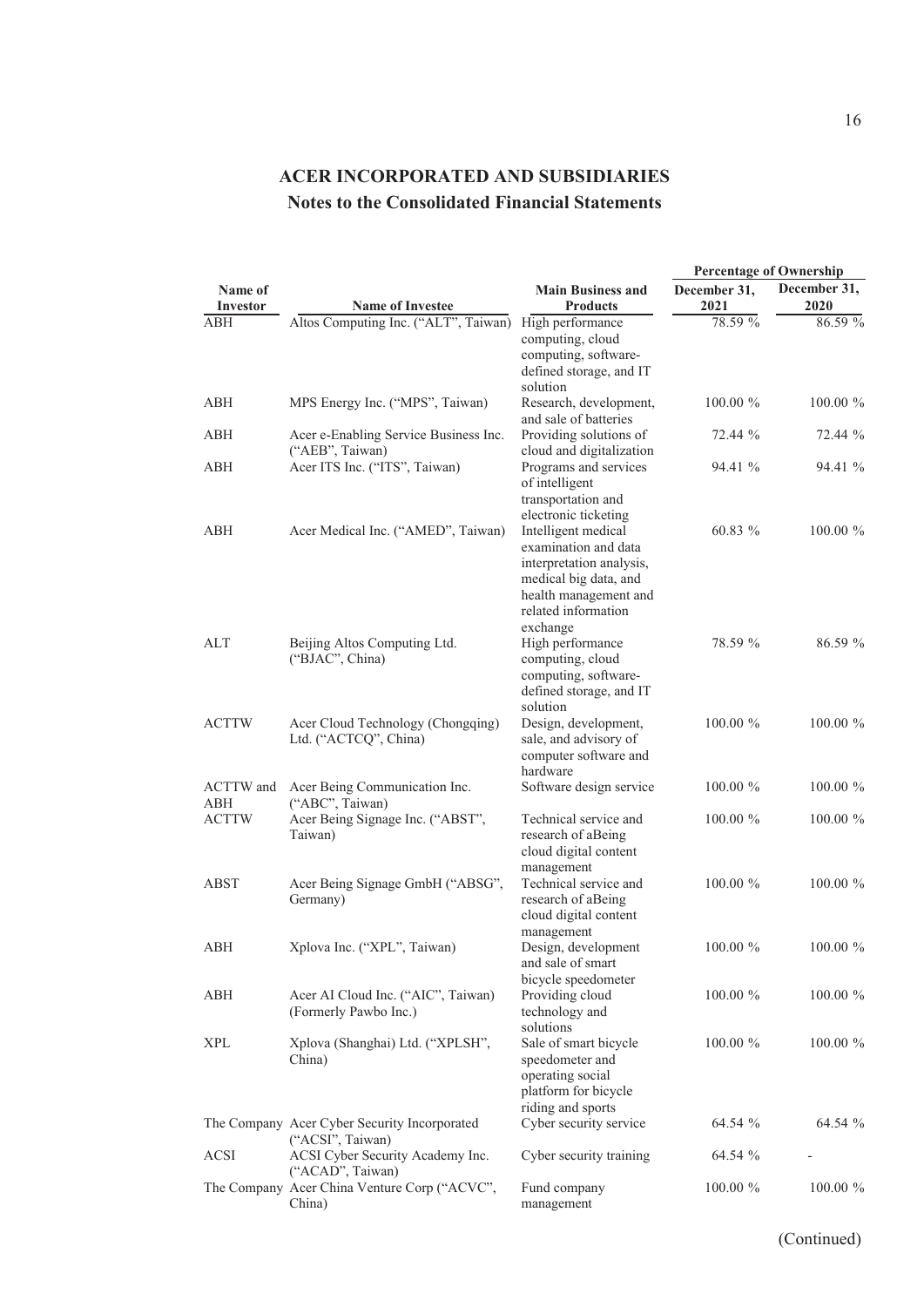# ACER INCORPORATED AND SUBSIDIARIES

## Notes to the Consolidated Financial Statements

| Name of Investor | Name of Investee | Main Business and Products | Percentage of Ownership | |
|---|---|---|---|---|
| | | | December 31, 2021 | December 31, 2020 |
| ABH | Altos Computing Inc. ("ALT", Taiwan) | High performance computing, cloud computing, software-defined storage, and IT solution | 78.59 % | 86.59 % |
| ABH | MPS Energy Inc. ("MPS", Taiwan) | Research, development, and sale of batteries | 100.00 % | 100.00 % |
| ABH | Acer e-Enabling Service Business Inc. ("AEB", Taiwan) | Providing solutions of cloud and digitalization | 72.44 % | 72.44 % |
| ABH | Acer ITS Inc. ("ITS", Taiwan) | Programs and services of intelligent transportation and electronic ticketing | 94.41 % | 94.41 % |
| ABH | Acer Medical Inc. ("AMED", Taiwan) | Intelligent medical examination and data interpretation analysis, medical big data, and health management and related information exchange | 60.83 % | 100.00 % |
| ALT | Beijing Altos Computing Ltd. ("BJAC", China) | High performance computing, cloud computing, software-defined storage, and IT solution | 78.59 % | 86.59 % |
| ACTTW | Acer Cloud Technology (Chongqing) Ltd. ("ACTCQ", China) | Design, development, sale, and advisory of computer software and hardware | 100.00 % | 100.00 % |
| ACTTW and ABH | Acer Being Communication Inc. ("ABC", Taiwan) | Software design service | 100.00 % | 100.00 % |
| ACTTW | Acer Being Signage Inc. ("ABST", Taiwan) | Technical service and research of aBeing cloud digital content management | 100.00 % | 100.00 % |
| ABST | Acer Being Signage GmbH ("ABSG", Germany) | Technical service and research of aBeing cloud digital content management | 100.00 % | 100.00 % |
| ABH | Xplova Inc. ("XPL", Taiwan) | Design, development and sale of smart bicycle speedometer | 100.00 % | 100.00 % |
| ABH | Acer AI Cloud Inc. ("AIC", Taiwan) (Formerly Pawbo Inc.) | Providing cloud technology and solutions | 100.00 % | 100.00 % |
| XPL | Xplova (Shanghai) Ltd. ("XPLSH", China) | Sale of smart bicycle speedometer and operating social platform for bicycle riding and sports | 100.00 % | 100.00 % |
| The Company | Acer Cyber Security Incorporated ("ACSI", Taiwan) | Cyber security service | 64.54 % | 64.54 % |
| ACSI | ACSI Cyber Security Academy Inc. ("ACAD", Taiwan) | Cyber security training | 64.54 % | - |
| The Company | Acer China Venture Corp ("ACVC", China) | Fund company management | 100.00 % | 100.00 % |

(Continued)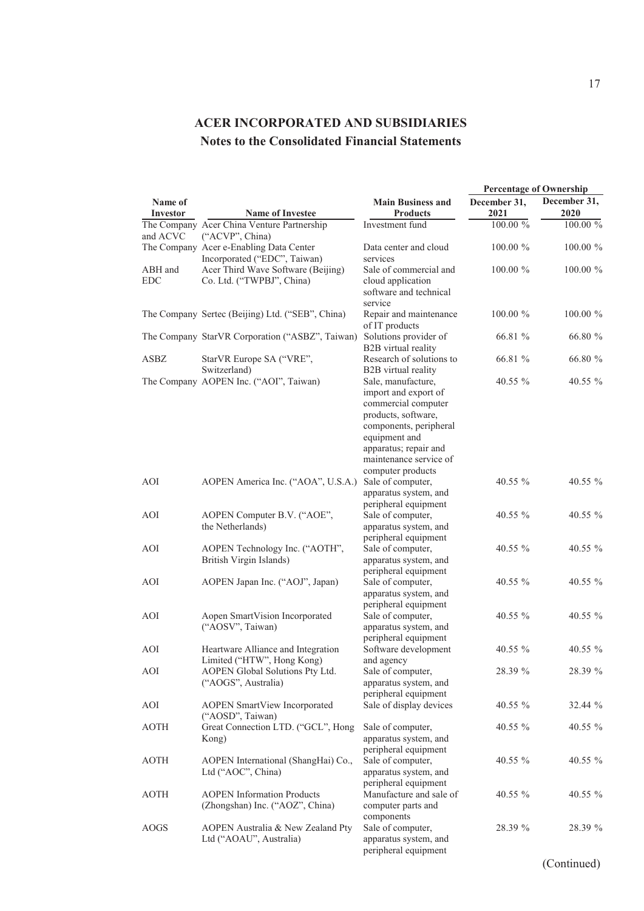# ACER INCORPORATED AND SUBSIDIARIES

## Notes to the Consolidated Financial Statements

| Name of Investor | Name of Investee | Main Business and Products | Percentage of Ownership December 31, 2021 | Percentage of Ownership December 31, 2020 |
|---|---|---|---|---|
| The Company and ACVC | Acer China Venture Partnership ("ACVP", China) | Investment fund | 100.00 % | 100.00 % |
| The Company | Acer e-Enabling Data Center Incorporated ("EDC", Taiwan) | Data center and cloud services | 100.00 % | 100.00 % |
| ABH and EDC | Acer Third Wave Software (Beijing) Co. Ltd. ("TWPBJ", China) | Sale of commercial and cloud application software and technical service | 100.00 % | 100.00 % |
| The Company | Sertec (Beijing) Ltd. ("SEB", China) | Repair and maintenance of IT products | 100.00 % | 100.00 % |
| The Company | StarVR Corporation ("ASBZ", Taiwan) | Solutions provider of B2B virtual reality | 66.81 % | 66.80 % |
| ASBZ | StarVR Europe SA ("VRE", Switzerland) | Research of solutions to B2B virtual reality | 66.81 % | 66.80 % |
| The Company | AOPEN Inc. ("AOI", Taiwan) | Sale, manufacture, import and export of commercial computer products, software, components, peripheral equipment and apparatus; repair and maintenance service of computer products | 40.55 % | 40.55 % |
| AOI | AOPEN America Inc. ("AOA", U.S.A.) | Sale of computer, apparatus system, and peripheral equipment | 40.55 % | 40.55 % |
| AOI | AOPEN Computer B.V. ("AOE", the Netherlands) | Sale of computer, apparatus system, and peripheral equipment | 40.55 % | 40.55 % |
| AOI | AOPEN Technology Inc. ("AOTH", British Virgin Islands) | Sale of computer, apparatus system, and peripheral equipment | 40.55 % | 40.55 % |
| AOI | AOPEN Japan Inc. ("AOJ", Japan) | Sale of computer, apparatus system, and peripheral equipment | 40.55 % | 40.55 % |
| AOI | Aopen SmartVision Incorporated ("AOSV", Taiwan) | Sale of computer, apparatus system, and peripheral equipment | 40.55 % | 40.55 % |
| AOI | Heartware Alliance and Integration Limited ("HTW", Hong Kong) | Software development and agency | 40.55 % | 40.55 % |
| AOI | AOPEN Global Solutions Pty Ltd. ("AOGS", Australia) | Sale of computer, apparatus system, and peripheral equipment | 28.39 % | 28.39 % |
| AOI | AOPEN SmartView Incorporated ("AOSD", Taiwan) | Sale of display devices | 40.55 % | 32.44 % |
| AOTH | Great Connection LTD. ("GCL", Hong Kong) | Sale of computer, apparatus system, and peripheral equipment | 40.55 % | 40.55 % |
| AOTH | AOPEN International (ShangHai) Co., Ltd ("AOC", China) | Sale of computer, apparatus system, and peripheral equipment | 40.55 % | 40.55 % |
| AOTH | AOPEN Information Products (Zhongshan) Inc. ("AOZ", China) | Manufacture and sale of computer parts and components | 40.55 % | 40.55 % |
| AOGS | AOPEN Australia & New Zealand Pty Ltd ("AOAU", Australia) | Sale of computer, apparatus system, and peripheral equipment | 28.39 % | 28.39 % |

(Continued)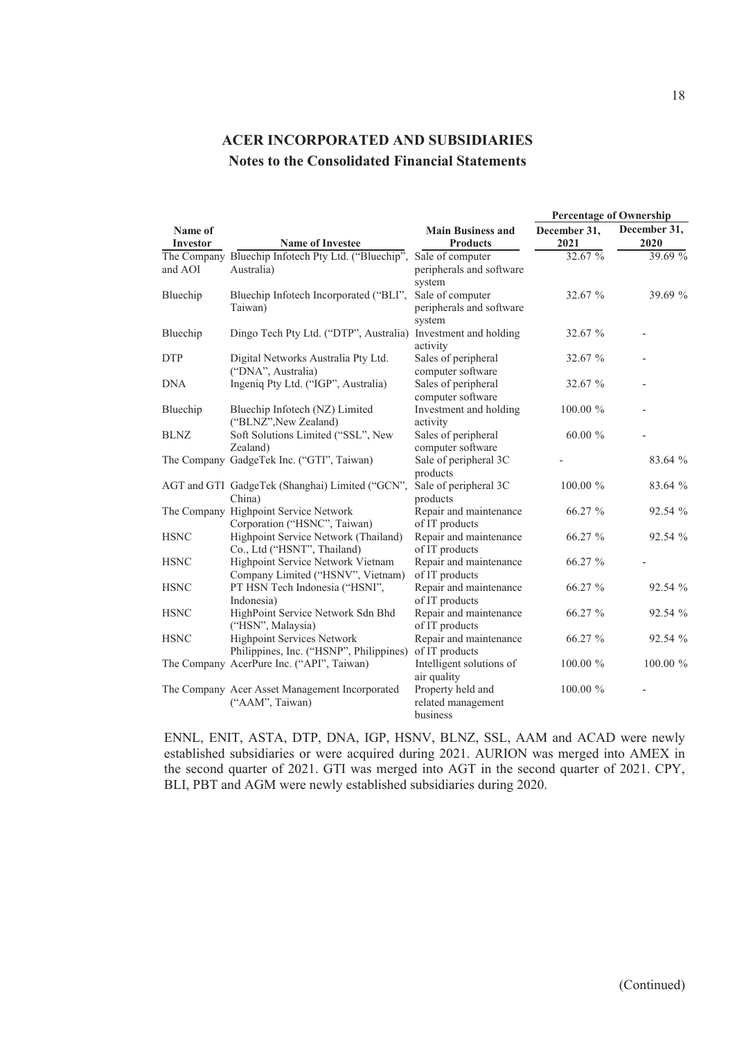# ACER INCORPORATED AND SUBSIDIARIES

## Notes to the Consolidated Financial Statements

| Name of Investor | Name of Investee | Main Business and Products | Percentage of Ownership | |
|---|---|---|---|---|
| | | | December 31, 2021 | December 31, 2020 |
| The Company and AOI | Bluechip Infotech Pty Ltd. ("Bluechip", Australia) | Sale of computer peripherals and software system | 32.67 % | 39.69 % |
| Bluechip | Bluechip Infotech Incorporated ("BLI", Taiwan) | Sale of computer peripherals and software system | 32.67 % | 39.69 % |
| Bluechip | Dingo Tech Pty Ltd. ("DTP", Australia) | Investment and holding activity | 32.67 % | - |
| DTP | Digital Networks Australia Pty Ltd. ("DNA", Australia) | Sales of peripheral computer software | 32.67 % | - |
| DNA | Ingeniq Pty Ltd. ("IGP", Australia) | Sales of peripheral computer software | 32.67 % | - |
| Bluechip | Bluechip Infotech (NZ) Limited ("BLNZ",New Zealand) | Investment and holding activity | 100.00 % | - |
| BLNZ | Soft Solutions Limited ("SSL", New Zealand) | Sales of peripheral computer software | 60.00 % | - |
| The Company | GadgeTek Inc. ("GTI", Taiwan) | Sale of peripheral 3C products | - | 83.64 % |
| AGT and GTI | GadgeTek (Shanghai) Limited ("GCN", China) | Sale of peripheral 3C products | 100.00 % | 83.64 % |
| The Company | Highpoint Service Network Corporation ("HSNC", Taiwan) | Repair and maintenance of IT products | 66.27 % | 92.54 % |
| HSNC | Highpoint Service Network (Thailand) Co., Ltd ("HSNT", Thailand) | Repair and maintenance of IT products | 66.27 % | 92.54 % |
| HSNC | Highpoint Service Network Vietnam Company Limited ("HSNV", Vietnam) | Repair and maintenance of IT products | 66.27 % | - |
| HSNC | PT HSN Tech Indonesia ("HSNI", Indonesia) | Repair and maintenance of IT products | 66.27 % | 92.54 % |
| HSNC | HighPoint Service Network Sdn Bhd ("HSN", Malaysia) | Repair and maintenance of IT products | 66.27 % | 92.54 % |
| HSNC | Highpoint Services Network Philippines, Inc. ("HSNP", Philippines) | Repair and maintenance of IT products | 66.27 % | 92.54 % |
| The Company | AcerPure Inc. ("API", Taiwan) | Intelligent solutions of air quality | 100.00 % | 100.00 % |
| The Company | Acer Asset Management Incorporated ("AAM", Taiwan) | Property held and related management business | 100.00 % | - |

ENNL, ENIT, ASTA, DTP, DNA, IGP, HSNV, BLNZ, SSL, AAM and ACAD were newly established subsidiaries or were acquired during 2021. AURION was merged into AMEX in the second quarter of 2021. GTI was merged into AGT in the second quarter of 2021. CPY, BLI, PBT and AGM were newly established subsidiaries during 2020.

(Continued)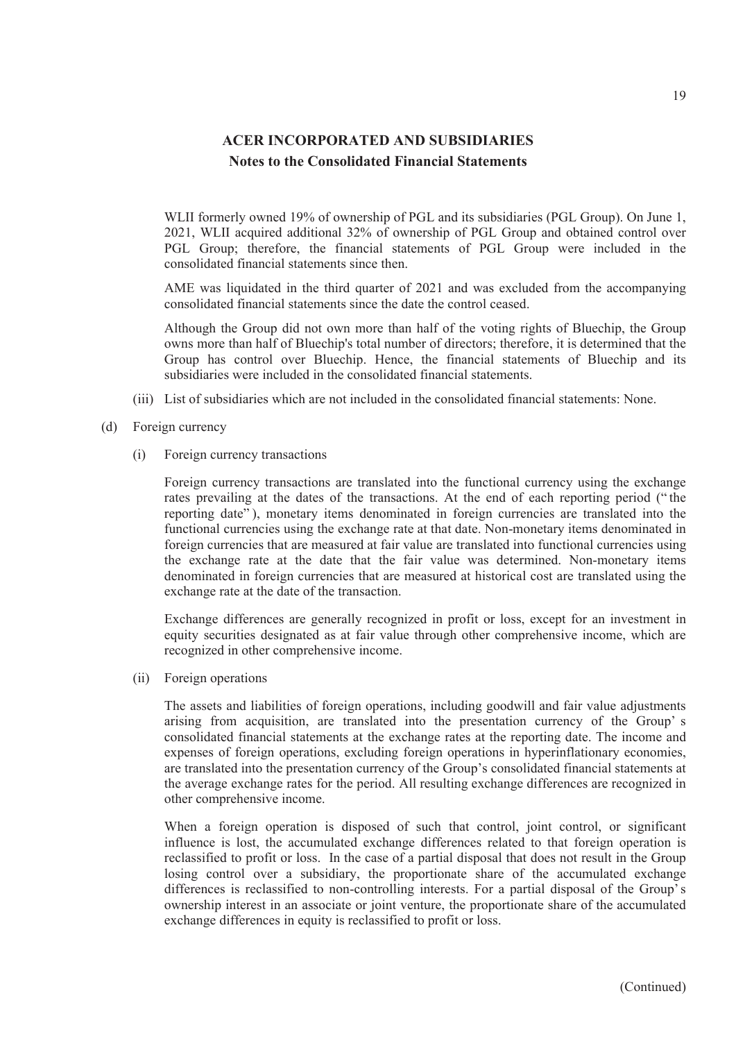WLII formerly owned 19% of ownership of PGL and its subsidiaries (PGL Group). On June 1, 2021, WLII acquired additional 32% of ownership of PGL Group and obtained control over PGL Group; therefore, the financial statements of PGL Group were included in the consolidated financial statements since then.

AME was liquidated in the third quarter of 2021 and was excluded from the accompanying consolidated financial statements since the date the control ceased.

Although the Group did not own more than half of the voting rights of Bluechip, the Group owns more than half of Bluechip's total number of directors; therefore, it is determined that the Group has control over Bluechip. Hence, the financial statements of Bluechip and its subsidiaries were included in the consolidated financial statements.

(iii) List of subsidiaries which are not included in the consolidated financial statements: None.

(d) Foreign currency

(i) Foreign currency transactions

Foreign currency transactions are translated into the functional currency using the exchange rates prevailing at the dates of the transactions. At the end of each reporting period ("the reporting date"), monetary items denominated in foreign currencies are translated into the functional currencies using the exchange rate at that date. Non-monetary items denominated in foreign currencies that are measured at fair value are translated into functional currencies using the exchange rate at the date that the fair value was determined. Non-monetary items denominated in foreign currencies that are measured at historical cost are translated using the exchange rate at the date of the transaction.

Exchange differences are generally recognized in profit or loss, except for an investment in equity securities designated as at fair value through other comprehensive income, which are recognized in other comprehensive income.

(ii) Foreign operations

The assets and liabilities of foreign operations, including goodwill and fair value adjustments arising from acquisition, are translated into the presentation currency of the Group's consolidated financial statements at the exchange rates at the reporting date. The income and expenses of foreign operations, excluding foreign operations in hyperinflationary economies, are translated into the presentation currency of the Group's consolidated financial statements at the average exchange rates for the period. All resulting exchange differences are recognized in other comprehensive income.

When a foreign operation is disposed of such that control, joint control, or significant influence is lost, the accumulated exchange differences related to that foreign operation is reclassified to profit or loss. In the case of a partial disposal that does not result in the Group losing control over a subsidiary, the proportionate share of the accumulated exchange differences is reclassified to non-controlling interests. For a partial disposal of the Group's ownership interest in an associate or joint venture, the proportionate share of the accumulated exchange differences in equity is reclassified to profit or loss.

(Continued)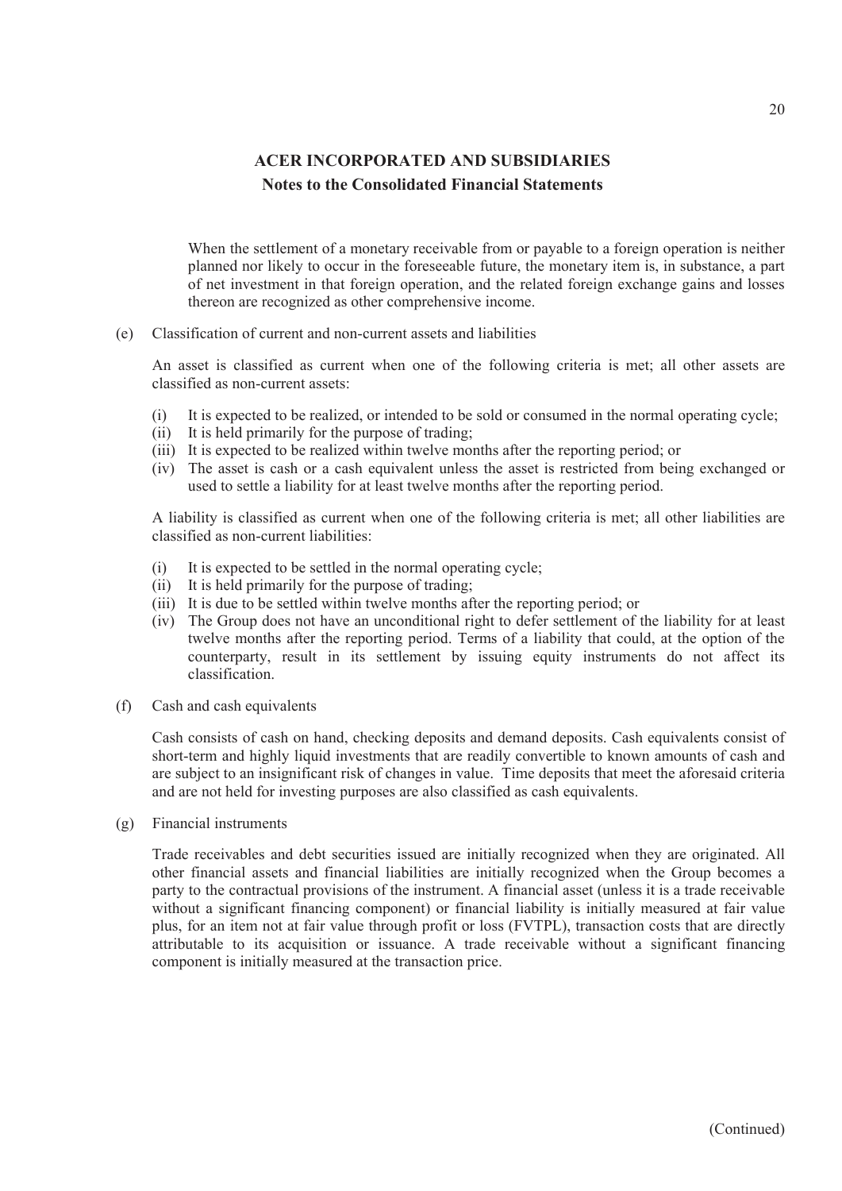When the settlement of a monetary receivable from or payable to a foreign operation is neither planned nor likely to occur in the foreseeable future, the monetary item is, in substance, a part of net investment in that foreign operation, and the related foreign exchange gains and losses thereon are recognized as other comprehensive income.

(e) Classification of current and non-current assets and liabilities

An asset is classified as current when one of the following criteria is met; all other assets are classified as non-current assets:

(i) It is expected to be realized, or intended to be sold or consumed in the normal operating cycle;
(ii) It is held primarily for the purpose of trading;
(iii) It is expected to be realized within twelve months after the reporting period; or
(iv) The asset is cash or a cash equivalent unless the asset is restricted from being exchanged or used to settle a liability for at least twelve months after the reporting period.

A liability is classified as current when one of the following criteria is met; all other liabilities are classified as non-current liabilities:

(i) It is expected to be settled in the normal operating cycle;
(ii) It is held primarily for the purpose of trading;
(iii) It is due to be settled within twelve months after the reporting period; or
(iv) The Group does not have an unconditional right to defer settlement of the liability for at least twelve months after the reporting period. Terms of a liability that could, at the option of the counterparty, result in its settlement by issuing equity instruments do not affect its classification.

(f) Cash and cash equivalents

Cash consists of cash on hand, checking deposits and demand deposits. Cash equivalents consist of short-term and highly liquid investments that are readily convertible to known amounts of cash and are subject to an insignificant risk of changes in value. Time deposits that meet the aforesaid criteria and are not held for investing purposes are also classified as cash equivalents.

(g) Financial instruments

Trade receivables and debt securities issued are initially recognized when they are originated. All other financial assets and financial liabilities are initially recognized when the Group becomes a party to the contractual provisions of the instrument. A financial asset (unless it is a trade receivable without a significant financing component) or financial liability is initially measured at fair value plus, for an item not at fair value through profit or loss (FVTPL), transaction costs that are directly attributable to its acquisition or issuance. A trade receivable without a significant financing component is initially measured at the transaction price.

(Continued)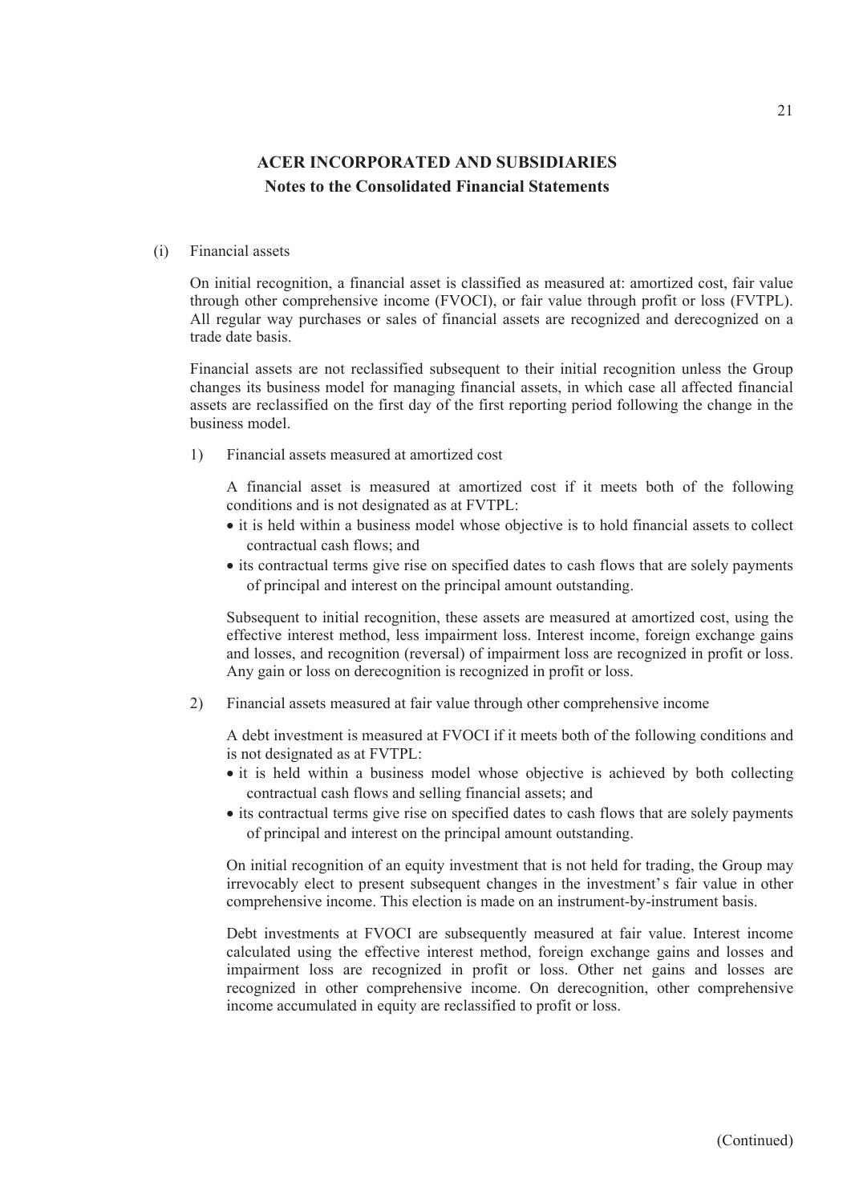(i) Financial assets

On initial recognition, a financial asset is classified as measured at: amortized cost, fair value through other comprehensive income (FVOCI), or fair value through profit or loss (FVTPL). All regular way purchases or sales of financial assets are recognized and derecognized on a trade date basis.

Financial assets are not reclassified subsequent to their initial recognition unless the Group changes its business model for managing financial assets, in which case all affected financial assets are reclassified on the first day of the first reporting period following the change in the business model.

1) Financial assets measured at amortized cost

A financial asset is measured at amortized cost if it meets both of the following conditions and is not designated as at FVTPL:

- it is held within a business model whose objective is to hold financial assets to collect contractual cash flows; and
- its contractual terms give rise on specified dates to cash flows that are solely payments of principal and interest on the principal amount outstanding.

Subsequent to initial recognition, these assets are measured at amortized cost, using the effective interest method, less impairment loss. Interest income, foreign exchange gains and losses, and recognition (reversal) of impairment loss are recognized in profit or loss. Any gain or loss on derecognition is recognized in profit or loss.

2) Financial assets measured at fair value through other comprehensive income

A debt investment is measured at FVOCI if it meets both of the following conditions and is not designated as at FVTPL:

- it is held within a business model whose objective is achieved by both collecting contractual cash flows and selling financial assets; and
- its contractual terms give rise on specified dates to cash flows that are solely payments of principal and interest on the principal amount outstanding.

On initial recognition of an equity investment that is not held for trading, the Group may irrevocably elect to present subsequent changes in the investment's fair value in other comprehensive income. This election is made on an instrument-by-instrument basis.

Debt investments at FVOCI are subsequently measured at fair value. Interest income calculated using the effective interest method, foreign exchange gains and losses and impairment loss are recognized in profit or loss. Other net gains and losses are recognized in other comprehensive income. On derecognition, other comprehensive income accumulated in equity are reclassified to profit or loss.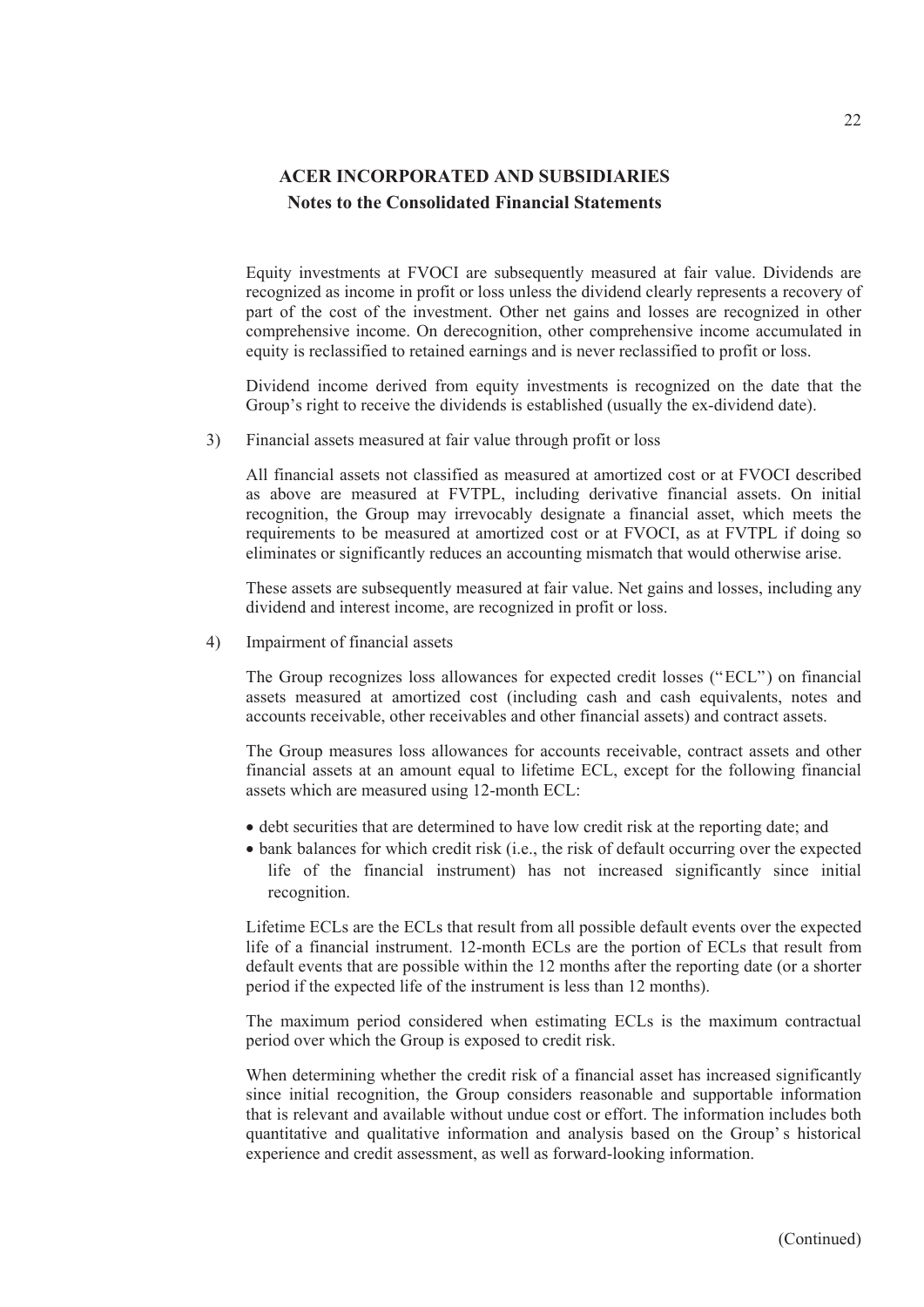Equity investments at FVOCI are subsequently measured at fair value. Dividends are recognized as income in profit or loss unless the dividend clearly represents a recovery of part of the cost of the investment. Other net gains and losses are recognized in other comprehensive income. On derecognition, other comprehensive income accumulated in equity is reclassified to retained earnings and is never reclassified to profit or loss.

Dividend income derived from equity investments is recognized on the date that the Group's right to receive the dividends is established (usually the ex-dividend date).

3) Financial assets measured at fair value through profit or loss

All financial assets not classified as measured at amortized cost or at FVOCI described as above are measured at FVTPL, including derivative financial assets. On initial recognition, the Group may irrevocably designate a financial asset, which meets the requirements to be measured at amortized cost or at FVOCI, as at FVTPL if doing so eliminates or significantly reduces an accounting mismatch that would otherwise arise.

These assets are subsequently measured at fair value. Net gains and losses, including any dividend and interest income, are recognized in profit or loss.

4) Impairment of financial assets

The Group recognizes loss allowances for expected credit losses ("ECL") on financial assets measured at amortized cost (including cash and cash equivalents, notes and accounts receivable, other receivables and other financial assets) and contract assets.

The Group measures loss allowances for accounts receivable, contract assets and other financial assets at an amount equal to lifetime ECL, except for the following financial assets which are measured using 12-month ECL:

- debt securities that are determined to have low credit risk at the reporting date; and
- bank balances for which credit risk (i.e., the risk of default occurring over the expected life of the financial instrument) has not increased significantly since initial recognition.

Lifetime ECLs are the ECLs that result from all possible default events over the expected life of a financial instrument. 12-month ECLs are the portion of ECLs that result from default events that are possible within the 12 months after the reporting date (or a shorter period if the expected life of the instrument is less than 12 months).

The maximum period considered when estimating ECLs is the maximum contractual period over which the Group is exposed to credit risk.

When determining whether the credit risk of a financial asset has increased significantly since initial recognition, the Group considers reasonable and supportable information that is relevant and available without undue cost or effort. The information includes both quantitative and qualitative information and analysis based on the Group's historical experience and credit assessment, as well as forward-looking information.

(Continued)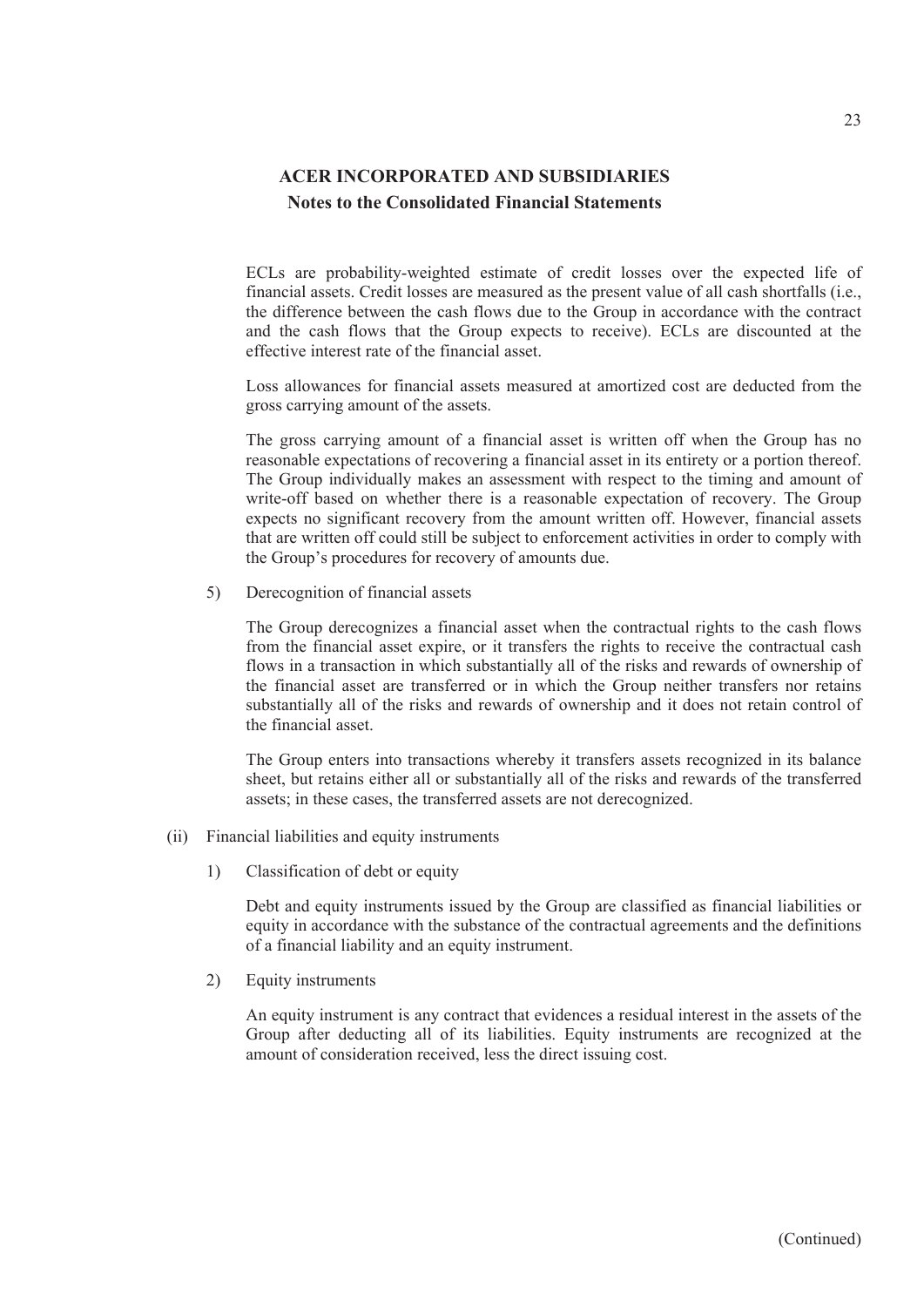ECLs are probability-weighted estimate of credit losses over the expected life of financial assets. Credit losses are measured as the present value of all cash shortfalls (i.e., the difference between the cash flows due to the Group in accordance with the contract and the cash flows that the Group expects to receive). ECLs are discounted at the effective interest rate of the financial asset.

Loss allowances for financial assets measured at amortized cost are deducted from the gross carrying amount of the assets.

The gross carrying amount of a financial asset is written off when the Group has no reasonable expectations of recovering a financial asset in its entirety or a portion thereof. The Group individually makes an assessment with respect to the timing and amount of write-off based on whether there is a reasonable expectation of recovery. The Group expects no significant recovery from the amount written off. However, financial assets that are written off could still be subject to enforcement activities in order to comply with the Group's procedures for recovery of amounts due.

5) Derecognition of financial assets

The Group derecognizes a financial asset when the contractual rights to the cash flows from the financial asset expire, or it transfers the rights to receive the contractual cash flows in a transaction in which substantially all of the risks and rewards of ownership of the financial asset are transferred or in which the Group neither transfers nor retains substantially all of the risks and rewards of ownership and it does not retain control of the financial asset.

The Group enters into transactions whereby it transfers assets recognized in its balance sheet, but retains either all or substantially all of the risks and rewards of the transferred assets; in these cases, the transferred assets are not derecognized.

(ii) Financial liabilities and equity instruments

1) Classification of debt or equity

Debt and equity instruments issued by the Group are classified as financial liabilities or equity in accordance with the substance of the contractual agreements and the definitions of a financial liability and an equity instrument.

2) Equity instruments

An equity instrument is any contract that evidences a residual interest in the assets of the Group after deducting all of its liabilities. Equity instruments are recognized at the amount of consideration received, less the direct issuing cost.

(Continued)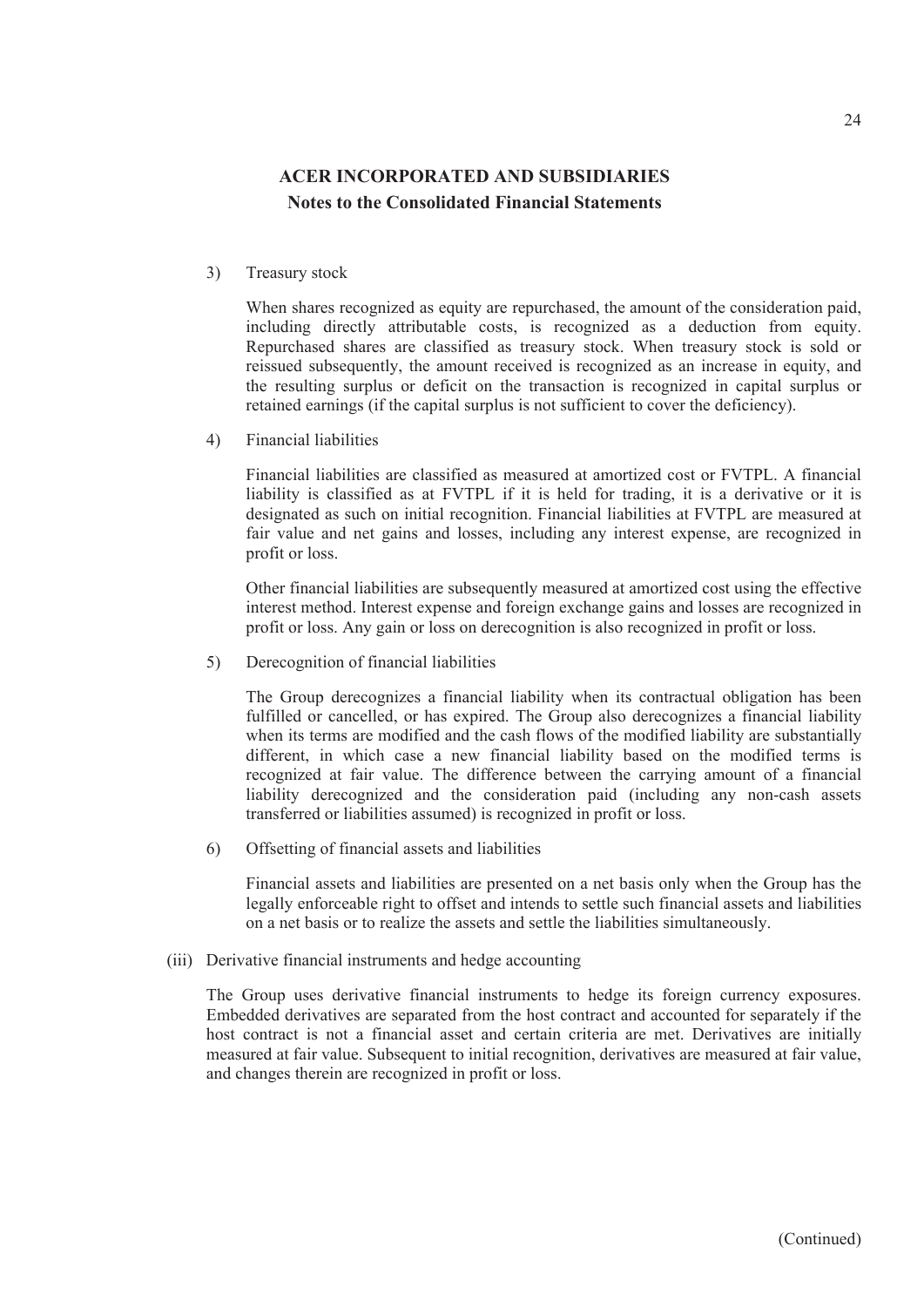3) Treasury stock

When shares recognized as equity are repurchased, the amount of the consideration paid, including directly attributable costs, is recognized as a deduction from equity. Repurchased shares are classified as treasury stock. When treasury stock is sold or reissued subsequently, the amount received is recognized as an increase in equity, and the resulting surplus or deficit on the transaction is recognized in capital surplus or retained earnings (if the capital surplus is not sufficient to cover the deficiency).

4) Financial liabilities

Financial liabilities are classified as measured at amortized cost or FVTPL. A financial liability is classified as at FVTPL if it is held for trading, it is a derivative or it is designated as such on initial recognition. Financial liabilities at FVTPL are measured at fair value and net gains and losses, including any interest expense, are recognized in profit or loss.

Other financial liabilities are subsequently measured at amortized cost using the effective interest method. Interest expense and foreign exchange gains and losses are recognized in profit or loss. Any gain or loss on derecognition is also recognized in profit or loss.

5) Derecognition of financial liabilities

The Group derecognizes a financial liability when its contractual obligation has been fulfilled or cancelled, or has expired. The Group also derecognizes a financial liability when its terms are modified and the cash flows of the modified liability are substantially different, in which case a new financial liability based on the modified terms is recognized at fair value. The difference between the carrying amount of a financial liability derecognized and the consideration paid (including any non-cash assets transferred or liabilities assumed) is recognized in profit or loss.

6) Offsetting of financial assets and liabilities

Financial assets and liabilities are presented on a net basis only when the Group has the legally enforceable right to offset and intends to settle such financial assets and liabilities on a net basis or to realize the assets and settle the liabilities simultaneously.

(iii) Derivative financial instruments and hedge accounting

The Group uses derivative financial instruments to hedge its foreign currency exposures. Embedded derivatives are separated from the host contract and accounted for separately if the host contract is not a financial asset and certain criteria are met. Derivatives are initially measured at fair value. Subsequent to initial recognition, derivatives are measured at fair value, and changes therein are recognized in profit or loss.

(Continued)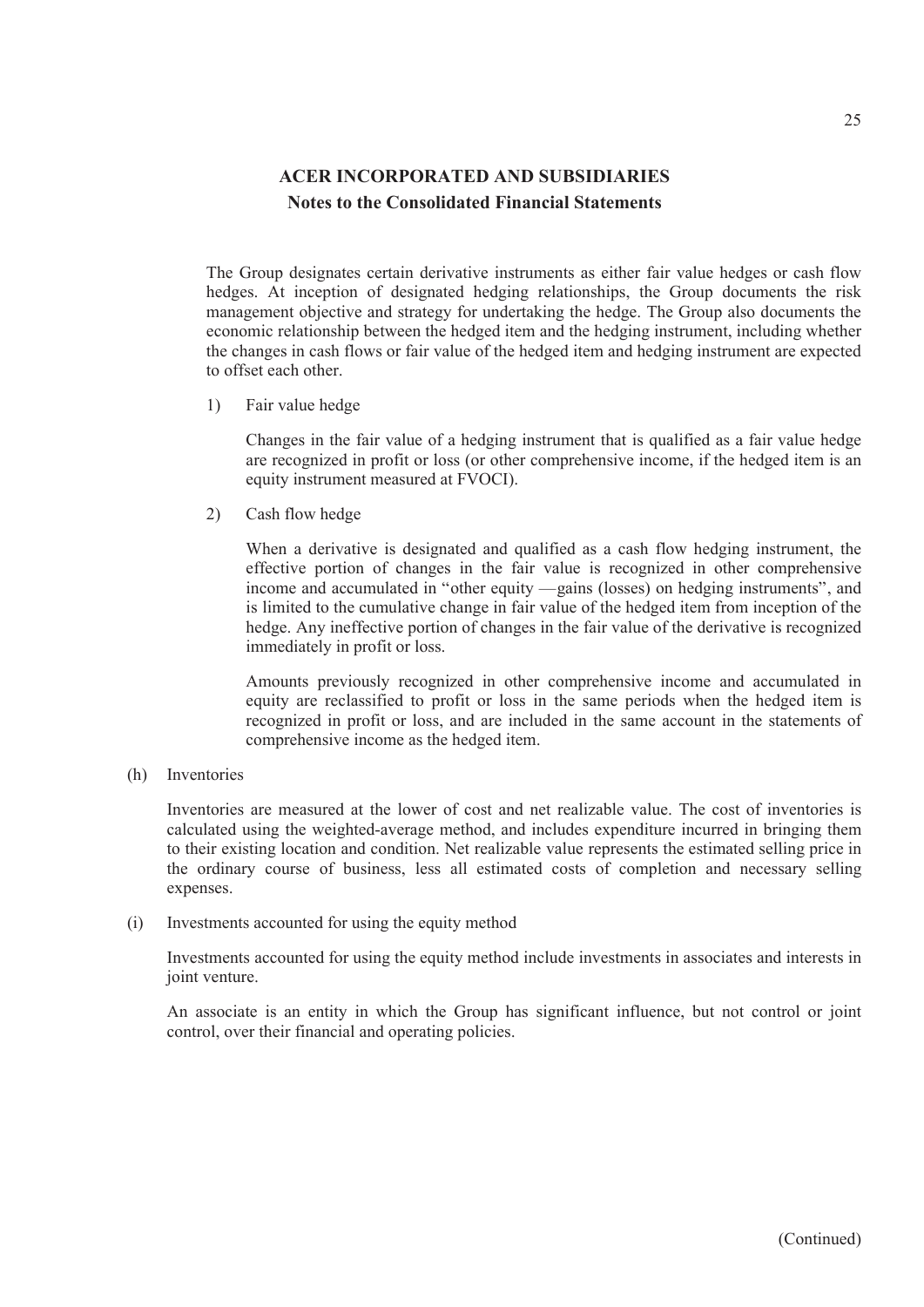The Group designates certain derivative instruments as either fair value hedges or cash flow hedges. At inception of designated hedging relationships, the Group documents the risk management objective and strategy for undertaking the hedge. The Group also documents the economic relationship between the hedged item and the hedging instrument, including whether the changes in cash flows or fair value of the hedged item and hedging instrument are expected to offset each other.

1) Fair value hedge

   Changes in the fair value of a hedging instrument that is qualified as a fair value hedge are recognized in profit or loss (or other comprehensive income, if the hedged item is an equity instrument measured at FVOCI).

2) Cash flow hedge

   When a derivative is designated and qualified as a cash flow hedging instrument, the effective portion of changes in the fair value is recognized in other comprehensive income and accumulated in "other equity —gains (losses) on hedging instruments", and is limited to the cumulative change in fair value of the hedged item from inception of the hedge. Any ineffective portion of changes in the fair value of the derivative is recognized immediately in profit or loss.

   Amounts previously recognized in other comprehensive income and accumulated in equity are reclassified to profit or loss in the same periods when the hedged item is recognized in profit or loss, and are included in the same account in the statements of comprehensive income as the hedged item.

(h) Inventories

Inventories are measured at the lower of cost and net realizable value. The cost of inventories is calculated using the weighted-average method, and includes expenditure incurred in bringing them to their existing location and condition. Net realizable value represents the estimated selling price in the ordinary course of business, less all estimated costs of completion and necessary selling expenses.

(i) Investments accounted for using the equity method

Investments accounted for using the equity method include investments in associates and interests in joint venture.

An associate is an entity in which the Group has significant influence, but not control or joint control, over their financial and operating policies.

(Continued)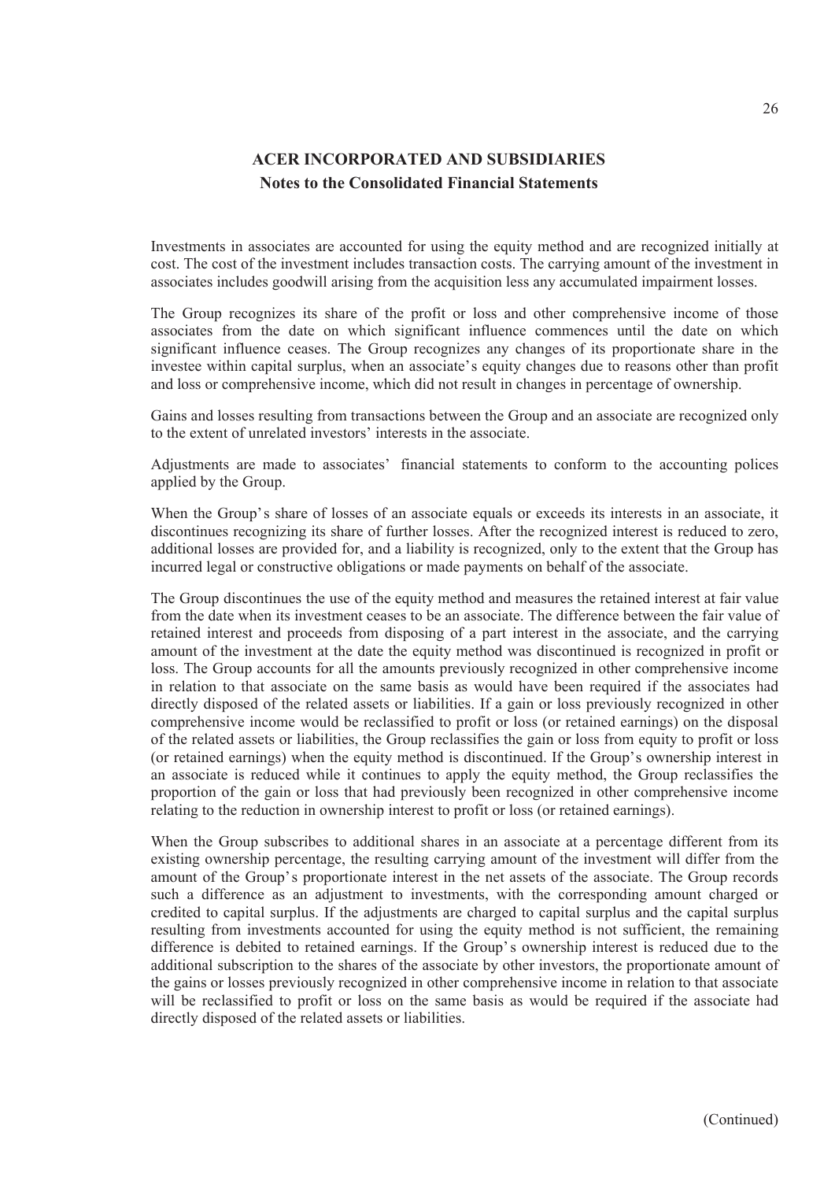# ACER INCORPORATED AND SUBSIDIARIES

## Notes to the Consolidated Financial Statements

Investments in associates are accounted for using the equity method and are recognized initially at cost. The cost of the investment includes transaction costs. The carrying amount of the investment in associates includes goodwill arising from the acquisition less any accumulated impairment losses.

The Group recognizes its share of the profit or loss and other comprehensive income of those associates from the date on which significant influence commences until the date on which significant influence ceases. The Group recognizes any changes of its proportionate share in the investee within capital surplus, when an associate's equity changes due to reasons other than profit and loss or comprehensive income, which did not result in changes in percentage of ownership.

Gains and losses resulting from transactions between the Group and an associate are recognized only to the extent of unrelated investors' interests in the associate.

Adjustments are made to associates' financial statements to conform to the accounting polices applied by the Group.

When the Group's share of losses of an associate equals or exceeds its interests in an associate, it discontinues recognizing its share of further losses. After the recognized interest is reduced to zero, additional losses are provided for, and a liability is recognized, only to the extent that the Group has incurred legal or constructive obligations or made payments on behalf of the associate.

The Group discontinues the use of the equity method and measures the retained interest at fair value from the date when its investment ceases to be an associate. The difference between the fair value of retained interest and proceeds from disposing of a part interest in the associate, and the carrying amount of the investment at the date the equity method was discontinued is recognized in profit or loss. The Group accounts for all the amounts previously recognized in other comprehensive income in relation to that associate on the same basis as would have been required if the associates had directly disposed of the related assets or liabilities. If a gain or loss previously recognized in other comprehensive income would be reclassified to profit or loss (or retained earnings) on the disposal of the related assets or liabilities, the Group reclassifies the gain or loss from equity to profit or loss (or retained earnings) when the equity method is discontinued. If the Group's ownership interest in an associate is reduced while it continues to apply the equity method, the Group reclassifies the proportion of the gain or loss that had previously been recognized in other comprehensive income relating to the reduction in ownership interest to profit or loss (or retained earnings).

When the Group subscribes to additional shares in an associate at a percentage different from its existing ownership percentage, the resulting carrying amount of the investment will differ from the amount of the Group's proportionate interest in the net assets of the associate. The Group records such a difference as an adjustment to investments, with the corresponding amount charged or credited to capital surplus. If the adjustments are charged to capital surplus and the capital surplus resulting from investments accounted for using the equity method is not sufficient, the remaining difference is debited to retained earnings. If the Group's ownership interest is reduced due to the additional subscription to the shares of the associate by other investors, the proportionate amount of the gains or losses previously recognized in other comprehensive income in relation to that associate will be reclassified to profit or loss on the same basis as would be required if the associate had directly disposed of the related assets or liabilities.

(Continued)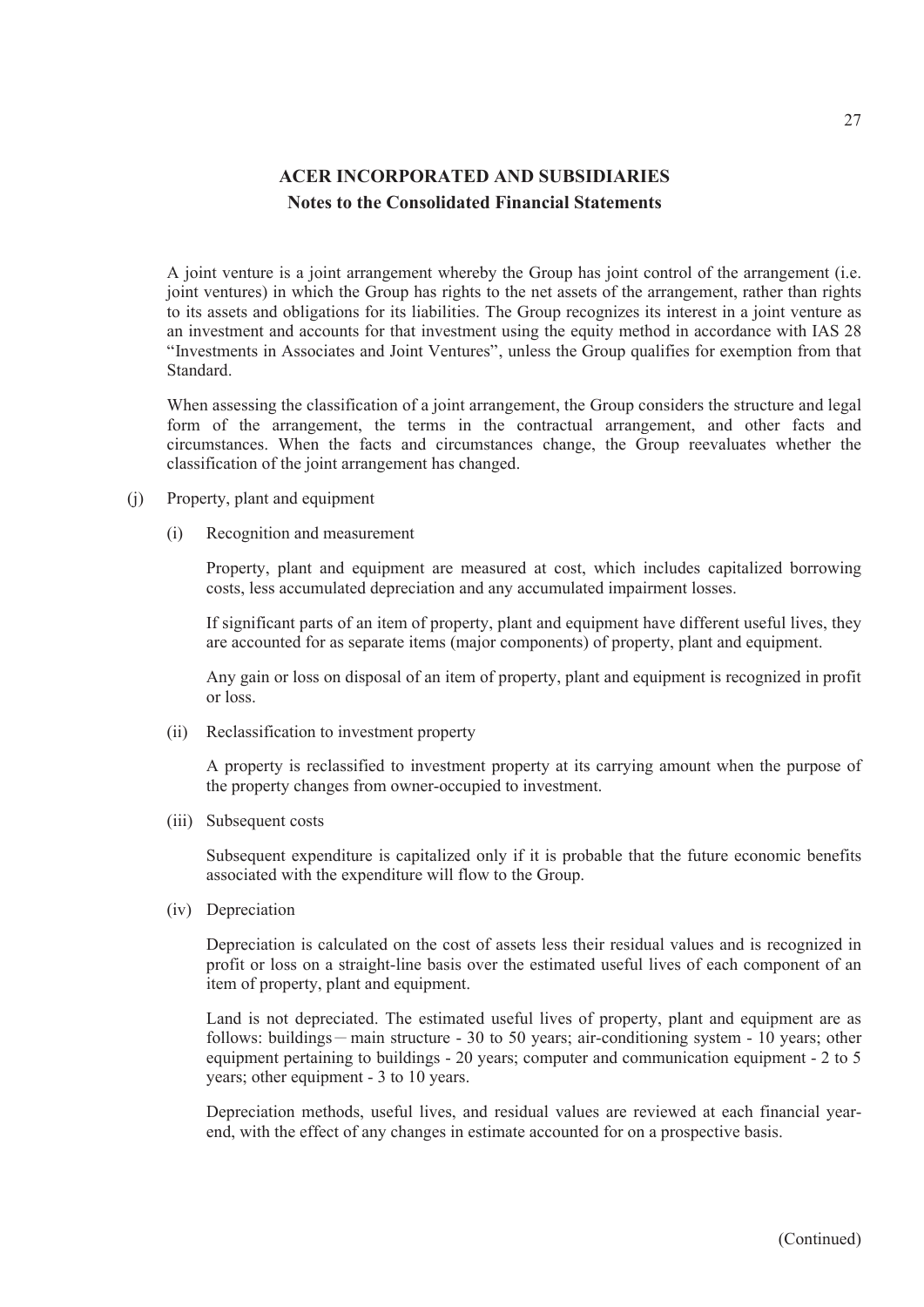A joint venture is a joint arrangement whereby the Group has joint control of the arrangement (i.e. joint ventures) in which the Group has rights to the net assets of the arrangement, rather than rights to its assets and obligations for its liabilities. The Group recognizes its interest in a joint venture as an investment and accounts for that investment using the equity method in accordance with IAS 28 "Investments in Associates and Joint Ventures", unless the Group qualifies for exemption from that Standard.

When assessing the classification of a joint arrangement, the Group considers the structure and legal form of the arrangement, the terms in the contractual arrangement, and other facts and circumstances. When the facts and circumstances change, the Group reevaluates whether the classification of the joint arrangement has changed.

(j) Property, plant and equipment

(i) Recognition and measurement

Property, plant and equipment are measured at cost, which includes capitalized borrowing costs, less accumulated depreciation and any accumulated impairment losses.

If significant parts of an item of property, plant and equipment have different useful lives, they are accounted for as separate items (major components) of property, plant and equipment.

Any gain or loss on disposal of an item of property, plant and equipment is recognized in profit or loss.

(ii) Reclassification to investment property

A property is reclassified to investment property at its carrying amount when the purpose of the property changes from owner-occupied to investment.

(iii) Subsequent costs

Subsequent expenditure is capitalized only if it is probable that the future economic benefits associated with the expenditure will flow to the Group.

(iv) Depreciation

Depreciation is calculated on the cost of assets less their residual values and is recognized in profit or loss on a straight-line basis over the estimated useful lives of each component of an item of property, plant and equipment.

Land is not depreciated. The estimated useful lives of property, plant and equipment are as follows: buildings — main structure - 30 to 50 years; air-conditioning system - 10 years; other equipment pertaining to buildings - 20 years; computer and communication equipment - 2 to 5 years; other equipment - 3 to 10 years.

Depreciation methods, useful lives, and residual values are reviewed at each financial year-end, with the effect of any changes in estimate accounted for on a prospective basis.

(Continued)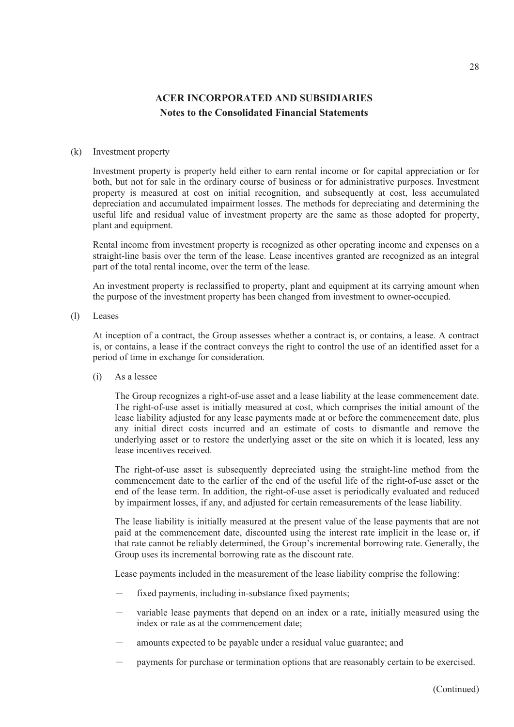(k) Investment property

Investment property is property held either to earn rental income or for capital appreciation or for both, but not for sale in the ordinary course of business or for administrative purposes. Investment property is measured at cost on initial recognition, and subsequently at cost, less accumulated depreciation and accumulated impairment losses. The methods for depreciating and determining the useful life and residual value of investment property are the same as those adopted for property, plant and equipment.

Rental income from investment property is recognized as other operating income and expenses on a straight-line basis over the term of the lease. Lease incentives granted are recognized as an integral part of the total rental income, over the term of the lease.

An investment property is reclassified to property, plant and equipment at its carrying amount when the purpose of the investment property has been changed from investment to owner-occupied.

(l) Leases

At inception of a contract, the Group assesses whether a contract is, or contains, a lease. A contract is, or contains, a lease if the contract conveys the right to control the use of an identified asset for a period of time in exchange for consideration.

(i) As a lessee

The Group recognizes a right-of-use asset and a lease liability at the lease commencement date. The right-of-use asset is initially measured at cost, which comprises the initial amount of the lease liability adjusted for any lease payments made at or before the commencement date, plus any initial direct costs incurred and an estimate of costs to dismantle and remove the underlying asset or to restore the underlying asset or the site on which it is located, less any lease incentives received.

The right-of-use asset is subsequently depreciated using the straight-line method from the commencement date to the earlier of the end of the useful life of the right-of-use asset or the end of the lease term. In addition, the right-of-use asset is periodically evaluated and reduced by impairment losses, if any, and adjusted for certain remeasurements of the lease liability.

The lease liability is initially measured at the present value of the lease payments that are not paid at the commencement date, discounted using the interest rate implicit in the lease or, if that rate cannot be reliably determined, the Group's incremental borrowing rate. Generally, the Group uses its incremental borrowing rate as the discount rate.

Lease payments included in the measurement of the lease liability comprise the following:

- fixed payments, including in-substance fixed payments;
- variable lease payments that depend on an index or a rate, initially measured using the index or rate as at the commencement date;
- amounts expected to be payable under a residual value guarantee; and
- payments for purchase or termination options that are reasonably certain to be exercised.

(Continued)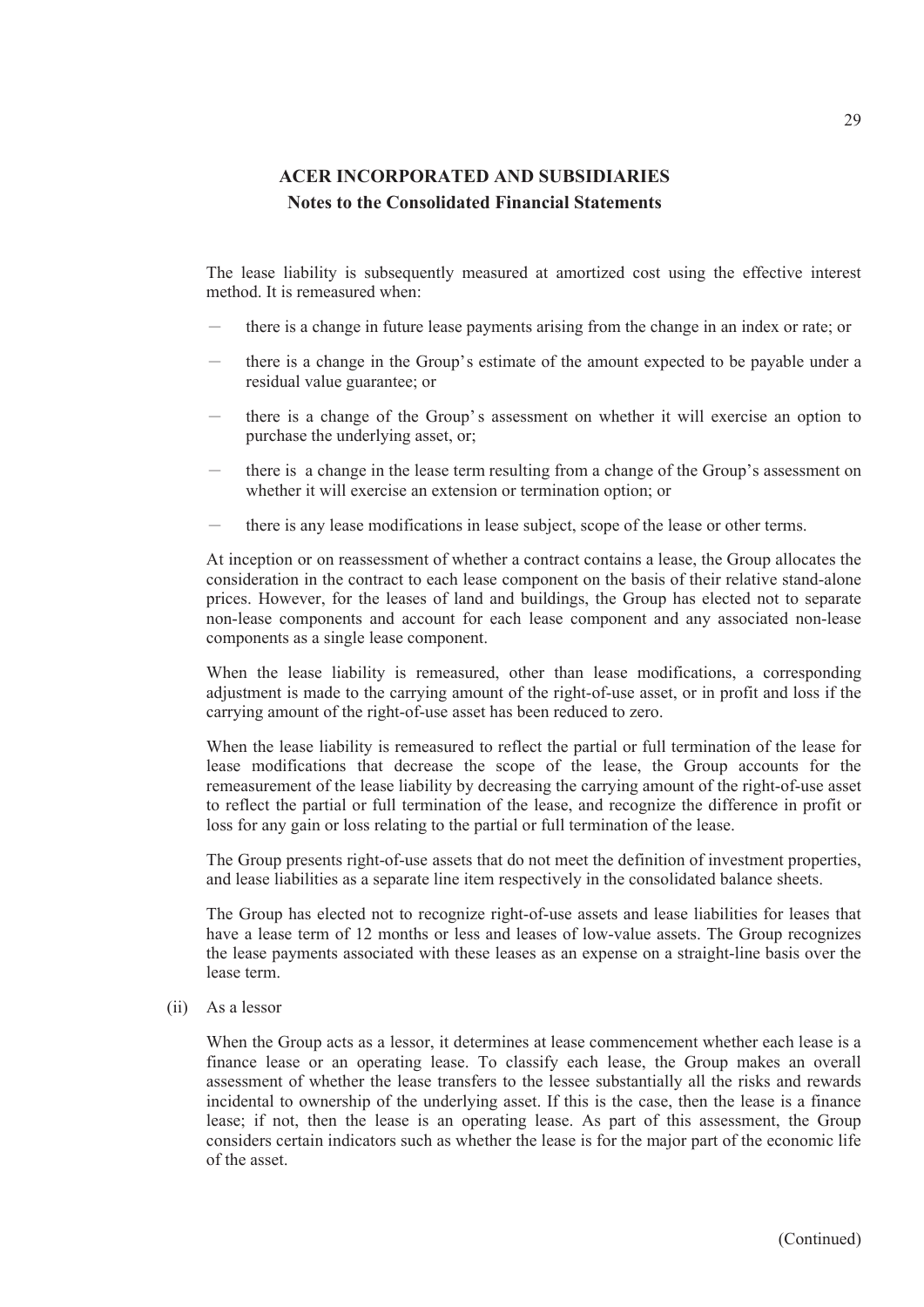The lease liability is subsequently measured at amortized cost using the effective interest method. It is remeasured when:

- there is a change in future lease payments arising from the change in an index or rate; or
- there is a change in the Group's estimate of the amount expected to be payable under a residual value guarantee; or
- there is a change of the Group's assessment on whether it will exercise an option to purchase the underlying asset, or;
- there is a change in the lease term resulting from a change of the Group's assessment on whether it will exercise an extension or termination option; or
- there is any lease modifications in lease subject, scope of the lease or other terms.

At inception or on reassessment of whether a contract contains a lease, the Group allocates the consideration in the contract to each lease component on the basis of their relative stand-alone prices. However, for the leases of land and buildings, the Group has elected not to separate non-lease components and account for each lease component and any associated non-lease components as a single lease component.

When the lease liability is remeasured, other than lease modifications, a corresponding adjustment is made to the carrying amount of the right-of-use asset, or in profit and loss if the carrying amount of the right-of-use asset has been reduced to zero.

When the lease liability is remeasured to reflect the partial or full termination of the lease for lease modifications that decrease the scope of the lease, the Group accounts for the remeasurement of the lease liability by decreasing the carrying amount of the right-of-use asset to reflect the partial or full termination of the lease, and recognize the difference in profit or loss for any gain or loss relating to the partial or full termination of the lease.

The Group presents right-of-use assets that do not meet the definition of investment properties, and lease liabilities as a separate line item respectively in the consolidated balance sheets.

The Group has elected not to recognize right-of-use assets and lease liabilities for leases that have a lease term of 12 months or less and leases of low-value assets. The Group recognizes the lease payments associated with these leases as an expense on a straight-line basis over the lease term.

(ii) As a lessor

When the Group acts as a lessor, it determines at lease commencement whether each lease is a finance lease or an operating lease. To classify each lease, the Group makes an overall assessment of whether the lease transfers to the lessee substantially all the risks and rewards incidental to ownership of the underlying asset. If this is the case, then the lease is a finance lease; if not, then the lease is an operating lease. As part of this assessment, the Group considers certain indicators such as whether the lease is for the major part of the economic life of the asset.

(Continued)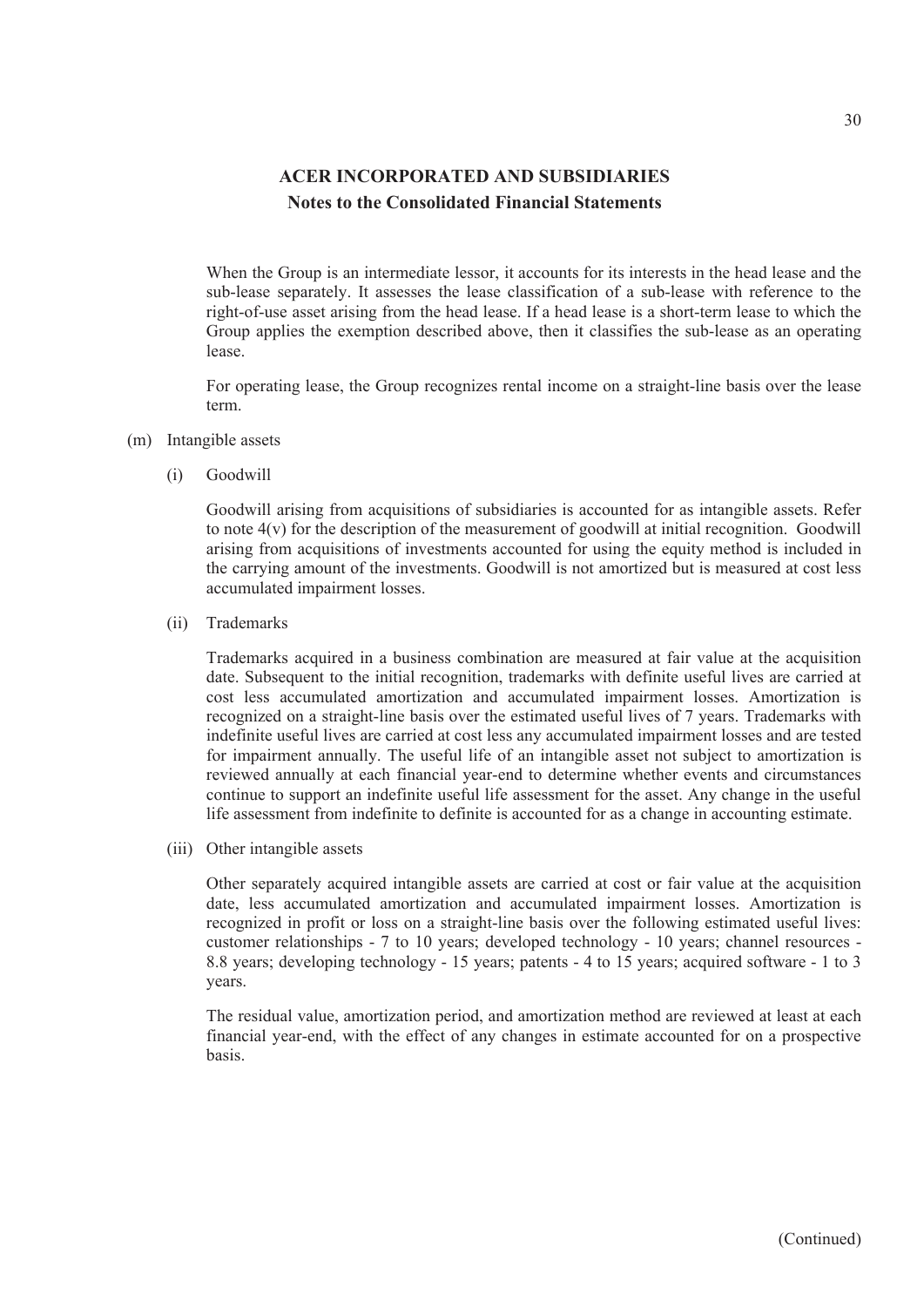When the Group is an intermediate lessor, it accounts for its interests in the head lease and the sub-lease separately. It assesses the lease classification of a sub-lease with reference to the right-of-use asset arising from the head lease. If a head lease is a short-term lease to which the Group applies the exemption described above, then it classifies the sub-lease as an operating lease.

For operating lease, the Group recognizes rental income on a straight-line basis over the lease term.

(m) Intangible assets

(i) Goodwill

Goodwill arising from acquisitions of subsidiaries is accounted for as intangible assets. Refer to note 4(v) for the description of the measurement of goodwill at initial recognition. Goodwill arising from acquisitions of investments accounted for using the equity method is included in the carrying amount of the investments. Goodwill is not amortized but is measured at cost less accumulated impairment losses.

(ii) Trademarks

Trademarks acquired in a business combination are measured at fair value at the acquisition date. Subsequent to the initial recognition, trademarks with definite useful lives are carried at cost less accumulated amortization and accumulated impairment losses. Amortization is recognized on a straight-line basis over the estimated useful lives of 7 years. Trademarks with indefinite useful lives are carried at cost less any accumulated impairment losses and are tested for impairment annually. The useful life of an intangible asset not subject to amortization is reviewed annually at each financial year-end to determine whether events and circumstances continue to support an indefinite useful life assessment for the asset. Any change in the useful life assessment from indefinite to definite is accounted for as a change in accounting estimate.

(iii) Other intangible assets

Other separately acquired intangible assets are carried at cost or fair value at the acquisition date, less accumulated amortization and accumulated impairment losses. Amortization is recognized in profit or loss on a straight-line basis over the following estimated useful lives: customer relationships - 7 to 10 years; developed technology - 10 years; channel resources - 8.8 years; developing technology - 15 years; patents - 4 to 15 years; acquired software - 1 to 3 years.

The residual value, amortization period, and amortization method are reviewed at least at each financial year-end, with the effect of any changes in estimate accounted for on a prospective basis.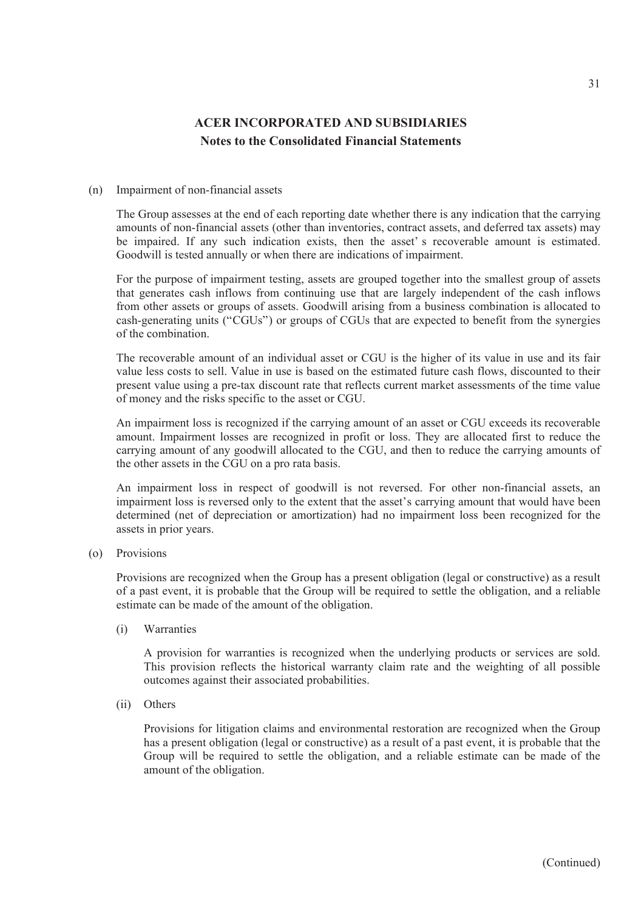**ACER INCORPORATED AND SUBSIDIARIES**
**Notes to the Consolidated Financial Statements**

(n) Impairment of non-financial assets

The Group assesses at the end of each reporting date whether there is any indication that the carrying amounts of non-financial assets (other than inventories, contract assets, and deferred tax assets) may be impaired. If any such indication exists, then the asset' s recoverable amount is estimated. Goodwill is tested annually or when there are indications of impairment.

For the purpose of impairment testing, assets are grouped together into the smallest group of assets that generates cash inflows from continuing use that are largely independent of the cash inflows from other assets or groups of assets. Goodwill arising from a business combination is allocated to cash-generating units ("CGUs") or groups of CGUs that are expected to benefit from the synergies of the combination.

The recoverable amount of an individual asset or CGU is the higher of its value in use and its fair value less costs to sell. Value in use is based on the estimated future cash flows, discounted to their present value using a pre-tax discount rate that reflects current market assessments of the time value of money and the risks specific to the asset or CGU.

An impairment loss is recognized if the carrying amount of an asset or CGU exceeds its recoverable amount. Impairment losses are recognized in profit or loss. They are allocated first to reduce the carrying amount of any goodwill allocated to the CGU, and then to reduce the carrying amounts of the other assets in the CGU on a pro rata basis.

An impairment loss in respect of goodwill is not reversed. For other non-financial assets, an impairment loss is reversed only to the extent that the asset's carrying amount that would have been determined (net of depreciation or amortization) had no impairment loss been recognized for the assets in prior years.

(o) Provisions

Provisions are recognized when the Group has a present obligation (legal or constructive) as a result of a past event, it is probable that the Group will be required to settle the obligation, and a reliable estimate can be made of the amount of the obligation.

(i) Warranties

A provision for warranties is recognized when the underlying products or services are sold. This provision reflects the historical warranty claim rate and the weighting of all possible outcomes against their associated probabilities.

(ii) Others

Provisions for litigation claims and environmental restoration are recognized when the Group has a present obligation (legal or constructive) as a result of a past event, it is probable that the Group will be required to settle the obligation, and a reliable estimate can be made of the amount of the obligation.

(Continued)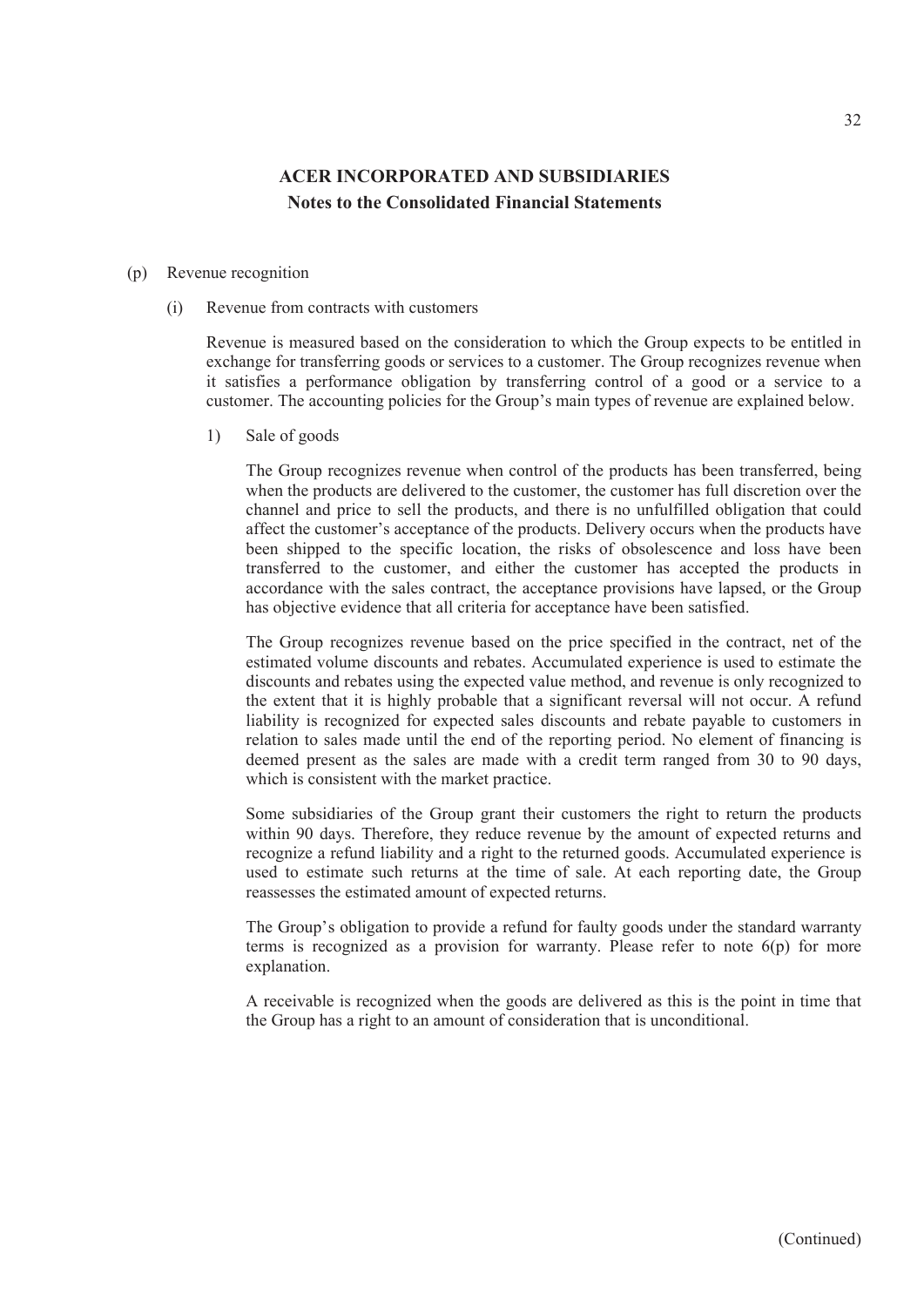# ACER INCORPORATED AND SUBSIDIARIES

## Notes to the Consolidated Financial Statements

(p) Revenue recognition

(i) Revenue from contracts with customers

Revenue is measured based on the consideration to which the Group expects to be entitled in exchange for transferring goods or services to a customer. The Group recognizes revenue when it satisfies a performance obligation by transferring control of a good or a service to a customer. The accounting policies for the Group's main types of revenue are explained below.

1) Sale of goods

The Group recognizes revenue when control of the products has been transferred, being when the products are delivered to the customer, the customer has full discretion over the channel and price to sell the products, and there is no unfulfilled obligation that could affect the customer's acceptance of the products. Delivery occurs when the products have been shipped to the specific location, the risks of obsolescence and loss have been transferred to the customer, and either the customer has accepted the products in accordance with the sales contract, the acceptance provisions have lapsed, or the Group has objective evidence that all criteria for acceptance have been satisfied.

The Group recognizes revenue based on the price specified in the contract, net of the estimated volume discounts and rebates. Accumulated experience is used to estimate the discounts and rebates using the expected value method, and revenue is only recognized to the extent that it is highly probable that a significant reversal will not occur. A refund liability is recognized for expected sales discounts and rebate payable to customers in relation to sales made until the end of the reporting period. No element of financing is deemed present as the sales are made with a credit term ranged from 30 to 90 days, which is consistent with the market practice.

Some subsidiaries of the Group grant their customers the right to return the products within 90 days. Therefore, they reduce revenue by the amount of expected returns and recognize a refund liability and a right to the returned goods. Accumulated experience is used to estimate such returns at the time of sale. At each reporting date, the Group reassesses the estimated amount of expected returns.

The Group's obligation to provide a refund for faulty goods under the standard warranty terms is recognized as a provision for warranty. Please refer to note 6(p) for more explanation.

A receivable is recognized when the goods are delivered as this is the point in time that the Group has a right to an amount of consideration that is unconditional.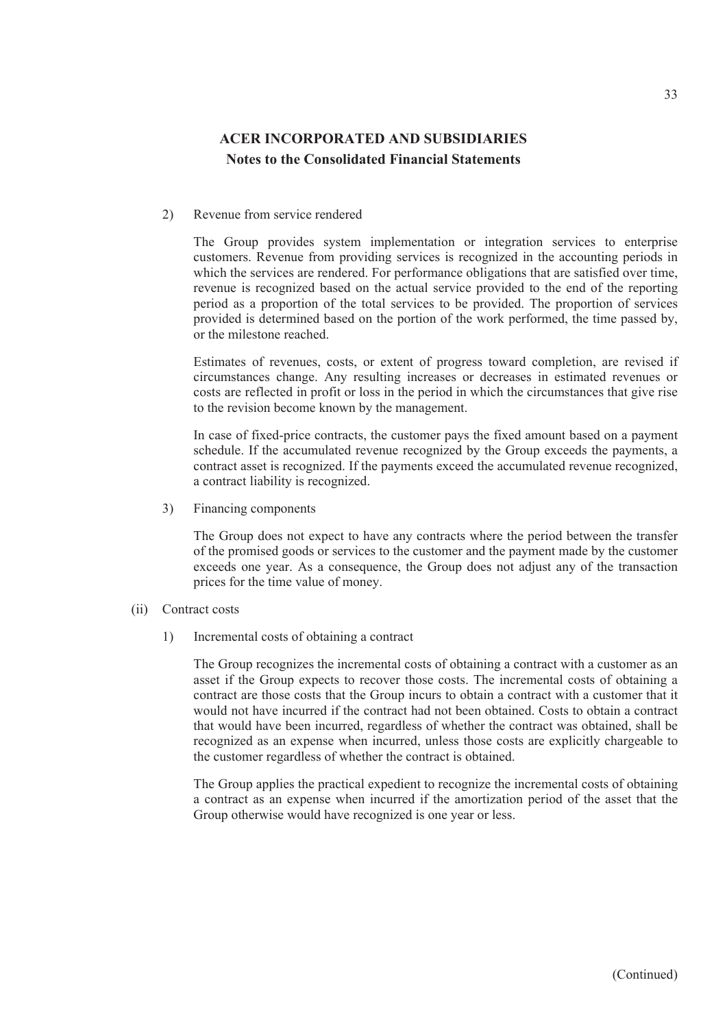2) Revenue from service rendered

The Group provides system implementation or integration services to enterprise customers. Revenue from providing services is recognized in the accounting periods in which the services are rendered. For performance obligations that are satisfied over time, revenue is recognized based on the actual service provided to the end of the reporting period as a proportion of the total services to be provided. The proportion of services provided is determined based on the portion of the work performed, the time passed by, or the milestone reached.

Estimates of revenues, costs, or extent of progress toward completion, are revised if circumstances change. Any resulting increases or decreases in estimated revenues or costs are reflected in profit or loss in the period in which the circumstances that give rise to the revision become known by the management.

In case of fixed-price contracts, the customer pays the fixed amount based on a payment schedule. If the accumulated revenue recognized by the Group exceeds the payments, a contract asset is recognized. If the payments exceed the accumulated revenue recognized, a contract liability is recognized.

3) Financing components

The Group does not expect to have any contracts where the period between the transfer of the promised goods or services to the customer and the payment made by the customer exceeds one year. As a consequence, the Group does not adjust any of the transaction prices for the time value of money.

(ii) Contract costs

1) Incremental costs of obtaining a contract

The Group recognizes the incremental costs of obtaining a contract with a customer as an asset if the Group expects to recover those costs. The incremental costs of obtaining a contract are those costs that the Group incurs to obtain a contract with a customer that it would not have incurred if the contract had not been obtained. Costs to obtain a contract that would have been incurred, regardless of whether the contract was obtained, shall be recognized as an expense when incurred, unless those costs are explicitly chargeable to the customer regardless of whether the contract is obtained.

The Group applies the practical expedient to recognize the incremental costs of obtaining a contract as an expense when incurred if the amortization period of the asset that the Group otherwise would have recognized is one year or less.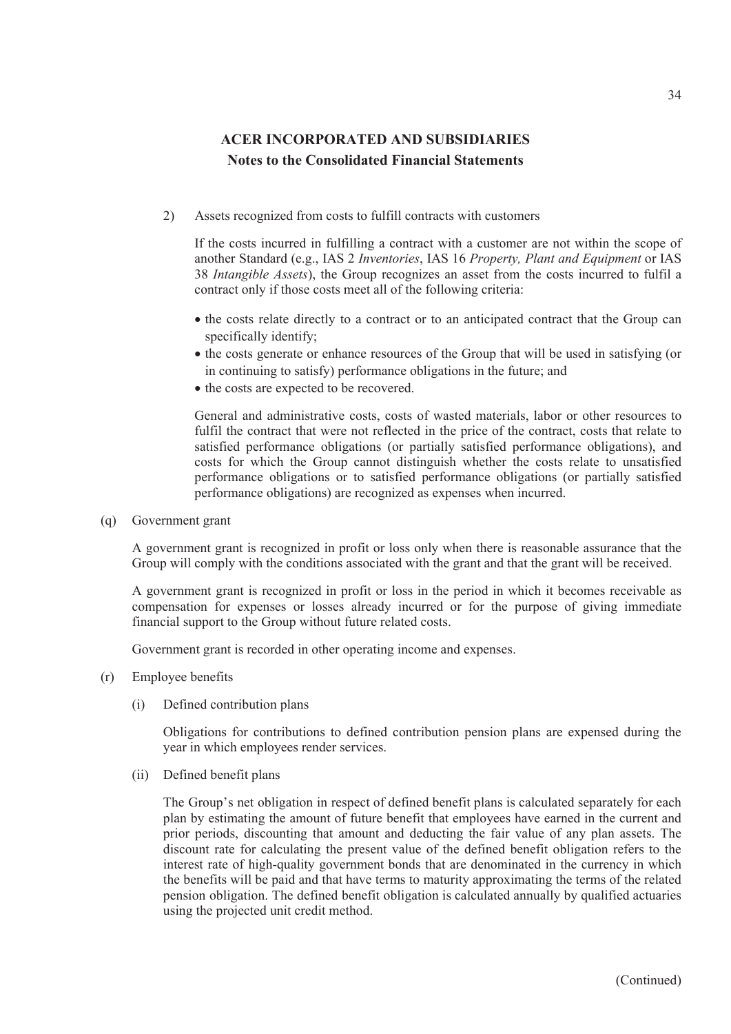2) Assets recognized from costs to fulfill contracts with customers

If the costs incurred in fulfilling a contract with a customer are not within the scope of another Standard (e.g., IAS 2 *Inventories*, IAS 16 *Property, Plant and Equipment* or IAS 38 *Intangible Assets*), the Group recognizes an asset from the costs incurred to fulfil a contract only if those costs meet all of the following criteria:

- the costs relate directly to a contract or to an anticipated contract that the Group can specifically identify;
- the costs generate or enhance resources of the Group that will be used in satisfying (or in continuing to satisfy) performance obligations in the future; and
- the costs are expected to be recovered.

General and administrative costs, costs of wasted materials, labor or other resources to fulfil the contract that were not reflected in the price of the contract, costs that relate to satisfied performance obligations (or partially satisfied performance obligations), and costs for which the Group cannot distinguish whether the costs relate to unsatisfied performance obligations or to satisfied performance obligations (or partially satisfied performance obligations) are recognized as expenses when incurred.

(q) Government grant

A government grant is recognized in profit or loss only when there is reasonable assurance that the Group will comply with the conditions associated with the grant and that the grant will be received.

A government grant is recognized in profit or loss in the period in which it becomes receivable as compensation for expenses or losses already incurred or for the purpose of giving immediate financial support to the Group without future related costs.

Government grant is recorded in other operating income and expenses.

(r) Employee benefits

(i) Defined contribution plans

Obligations for contributions to defined contribution pension plans are expensed during the year in which employees render services.

(ii) Defined benefit plans

The Group's net obligation in respect of defined benefit plans is calculated separately for each plan by estimating the amount of future benefit that employees have earned in the current and prior periods, discounting that amount and deducting the fair value of any plan assets. The discount rate for calculating the present value of the defined benefit obligation refers to the interest rate of high-quality government bonds that are denominated in the currency in which the benefits will be paid and that have terms to maturity approximating the terms of the related pension obligation. The defined benefit obligation is calculated annually by qualified actuaries using the projected unit credit method.

(Continued)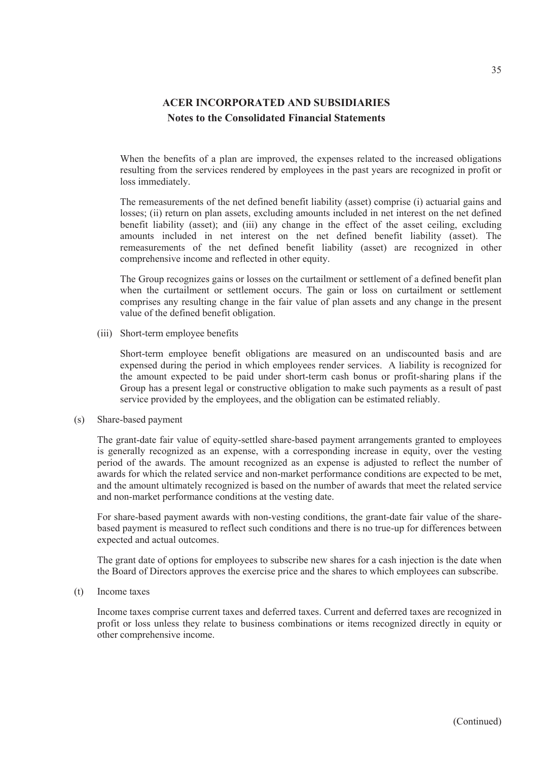When the benefits of a plan are improved, the expenses related to the increased obligations resulting from the services rendered by employees in the past years are recognized in profit or loss immediately.

The remeasurements of the net defined benefit liability (asset) comprise (i) actuarial gains and losses; (ii) return on plan assets, excluding amounts included in net interest on the net defined benefit liability (asset); and (iii) any change in the effect of the asset ceiling, excluding amounts included in net interest on the net defined benefit liability (asset). The remeasurements of the net defined benefit liability (asset) are recognized in other comprehensive income and reflected in other equity.

The Group recognizes gains or losses on the curtailment or settlement of a defined benefit plan when the curtailment or settlement occurs. The gain or loss on curtailment or settlement comprises any resulting change in the fair value of plan assets and any change in the present value of the defined benefit obligation.

(iii) Short-term employee benefits

Short-term employee benefit obligations are measured on an undiscounted basis and are expensed during the period in which employees render services. A liability is recognized for the amount expected to be paid under short-term cash bonus or profit-sharing plans if the Group has a present legal or constructive obligation to make such payments as a result of past service provided by the employees, and the obligation can be estimated reliably.

(s) Share-based payment

The grant-date fair value of equity-settled share-based payment arrangements granted to employees is generally recognized as an expense, with a corresponding increase in equity, over the vesting period of the awards. The amount recognized as an expense is adjusted to reflect the number of awards for which the related service and non-market performance conditions are expected to be met, and the amount ultimately recognized is based on the number of awards that meet the related service and non-market performance conditions at the vesting date.

For share-based payment awards with non-vesting conditions, the grant-date fair value of the share-based payment is measured to reflect such conditions and there is no true-up for differences between expected and actual outcomes.

The grant date of options for employees to subscribe new shares for a cash injection is the date when the Board of Directors approves the exercise price and the shares to which employees can subscribe.

(t) Income taxes

Income taxes comprise current taxes and deferred taxes. Current and deferred taxes are recognized in profit or loss unless they relate to business combinations or items recognized directly in equity or other comprehensive income.

(Continued)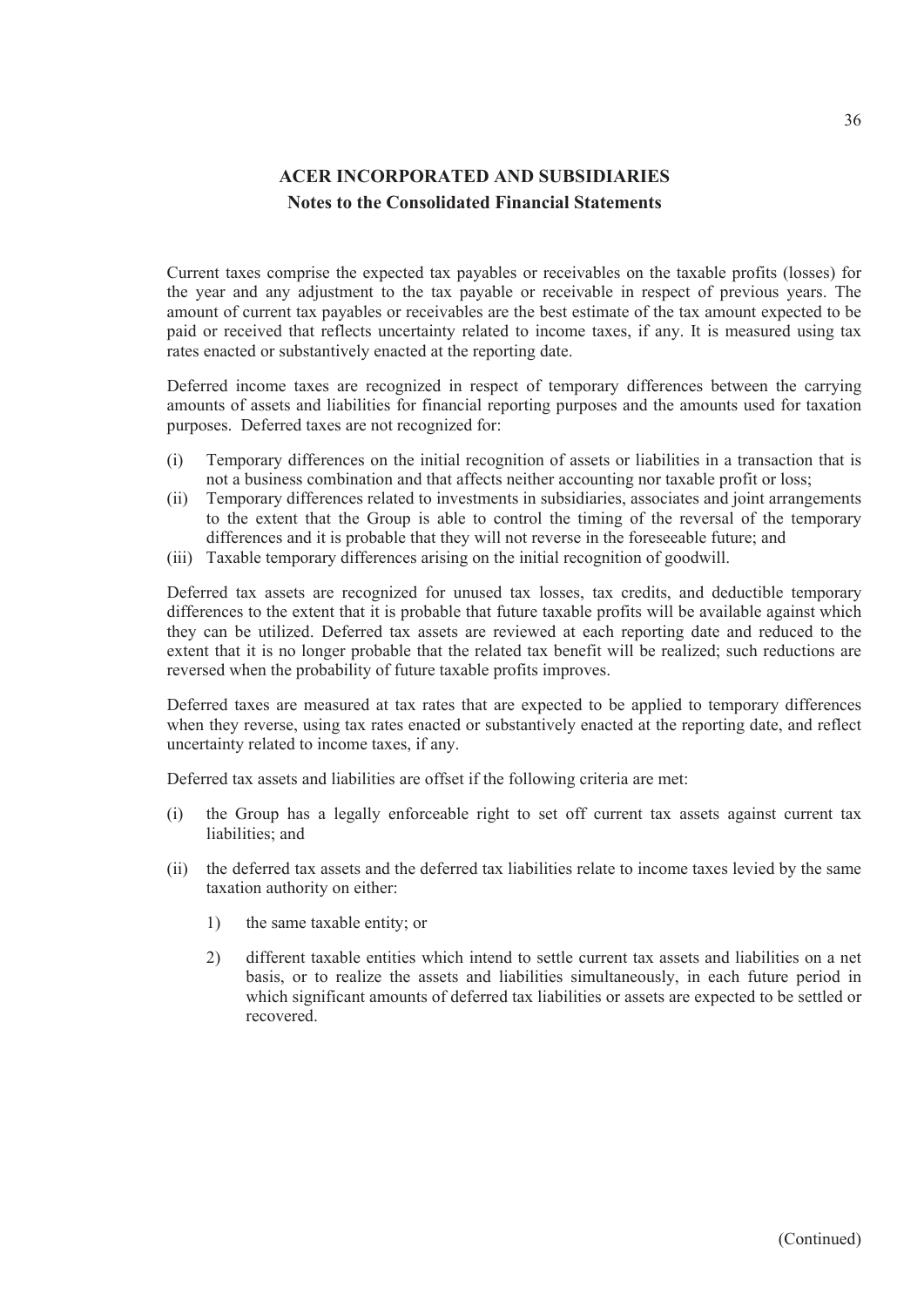Current taxes comprise the expected tax payables or receivables on the taxable profits (losses) for the year and any adjustment to the tax payable or receivable in respect of previous years. The amount of current tax payables or receivables are the best estimate of the tax amount expected to be paid or received that reflects uncertainty related to income taxes, if any. It is measured using tax rates enacted or substantively enacted at the reporting date.

Deferred income taxes are recognized in respect of temporary differences between the carrying amounts of assets and liabilities for financial reporting purposes and the amounts used for taxation purposes. Deferred taxes are not recognized for:

(i) Temporary differences on the initial recognition of assets or liabilities in a transaction that is not a business combination and that affects neither accounting nor taxable profit or loss;
(ii) Temporary differences related to investments in subsidiaries, associates and joint arrangements to the extent that the Group is able to control the timing of the reversal of the temporary differences and it is probable that they will not reverse in the foreseeable future; and
(iii) Taxable temporary differences arising on the initial recognition of goodwill.

Deferred tax assets are recognized for unused tax losses, tax credits, and deductible temporary differences to the extent that it is probable that future taxable profits will be available against which they can be utilized. Deferred tax assets are reviewed at each reporting date and reduced to the extent that it is no longer probable that the related tax benefit will be realized; such reductions are reversed when the probability of future taxable profits improves.

Deferred taxes are measured at tax rates that are expected to be applied to temporary differences when they reverse, using tax rates enacted or substantively enacted at the reporting date, and reflect uncertainty related to income taxes, if any.

Deferred tax assets and liabilities are offset if the following criteria are met:

(i) the Group has a legally enforceable right to set off current tax assets against current tax liabilities; and

(ii) the deferred tax assets and the deferred tax liabilities relate to income taxes levied by the same taxation authority on either:

   1) the same taxable entity; or

   2) different taxable entities which intend to settle current tax assets and liabilities on a net basis, or to realize the assets and liabilities simultaneously, in each future period in which significant amounts of deferred tax liabilities or assets are expected to be settled or recovered.

(Continued)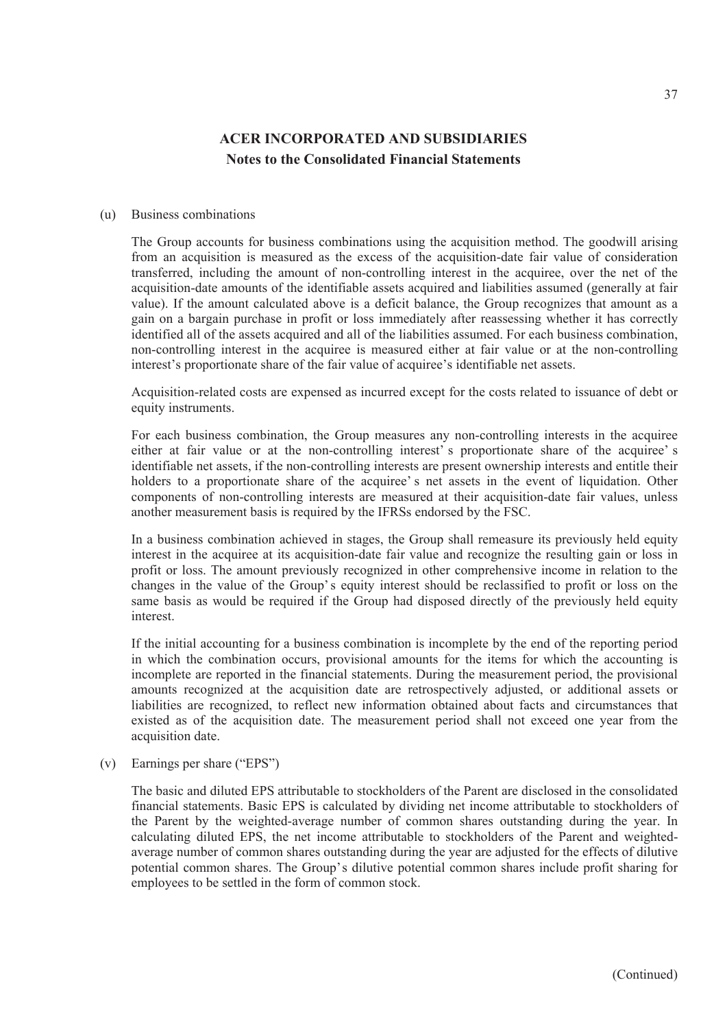(u) Business combinations

The Group accounts for business combinations using the acquisition method. The goodwill arising from an acquisition is measured as the excess of the acquisition-date fair value of consideration transferred, including the amount of non-controlling interest in the acquiree, over the net of the acquisition-date amounts of the identifiable assets acquired and liabilities assumed (generally at fair value). If the amount calculated above is a deficit balance, the Group recognizes that amount as a gain on a bargain purchase in profit or loss immediately after reassessing whether it has correctly identified all of the assets acquired and all of the liabilities assumed. For each business combination, non-controlling interest in the acquiree is measured either at fair value or at the non-controlling interest's proportionate share of the fair value of acquiree's identifiable net assets.

Acquisition-related costs are expensed as incurred except for the costs related to issuance of debt or equity instruments.

For each business combination, the Group measures any non-controlling interests in the acquiree either at fair value or at the non-controlling interest's proportionate share of the acquiree's identifiable net assets, if the non-controlling interests are present ownership interests and entitle their holders to a proportionate share of the acquiree's net assets in the event of liquidation. Other components of non-controlling interests are measured at their acquisition-date fair values, unless another measurement basis is required by the IFRSs endorsed by the FSC.

In a business combination achieved in stages, the Group shall remeasure its previously held equity interest in the acquiree at its acquisition-date fair value and recognize the resulting gain or loss in profit or loss. The amount previously recognized in other comprehensive income in relation to the changes in the value of the Group's equity interest should be reclassified to profit or loss on the same basis as would be required if the Group had disposed directly of the previously held equity interest.

If the initial accounting for a business combination is incomplete by the end of the reporting period in which the combination occurs, provisional amounts for the items for which the accounting is incomplete are reported in the financial statements. During the measurement period, the provisional amounts recognized at the acquisition date are retrospectively adjusted, or additional assets or liabilities are recognized, to reflect new information obtained about facts and circumstances that existed as of the acquisition date. The measurement period shall not exceed one year from the acquisition date.

(v) Earnings per share ("EPS")

The basic and diluted EPS attributable to stockholders of the Parent are disclosed in the consolidated financial statements. Basic EPS is calculated by dividing net income attributable to stockholders of the Parent by the weighted-average number of common shares outstanding during the year. In calculating diluted EPS, the net income attributable to stockholders of the Parent and weighted-average number of common shares outstanding during the year are adjusted for the effects of dilutive potential common shares. The Group's dilutive potential common shares include profit sharing for employees to be settled in the form of common stock.

(Continued)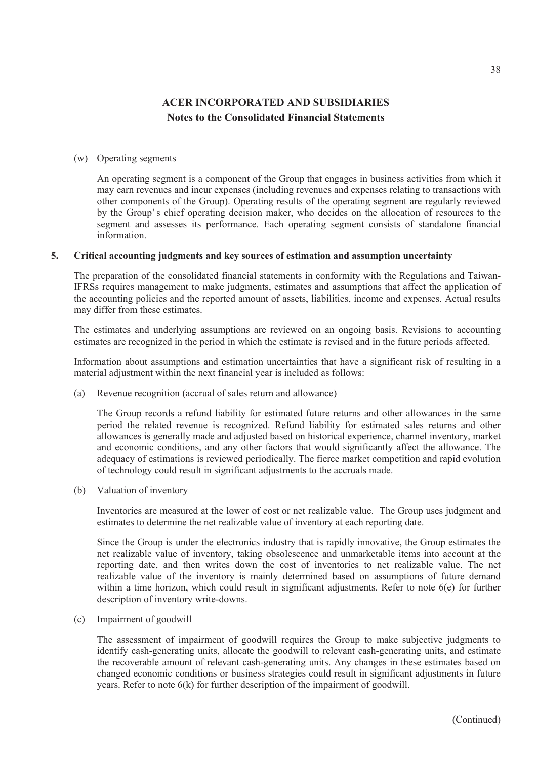(w) Operating segments

An operating segment is a component of the Group that engages in business activities from which it may earn revenues and incur expenses (including revenues and expenses relating to transactions with other components of the Group). Operating results of the operating segment are regularly reviewed by the Group's chief operating decision maker, who decides on the allocation of resources to the segment and assesses its performance. Each operating segment consists of standalone financial information.

**5. Critical accounting judgments and key sources of estimation and assumption uncertainty**

The preparation of the consolidated financial statements in conformity with the Regulations and Taiwan-IFRSs requires management to make judgments, estimates and assumptions that affect the application of the accounting policies and the reported amount of assets, liabilities, income and expenses. Actual results may differ from these estimates.

The estimates and underlying assumptions are reviewed on an ongoing basis. Revisions to accounting estimates are recognized in the period in which the estimate is revised and in the future periods affected.

Information about assumptions and estimation uncertainties that have a significant risk of resulting in a material adjustment within the next financial year is included as follows:

(a) Revenue recognition (accrual of sales return and allowance)

The Group records a refund liability for estimated future returns and other allowances in the same period the related revenue is recognized. Refund liability for estimated sales returns and other allowances is generally made and adjusted based on historical experience, channel inventory, market and economic conditions, and any other factors that would significantly affect the allowance. The adequacy of estimations is reviewed periodically. The fierce market competition and rapid evolution of technology could result in significant adjustments to the accruals made.

(b) Valuation of inventory

Inventories are measured at the lower of cost or net realizable value. The Group uses judgment and estimates to determine the net realizable value of inventory at each reporting date.

Since the Group is under the electronics industry that is rapidly innovative, the Group estimates the net realizable value of inventory, taking obsolescence and unmarketable items into account at the reporting date, and then writes down the cost of inventories to net realizable value. The net realizable value of the inventory is mainly determined based on assumptions of future demand within a time horizon, which could result in significant adjustments. Refer to note 6(e) for further description of inventory write-downs.

(c) Impairment of goodwill

The assessment of impairment of goodwill requires the Group to make subjective judgments to identify cash-generating units, allocate the goodwill to relevant cash-generating units, and estimate the recoverable amount of relevant cash-generating units. Any changes in these estimates based on changed economic conditions or business strategies could result in significant adjustments in future years. Refer to note 6(k) for further description of the impairment of goodwill.

(Continued)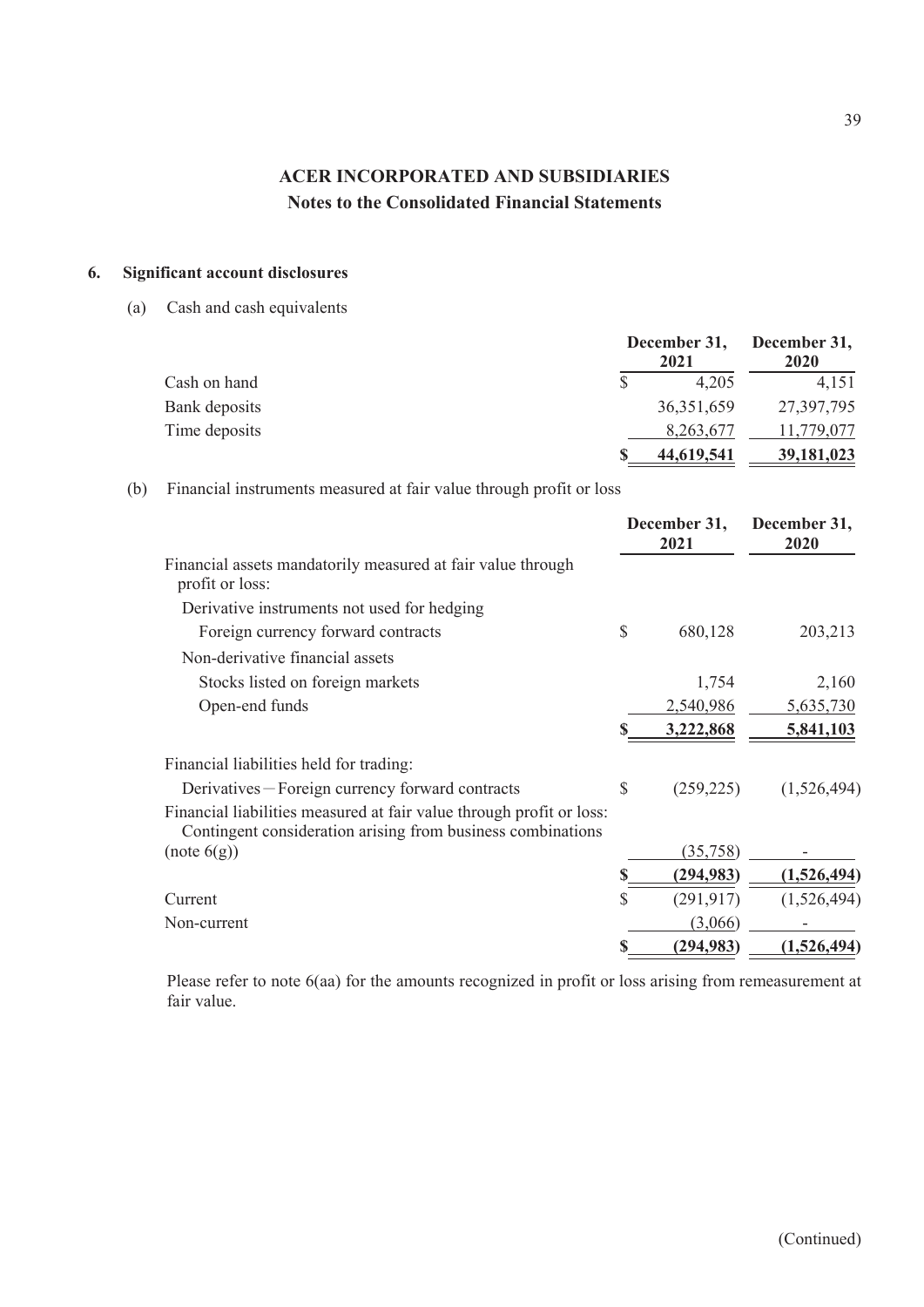# ACER INCORPORATED AND SUBSIDIARIES

## Notes to the Consolidated Financial Statements

### 6. Significant account disclosures

(a) Cash and cash equivalents

| | December 31, 2021 | December 31, 2020 |
|---|---|---|
| Cash on hand | $ 4,205 | 4,151 |
| Bank deposits | 36,351,659 | 27,397,795 |
| Time deposits | 8,263,677 | 11,779,077 |
| | **$ 44,619,541** | **39,181,023** |

(b) Financial instruments measured at fair value through profit or loss

| | December 31, 2021 | December 31, 2020 |
|---|---|---|
| Financial assets mandatorily measured at fair value through profit or loss: | | |
| Derivative instruments not used for hedging | | |
| Foreign currency forward contracts | $ 680,128 | 203,213 |
| Non-derivative financial assets | | |
| Stocks listed on foreign markets | 1,754 | 2,160 |
| Open-end funds | 2,540,986 | 5,635,730 |
| | **$ 3,222,868** | **5,841,103** |
| Financial liabilities held for trading: | | |
| Derivatives－Foreign currency forward contracts | $ (259,225) | (1,526,494) |
| Financial liabilities measured at fair value through profit or loss: Contingent consideration arising from business combinations (note 6(g)) | (35,758) | - |
| | **$ (294,983)** | **(1,526,494)** |
| Current | $ (291,917) | (1,526,494) |
| Non-current | (3,066) | - |
| | **$ (294,983)** | **(1,526,494)** |

Please refer to note 6(aa) for the amounts recognized in profit or loss arising from remeasurement at fair value.

(Continued)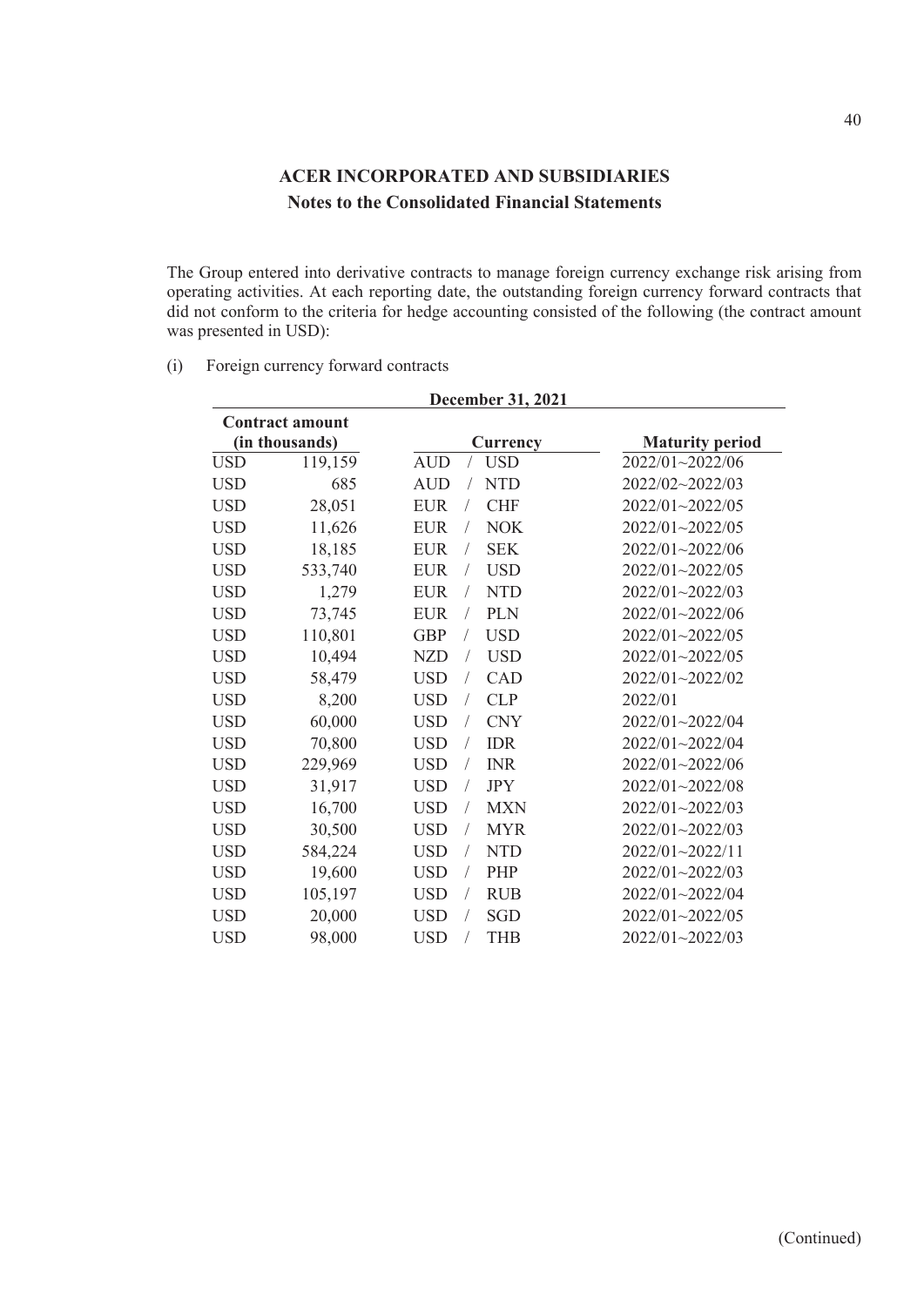# ACER INCORPORATED AND SUBSIDIARIES
## Notes to the Consolidated Financial Statements

The Group entered into derivative contracts to manage foreign currency exchange risk arising from operating activities. At each reporting date, the outstanding foreign currency forward contracts that did not conform to the criteria for hedge accounting consisted of the following (the contract amount was presented in USD):

(i) Foreign currency forward contracts

| December 31, 2021 | | | |
|---|---|---|---|
| Contract amount (in thousands) | | Currency | Maturity period |
| USD | 119,159 | AUD / USD | 2022/01~2022/06 |
| USD | 685 | AUD / NTD | 2022/02~2022/03 |
| USD | 28,051 | EUR / CHF | 2022/01~2022/05 |
| USD | 11,626 | EUR / NOK | 2022/01~2022/05 |
| USD | 18,185 | EUR / SEK | 2022/01~2022/06 |
| USD | 533,740 | EUR / USD | 2022/01~2022/05 |
| USD | 1,279 | EUR / NTD | 2022/01~2022/03 |
| USD | 73,745 | EUR / PLN | 2022/01~2022/06 |
| USD | 110,801 | GBP / USD | 2022/01~2022/05 |
| USD | 10,494 | NZD / USD | 2022/01~2022/05 |
| USD | 58,479 | USD / CAD | 2022/01~2022/02 |
| USD | 8,200 | USD / CLP | 2022/01 |
| USD | 60,000 | USD / CNY | 2022/01~2022/04 |
| USD | 70,800 | USD / IDR | 2022/01~2022/04 |
| USD | 229,969 | USD / INR | 2022/01~2022/06 |
| USD | 31,917 | USD / JPY | 2022/01~2022/08 |
| USD | 16,700 | USD / MXN | 2022/01~2022/03 |
| USD | 30,500 | USD / MYR | 2022/01~2022/03 |
| USD | 584,224 | USD / NTD | 2022/01~2022/11 |
| USD | 19,600 | USD / PHP | 2022/01~2022/03 |
| USD | 105,197 | USD / RUB | 2022/01~2022/04 |
| USD | 20,000 | USD / SGD | 2022/01~2022/05 |
| USD | 98,000 | USD / THB | 2022/01~2022/03 |

(Continued)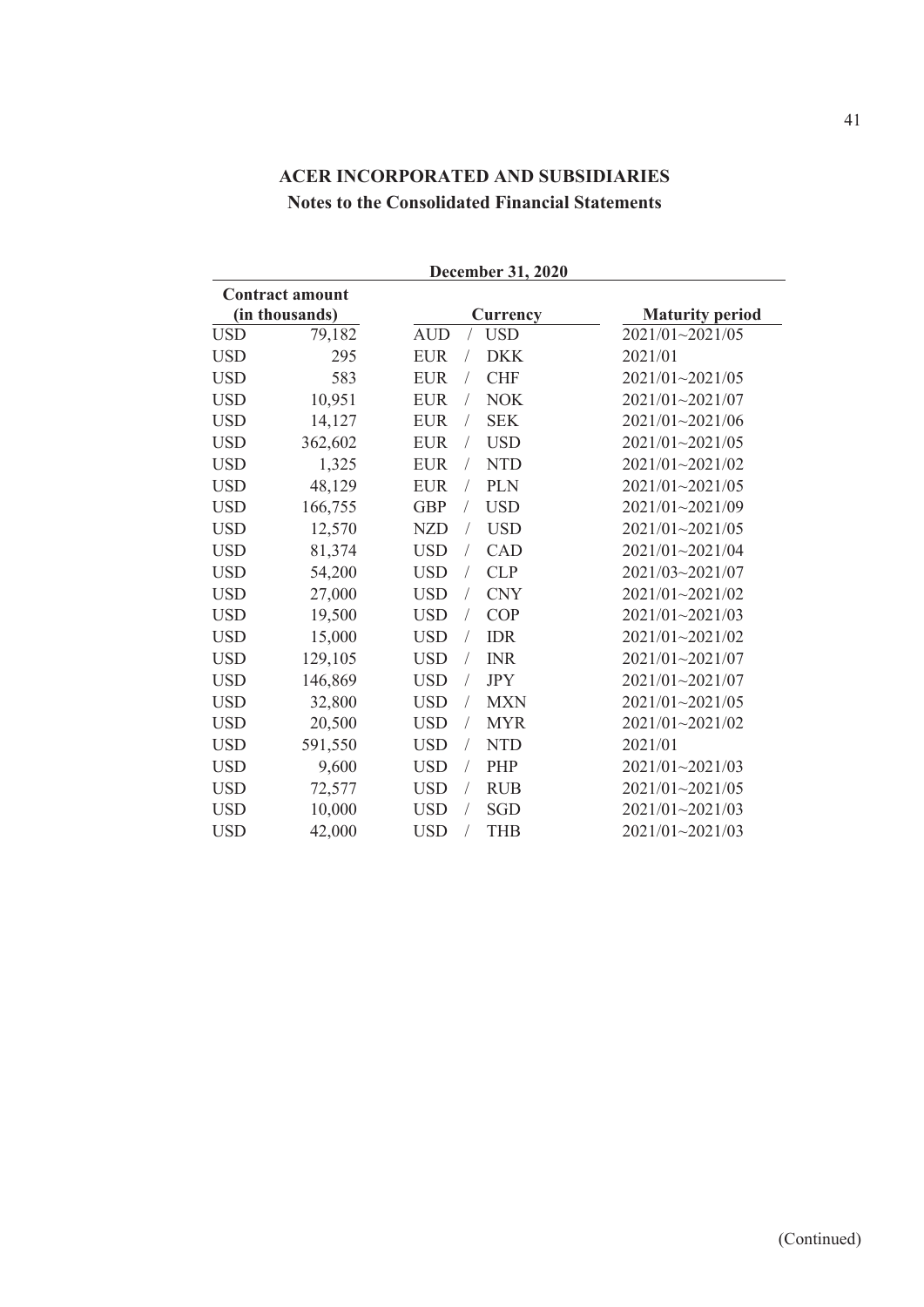# ACER INCORPORATED AND SUBSIDIARIES

## Notes to the Consolidated Financial Statements

| December 31, 2020 | | | |
|---|---|---|---|
| **Contract amount (in thousands)** | | **Currency** | **Maturity period** |
| USD | 79,182 | AUD / USD | 2021/01~2021/05 |
| USD | 295 | EUR / DKK | 2021/01 |
| USD | 583 | EUR / CHF | 2021/01~2021/05 |
| USD | 10,951 | EUR / NOK | 2021/01~2021/07 |
| USD | 14,127 | EUR / SEK | 2021/01~2021/06 |
| USD | 362,602 | EUR / USD | 2021/01~2021/05 |
| USD | 1,325 | EUR / NTD | 2021/01~2021/02 |
| USD | 48,129 | EUR / PLN | 2021/01~2021/05 |
| USD | 166,755 | GBP / USD | 2021/01~2021/09 |
| USD | 12,570 | NZD / USD | 2021/01~2021/05 |
| USD | 81,374 | USD / CAD | 2021/01~2021/04 |
| USD | 54,200 | USD / CLP | 2021/03~2021/07 |
| USD | 27,000 | USD / CNY | 2021/01~2021/02 |
| USD | 19,500 | USD / COP | 2021/01~2021/03 |
| USD | 15,000 | USD / IDR | 2021/01~2021/02 |
| USD | 129,105 | USD / INR | 2021/01~2021/07 |
| USD | 146,869 | USD / JPY | 2021/01~2021/07 |
| USD | 32,800 | USD / MXN | 2021/01~2021/05 |
| USD | 20,500 | USD / MYR | 2021/01~2021/02 |
| USD | 591,550 | USD / NTD | 2021/01 |
| USD | 9,600 | USD / PHP | 2021/01~2021/03 |
| USD | 72,577 | USD / RUB | 2021/01~2021/05 |
| USD | 10,000 | USD / SGD | 2021/01~2021/03 |
| USD | 42,000 | USD / THB | 2021/01~2021/03 |

(Continued)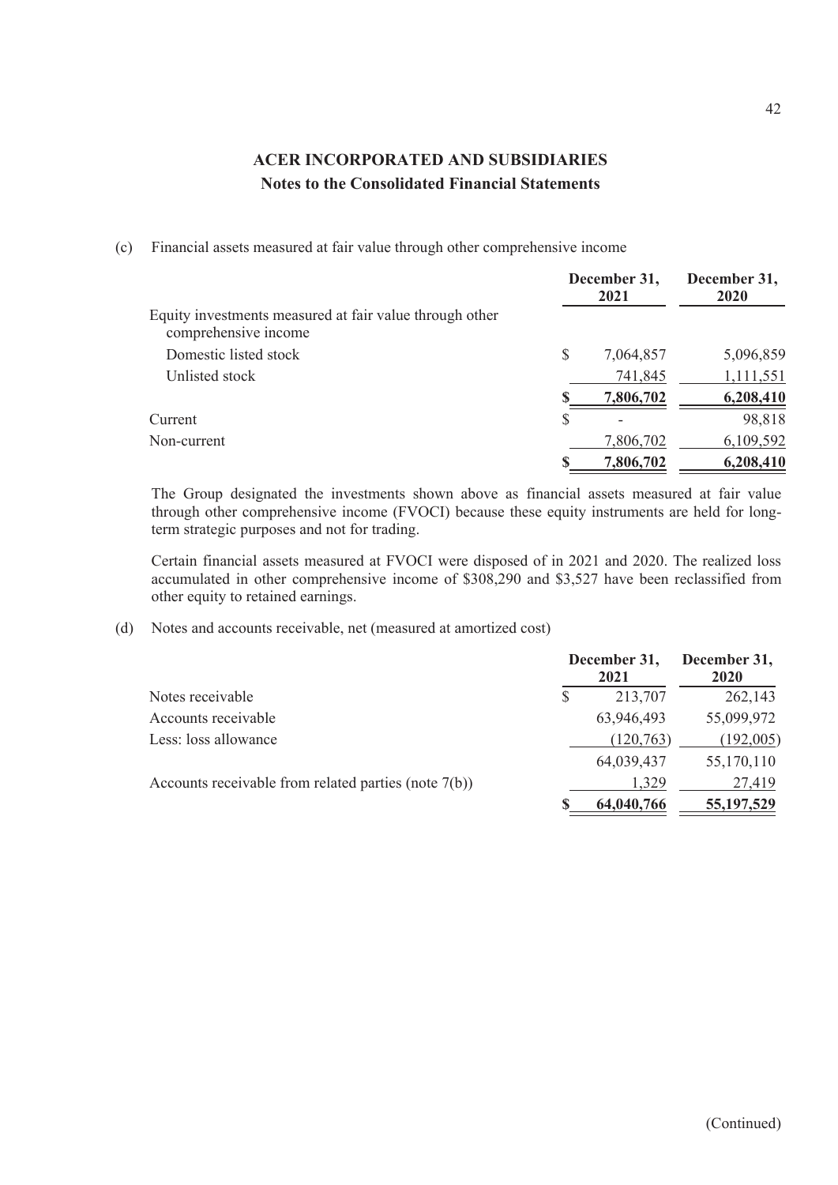**ACER INCORPORATED AND SUBSIDIARIES**
**Notes to the Consolidated Financial Statements**

(c) Financial assets measured at fair value through other comprehensive income

| | December 31, 2021 | December 31, 2020 |
|---|---|---|
| Equity investments measured at fair value through other comprehensive income | | |
| Domestic listed stock | $ 7,064,857 | 5,096,859 |
| Unlisted stock | 741,845 | 1,111,551 |
| | **$ 7,806,702** | **6,208,410** |
| Current | $ - | 98,818 |
| Non-current | 7,806,702 | 6,109,592 |
| | **$ 7,806,702** | **6,208,410** |

The Group designated the investments shown above as financial assets measured at fair value through other comprehensive income (FVOCI) because these equity instruments are held for long-term strategic purposes and not for trading.

Certain financial assets measured at FVOCI were disposed of in 2021 and 2020. The realized loss accumulated in other comprehensive income of $308,290 and $3,527 have been reclassified from other equity to retained earnings.

(d) Notes and accounts receivable, net (measured at amortized cost)

| | December 31, 2021 | December 31, 2020 |
|---|---|---|
| Notes receivable | $ 213,707 | 262,143 |
| Accounts receivable | 63,946,493 | 55,099,972 |
| Less: loss allowance | (120,763) | (192,005) |
| | 64,039,437 | 55,170,110 |
| Accounts receivable from related parties (note 7(b)) | 1,329 | 27,419 |
| | **$ 64,040,766** | **55,197,529** |

(Continued)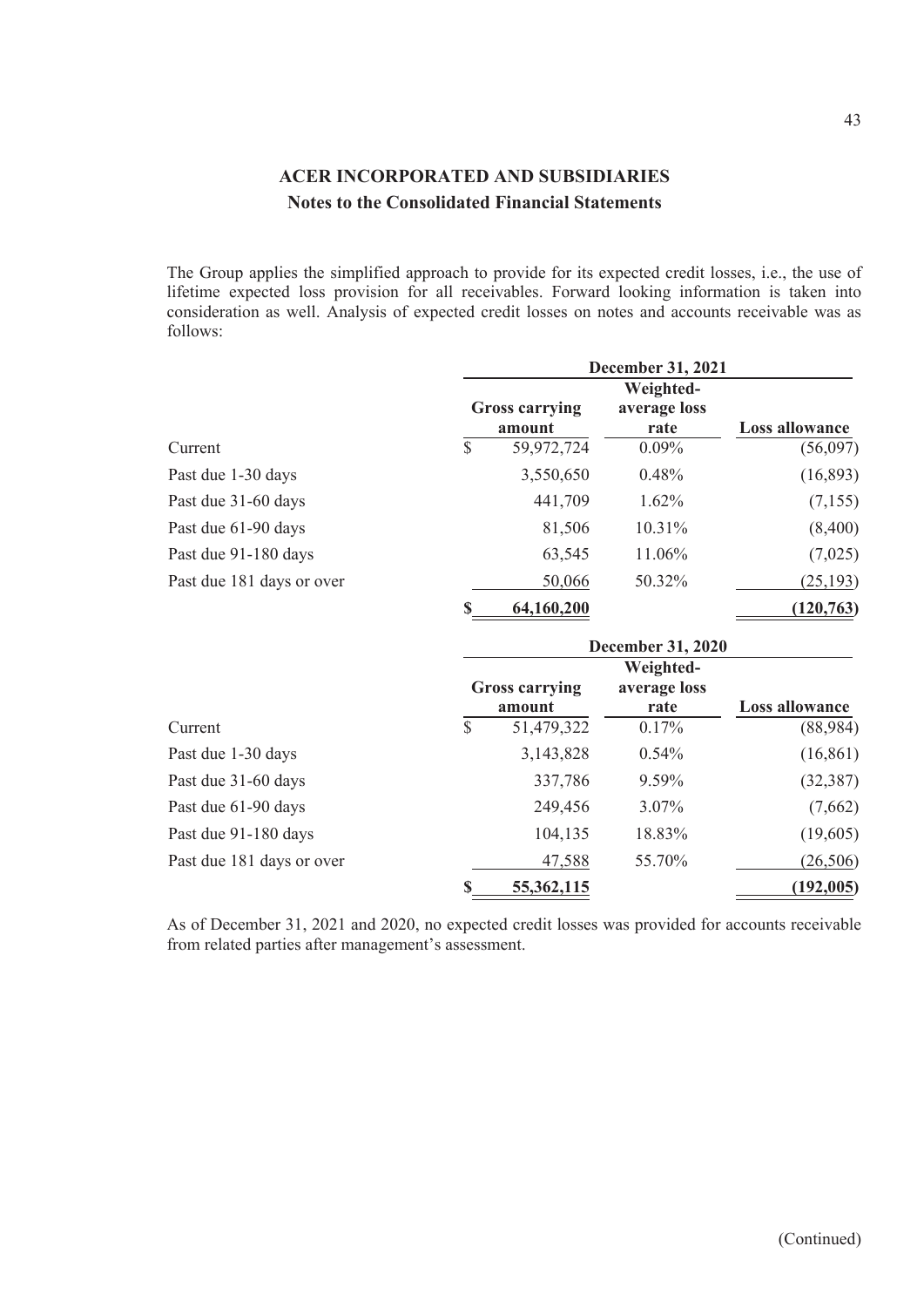## ACER INCORPORATED AND SUBSIDIARIES
### Notes to the Consolidated Financial Statements

The Group applies the simplified approach to provide for its expected credit losses, i.e., the use of lifetime expected loss provision for all receivables. Forward looking information is taken into consideration as well. Analysis of expected credit losses on notes and accounts receivable was as follows:

| | December 31, 2021 | | |
|---|---|---|---|
| | Gross carrying amount | Weighted-average loss rate | Loss allowance |
| Current | $ 59,972,724 | 0.09% | (56,097) |
| Past due 1-30 days | 3,550,650 | 0.48% | (16,893) |
| Past due 31-60 days | 441,709 | 1.62% | (7,155) |
| Past due 61-90 days | 81,506 | 10.31% | (8,400) |
| Past due 91-180 days | 63,545 | 11.06% | (7,025) |
| Past due 181 days or over | 50,066 | 50.32% | (25,193) |
| | **$ 64,160,200** | | **(120,763)** |

| | December 31, 2020 | | |
|---|---|---|---|
| | Gross carrying amount | Weighted-average loss rate | Loss allowance |
| Current | $ 51,479,322 | 0.17% | (88,984) |
| Past due 1-30 days | 3,143,828 | 0.54% | (16,861) |
| Past due 31-60 days | 337,786 | 9.59% | (32,387) |
| Past due 61-90 days | 249,456 | 3.07% | (7,662) |
| Past due 91-180 days | 104,135 | 18.83% | (19,605) |
| Past due 181 days or over | 47,588 | 55.70% | (26,506) |
| | **$ 55,362,115** | | **(192,005)** |

As of December 31, 2021 and 2020, no expected credit losses was provided for accounts receivable from related parties after management's assessment.

(Continued)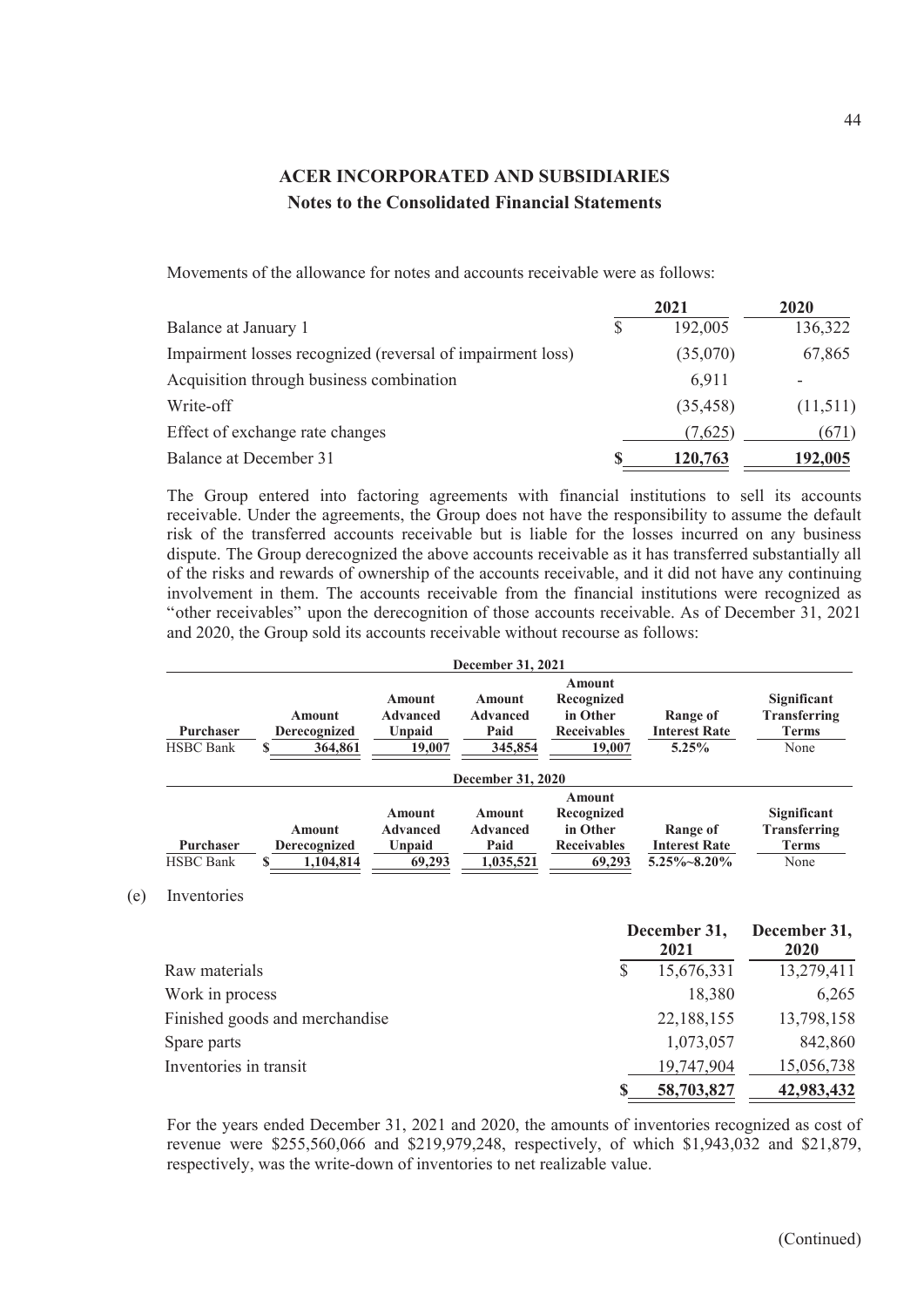## ACER INCORPORATED AND SUBSIDIARIES
### Notes to the Consolidated Financial Statements

Movements of the allowance for notes and accounts receivable were as follows:

| | 2021 | 2020 |
|---|---|---|
| Balance at January 1 | $ 192,005 | 136,322 |
| Impairment losses recognized (reversal of impairment loss) | (35,070) | 67,865 |
| Acquisition through business combination | 6,911 | - |
| Write-off | (35,458) | (11,511) |
| Effect of exchange rate changes | (7,625) | (671) |
| Balance at December 31 | **$ 120,763** | **192,005** |

The Group entered into factoring agreements with financial institutions to sell its accounts receivable. Under the agreements, the Group does not have the responsibility to assume the default risk of the transferred accounts receivable but is liable for the losses incurred on any business dispute. The Group derecognized the above accounts receivable as it has transferred substantially all of the risks and rewards of ownership of the accounts receivable, and it did not have any continuing involvement in them. The accounts receivable from the financial institutions were recognized as "other receivables" upon the derecognition of those accounts receivable. As of December 31, 2021 and 2020, the Group sold its accounts receivable without recourse as follows:

**December 31, 2021**

| Purchaser | Amount Derecognized | Amount Advanced Unpaid | Amount Advanced Paid | Amount Recognized in Other Receivables | Range of Interest Rate | Significant Transferring Terms |
|---|---|---|---|---|---|---|
| HSBC Bank | **$ 364,861** | **19,007** | **345,854** | **19,007** | **5.25%** | None |

**December 31, 2020**

| Purchaser | Amount Derecognized | Amount Advanced Unpaid | Amount Advanced Paid | Amount Recognized in Other Receivables | Range of Interest Rate | Significant Transferring Terms |
|---|---|---|---|---|---|---|
| HSBC Bank | **$ 1,104,814** | **69,293** | **1,035,521** | **69,293** | **5.25%~8.20%** | None |

(e) Inventories

| | December 31, 2021 | December 31, 2020 |
|---|---|---|
| Raw materials | $ 15,676,331 | 13,279,411 |
| Work in process | 18,380 | 6,265 |
| Finished goods and merchandise | 22,188,155 | 13,798,158 |
| Spare parts | 1,073,057 | 842,860 |
| Inventories in transit | 19,747,904 | 15,056,738 |
| | **$ 58,703,827** | **42,983,432** |

For the years ended December 31, 2021 and 2020, the amounts of inventories recognized as cost of revenue were \$255,560,066 and \$219,979,248, respectively, of which \$1,943,032 and \$21,879, respectively, was the write-down of inventories to net realizable value.

(Continued)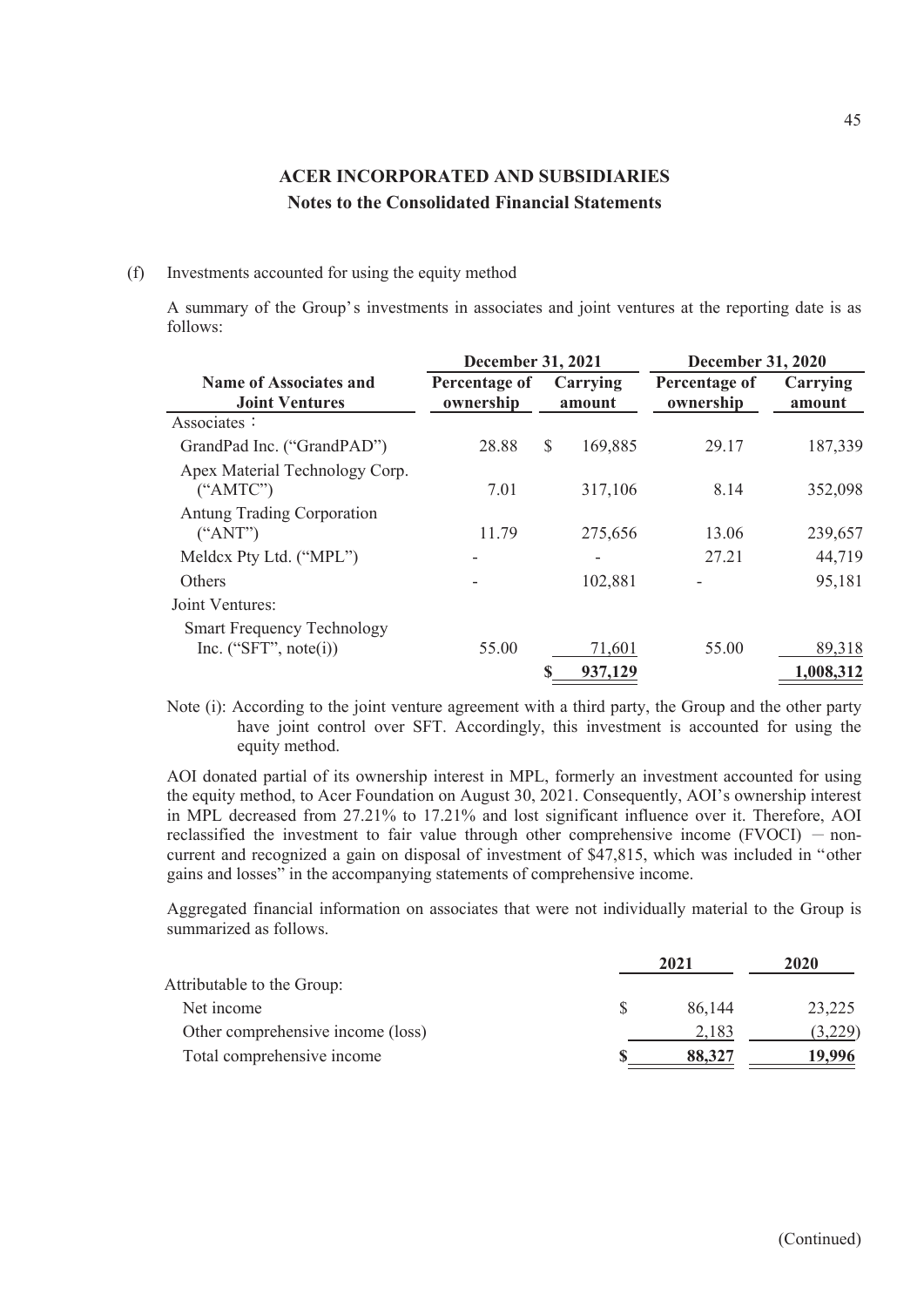**ACER INCORPORATED AND SUBSIDIARIES**
**Notes to the Consolidated Financial Statements**

(f) Investments accounted for using the equity method

A summary of the Group's investments in associates and joint ventures at the reporting date is as follows:

| Name of Associates and Joint Ventures | December 31, 2021 | | December 31, 2020 | |
|---|---|---|---|---|
| | Percentage of ownership | Carrying amount | Percentage of ownership | Carrying amount |
| Associates： | | | | |
| GrandPad Inc. ("GrandPAD") | 28.88 | $ 169,885 | 29.17 | 187,339 |
| Apex Material Technology Corp. ("AMTC") | 7.01 | 317,106 | 8.14 | 352,098 |
| Antung Trading Corporation ("ANT") | 11.79 | 275,656 | 13.06 | 239,657 |
| Meldcx Pty Ltd. ("MPL") | - | - | 27.21 | 44,719 |
| Others | - | 102,881 | - | 95,181 |
| Joint Ventures: | | | | |
| Smart Frequency Technology Inc. ("SFT", note(i)) | 55.00 | 71,601 | 55.00 | 89,318 |
| | | $ 937,129 | | 1,008,312 |

Note (i): According to the joint venture agreement with a third party, the Group and the other party have joint control over SFT. Accordingly, this investment is accounted for using the equity method.

AOI donated partial of its ownership interest in MPL, formerly an investment accounted for using the equity method, to Acer Foundation on August 30, 2021. Consequently, AOI's ownership interest in MPL decreased from 27.21% to 17.21% and lost significant influence over it. Therefore, AOI reclassified the investment to fair value through other comprehensive income (FVOCI) – non-current and recognized a gain on disposal of investment of $47,815, which was included in "other gains and losses" in the accompanying statements of comprehensive income.

Aggregated financial information on associates that were not individually material to the Group is summarized as follows.

| | 2021 | 2020 |
|---|---|---|
| Attributable to the Group: | | |
| Net income | $ 86,144 | 23,225 |
| Other comprehensive income (loss) | 2,183 | (3,229) |
| Total comprehensive income | $ 88,327 | 19,996 |

(Continued)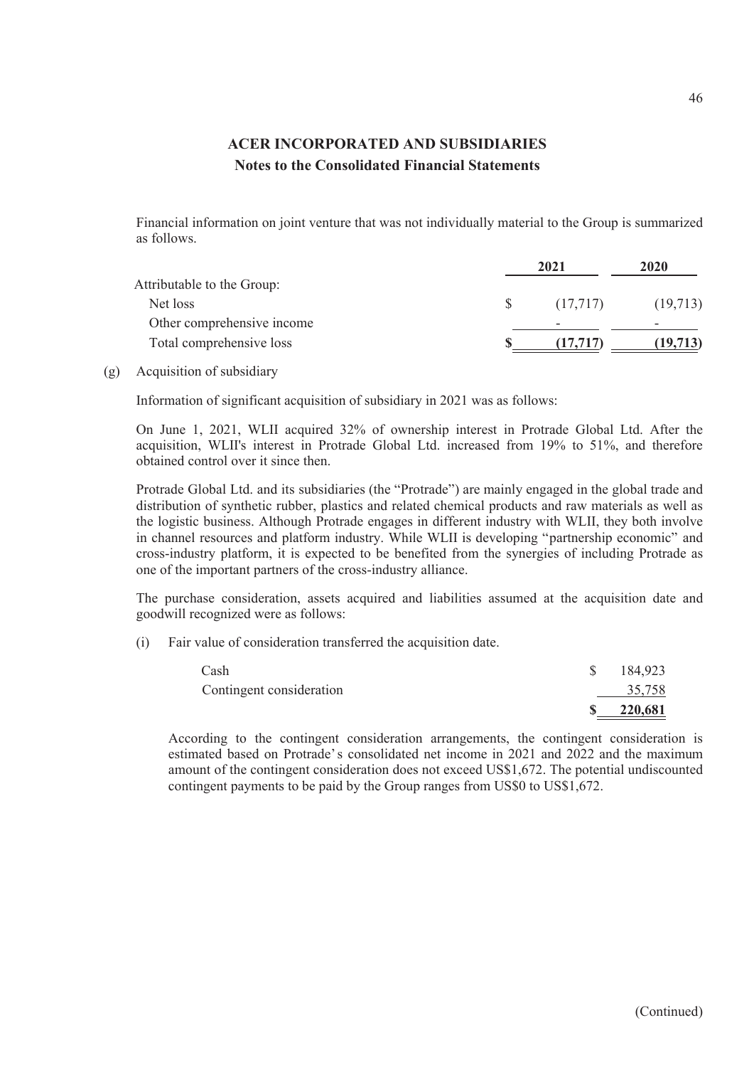Financial information on joint venture that was not individually material to the Group is summarized as follows.

| | 2021 | 2020 |
|---|---|---|
| Attributable to the Group: | | |
| Net loss | $ (17,717) | (19,713) |
| Other comprehensive income | - | - |
| Total comprehensive loss | **$ (17,717)** | **(19,713)** |

(g) Acquisition of subsidiary

Information of significant acquisition of subsidiary in 2021 was as follows:

On June 1, 2021, WLII acquired 32% of ownership interest in Protrade Global Ltd. After the acquisition, WLII's interest in Protrade Global Ltd. increased from 19% to 51%, and therefore obtained control over it since then.

Protrade Global Ltd. and its subsidiaries (the "Protrade") are mainly engaged in the global trade and distribution of synthetic rubber, plastics and related chemical products and raw materials as well as the logistic business. Although Protrade engages in different industry with WLII, they both involve in channel resources and platform industry. While WLII is developing "partnership economic" and cross-industry platform, it is expected to be benefited from the synergies of including Protrade as one of the important partners of the cross-industry alliance.

The purchase consideration, assets acquired and liabilities assumed at the acquisition date and goodwill recognized were as follows:

(i) Fair value of consideration transferred the acquisition date.

| | |
|---|---|
| Cash | $ 184,923 |
| Contingent consideration | 35,758 |
| | **$ 220,681** |

According to the contingent consideration arrangements, the contingent consideration is estimated based on Protrade's consolidated net income in 2021 and 2022 and the maximum amount of the contingent consideration does not exceed US$1,672. The potential undiscounted contingent payments to be paid by the Group ranges from US$0 to US$1,672.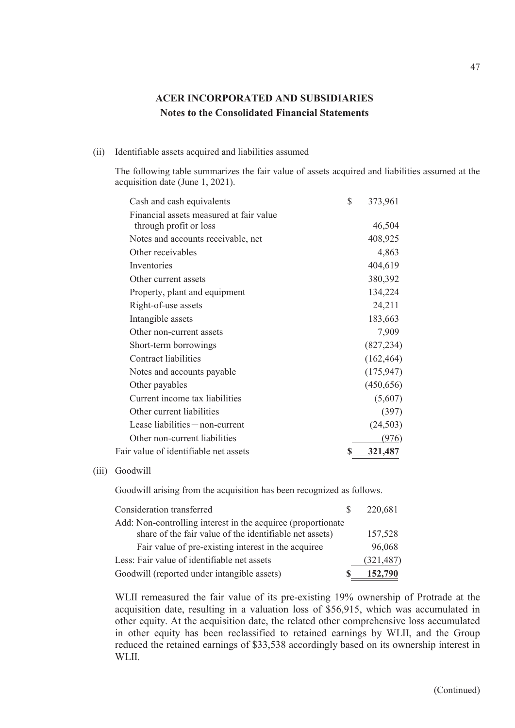# ACER INCORPORATED AND SUBSIDIARIES
## Notes to the Consolidated Financial Statements

(ii) Identifiable assets acquired and liabilities assumed

The following table summarizes the fair value of assets acquired and liabilities assumed at the acquisition date (June 1, 2021).

| | |
|---|---|
| Cash and cash equivalents | $ 373,961 |
| Financial assets measured at fair value through profit or loss | 46,504 |
| Notes and accounts receivable, net | 408,925 |
| Other receivables | 4,863 |
| Inventories | 404,619 |
| Other current assets | 380,392 |
| Property, plant and equipment | 134,224 |
| Right-of-use assets | 24,211 |
| Intangible assets | 183,663 |
| Other non-current assets | 7,909 |
| Short-term borrowings | (827,234) |
| Contract liabilities | (162,464) |
| Notes and accounts payable | (175,947) |
| Other payables | (450,656) |
| Current income tax liabilities | (5,607) |
| Other current liabilities | (397) |
| Lease liabilities－non-current | (24,503) |
| Other non-current liabilities | (976) |
| Fair value of identifiable net assets | **$ 321,487** |

(iii) Goodwill

Goodwill arising from the acquisition has been recognized as follows.

| | |
|---|---|
| Consideration transferred | $ 220,681 |
| Add: Non-controlling interest in the acquiree (proportionate share of the fair value of the identifiable net assets) | 157,528 |
| Fair value of pre-existing interest in the acquiree | 96,068 |
| Less: Fair value of identifiable net assets | (321,487) |
| Goodwill (reported under intangible assets) | **$ 152,790** |

WLII remeasured the fair value of its pre-existing 19% ownership of Protrade at the acquisition date, resulting in a valuation loss of $56,915, which was accumulated in other equity. At the acquisition date, the related other comprehensive loss accumulated in other equity has been reclassified to retained earnings by WLII, and the Group reduced the retained earnings of $33,538 accordingly based on its ownership interest in WLII.

(Continued)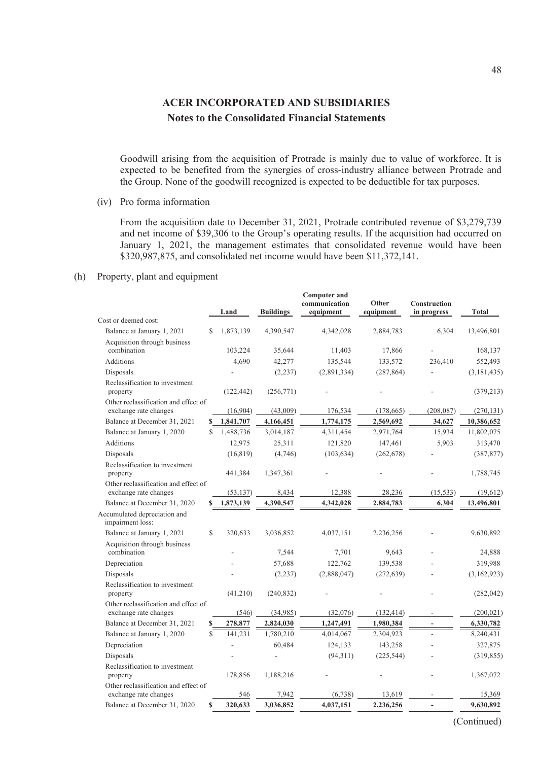Goodwill arising from the acquisition of Protrade is mainly due to value of workforce. It is expected to be benefited from the synergies of cross-industry alliance between Protrade and the Group. None of the goodwill recognized is expected to be deductible for tax purposes.

(iv) Pro forma information

From the acquisition date to December 31, 2021, Protrade contributed revenue of $3,279,739 and net income of $39,306 to the Group's operating results. If the acquisition had occurred on January 1, 2021, the management estimates that consolidated revenue would have been $320,987,875, and consolidated net income would have been $11,372,141.

(h) Property, plant and equipment

| | Land | Buildings | Computer and communication equipment | Other equipment | Construction in progress | Total |
|---|---|---|---|---|---|---|
| Cost or deemed cost: | | | | | | |
| Balance at January 1, 2021 | $ 1,873,139 | 4,390,547 | 4,342,028 | 2,884,783 | 6,304 | 13,496,801 |
| Acquisition through business combination | 103,224 | 35,644 | 11,403 | 17,866 | - | 168,137 |
| Additions | 4,690 | 42,277 | 135,544 | 133,572 | 236,410 | 552,493 |
| Disposals | - | (2,237) | (2,891,334) | (287,864) | - | (3,181,435) |
| Reclassification to investment property | (122,442) | (256,771) | - | - | - | (379,213) |
| Other reclassification and effect of exchange rate changes | (16,904) | (43,009) | 176,534 | (178,665) | (208,087) | (270,131) |
| Balance at December 31, 2021 | **$ 1,841,707** | **4,166,451** | **1,774,175** | **2,569,692** | **34,627** | **10,386,652** |
| Balance at January 1, 2020 | $ 1,488,736 | 3,014,187 | 4,311,454 | 2,971,764 | 15,934 | 11,802,075 |
| Additions | 12,975 | 25,311 | 121,820 | 147,461 | 5,903 | 313,470 |
| Disposals | (16,819) | (4,746) | (103,634) | (262,678) | - | (387,877) |
| Reclassification to investment property | 441,384 | 1,347,361 | - | - | - | 1,788,745 |
| Other reclassification and effect of exchange rate changes | (53,137) | 8,434 | 12,388 | 28,236 | (15,533) | (19,612) |
| Balance at December 31, 2020 | **$ 1,873,139** | **4,390,547** | **4,342,028** | **2,884,783** | **6,304** | **13,496,801** |
| Accumulated depreciation and impairment loss: | | | | | | |
| Balance at January 1, 2021 | $ 320,633 | 3,036,852 | 4,037,151 | 2,236,256 | - | 9,630,892 |
| Acquisition through business combination | - | 7,544 | 7,701 | 9,643 | - | 24,888 |
| Depreciation | - | 57,688 | 122,762 | 139,538 | - | 319,988 |
| Disposals | - | (2,237) | (2,888,047) | (272,639) | - | (3,162,923) |
| Reclassification to investment property | (41,210) | (240,832) | - | - | - | (282,042) |
| Other reclassification and effect of exchange rate changes | (546) | (34,985) | (32,076) | (132,414) | - | (200,021) |
| Balance at December 31, 2021 | **$ 278,877** | **2,824,030** | **1,247,491** | **1,980,384** | **-** | **6,330,782** |
| Balance at January 1, 2020 | $ 141,231 | 1,780,210 | 4,014,067 | 2,304,923 | - | 8,240,431 |
| Depreciation | - | 60,484 | 124,133 | 143,258 | - | 327,875 |
| Disposals | - | - | (94,311) | (225,544) | - | (319,855) |
| Reclassification to investment property | 178,856 | 1,188,216 | - | - | - | 1,367,072 |
| Other reclassification and effect of exchange rate changes | 546 | 7,942 | (6,738) | 13,619 | - | 15,369 |
| Balance at December 31, 2020 | **$ 320,633** | **3,036,852** | **4,037,151** | **2,236,256** | **-** | **9,630,892** |

(Continued)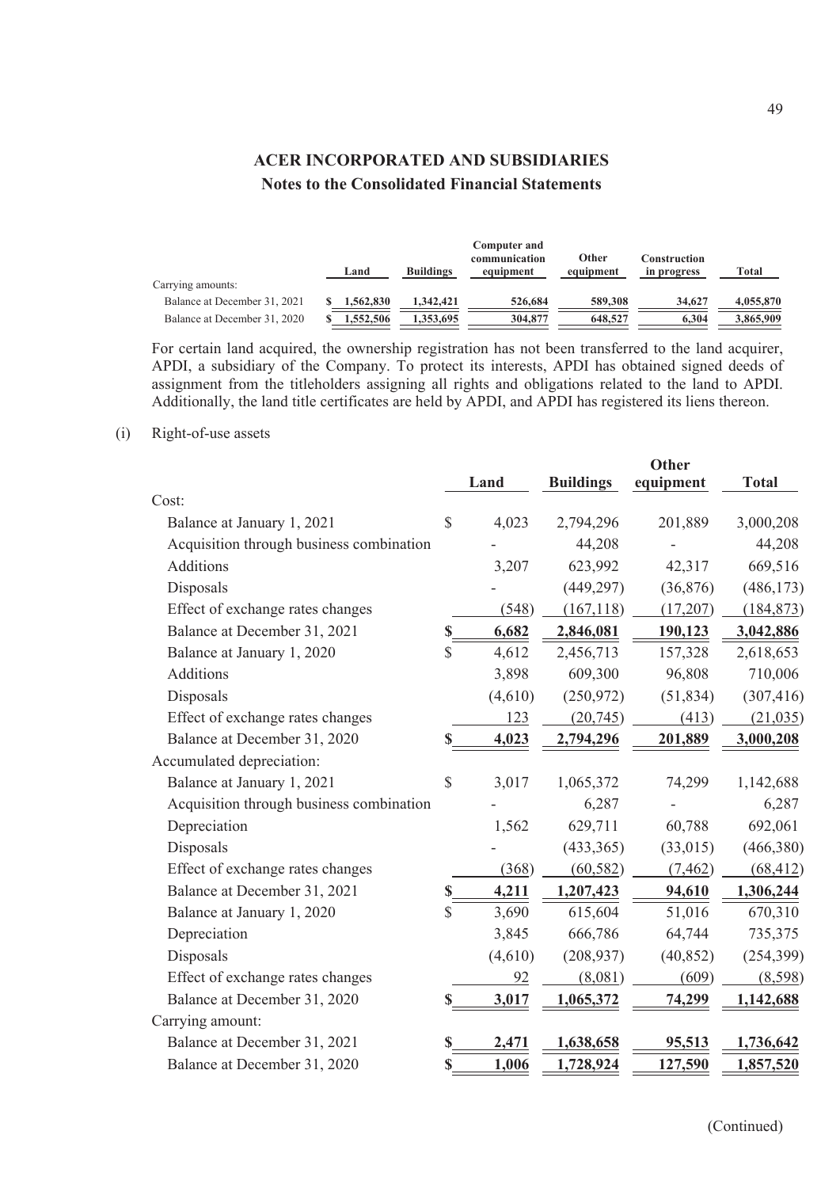# ACER INCORPORATED AND SUBSIDIARIES

## Notes to the Consolidated Financial Statements

| | Land | Buildings | Computer and communication equipment | Other equipment | Construction in progress | Total |
|---|---|---|---|---|---|---|
| Carrying amounts: | | | | | | |
| Balance at December 31, 2021 | $ 1,562,830 | 1,342,421 | 526,684 | 589,308 | 34,627 | 4,055,870 |
| Balance at December 31, 2020 | $ 1,552,506 | 1,353,695 | 304,877 | 648,527 | 6,304 | 3,865,909 |

For certain land acquired, the ownership registration has not been transferred to the land acquirer, APDI, a subsidiary of the Company. To protect its interests, APDI has obtained signed deeds of assignment from the titleholders assigning all rights and obligations related to the land to APDI. Additionally, the land title certificates are held by APDI, and APDI has registered its liens thereon.

(i) Right-of-use assets

| | Land | Buildings | Other equipment | Total |
|---|---|---|---|---|
| Cost: | | | | |
| Balance at January 1, 2021 | $ 4,023 | 2,794,296 | 201,889 | 3,000,208 |
| Acquisition through business combination | - | 44,208 | - | 44,208 |
| Additions | 3,207 | 623,992 | 42,317 | 669,516 |
| Disposals | - | (449,297) | (36,876) | (486,173) |
| Effect of exchange rates changes | (548) | (167,118) | (17,207) | (184,873) |
| Balance at December 31, 2021 | $ 6,682 | 2,846,081 | 190,123 | 3,042,886 |
| Balance at January 1, 2020 | $ 4,612 | 2,456,713 | 157,328 | 2,618,653 |
| Additions | 3,898 | 609,300 | 96,808 | 710,006 |
| Disposals | (4,610) | (250,972) | (51,834) | (307,416) |
| Effect of exchange rates changes | 123 | (20,745) | (413) | (21,035) |
| Balance at December 31, 2020 | $ 4,023 | 2,794,296 | 201,889 | 3,000,208 |
| Accumulated depreciation: | | | | |
| Balance at January 1, 2021 | $ 3,017 | 1,065,372 | 74,299 | 1,142,688 |
| Acquisition through business combination | - | 6,287 | - | 6,287 |
| Depreciation | 1,562 | 629,711 | 60,788 | 692,061 |
| Disposals | - | (433,365) | (33,015) | (466,380) |
| Effect of exchange rates changes | (368) | (60,582) | (7,462) | (68,412) |
| Balance at December 31, 2021 | $ 4,211 | 1,207,423 | 94,610 | 1,306,244 |
| Balance at January 1, 2020 | $ 3,690 | 615,604 | 51,016 | 670,310 |
| Depreciation | 3,845 | 666,786 | 64,744 | 735,375 |
| Disposals | (4,610) | (208,937) | (40,852) | (254,399) |
| Effect of exchange rates changes | 92 | (8,081) | (609) | (8,598) |
| Balance at December 31, 2020 | $ 3,017 | 1,065,372 | 74,299 | 1,142,688 |
| Carrying amount: | | | | |
| Balance at December 31, 2021 | $ 2,471 | 1,638,658 | 95,513 | 1,736,642 |
| Balance at December 31, 2020 | $ 1,006 | 1,728,924 | 127,590 | 1,857,520 |

(Continued)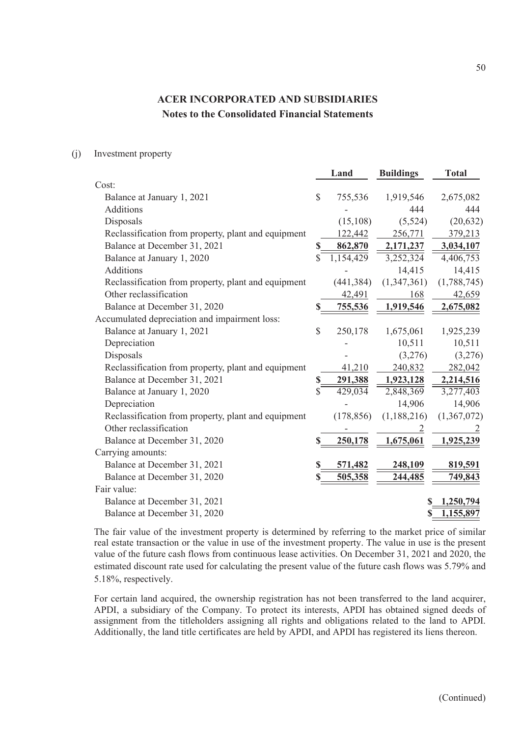**ACER INCORPORATED AND SUBSIDIARIES**
**Notes to the Consolidated Financial Statements**

(j) Investment property

| | Land | Buildings | Total |
|---|---|---|---|
| Cost: | | | |
| Balance at January 1, 2021 | $ 755,536 | 1,919,546 | 2,675,082 |
| Additions | - | 444 | 444 |
| Disposals | (15,108) | (5,524) | (20,632) |
| Reclassification from property, plant and equipment | 122,442 | 256,771 | 379,213 |
| Balance at December 31, 2021 | **$ 862,870** | **2,171,237** | **3,034,107** |
| Balance at January 1, 2020 | $ 1,154,429 | 3,252,324 | 4,406,753 |
| Additions | - | 14,415 | 14,415 |
| Reclassification from property, plant and equipment | (441,384) | (1,347,361) | (1,788,745) |
| Other reclassification | 42,491 | 168 | 42,659 |
| Balance at December 31, 2020 | **$ 755,536** | **1,919,546** | **2,675,082** |
| Accumulated depreciation and impairment loss: | | | |
| Balance at January 1, 2021 | $ 250,178 | 1,675,061 | 1,925,239 |
| Depreciation | - | 10,511 | 10,511 |
| Disposals | - | (3,276) | (3,276) |
| Reclassification from property, plant and equipment | 41,210 | 240,832 | 282,042 |
| Balance at December 31, 2021 | **$ 291,388** | **1,923,128** | **2,214,516** |
| Balance at January 1, 2020 | $ 429,034 | 2,848,369 | 3,277,403 |
| Depreciation | - | 14,906 | 14,906 |
| Reclassification from property, plant and equipment | (178,856) | (1,188,216) | (1,367,072) |
| Other reclassification | - | 2 | 2 |
| Balance at December 31, 2020 | **$ 250,178** | **1,675,061** | **1,925,239** |
| Carrying amounts: | | | |
| Balance at December 31, 2021 | **$ 571,482** | **248,109** | **819,591** |
| Balance at December 31, 2020 | **$ 505,358** | **244,485** | **749,843** |
| Fair value: | | | |
| Balance at December 31, 2021 | | | **$ 1,250,794** |
| Balance at December 31, 2020 | | | **$ 1,155,897** |

The fair value of the investment property is determined by referring to the market price of similar real estate transaction or the value in use of the investment property. The value in use is the present value of the future cash flows from continuous lease activities. On December 31, 2021 and 2020, the estimated discount rate used for calculating the present value of the future cash flows was 5.79% and 5.18%, respectively.

For certain land acquired, the ownership registration has not been transferred to the land acquirer, APDI, a subsidiary of the Company. To protect its interests, APDI has obtained signed deeds of assignment from the titleholders assigning all rights and obligations related to the land to APDI. Additionally, the land title certificates are held by APDI, and APDI has registered its liens thereon.

(Continued)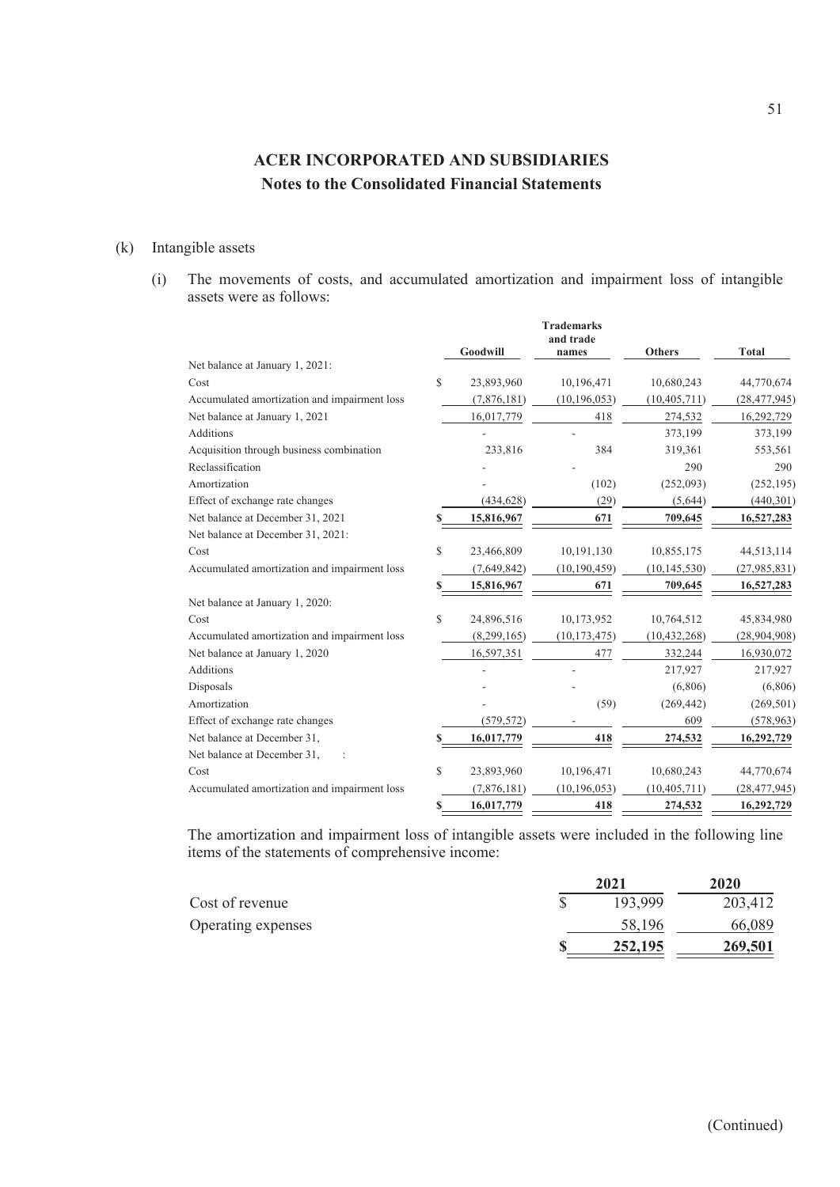## ACER INCORPORATED AND SUBSIDIARIES
### Notes to the Consolidated Financial Statements

(k) Intangible assets

(i) The movements of costs, and accumulated amortization and impairment loss of intangible assets were as follows:

| | Goodwill | Trademarks and trade names | Others | Total |
|---|---|---|---|---|
| Net balance at January 1, 2021: | | | | |
| Cost | $ 23,893,960 | 10,196,471 | 10,680,243 | 44,770,674 |
| Accumulated amortization and impairment loss | (7,876,181) | (10,196,053) | (10,405,711) | (28,477,945) |
| Net balance at January 1, 2021 | 16,017,779 | 418 | 274,532 | 16,292,729 |
| Additions | - | - | 373,199 | 373,199 |
| Acquisition through business combination | 233,816 | 384 | 319,361 | 553,561 |
| Reclassification | - | - | 290 | 290 |
| Amortization | - | (102) | (252,093) | (252,195) |
| Effect of exchange rate changes | (434,628) | (29) | (5,644) | (440,301) |
| Net balance at December 31, 2021 | **$ 15,816,967** | **671** | **709,645** | **16,527,283** |
| Net balance at December 31, 2021: | | | | |
| Cost | $ 23,466,809 | 10,191,130 | 10,855,175 | 44,513,114 |
| Accumulated amortization and impairment loss | (7,649,842) | (10,190,459) | (10,145,530) | (27,985,831) |
| | **$ 15,816,967** | **671** | **709,645** | **16,527,283** |
| Net balance at January 1, 2020: | | | | |
| Cost | $ 24,896,516 | 10,173,952 | 10,764,512 | 45,834,980 |
| Accumulated amortization and impairment loss | (8,299,165) | (10,173,475) | (10,432,268) | (28,904,908) |
| Net balance at January 1, 2020 | 16,597,351 | 477 | 332,244 | 16,930,072 |
| Additions | - | - | 217,927 | 217,927 |
| Disposals | - | - | (6,806) | (6,806) |
| Amortization | - | (59) | (269,442) | (269,501) |
| Effect of exchange rate changes | (579,572) | - | 609 | (578,963) |
| Net balance at December 31, | **$ 16,017,779** | **418** | **274,532** | **16,292,729** |
| Net balance at December 31, : | | | | |
| Cost | $ 23,893,960 | 10,196,471 | 10,680,243 | 44,770,674 |
| Accumulated amortization and impairment loss | (7,876,181) | (10,196,053) | (10,405,711) | (28,477,945) |
| | **$ 16,017,779** | **418** | **274,532** | **16,292,729** |

The amortization and impairment loss of intangible assets were included in the following line items of the statements of comprehensive income:

| | 2021 | 2020 |
|---|---|---|
| Cost of revenue | $ 193,999 | 203,412 |
| Operating expenses | 58,196 | 66,089 |
| | **$ 252,195** | **269,501** |

(Continued)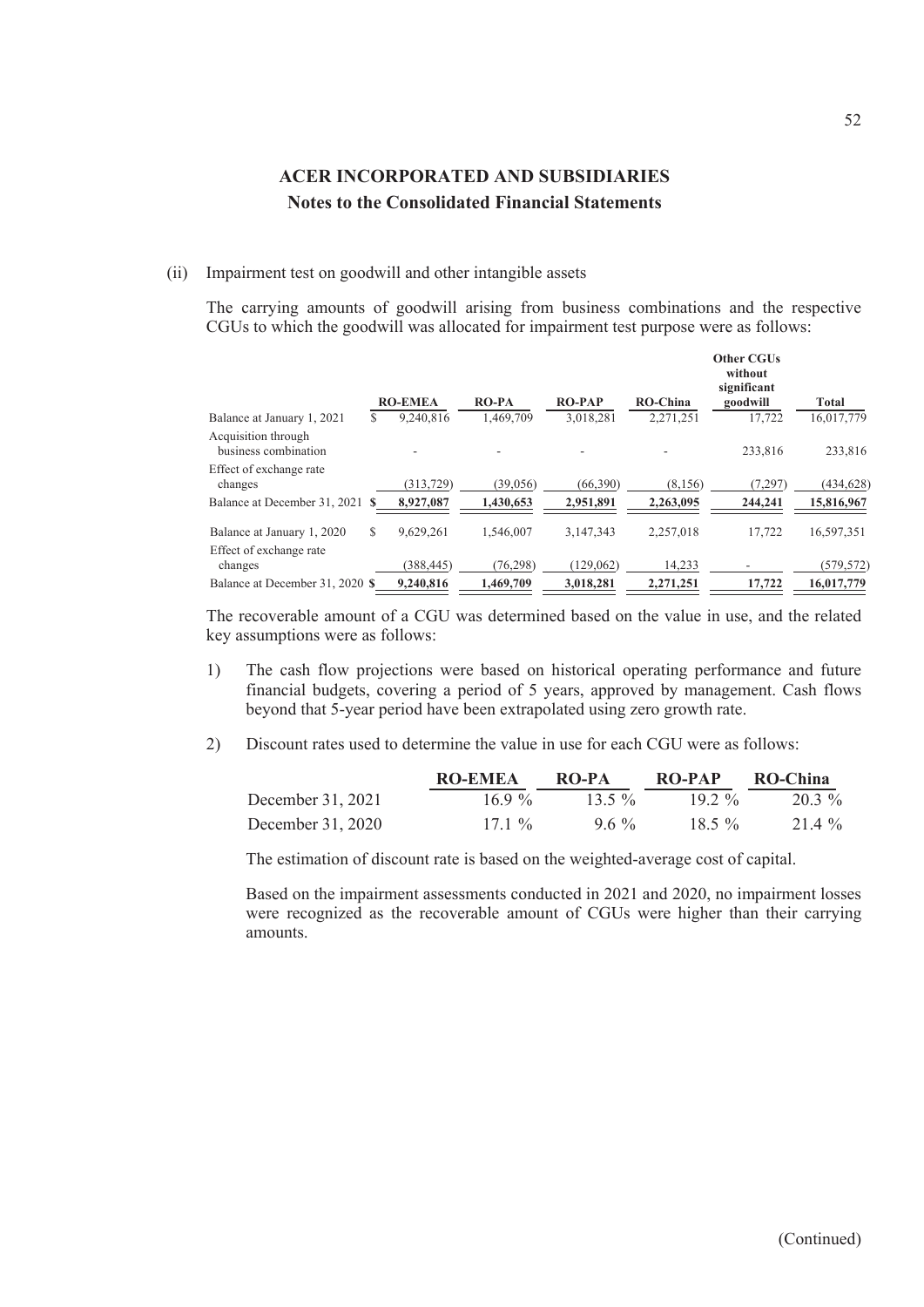# ACER INCORPORATED AND SUBSIDIARIES

## Notes to the Consolidated Financial Statements

(ii) Impairment test on goodwill and other intangible assets

The carrying amounts of goodwill arising from business combinations and the respective CGUs to which the goodwill was allocated for impairment test purpose were as follows:

| | RO-EMEA | RO-PA | RO-PAP | RO-China | Other CGUs without significant goodwill | Total |
|---|---|---|---|---|---|---|
| Balance at January 1, 2021 | $ 9,240,816 | 1,469,709 | 3,018,281 | 2,271,251 | 17,722 | 16,017,779 |
| Acquisition through business combination | - | - | - | - | 233,816 | 233,816 |
| Effect of exchange rate changes | (313,729) | (39,056) | (66,390) | (8,156) | (7,297) | (434,628) |
| **Balance at December 31, 2021** | **$ 8,927,087** | **1,430,653** | **2,951,891** | **2,263,095** | **244,241** | **15,816,967** |
| Balance at January 1, 2020 | $ 9,629,261 | 1,546,007 | 3,147,343 | 2,257,018 | 17,722 | 16,597,351 |
| Effect of exchange rate changes | (388,445) | (76,298) | (129,062) | 14,233 | - | (579,572) |
| **Balance at December 31, 2020** | **$ 9,240,816** | **1,469,709** | **3,018,281** | **2,271,251** | **17,722** | **16,017,779** |

The recoverable amount of a CGU was determined based on the value in use, and the related key assumptions were as follows:

1) The cash flow projections were based on historical operating performance and future financial budgets, covering a period of 5 years, approved by management. Cash flows beyond that 5-year period have been extrapolated using zero growth rate.

2) Discount rates used to determine the value in use for each CGU were as follows:

| | RO-EMEA | RO-PA | RO-PAP | RO-China |
|---|---|---|---|---|
| December 31, 2021 | 16.9 % | 13.5 % | 19.2 % | 20.3 % |
| December 31, 2020 | 17.1 % | 9.6 % | 18.5 % | 21.4 % |

The estimation of discount rate is based on the weighted-average cost of capital.

Based on the impairment assessments conducted in 2021 and 2020, no impairment losses were recognized as the recoverable amount of CGUs were higher than their carrying amounts.

(Continued)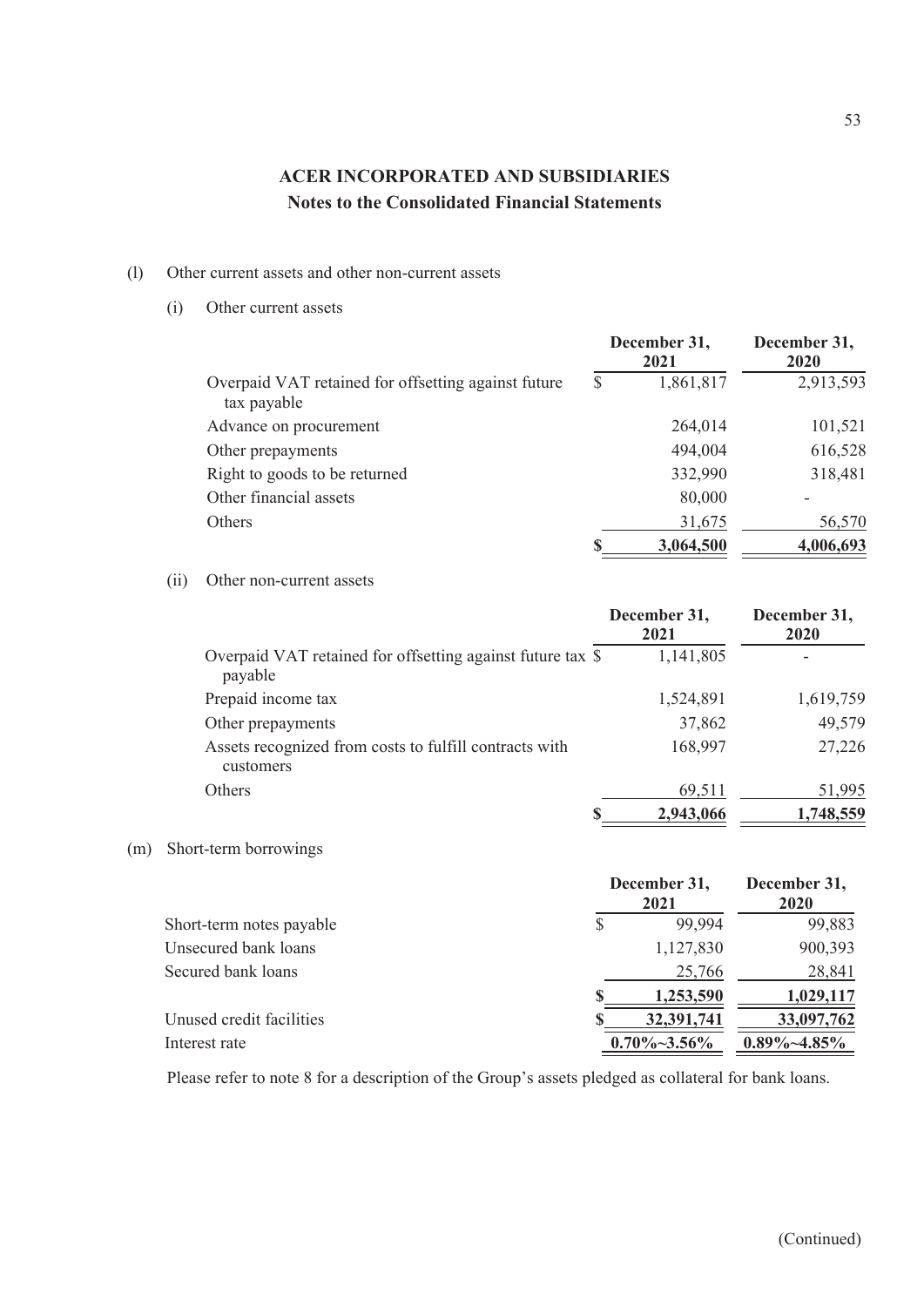## ACER INCORPORATED AND SUBSIDIARIES
### Notes to the Consolidated Financial Statements

(l) Other current assets and other non-current assets

(i) Other current assets

| | December 31, 2021 | December 31, 2020 |
|---|---|---|
| Overpaid VAT retained for offsetting against future tax payable | $ 1,861,817 | 2,913,593 |
| Advance on procurement | 264,014 | 101,521 |
| Other prepayments | 494,004 | 616,528 |
| Right to goods to be returned | 332,990 | 318,481 |
| Other financial assets | 80,000 | - |
| Others | 31,675 | 56,570 |
| | **$ 3,064,500** | **4,006,693** |

(ii) Other non-current assets

| | December 31, 2021 | December 31, 2020 |
|---|---|---|
| Overpaid VAT retained for offsetting against future tax payable | $ 1,141,805 | - |
| Prepaid income tax | 1,524,891 | 1,619,759 |
| Other prepayments | 37,862 | 49,579 |
| Assets recognized from costs to fulfill contracts with customers | 168,997 | 27,226 |
| Others | 69,511 | 51,995 |
| | **$ 2,943,066** | **1,748,559** |

(m) Short-term borrowings

| | December 31, 2021 | December 31, 2020 |
|---|---|---|
| Short-term notes payable | $ 99,994 | 99,883 |
| Unsecured bank loans | 1,127,830 | 900,393 |
| Secured bank loans | 25,766 | 28,841 |
| | **$ 1,253,590** | **1,029,117** |
| Unused credit facilities | **$ 32,391,741** | **33,097,762** |
| Interest rate | **0.70%~3.56%** | **0.89%~4.85%** |

Please refer to note 8 for a description of the Group's assets pledged as collateral for bank loans.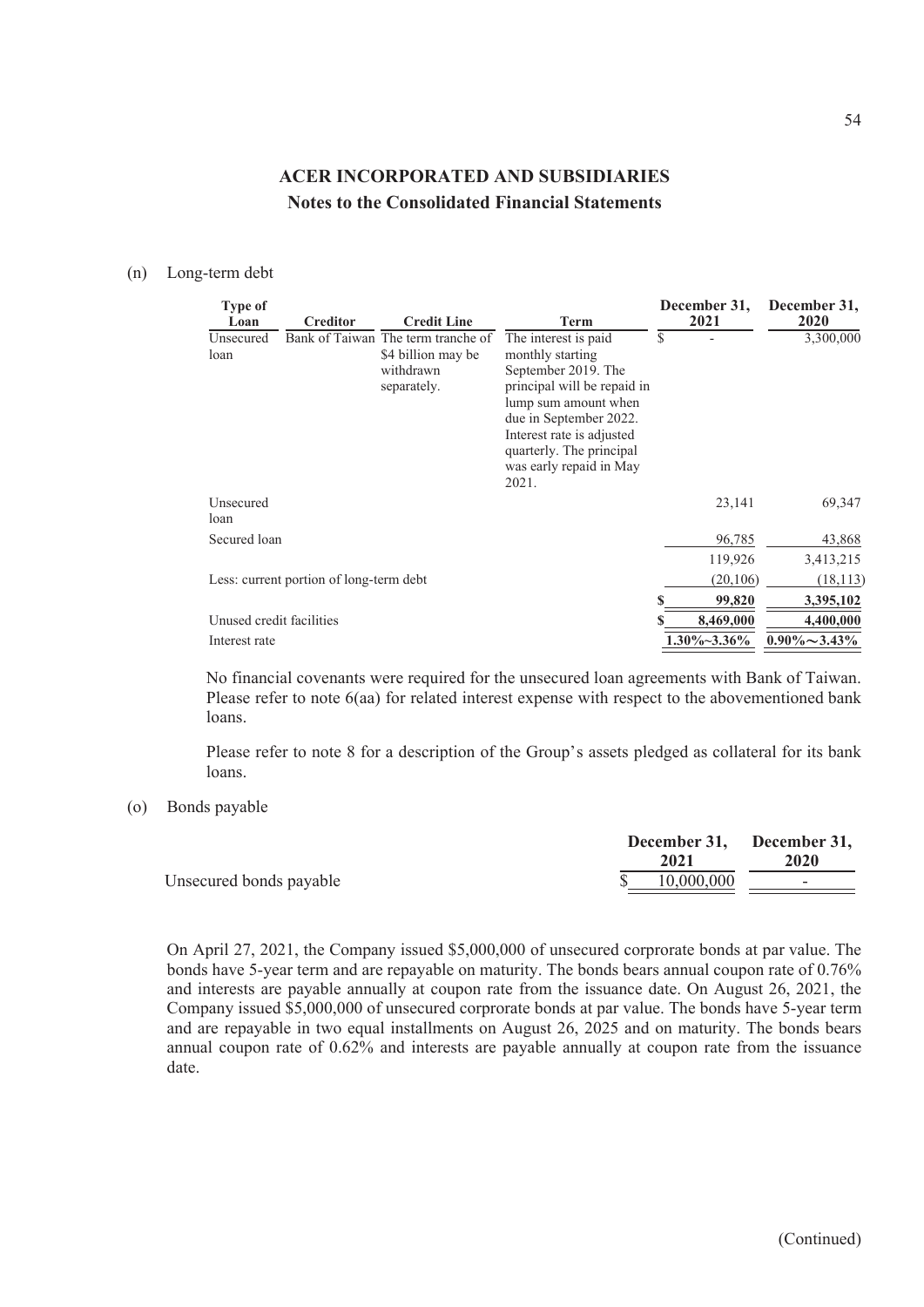# ACER INCORPORATED AND SUBSIDIARIES
## Notes to the Consolidated Financial Statements

(n) Long-term debt

| Type of Loan | Creditor | Credit Line | Term | December 31, 2021 | December 31, 2020 |
|---|---|---|---|---|---|
| Unsecured loan | Bank of Taiwan | The term tranche of \$4 billion may be withdrawn separately. | The interest is paid monthly starting September 2019. The principal will be repaid in lump sum amount when due in September 2022. Interest rate is adjusted quarterly. The principal was early repaid in May 2021. | $ - | 3,300,000 |
| Unsecured loan | | | | 23,141 | 69,347 |
| Secured loan | | | | 96,785 | 43,868 |
| | | | | 119,926 | 3,413,215 |
| Less: current portion of long-term debt | | | | (20,106) | (18,113) |
| | | | | $ 99,820 | 3,395,102 |
| Unused credit facilities | | | | $ 8,469,000 | 4,400,000 |
| Interest rate | | | | 1.30%~3.36% | 0.90%～3.43% |

No financial covenants were required for the unsecured loan agreements with Bank of Taiwan. Please refer to note 6(aa) for related interest expense with respect to the abovementioned bank loans.

Please refer to note 8 for a description of the Group's assets pledged as collateral for its bank loans.

(o) Bonds payable

| | December 31, 2021 | December 31, 2020 |
|---|---|---|
| Unsecured bonds payable | $ 10,000,000 | - |

On April 27, 2021, the Company issued \$5,000,000 of unsecured corprorate bonds at par value. The bonds have 5-year term and are repayable on maturity. The bonds bears annual coupon rate of 0.76% and interests are payable annually at coupon rate from the issuance date. On August 26, 2021, the Company issued \$5,000,000 of unsecured corprorate bonds at par value. The bonds have 5-year term and are repayable in two equal installments on August 26, 2025 and on maturity. The bonds bears annual coupon rate of 0.62% and interests are payable annually at coupon rate from the issuance date.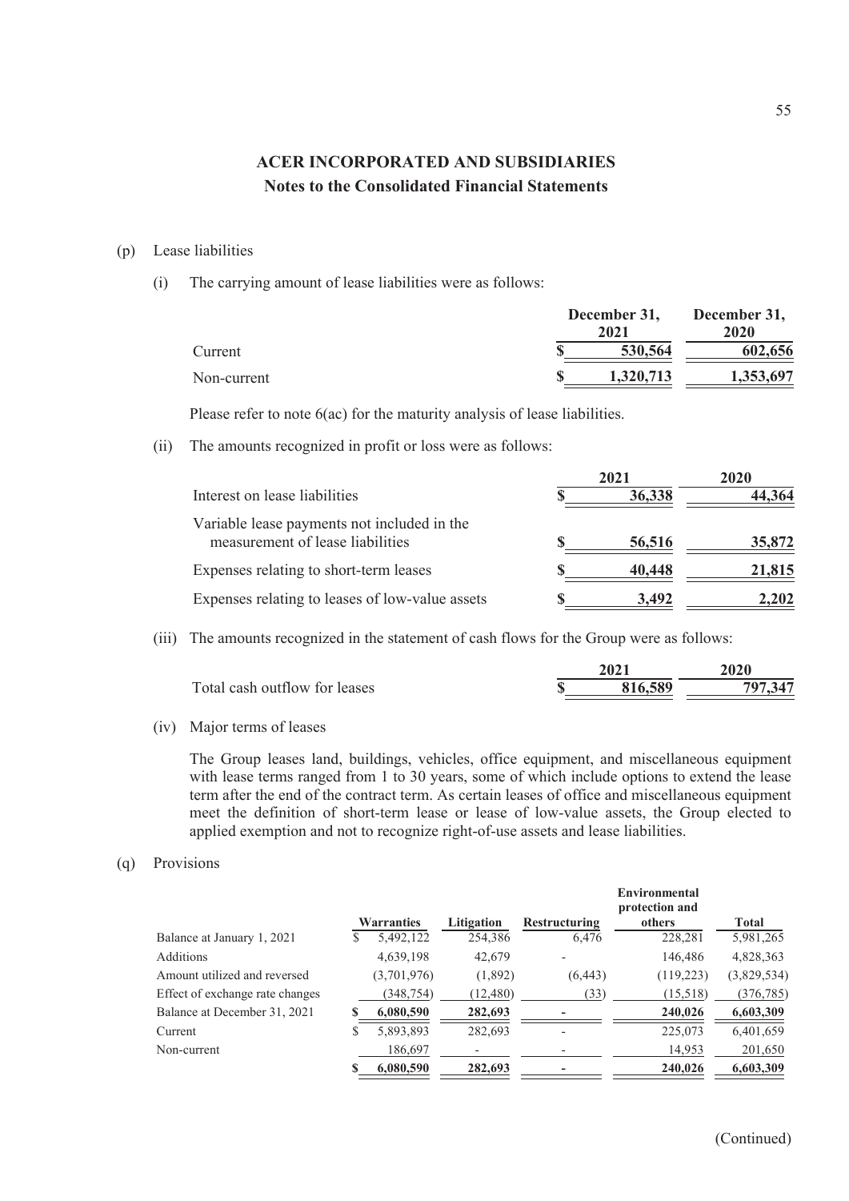# ACER INCORPORATED AND SUBSIDIARIES

## Notes to the Consolidated Financial Statements

(p) Lease liabilities

(i) The carrying amount of lease liabilities were as follows:

| | December 31, 2021 | December 31, 2020 |
|---|---|---|
| Current | $ 530,564 | 602,656 |
| Non-current | $ 1,320,713 | 1,353,697 |

Please refer to note 6(ac) for the maturity analysis of lease liabilities.

(ii) The amounts recognized in profit or loss were as follows:

| | 2021 | 2020 |
|---|---|---|
| Interest on lease liabilities | $ 36,338 | 44,364 |
| Variable lease payments not included in the measurement of lease liabilities | $ 56,516 | 35,872 |
| Expenses relating to short-term leases | $ 40,448 | 21,815 |
| Expenses relating to leases of low-value assets | $ 3,492 | 2,202 |

(iii) The amounts recognized in the statement of cash flows for the Group were as follows:

| | 2021 | 2020 |
|---|---|---|
| Total cash outflow for leases | $ 816,589 | 797,347 |

(iv) Major terms of leases

The Group leases land, buildings, vehicles, office equipment, and miscellaneous equipment with lease terms ranged from 1 to 30 years, some of which include options to extend the lease term after the end of the contract term. As certain leases of office and miscellaneous equipment meet the definition of short-term lease or lease of low-value assets, the Group elected to applied exemption and not to recognize right-of-use assets and lease liabilities.

(q) Provisions

| | Warranties | Litigation | Restructuring | Environmental protection and others | Total |
|---|---|---|---|---|---|
| Balance at January 1, 2021 | $ 5,492,122 | 254,386 | 6,476 | 228,281 | 5,981,265 |
| Additions | 4,639,198 | 42,679 | - | 146,486 | 4,828,363 |
| Amount utilized and reversed | (3,701,976) | (1,892) | (6,443) | (119,223) | (3,829,534) |
| Effect of exchange rate changes | (348,754) | (12,480) | (33) | (15,518) | (376,785) |
| Balance at December 31, 2021 | $ 6,080,590 | 282,693 | - | 240,026 | 6,603,309 |
| Current | $ 5,893,893 | 282,693 | - | 225,073 | 6,401,659 |
| Non-current | 186,697 | - | - | 14,953 | 201,650 |
| | $ 6,080,590 | 282,693 | - | 240,026 | 6,603,309 |

(Continued)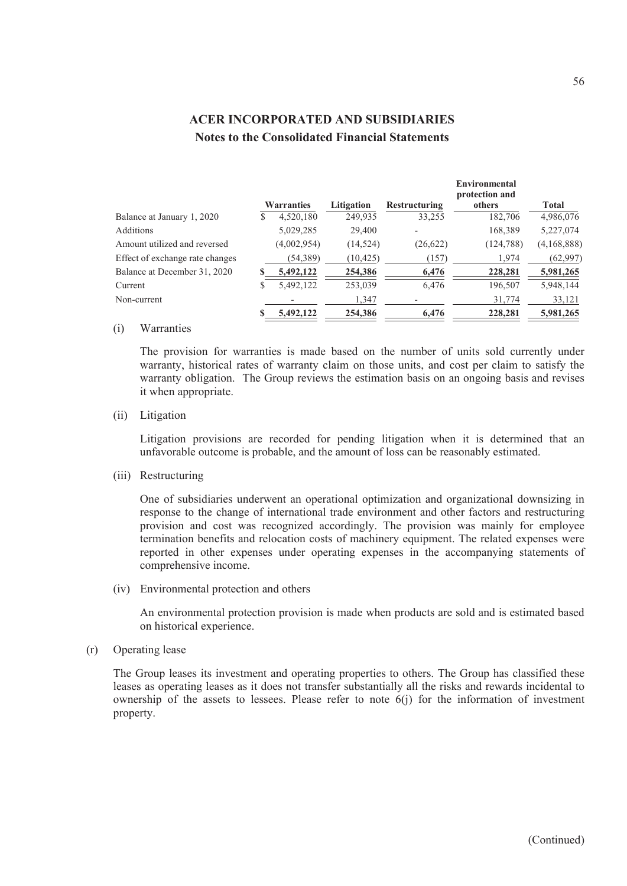**ACER INCORPORATED AND SUBSIDIARIES**

**Notes to the Consolidated Financial Statements**

| | Warranties | Litigation | Restructuring | Environmental protection and others | Total |
|---|---|---|---|---|---|
| Balance at January 1, 2020 | $ 4,520,180 | 249,935 | 33,255 | 182,706 | 4,986,076 |
| Additions | 5,029,285 | 29,400 | - | 168,389 | 5,227,074 |
| Amount utilized and reversed | (4,002,954) | (14,524) | (26,622) | (124,788) | (4,168,888) |
| Effect of exchange rate changes | (54,389) | (10,425) | (157) | 1,974 | (62,997) |
| Balance at December 31, 2020 | **$ 5,492,122** | **254,386** | **6,476** | **228,281** | **5,981,265** |
| Current | $ 5,492,122 | 253,039 | 6,476 | 196,507 | 5,948,144 |
| Non-current | - | 1,347 | - | 31,774 | 33,121 |
| | **$ 5,492,122** | **254,386** | **6,476** | **228,281** | **5,981,265** |

(i) Warranties

The provision for warranties is made based on the number of units sold currently under warranty, historical rates of warranty claim on those units, and cost per claim to satisfy the warranty obligation. The Group reviews the estimation basis on an ongoing basis and revises it when appropriate.

(ii) Litigation

Litigation provisions are recorded for pending litigation when it is determined that an unfavorable outcome is probable, and the amount of loss can be reasonably estimated.

(iii) Restructuring

One of subsidiaries underwent an operational optimization and organizational downsizing in response to the change of international trade environment and other factors and restructuring provision and cost was recognized accordingly. The provision was mainly for employee termination benefits and relocation costs of machinery equipment. The related expenses were reported in other expenses under operating expenses in the accompanying statements of comprehensive income.

(iv) Environmental protection and others

An environmental protection provision is made when products are sold and is estimated based on historical experience.

(r) Operating lease

The Group leases its investment and operating properties to others. The Group has classified these leases as operating leases as it does not transfer substantially all the risks and rewards incidental to ownership of the assets to lessees. Please refer to note 6(j) for the information of investment property.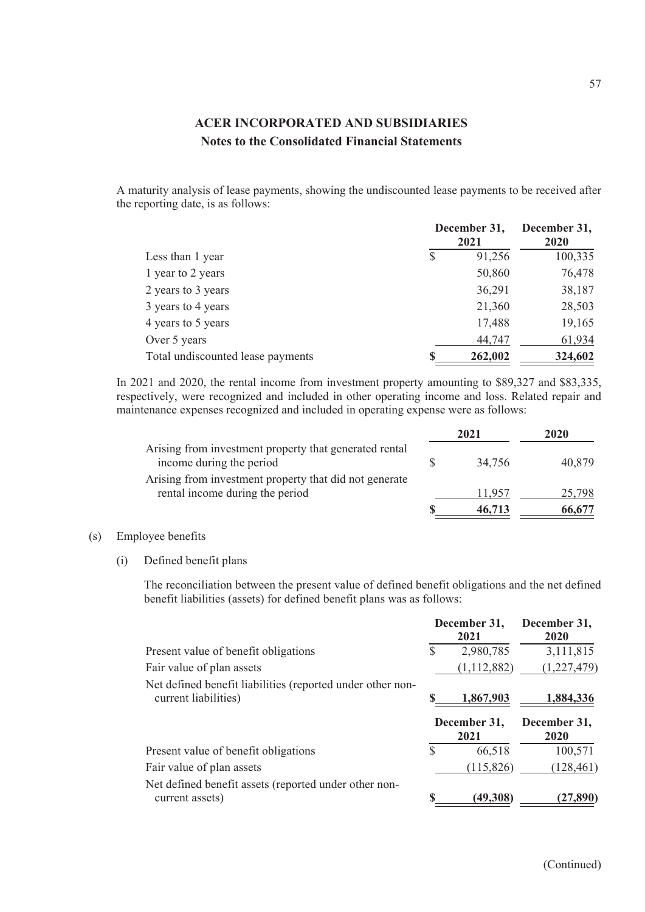A maturity analysis of lease payments, showing the undiscounted lease payments to be received after the reporting date, is as follows:

| | December 31, 2021 | December 31, 2020 |
|---|---|---|
| Less than 1 year | $ 91,256 | 100,335 |
| 1 year to 2 years | 50,860 | 76,478 |
| 2 years to 3 years | 36,291 | 38,187 |
| 3 years to 4 years | 21,360 | 28,503 |
| 4 years to 5 years | 17,488 | 19,165 |
| Over 5 years | 44,747 | 61,934 |
| Total undiscounted lease payments | **$ 262,002** | **324,602** |

In 2021 and 2020, the rental income from investment property amounting to $89,327 and $83,335, respectively, were recognized and included in other operating income and loss. Related repair and maintenance expenses recognized and included in operating expense were as follows:

| | 2021 | 2020 |
|---|---|---|
| Arising from investment property that generated rental income during the period | $ 34,756 | 40,879 |
| Arising from investment property that did not generate rental income during the period | 11,957 | 25,798 |
| | **$ 46,713** | **66,677** |

(s) Employee benefits

(i) Defined benefit plans

The reconciliation between the present value of defined benefit obligations and the net defined benefit liabilities (assets) for defined benefit plans was as follows:

| | December 31, 2021 | December 31, 2020 |
|---|---|---|
| Present value of benefit obligations | $ 2,980,785 | 3,111,815 |
| Fair value of plan assets | (1,112,882) | (1,227,479) |
| Net defined benefit liabilities (reported under other non-current liabilities) | **$ 1,867,903** | **1,884,336** |

| | December 31, 2021 | December 31, 2020 |
|---|---|---|
| Present value of benefit obligations | $ 66,518 | 100,571 |
| Fair value of plan assets | (115,826) | (128,461) |
| Net defined benefit assets (reported under other non-current assets) | **$ (49,308)** | **(27,890)** |

(Continued)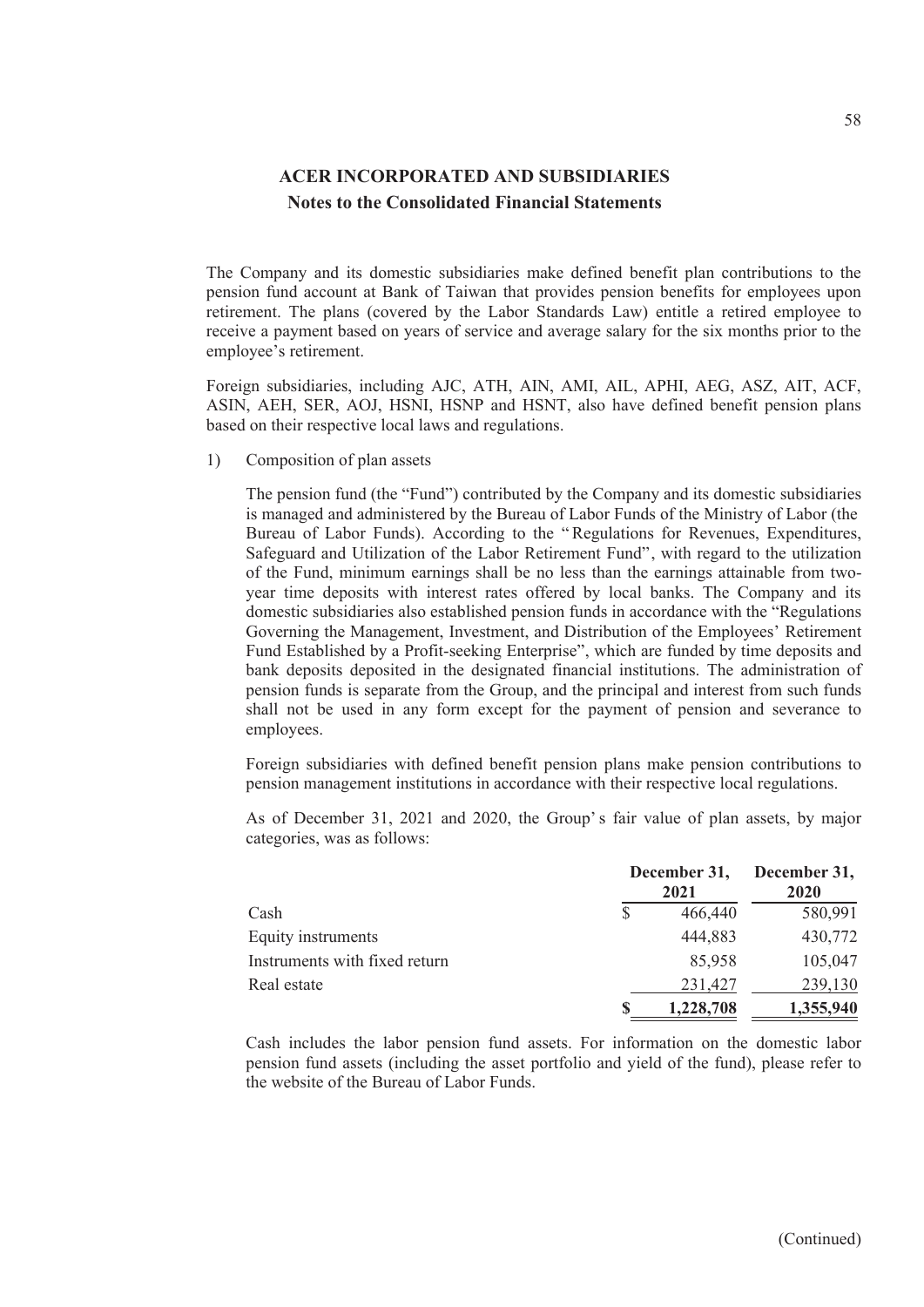The Company and its domestic subsidiaries make defined benefit plan contributions to the pension fund account at Bank of Taiwan that provides pension benefits for employees upon retirement. The plans (covered by the Labor Standards Law) entitle a retired employee to receive a payment based on years of service and average salary for the six months prior to the employee's retirement.

Foreign subsidiaries, including AJC, ATH, AIN, AMI, AIL, APHI, AEG, ASZ, AIT, ACF, ASIN, AEH, SER, AOJ, HSNI, HSNP and HSNT, also have defined benefit pension plans based on their respective local laws and regulations.

1) Composition of plan assets

The pension fund (the "Fund") contributed by the Company and its domestic subsidiaries is managed and administered by the Bureau of Labor Funds of the Ministry of Labor (the Bureau of Labor Funds). According to the "Regulations for Revenues, Expenditures, Safeguard and Utilization of the Labor Retirement Fund", with regard to the utilization of the Fund, minimum earnings shall be no less than the earnings attainable from two-year time deposits with interest rates offered by local banks. The Company and its domestic subsidiaries also established pension funds in accordance with the "Regulations Governing the Management, Investment, and Distribution of the Employees' Retirement Fund Established by a Profit-seeking Enterprise", which are funded by time deposits and bank deposits deposited in the designated financial institutions. The administration of pension funds is separate from the Group, and the principal and interest from such funds shall not be used in any form except for the payment of pension and severance to employees.

Foreign subsidiaries with defined benefit pension plans make pension contributions to pension management institutions in accordance with their respective local regulations.

As of December 31, 2021 and 2020, the Group's fair value of plan assets, by major categories, was as follows:

| | **December 31, 2021** | **December 31, 2020** |
|---|---|---|
| Cash | $ 466,440 | 580,991 |
| Equity instruments | 444,883 | 430,772 |
| Instruments with fixed return | 85,958 | 105,047 |
| Real estate | 231,427 | 239,130 |
| | **$ 1,228,708** | **1,355,940** |

Cash includes the labor pension fund assets. For information on the domestic labor pension fund assets (including the asset portfolio and yield of the fund), please refer to the website of the Bureau of Labor Funds.

(Continued)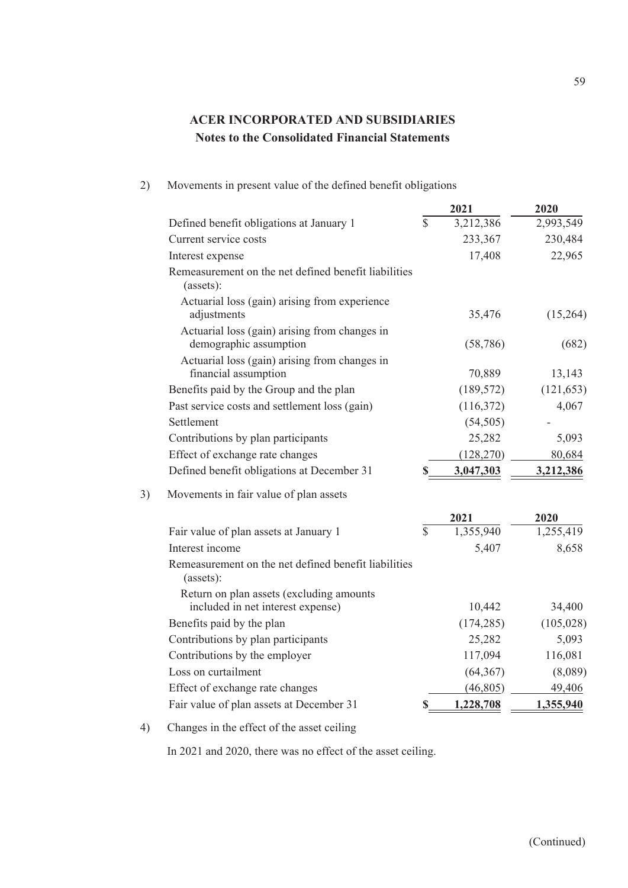# ACER INCORPORATED AND SUBSIDIARIES
## Notes to the Consolidated Financial Statements

2) Movements in present value of the defined benefit obligations

| | 2021 | 2020 |
|---|---|---|
| Defined benefit obligations at January 1 | $ 3,212,386 | 2,993,549 |
| Current service costs | 233,367 | 230,484 |
| Interest expense | 17,408 | 22,965 |
| Remeasurement on the net defined benefit liabilities (assets): | | |
| Actuarial loss (gain) arising from experience adjustments | 35,476 | (15,264) |
| Actuarial loss (gain) arising from changes in demographic assumption | (58,786) | (682) |
| Actuarial loss (gain) arising from changes in financial assumption | 70,889 | 13,143 |
| Benefits paid by the Group and the plan | (189,572) | (121,653) |
| Past service costs and settlement loss (gain) | (116,372) | 4,067 |
| Settlement | (54,505) | - |
| Contributions by plan participants | 25,282 | 5,093 |
| Effect of exchange rate changes | (128,270) | 80,684 |
| Defined benefit obligations at December 31 | **$ 3,047,303** | **3,212,386** |

3) Movements in fair value of plan assets

| | 2021 | 2020 |
|---|---|---|
| Fair value of plan assets at January 1 | $ 1,355,940 | 1,255,419 |
| Interest income | 5,407 | 8,658 |
| Remeasurement on the net defined benefit liabilities (assets): | | |
| Return on plan assets (excluding amounts included in net interest expense) | 10,442 | 34,400 |
| Benefits paid by the plan | (174,285) | (105,028) |
| Contributions by plan participants | 25,282 | 5,093 |
| Contributions by the employer | 117,094 | 116,081 |
| Loss on curtailment | (64,367) | (8,089) |
| Effect of exchange rate changes | (46,805) | 49,406 |
| Fair value of plan assets at December 31 | **$ 1,228,708** | **1,355,940** |

4) Changes in the effect of the asset ceiling

In 2021 and 2020, there was no effect of the asset ceiling.

(Continued)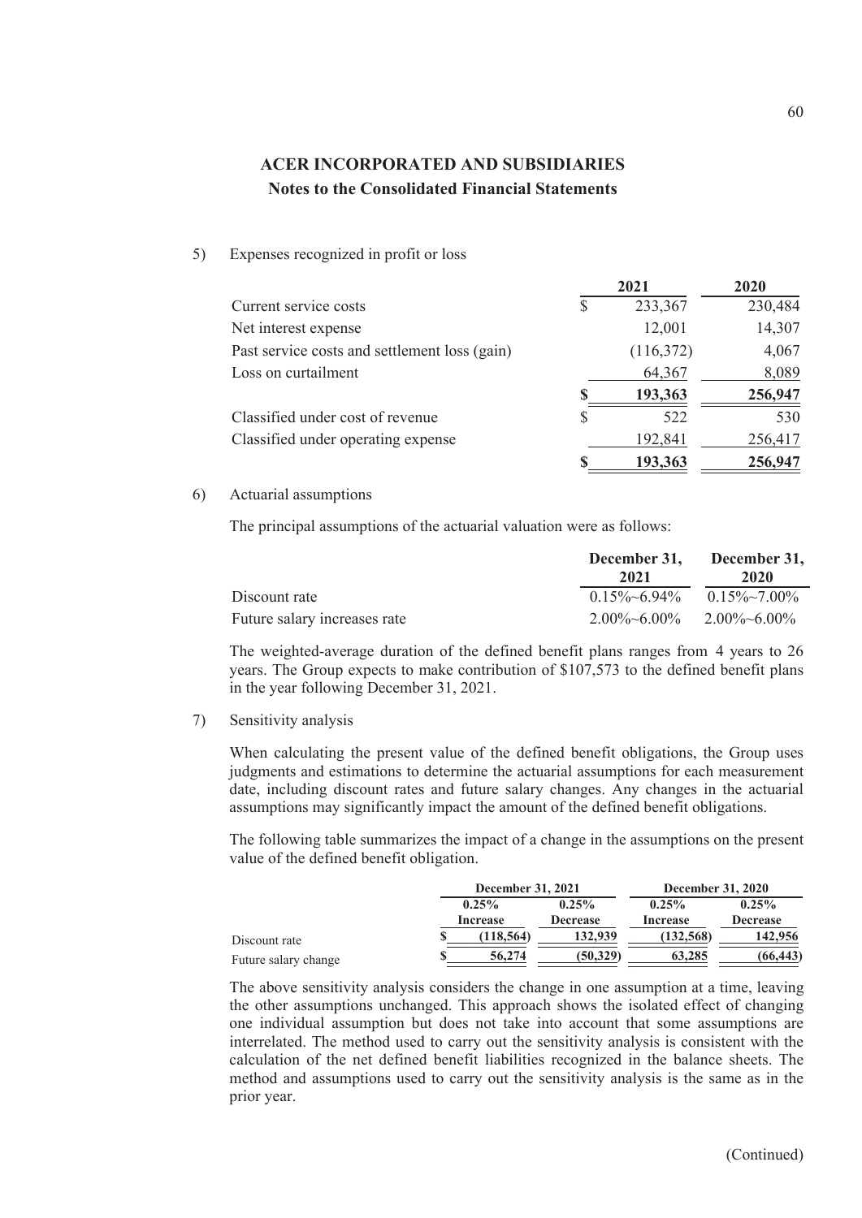**ACER INCORPORATED AND SUBSIDIARIES**

**Notes to the Consolidated Financial Statements**

5) Expenses recognized in profit or loss

| | 2021 | 2020 |
|---|---|---|
| Current service costs | $ 233,367 | 230,484 |
| Net interest expense | 12,001 | 14,307 |
| Past service costs and settlement loss (gain) | (116,372) | 4,067 |
| Loss on curtailment | 64,367 | 8,089 |
| | **$ 193,363** | **256,947** |
| Classified under cost of revenue | $ 522 | 530 |
| Classified under operating expense | 192,841 | 256,417 |
| | **$ 193,363** | **256,947** |

6) Actuarial assumptions

The principal assumptions of the actuarial valuation were as follows:

| | December 31, 2021 | December 31, 2020 |
|---|---|---|
| Discount rate | 0.15%~6.94% | 0.15%~7.00% |
| Future salary increases rate | 2.00%~6.00% | 2.00%~6.00% |

The weighted-average duration of the defined benefit plans ranges from 4 years to 26 years. The Group expects to make contribution of $107,573 to the defined benefit plans in the year following December 31, 2021.

7) Sensitivity analysis

When calculating the present value of the defined benefit obligations, the Group uses judgments and estimations to determine the actuarial assumptions for each measurement date, including discount rates and future salary changes. Any changes in the actuarial assumptions may significantly impact the amount of the defined benefit obligations.

The following table summarizes the impact of a change in the assumptions on the present value of the defined benefit obligation.

| | December 31, 2021 | | December 31, 2020 | |
|---|---|---|---|---|
| | 0.25% Increase | 0.25% Decrease | 0.25% Increase | 0.25% Decrease |
| Discount rate | $ (118,564) | 132,939 | (132,568) | 142,956 |
| Future salary change | $ 56,274 | (50,329) | 63,285 | (66,443) |

The above sensitivity analysis considers the change in one assumption at a time, leaving the other assumptions unchanged. This approach shows the isolated effect of changing one individual assumption but does not take into account that some assumptions are interrelated. The method used to carry out the sensitivity analysis is consistent with the calculation of the net defined benefit liabilities recognized in the balance sheets. The method and assumptions used to carry out the sensitivity analysis is the same as in the prior year.

(Continued)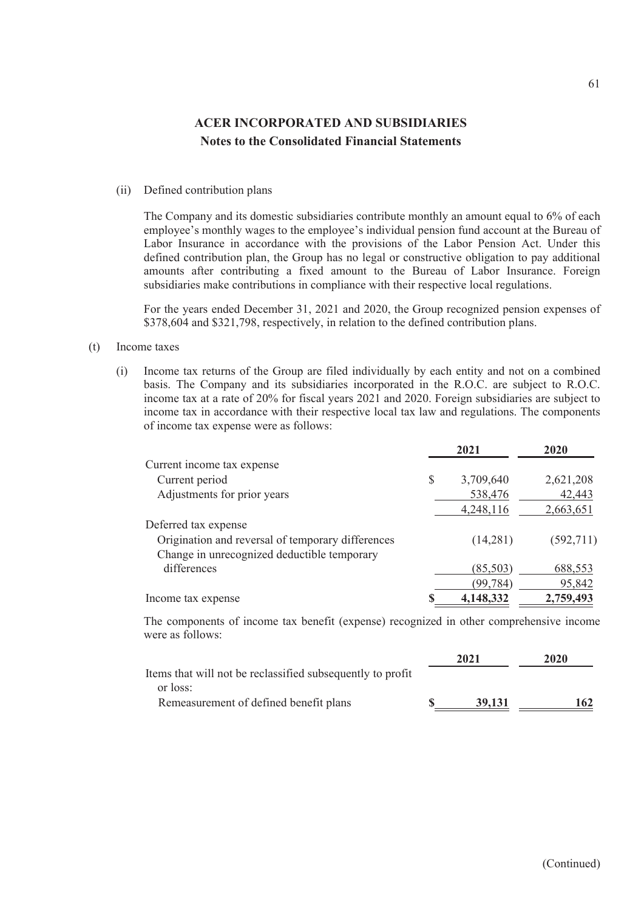# ACER INCORPORATED AND SUBSIDIARIES

## Notes to the Consolidated Financial Statements

(ii) Defined contribution plans

The Company and its domestic subsidiaries contribute monthly an amount equal to 6% of each employee's monthly wages to the employee's individual pension fund account at the Bureau of Labor Insurance in accordance with the provisions of the Labor Pension Act. Under this defined contribution plan, the Group has no legal or constructive obligation to pay additional amounts after contributing a fixed amount to the Bureau of Labor Insurance. Foreign subsidiaries make contributions in compliance with their respective local regulations.

For the years ended December 31, 2021 and 2020, the Group recognized pension expenses of $378,604 and $321,798, respectively, in relation to the defined contribution plans.

(t) Income taxes

(i) Income tax returns of the Group are filed individually by each entity and not on a combined basis. The Company and its subsidiaries incorporated in the R.O.C. are subject to R.O.C. income tax at a rate of 20% for fiscal years 2021 and 2020. Foreign subsidiaries are subject to income tax in accordance with their respective local tax law and regulations. The components of income tax expense were as follows:

| | 2021 | 2020 |
|---|---|---|
| Current income tax expense | | |
| Current period | $ 3,709,640 | 2,621,208 |
| Adjustments for prior years | 538,476 | 42,443 |
| | 4,248,116 | 2,663,651 |
| Deferred tax expense | | |
| Origination and reversal of temporary differences | (14,281) | (592,711) |
| Change in unrecognized deductible temporary differences | (85,503) | 688,553 |
| | (99,784) | 95,842 |
| Income tax expense | **$ 4,148,332** | **2,759,493** |

The components of income tax benefit (expense) recognized in other comprehensive income were as follows:

| | 2021 | 2020 |
|---|---|---|
| Items that will not be reclassified subsequently to profit or loss: | | |
| Remeasurement of defined benefit plans | **$ 39,131** | **162** |

(Continued)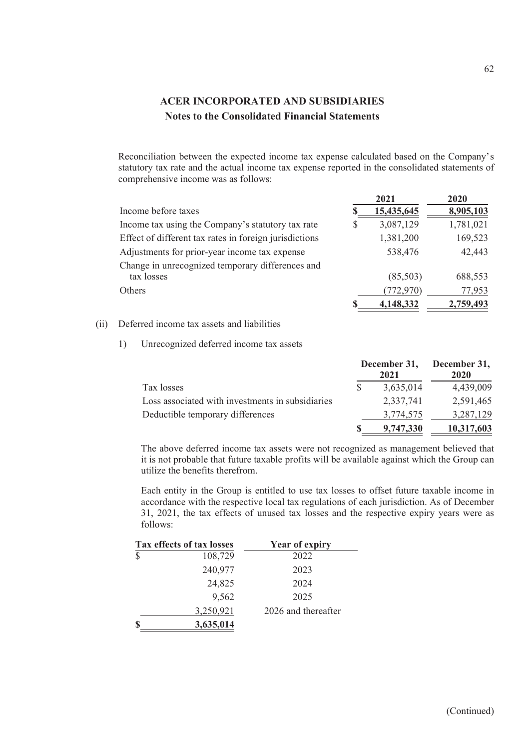# ACER INCORPORATED AND SUBSIDIARIES

## Notes to the Consolidated Financial Statements

Reconciliation between the expected income tax expense calculated based on the Company's statutory tax rate and the actual income tax expense reported in the consolidated statements of comprehensive income was as follows:

| | 2021 | 2020 |
|---|---|---|
| Income before taxes | $ 15,435,645 | 8,905,103 |
| Income tax using the Company's statutory tax rate | $ 3,087,129 | 1,781,021 |
| Effect of different tax rates in foreign jurisdictions | 1,381,200 | 169,523 |
| Adjustments for prior-year income tax expense | 538,476 | 42,443 |
| Change in unrecognized temporary differences and tax losses | (85,503) | 688,553 |
| Others | (772,970) | 77,953 |
| | $ 4,148,332 | 2,759,493 |

(ii) Deferred income tax assets and liabilities

1) Unrecognized deferred income tax assets

| | December 31, 2021 | December 31, 2020 |
|---|---|---|
| Tax losses | $ 3,635,014 | 4,439,009 |
| Loss associated with investments in subsidiaries | 2,337,741 | 2,591,465 |
| Deductible temporary differences | 3,774,575 | 3,287,129 |
| | $ 9,747,330 | 10,317,603 |

The above deferred income tax assets were not recognized as management believed that it is not probable that future taxable profits will be available against which the Group can utilize the benefits therefrom.

Each entity in the Group is entitled to use tax losses to offset future taxable income in accordance with the respective local tax regulations of each jurisdiction. As of December 31, 2021, the tax effects of unused tax losses and the respective expiry years were as follows:

| Tax effects of tax losses | Year of expiry |
|---|---|
| $ 108,729 | 2022 |
| 240,977 | 2023 |
| 24,825 | 2024 |
| 9,562 | 2025 |
| 3,250,921 | 2026 and thereafter |
| $ 3,635,014 | |

(Continued)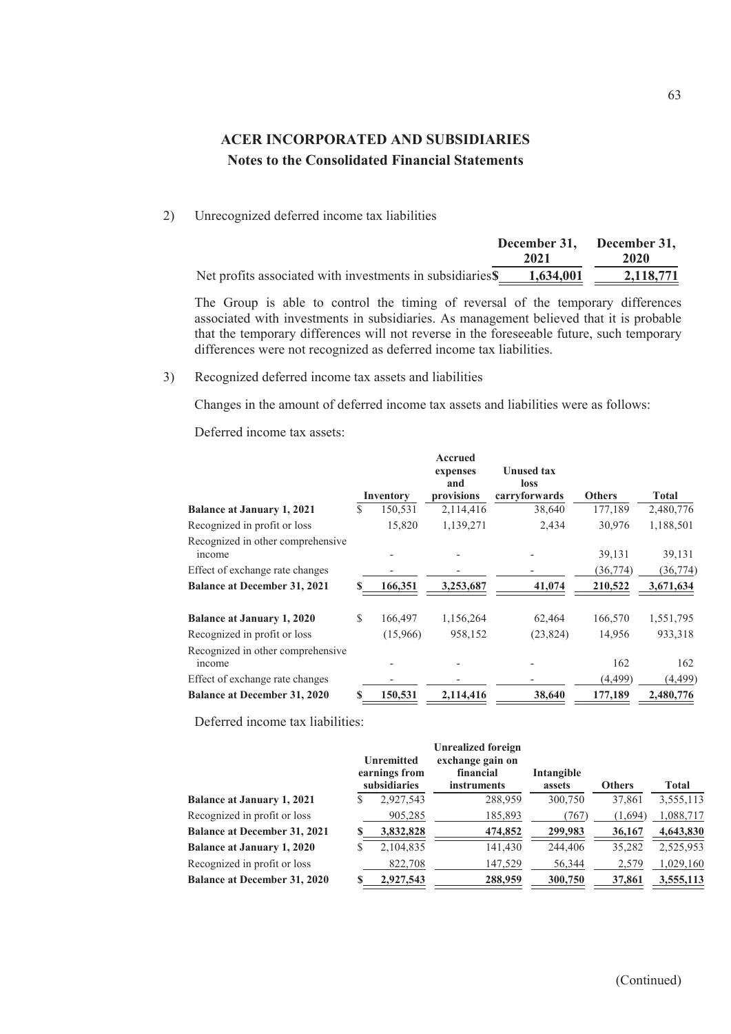**ACER INCORPORATED AND SUBSIDIARIES**
**Notes to the Consolidated Financial Statements**

2) Unrecognized deferred income tax liabilities

| | December 31, 2021 | December 31, 2020 |
|---|---|---|
| Net profits associated with investments in subsidiaries | $ 1,634,001 | 2,118,771 |

The Group is able to control the timing of reversal of the temporary differences associated with investments in subsidiaries. As management believed that it is probable that the temporary differences will not reverse in the foreseeable future, such temporary differences were not recognized as deferred income tax liabilities.

3) Recognized deferred income tax assets and liabilities

Changes in the amount of deferred income tax assets and liabilities were as follows:

Deferred income tax assets:

| | Inventory | Accrued expenses and provisions | Unused tax loss carryforwards | Others | Total |
|---|---|---|---|---|---|
| **Balance at January 1, 2021** | $ 150,531 | 2,114,416 | 38,640 | 177,189 | 2,480,776 |
| Recognized in profit or loss | 15,820 | 1,139,271 | 2,434 | 30,976 | 1,188,501 |
| Recognized in other comprehensive income | - | - | - | 39,131 | 39,131 |
| Effect of exchange rate changes | - | - | - | (36,774) | (36,774) |
| **Balance at December 31, 2021** | **$ 166,351** | **3,253,687** | **41,074** | **210,522** | **3,671,634** |
| **Balance at January 1, 2020** | $ 166,497 | 1,156,264 | 62,464 | 166,570 | 1,551,795 |
| Recognized in profit or loss | (15,966) | 958,152 | (23,824) | 14,956 | 933,318 |
| Recognized in other comprehensive income | - | - | - | 162 | 162 |
| Effect of exchange rate changes | - | - | - | (4,499) | (4,499) |
| **Balance at December 31, 2020** | **$ 150,531** | **2,114,416** | **38,640** | **177,189** | **2,480,776** |

Deferred income tax liabilities:

| | Unremitted earnings from subsidiaries | Unrealized foreign exchange gain on financial instruments | Intangible assets | Others | Total |
|---|---|---|---|---|---|
| **Balance at January 1, 2021** | $ 2,927,543 | 288,959 | 300,750 | 37,861 | 3,555,113 |
| Recognized in profit or loss | 905,285 | 185,893 | (767) | (1,694) | 1,088,717 |
| **Balance at December 31, 2021** | **$ 3,832,828** | **474,852** | **299,983** | **36,167** | **4,643,830** |
| **Balance at January 1, 2020** | $ 2,104,835 | 141,430 | 244,406 | 35,282 | 2,525,953 |
| Recognized in profit or loss | 822,708 | 147,529 | 56,344 | 2,579 | 1,029,160 |
| **Balance at December 31, 2020** | **$ 2,927,543** | **288,959** | **300,750** | **37,861** | **3,555,113** |

(Continued)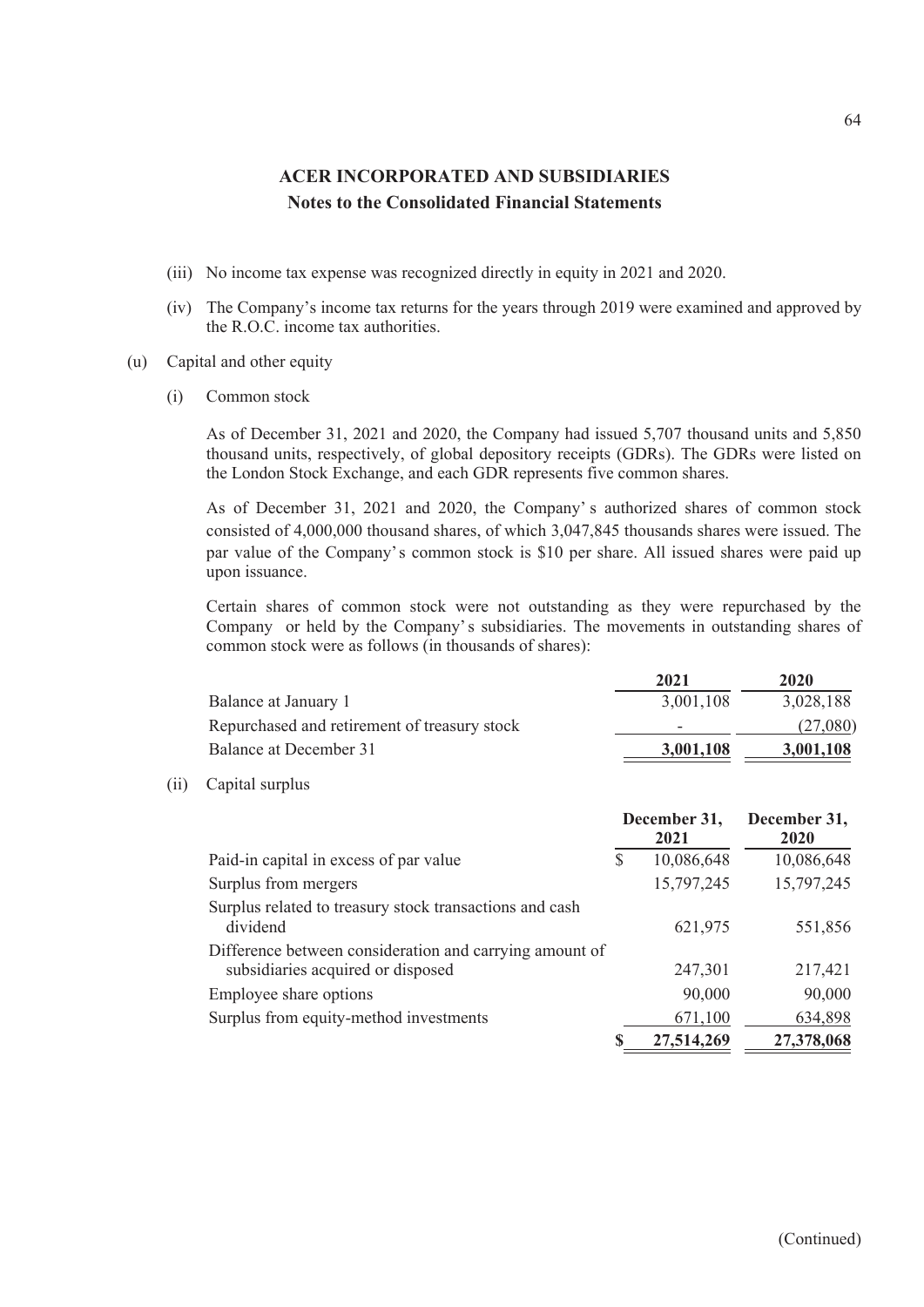## ACER INCORPORATED AND SUBSIDIARIES
### Notes to the Consolidated Financial Statements

(iii) No income tax expense was recognized directly in equity in 2021 and 2020.

(iv) The Company's income tax returns for the years through 2019 were examined and approved by the R.O.C. income tax authorities.

(u) Capital and other equity

(i) Common stock

As of December 31, 2021 and 2020, the Company had issued 5,707 thousand units and 5,850 thousand units, respectively, of global depository receipts (GDRs). The GDRs were listed on the London Stock Exchange, and each GDR represents five common shares.

As of December 31, 2021 and 2020, the Company's authorized shares of common stock consisted of 4,000,000 thousand shares, of which 3,047,845 thousands shares were issued. The par value of the Company's common stock is $10 per share. All issued shares were paid up upon issuance.

Certain shares of common stock were not outstanding as they were repurchased by the Company or held by the Company's subsidiaries. The movements in outstanding shares of common stock were as follows (in thousands of shares):

| | 2021 | 2020 |
|---|---|---|
| Balance at January 1 | 3,001,108 | 3,028,188 |
| Repurchased and retirement of treasury stock | - | (27,080) |
| Balance at December 31 | **3,001,108** | **3,001,108** |

(ii) Capital surplus

| | December 31, 2021 | December 31, 2020 |
|---|---|---|
| Paid-in capital in excess of par value | $ 10,086,648 | 10,086,648 |
| Surplus from mergers | 15,797,245 | 15,797,245 |
| Surplus related to treasury stock transactions and cash dividend | 621,975 | 551,856 |
| Difference between consideration and carrying amount of subsidiaries acquired or disposed | 247,301 | 217,421 |
| Employee share options | 90,000 | 90,000 |
| Surplus from equity-method investments | 671,100 | 634,898 |
| | **$ 27,514,269** | **27,378,068** |

(Continued)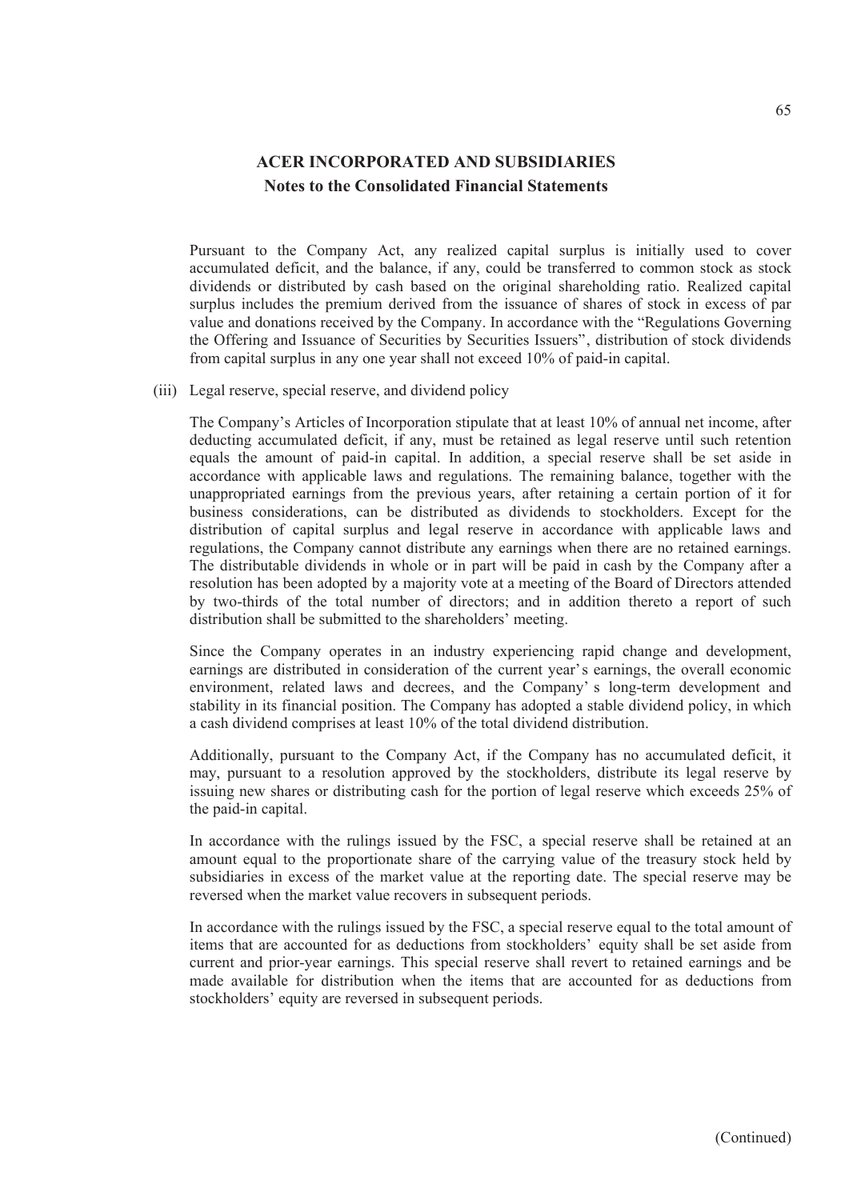Pursuant to the Company Act, any realized capital surplus is initially used to cover accumulated deficit, and the balance, if any, could be transferred to common stock as stock dividends or distributed by cash based on the original shareholding ratio. Realized capital surplus includes the premium derived from the issuance of shares of stock in excess of par value and donations received by the Company. In accordance with the "Regulations Governing the Offering and Issuance of Securities by Securities Issuers", distribution of stock dividends from capital surplus in any one year shall not exceed 10% of paid-in capital.

(iii) Legal reserve, special reserve, and dividend policy

The Company's Articles of Incorporation stipulate that at least 10% of annual net income, after deducting accumulated deficit, if any, must be retained as legal reserve until such retention equals the amount of paid-in capital. In addition, a special reserve shall be set aside in accordance with applicable laws and regulations. The remaining balance, together with the unappropriated earnings from the previous years, after retaining a certain portion of it for business considerations, can be distributed as dividends to stockholders. Except for the distribution of capital surplus and legal reserve in accordance with applicable laws and regulations, the Company cannot distribute any earnings when there are no retained earnings. The distributable dividends in whole or in part will be paid in cash by the Company after a resolution has been adopted by a majority vote at a meeting of the Board of Directors attended by two-thirds of the total number of directors; and in addition thereto a report of such distribution shall be submitted to the shareholders' meeting.

Since the Company operates in an industry experiencing rapid change and development, earnings are distributed in consideration of the current year's earnings, the overall economic environment, related laws and decrees, and the Company's long-term development and stability in its financial position. The Company has adopted a stable dividend policy, in which a cash dividend comprises at least 10% of the total dividend distribution.

Additionally, pursuant to the Company Act, if the Company has no accumulated deficit, it may, pursuant to a resolution approved by the stockholders, distribute its legal reserve by issuing new shares or distributing cash for the portion of legal reserve which exceeds 25% of the paid-in capital.

In accordance with the rulings issued by the FSC, a special reserve shall be retained at an amount equal to the proportionate share of the carrying value of the treasury stock held by subsidiaries in excess of the market value at the reporting date. The special reserve may be reversed when the market value recovers in subsequent periods.

In accordance with the rulings issued by the FSC, a special reserve equal to the total amount of items that are accounted for as deductions from stockholders' equity shall be set aside from current and prior-year earnings. This special reserve shall revert to retained earnings and be made available for distribution when the items that are accounted for as deductions from stockholders' equity are reversed in subsequent periods.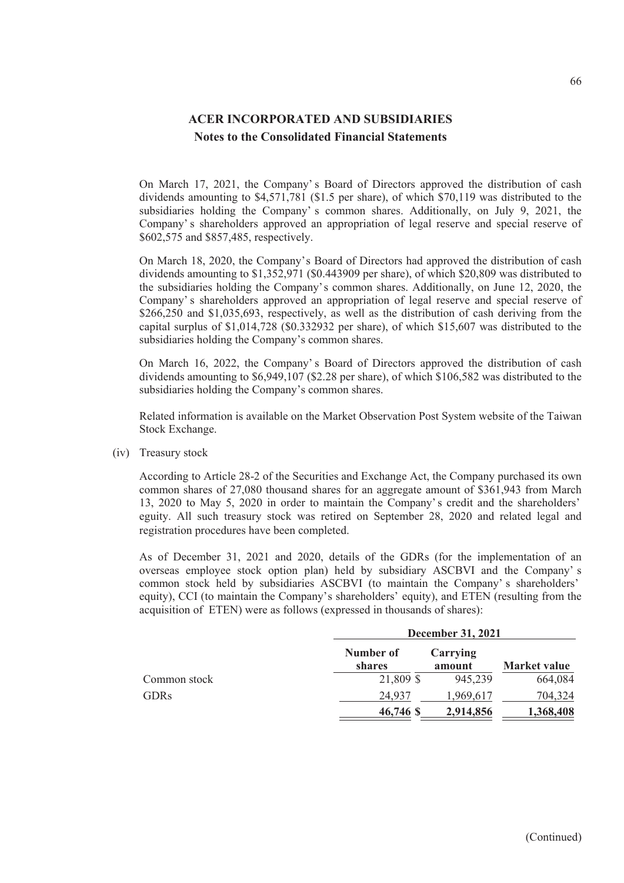On March 17, 2021, the Company's Board of Directors approved the distribution of cash dividends amounting to $4,571,781 ($1.5 per share), of which $70,119 was distributed to the subsidiaries holding the Company's common shares. Additionally, on July 9, 2021, the Company's shareholders approved an appropriation of legal reserve and special reserve of $602,575 and $857,485, respectively.

On March 18, 2020, the Company's Board of Directors had approved the distribution of cash dividends amounting to $1,352,971 ($0.443909 per share), of which $20,809 was distributed to the subsidiaries holding the Company's common shares. Additionally, on June 12, 2020, the Company's shareholders approved an appropriation of legal reserve and special reserve of $266,250 and $1,035,693, respectively, as well as the distribution of cash deriving from the capital surplus of $1,014,728 ($0.332932 per share), of which $15,607 was distributed to the subsidiaries holding the Company's common shares.

On March 16, 2022, the Company's Board of Directors approved the distribution of cash dividends amounting to $6,949,107 ($2.28 per share), of which $106,582 was distributed to the subsidiaries holding the Company's common shares.

Related information is available on the Market Observation Post System website of the Taiwan Stock Exchange.

(iv) Treasury stock

According to Article 28-2 of the Securities and Exchange Act, the Company purchased its own common shares of 27,080 thousand shares for an aggregate amount of $361,943 from March 13, 2020 to May 5, 2020 in order to maintain the Company's credit and the shareholders' eguity. All such treasury stock was retired on September 28, 2020 and related legal and registration procedures have been completed.

As of December 31, 2021 and 2020, details of the GDRs (for the implementation of an overseas employee stock option plan) held by subsidiary ASCBVI and the Company's common stock held by subsidiaries ASCBVI (to maintain the Company's shareholders' equity), CCI (to maintain the Company's shareholders' equity), and ETEN (resulting from the acquisition of ETEN) were as follows (expressed in thousands of shares):

| | December 31, 2021 | | |
|---|---|---|---|
| | Number of shares | Carrying amount | Market value |
| Common stock | 21,809 | $ 945,239 | 664,084 |
| GDRs | 24,937 | 1,969,617 | 704,324 |
| | **46,746** | **$ 2,914,856** | **1,368,408** |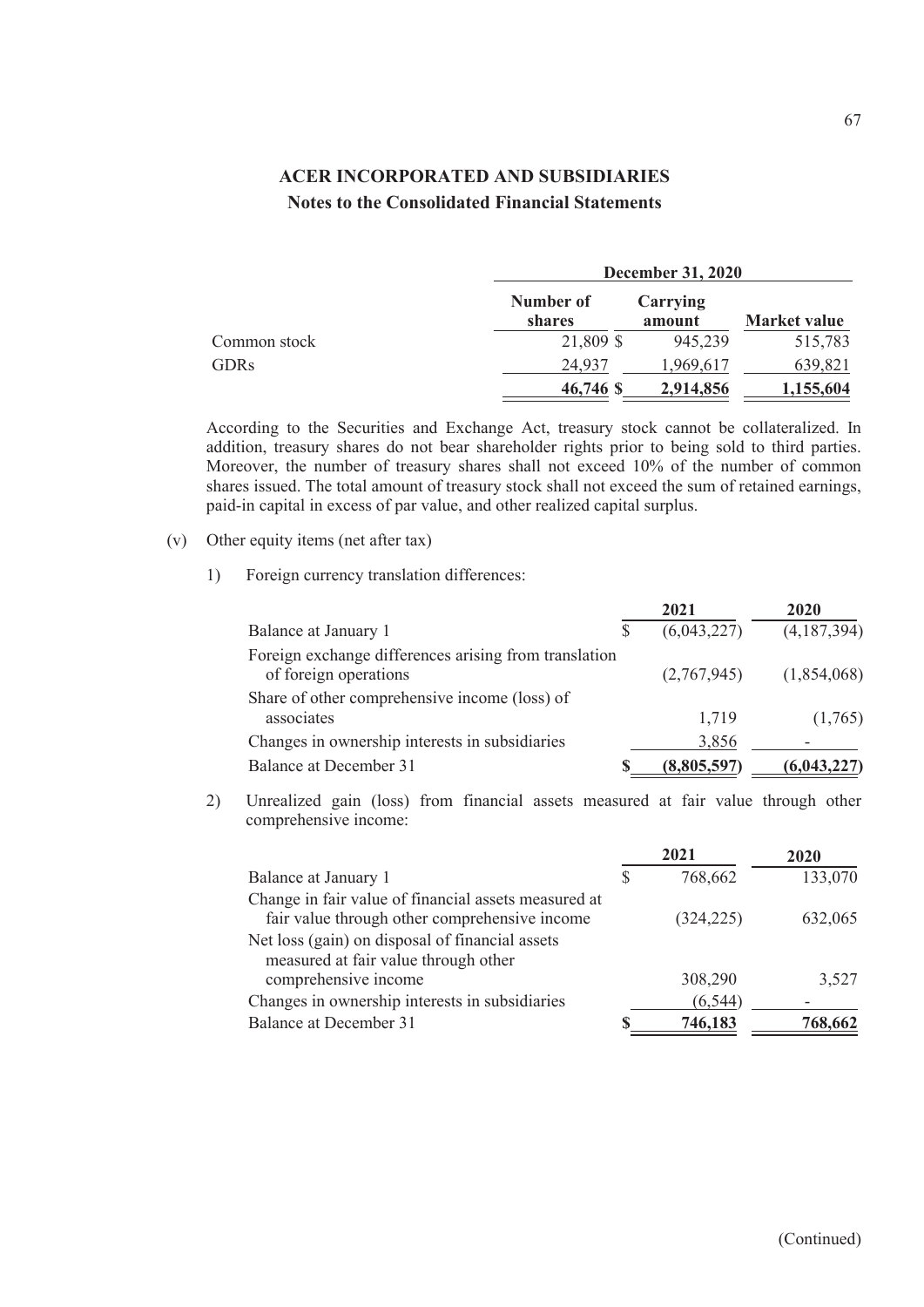## ACER INCORPORATED AND SUBSIDIARIES
### Notes to the Consolidated Financial Statements

| | December 31, 2020 | | |
|---|---|---|---|
| | Number of shares | Carrying amount | Market value |
| Common stock | 21,809 | $ 945,239 | 515,783 |
| GDRs | 24,937 | 1,969,617 | 639,821 |
| | **46,746** | **$ 2,914,856** | **1,155,604** |

According to the Securities and Exchange Act, treasury stock cannot be collateralized. In addition, treasury shares do not bear shareholder rights prior to being sold to third parties. Moreover, the number of treasury shares shall not exceed 10% of the number of common shares issued. The total amount of treasury stock shall not exceed the sum of retained earnings, paid-in capital in excess of par value, and other realized capital surplus.

(v) Other equity items (net after tax)

1) Foreign currency translation differences:

| | 2021 | 2020 |
|---|---|---|
| Balance at January 1 | $ (6,043,227) | (4,187,394) |
| Foreign exchange differences arising from translation of foreign operations | (2,767,945) | (1,854,068) |
| Share of other comprehensive income (loss) of associates | 1,719 | (1,765) |
| Changes in ownership interests in subsidiaries | 3,856 | - |
| Balance at December 31 | **$ (8,805,597)** | **(6,043,227)** |

2) Unrealized gain (loss) from financial assets measured at fair value through other comprehensive income:

| | 2021 | 2020 |
|---|---|---|
| Balance at January 1 | $ 768,662 | 133,070 |
| Change in fair value of financial assets measured at fair value through other comprehensive income | (324,225) | 632,065 |
| Net loss (gain) on disposal of financial assets measured at fair value through other comprehensive income | 308,290 | 3,527 |
| Changes in ownership interests in subsidiaries | (6,544) | - |
| Balance at December 31 | **$ 746,183** | **768,662** |

(Continued)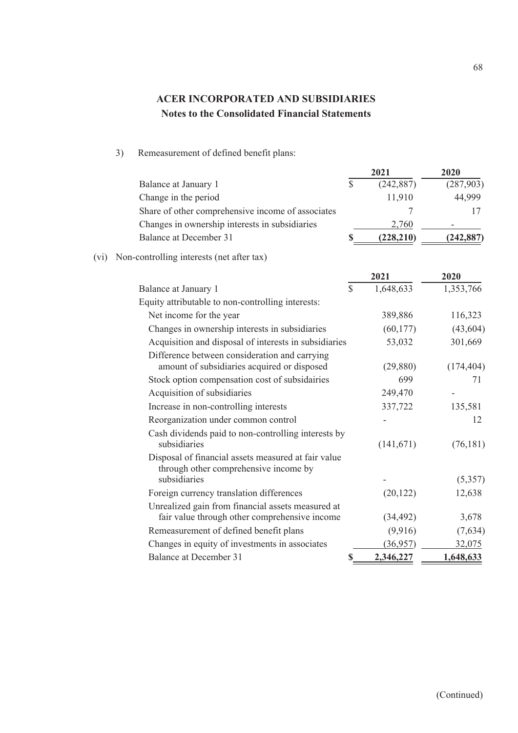## ACER INCORPORATED AND SUBSIDIARIES
### Notes to the Consolidated Financial Statements

3) Remeasurement of defined benefit plans:

| | 2021 | 2020 |
|---|---|---|
| Balance at January 1 | $ (242,887) | (287,903) |
| Change in the period | 11,910 | 44,999 |
| Share of other comprehensive income of associates | 7 | 17 |
| Changes in ownership interests in subsidiaries | 2,760 | - |
| Balance at December 31 | **$ (228,210)** | **(242,887)** |

(vi) Non-controlling interests (net after tax)

| | 2021 | 2020 |
|---|---|---|
| Balance at January 1 | $ 1,648,633 | 1,353,766 |
| Equity attributable to non-controlling interests: | | |
| Net income for the year | 389,886 | 116,323 |
| Changes in ownership interests in subsidiaries | (60,177) | (43,604) |
| Acquisition and disposal of interests in subsidiaries | 53,032 | 301,669 |
| Difference between consideration and carrying amount of subsidiaries acquired or disposed | (29,880) | (174,404) |
| Stock option compensation cost of subsidairies | 699 | 71 |
| Acquisition of subsidiaries | 249,470 | - |
| Increase in non-controlling interests | 337,722 | 135,581 |
| Reorganization under common control | - | 12 |
| Cash dividends paid to non-controlling interests by subsidiaries | (141,671) | (76,181) |
| Disposal of financial assets measured at fair value through other comprehensive income by subsidiaries | - | (5,357) |
| Foreign currency translation differences | (20,122) | 12,638 |
| Unrealized gain from financial assets measured at fair value through other comprehensive income | (34,492) | 3,678 |
| Remeasurement of defined benefit plans | (9,916) | (7,634) |
| Changes in equity of investments in associates | (36,957) | 32,075 |
| Balance at December 31 | **$ 2,346,227** | **1,648,633** |

(Continued)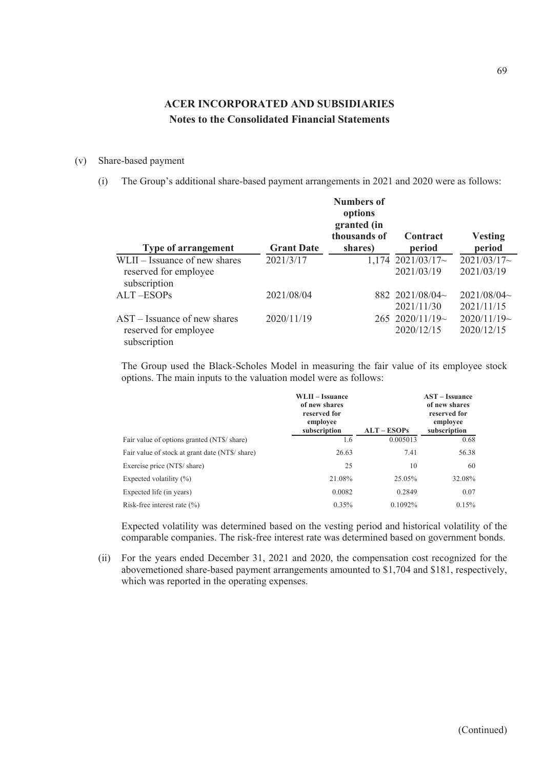## ACER INCORPORATED AND SUBSIDIARIES
### Notes to the Consolidated Financial Statements

(v) Share-based payment

(i) The Group's additional share-based payment arrangements in 2021 and 2020 were as follows:

| Type of arrangement | Grant Date | Numbers of options granted (in thousands of shares) | Contract period | Vesting period |
|---|---|---|---|---|
| WLII – Issuance of new shares reserved for employee subscription | 2021/3/17 | 1,174 | 2021/03/17~ 2021/03/19 | 2021/03/17~ 2021/03/19 |
| ALT –ESOPs | 2021/08/04 | 882 | 2021/08/04~ 2021/11/30 | 2021/08/04~ 2021/11/15 |
| AST – Issuance of new shares reserved for employee subscription | 2020/11/19 | 265 | 2020/11/19~ 2020/12/15 | 2020/11/19~ 2020/12/15 |

The Group used the Black-Scholes Model in measuring the fair value of its employee stock options. The main inputs to the valuation model were as follows:

| | WLII – Issuance of new shares reserved for employee subscription | ALT – ESOPs | AST – Issuance of new shares reserved for employee subscription |
|---|---|---|---|
| Fair value of options granted (NT$/ share) | 1.6 | 0.005013 | 0.68 |
| Fair value of stock at grant date (NT$/ share) | 26.63 | 7.41 | 56.38 |
| Exercise price (NT$/ share) | 25 | 10 | 60 |
| Expected volatility (%) | 21.08% | 25.05% | 32.08% |
| Expected life (in years) | 0.0082 | 0.2849 | 0.07 |
| Risk-free interest rate (%) | 0.35% | 0.1092% | 0.15% |

Expected volatility was determined based on the vesting period and historical volatility of the comparable companies. The risk-free interest rate was determined based on government bonds.

(ii) For the years ended December 31, 2021 and 2020, the compensation cost recognized for the abovemetioned share-based payment arrangements amounted to $1,704 and $181, respectively, which was reported in the operating expenses.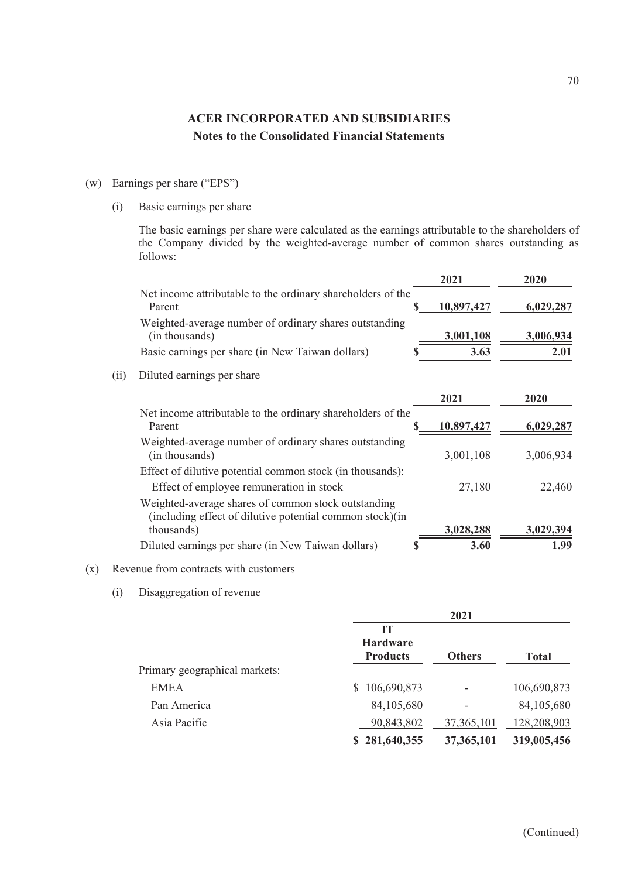## ACER INCORPORATED AND SUBSIDIARIES

### Notes to the Consolidated Financial Statements

(w) Earnings per share ("EPS")

(i) Basic earnings per share

The basic earnings per share were calculated as the earnings attributable to the shareholders of the Company divided by the weighted-average number of common shares outstanding as follows:

| | 2021 | 2020 |
|---|---|---|
| Net income attributable to the ordinary shareholders of the Parent | $ 10,897,427 | 6,029,287 |
| Weighted-average number of ordinary shares outstanding (in thousands) | 3,001,108 | 3,006,934 |
| Basic earnings per share (in New Taiwan dollars) | $ 3.63 | 2.01 |

(ii) Diluted earnings per share

| | 2021 | 2020 |
|---|---|---|
| Net income attributable to the ordinary shareholders of the Parent | $ 10,897,427 | 6,029,287 |
| Weighted-average number of ordinary shares outstanding (in thousands) | 3,001,108 | 3,006,934 |
| Effect of dilutive potential common stock (in thousands): | | |
| Effect of employee remuneration in stock | 27,180 | 22,460 |
| Weighted-average shares of common stock outstanding (including effect of dilutive potential common stock)(in thousands) | 3,028,288 | 3,029,394 |
| Diluted earnings per share (in New Taiwan dollars) | $ 3.60 | 1.99 |

(x) Revenue from contracts with customers

(i) Disaggregation of revenue

| | 2021 | | |
|---|---|---|---|
| | IT Hardware Products | Others | Total |
| Primary geographical markets: | | | |
| EMEA | $ 106,690,873 | - | 106,690,873 |
| Pan America | 84,105,680 | - | 84,105,680 |
| Asia Pacific | 90,843,802 | 37,365,101 | 128,208,903 |
| | $ 281,640,355 | 37,365,101 | 319,005,456 |

(Continued)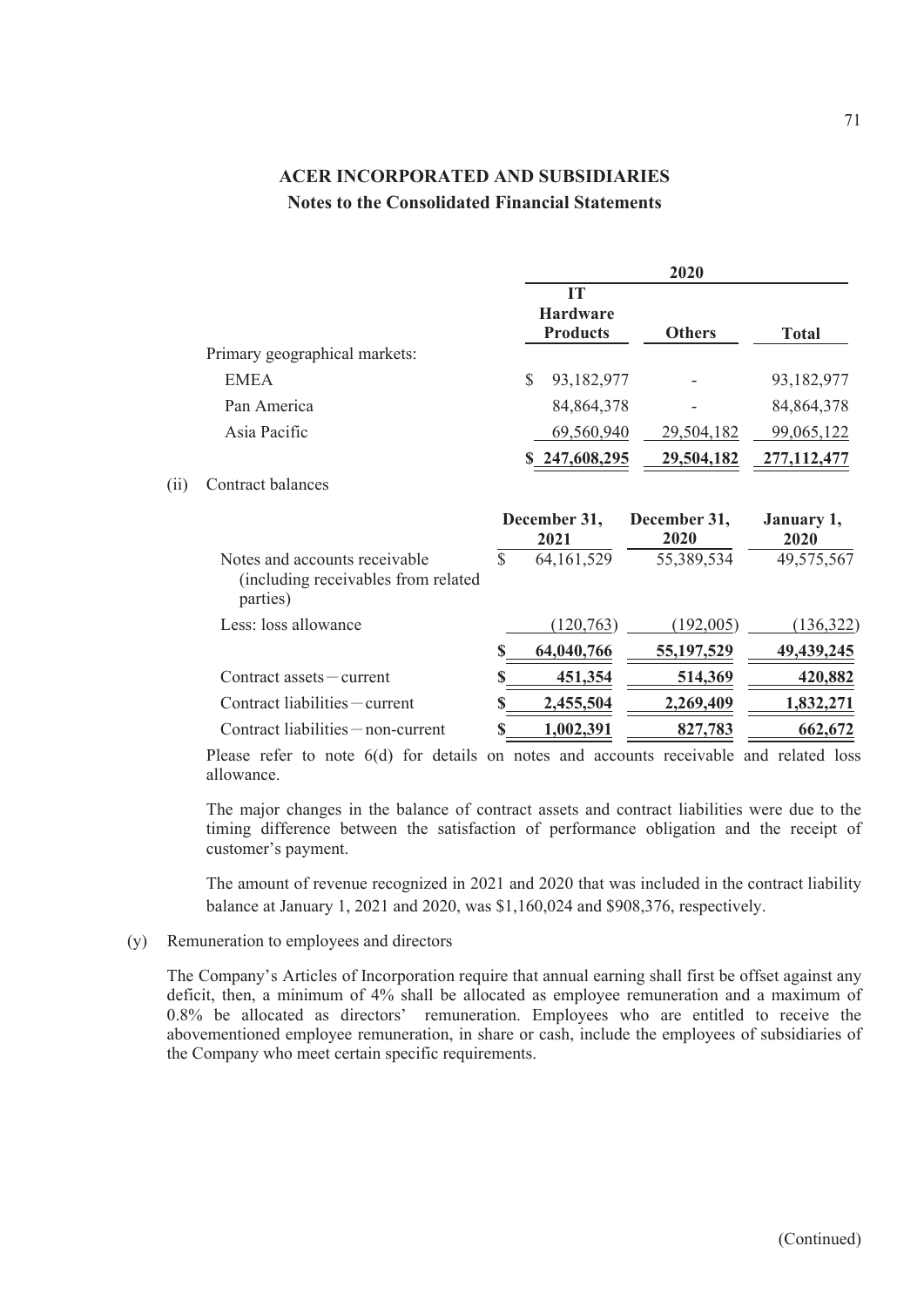**ACER INCORPORATED AND SUBSIDIARIES**

**Notes to the Consolidated Financial Statements**

| | 2020 | | |
|---|---|---|---|
| | **IT Hardware Products** | **Others** | **Total** |
| Primary geographical markets: | | | |
| EMEA | $ 93,182,977 | - | 93,182,977 |
| Pan America | 84,864,378 | - | 84,864,378 |
| Asia Pacific | 69,560,940 | 29,504,182 | 99,065,122 |
| | **$ 247,608,295** | **29,504,182** | **277,112,477** |

(ii) Contract balances

| | **December 31, 2021** | **December 31, 2020** | **January 1, 2020** |
|---|---|---|---|
| Notes and accounts receivable (including receivables from related parties) | $ 64,161,529 | 55,389,534 | 49,575,567 |
| Less: loss allowance | (120,763) | (192,005) | (136,322) |
| | **$ 64,040,766** | **55,197,529** | **49,439,245** |
| Contract assets－current | **$ 451,354** | **514,369** | **420,882** |
| Contract liabilities－current | **$ 2,455,504** | **2,269,409** | **1,832,271** |
| Contract liabilities－non-current | **$ 1,002,391** | **827,783** | **662,672** |

Please refer to note 6(d) for details on notes and accounts receivable and related loss allowance.

The major changes in the balance of contract assets and contract liabilities were due to the timing difference between the satisfaction of performance obligation and the receipt of customer's payment.

The amount of revenue recognized in 2021 and 2020 that was included in the contract liability balance at January 1, 2021 and 2020, was $1,160,024 and $908,376, respectively.

(y) Remuneration to employees and directors

The Company's Articles of Incorporation require that annual earning shall first be offset against any deficit, then, a minimum of 4% shall be allocated as employee remuneration and a maximum of 0.8% be allocated as directors' remuneration. Employees who are entitled to receive the abovementioned employee remuneration, in share or cash, include the employees of subsidiaries of the Company who meet certain specific requirements.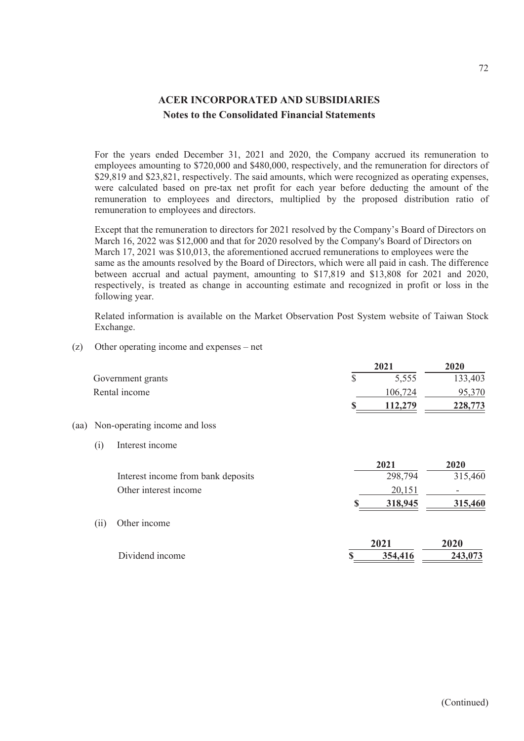## ACER INCORPORATED AND SUBSIDIARIES

### Notes to the Consolidated Financial Statements

For the years ended December 31, 2021 and 2020, the Company accrued its remuneration to employees amounting to \$720,000 and \$480,000, respectively, and the remuneration for directors of \$29,819 and \$23,821, respectively. The said amounts, which were recognized as operating expenses, were calculated based on pre-tax net profit for each year before deducting the amount of the remuneration to employees and directors, multiplied by the proposed distribution ratio of remuneration to employees and directors.

Except that the remuneration to directors for 2021 resolved by the Company's Board of Directors on March 16, 2022 was \$12,000 and that for 2020 resolved by the Company's Board of Directors on March 17, 2021 was \$10,013, the aforementioned accrued remunerations to employees were the same as the amounts resolved by the Board of Directors, which were all paid in cash. The difference between accrual and actual payment, amounting to \$17,819 and \$13,808 for 2021 and 2020, respectively, is treated as change in accounting estimate and recognized in profit or loss in the following year.

Related information is available on the Market Observation Post System website of Taiwan Stock Exchange.

(z) Other operating income and expenses – net

| | 2021 | 2020 |
|---|---|---|
| Government grants | \$ 5,555 | 133,403 |
| Rental income | 106,724 | 95,370 |
| | **\$ 112,279** | **228,773** |

(aa) Non-operating income and loss

(i) Interest income

| | 2021 | 2020 |
|---|---|---|
| Interest income from bank deposits | 298,794 | 315,460 |
| Other interest income | 20,151 | - |
| | **\$ 318,945** | **315,460** |

(ii) Other income

| | 2021 | 2020 |
|---|---|---|
| Dividend income | **\$ 354,416** | **243,073** |

(Continued)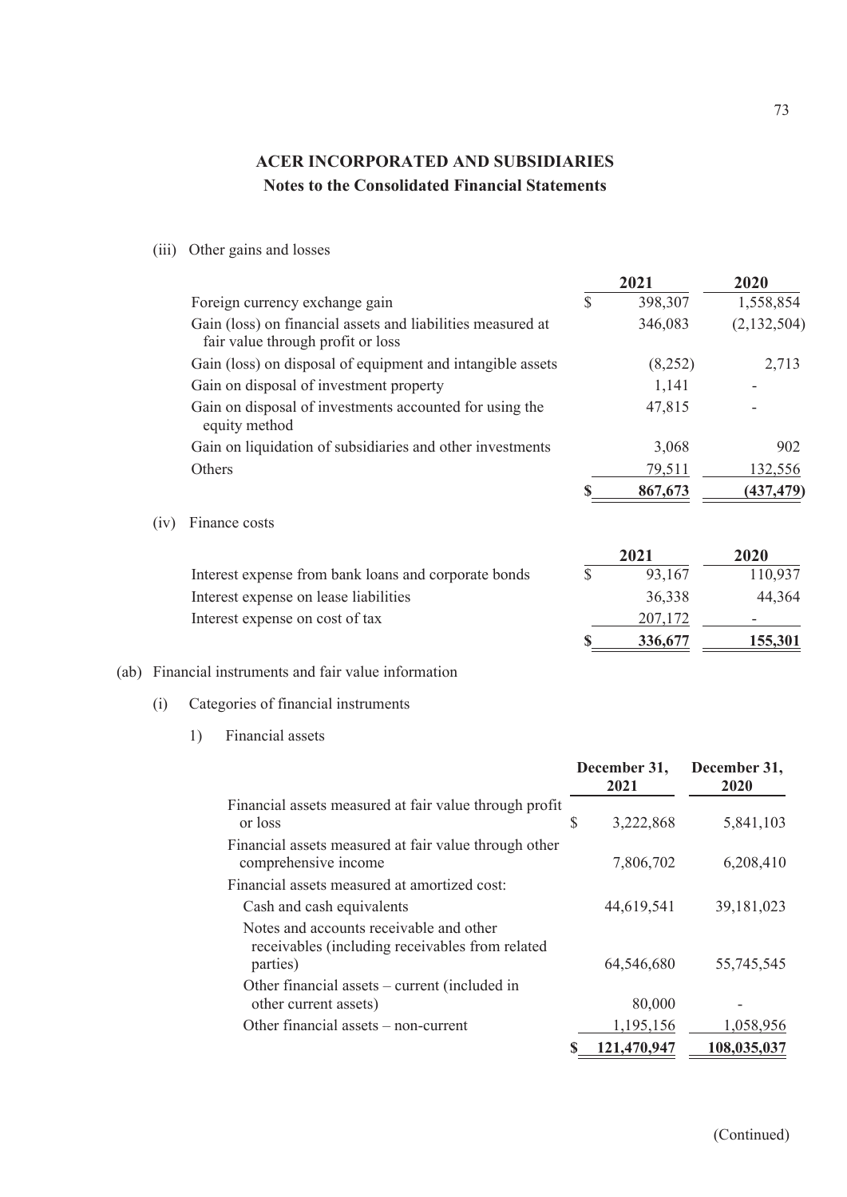# ACER INCORPORATED AND SUBSIDIARIES

## Notes to the Consolidated Financial Statements

(iii) Other gains and losses

| | 2021 | 2020 |
|---|---|---|
| Foreign currency exchange gain | $ 398,307 | 1,558,854 |
| Gain (loss) on financial assets and liabilities measured at fair value through profit or loss | 346,083 | (2,132,504) |
| Gain (loss) on disposal of equipment and intangible assets | (8,252) | 2,713 |
| Gain on disposal of investment property | 1,141 | - |
| Gain on disposal of investments accounted for using the equity method | 47,815 | - |
| Gain on liquidation of subsidiaries and other investments | 3,068 | 902 |
| Others | 79,511 | 132,556 |
| | $ 867,673 | (437,479) |

(iv) Finance costs

| | 2021 | 2020 |
|---|---|---|
| Interest expense from bank loans and corporate bonds | $ 93,167 | 110,937 |
| Interest expense on lease liabilities | 36,338 | 44,364 |
| Interest expense on cost of tax | 207,172 | - |
| | $ 336,677 | 155,301 |

(ab) Financial instruments and fair value information

(i) Categories of financial instruments

1) Financial assets

| | December 31, 2021 | December 31, 2020 |
|---|---|---|
| Financial assets measured at fair value through profit or loss | $ 3,222,868 | 5,841,103 |
| Financial assets measured at fair value through other comprehensive income | 7,806,702 | 6,208,410 |
| Financial assets measured at amortized cost: | | |
| Cash and cash equivalents | 44,619,541 | 39,181,023 |
| Notes and accounts receivable and other receivables (including receivables from related parties) | 64,546,680 | 55,745,545 |
| Other financial assets – current (included in other current assets) | 80,000 | - |
| Other financial assets – non-current | 1,195,156 | 1,058,956 |
| | $ 121,470,947 | 108,035,037 |

(Continued)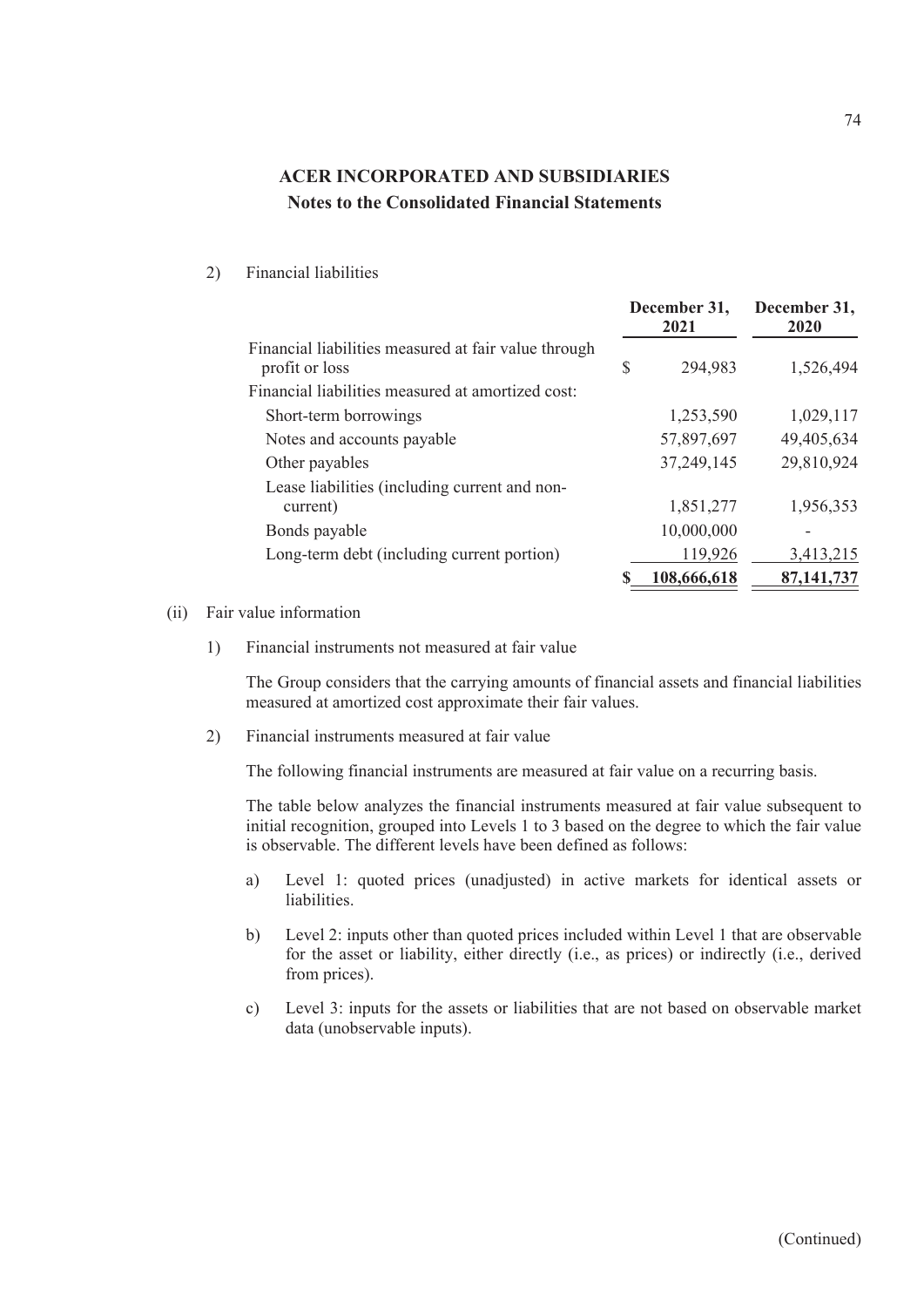**ACER INCORPORATED AND SUBSIDIARIES**
**Notes to the Consolidated Financial Statements**

2) Financial liabilities

| | December 31, 2021 | December 31, 2020 |
|---|---|---|
| Financial liabilities measured at fair value through profit or loss | $ 294,983 | 1,526,494 |
| Financial liabilities measured at amortized cost: | | |
| Short-term borrowings | 1,253,590 | 1,029,117 |
| Notes and accounts payable | 57,897,697 | 49,405,634 |
| Other payables | 37,249,145 | 29,810,924 |
| Lease liabilities (including current and non-current) | 1,851,277 | 1,956,353 |
| Bonds payable | 10,000,000 | - |
| Long-term debt (including current portion) | 119,926 | 3,413,215 |
| | $ 108,666,618 | 87,141,737 |

(ii) Fair value information

1) Financial instruments not measured at fair value

The Group considers that the carrying amounts of financial assets and financial liabilities measured at amortized cost approximate their fair values.

2) Financial instruments measured at fair value

The following financial instruments are measured at fair value on a recurring basis.

The table below analyzes the financial instruments measured at fair value subsequent to initial recognition, grouped into Levels 1 to 3 based on the degree to which the fair value is observable. The different levels have been defined as follows:

a) Level 1: quoted prices (unadjusted) in active markets for identical assets or liabilities.

b) Level 2: inputs other than quoted prices included within Level 1 that are observable for the asset or liability, either directly (i.e., as prices) or indirectly (i.e., derived from prices).

c) Level 3: inputs for the assets or liabilities that are not based on observable market data (unobservable inputs).

(Continued)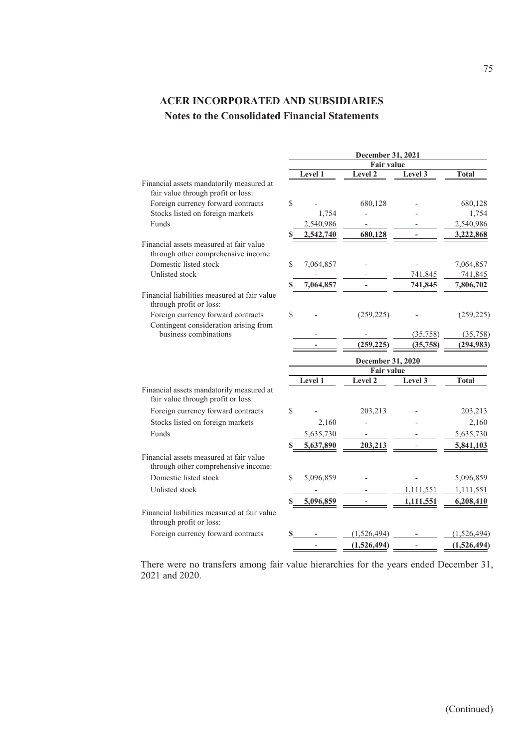# ACER INCORPORATED AND SUBSIDIARIES

## Notes to the Consolidated Financial Statements

| | December 31, 2021 | | | |
|---|---|---|---|---|
| | Fair value | | | |
| | Level 1 | Level 2 | Level 3 | Total |
| Financial assets mandatorily measured at fair value through profit or loss: | | | | |
| Foreign currency forward contracts | $ - | 680,128 | - | 680,128 |
| Stocks listed on foreign markets | 1,754 | - | - | 1,754 |
| Funds | 2,540,986 | - | - | 2,540,986 |
| | **$ 2,542,740** | **680,128** | **-** | **3,222,868** |
| Financial assets measured at fair value through other comprehensive income: | | | | |
| Domestic listed stock | $ 7,064,857 | - | - | 7,064,857 |
| Unlisted stock | - | - | 741,845 | 741,845 |
| | **$ 7,064,857** | **-** | **741,845** | **7,806,702** |
| Financial liabilities measured at fair value through profit or loss: | | | | |
| Foreign currency forward contracts | $ - | (259,225) | - | (259,225) |
| Contingent consideration arising from business combinations | - | - | (35,758) | (35,758) |
| | **-** | **(259,225)** | **(35,758)** | **(294,983)** |

| | December 31, 2020 | | | |
|---|---|---|---|---|
| | Fair value | | | |
| | Level 1 | Level 2 | Level 3 | Total |
| Financial assets mandatorily measured at fair value through profit or loss: | | | | |
| Foreign currency forward contracts | $ - | 203,213 | - | 203,213 |
| Stocks listed on foreign markets | 2,160 | - | - | 2,160 |
| Funds | 5,635,730 | - | - | 5,635,730 |
| | **$ 5,637,890** | **203,213** | **-** | **5,841,103** |
| Financial assets measured at fair value through other comprehensive income: | | | | |
| Domestic listed stock | $ 5,096,859 | - | - | 5,096,859 |
| Unlisted stock | - | - | 1,111,551 | 1,111,551 |
| | **$ 5,096,859** | **-** | **1,111,551** | **6,208,410** |
| Financial liabilities measured at fair value through profit or loss: | | | | |
| Foreign currency forward contracts | **$ -** | (1,526,494) | **-** | (1,526,494) |
| | - | **(1,526,494)** | - | **(1,526,494)** |

There were no transfers among fair value hierarchies for the years ended December 31, 2021 and 2020.

(Continued)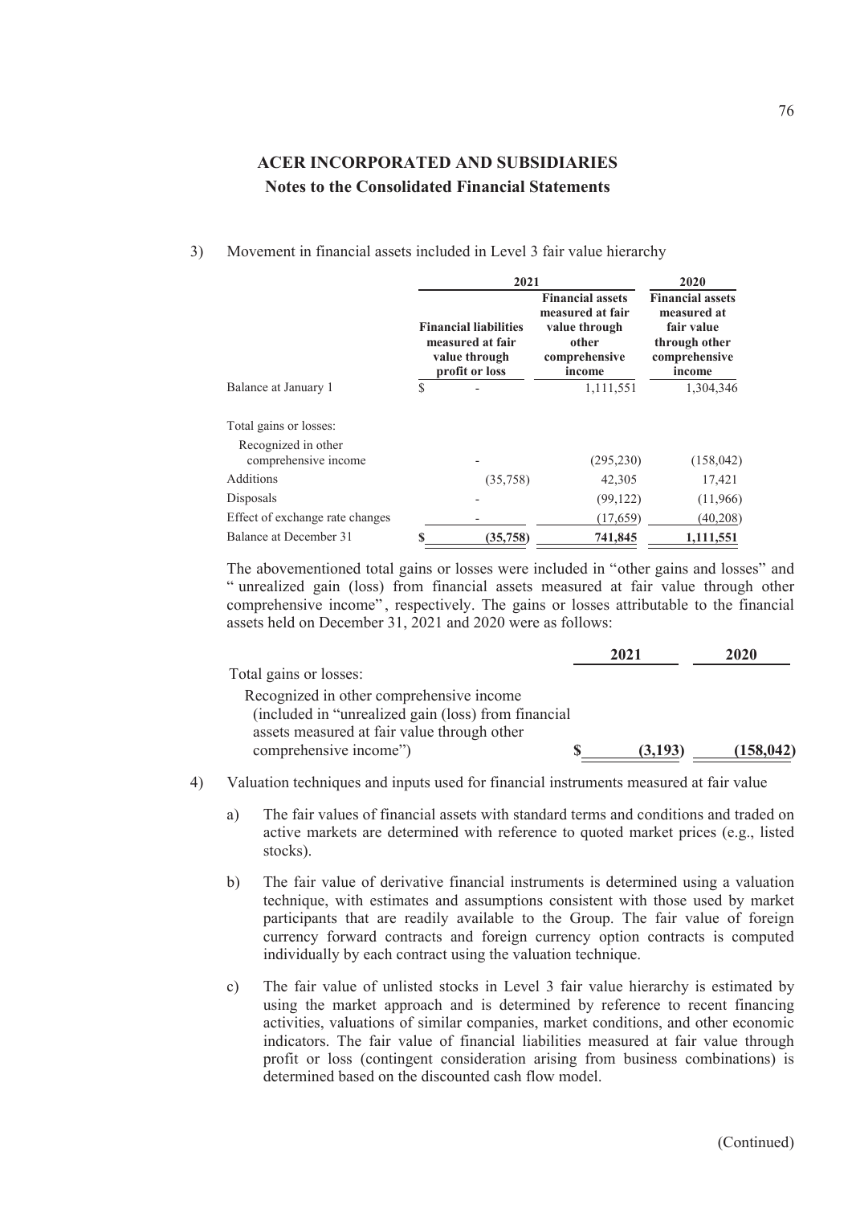# ACER INCORPORATED AND SUBSIDIARIES
## Notes to the Consolidated Financial Statements

3) Movement in financial assets included in Level 3 fair value hierarchy

| | 2021 | | 2020 |
|---|---|---|---|
| | Financial liabilities measured at fair value through profit or loss | Financial assets measured at fair value through other comprehensive income | Financial assets measured at fair value through other comprehensive income |
| Balance at January 1 | $ - | 1,111,551 | 1,304,346 |
| Total gains or losses: | | | |
| Recognized in other comprehensive income | - | (295,230) | (158,042) |
| Additions | (35,758) | 42,305 | 17,421 |
| Disposals | - | (99,122) | (11,966) |
| Effect of exchange rate changes | - | (17,659) | (40,208) |
| Balance at December 31 | $ (35,758) | 741,845 | 1,111,551 |

The abovementioned total gains or losses were included in "other gains and losses" and "unrealized gain (loss) from financial assets measured at fair value through other comprehensive income", respectively. The gains or losses attributable to the financial assets held on December 31, 2021 and 2020 were as follows:

| | 2021 | 2020 |
|---|---|---|
| Total gains or losses: | | |
| Recognized in other comprehensive income (included in "unrealized gain (loss) from financial assets measured at fair value through other comprehensive income") | $ (3,193) | (158,042) |

4) Valuation techniques and inputs used for financial instruments measured at fair value

a) The fair values of financial assets with standard terms and conditions and traded on active markets are determined with reference to quoted market prices (e.g., listed stocks).

b) The fair value of derivative financial instruments is determined using a valuation technique, with estimates and assumptions consistent with those used by market participants that are readily available to the Group. The fair value of foreign currency forward contracts and foreign currency option contracts is computed individually by each contract using the valuation technique.

c) The fair value of unlisted stocks in Level 3 fair value hierarchy is estimated by using the market approach and is determined by reference to recent financing activities, valuations of similar companies, market conditions, and other economic indicators. The fair value of financial liabilities measured at fair value through profit or loss (contingent consideration arising from business combinations) is determined based on the discounted cash flow model.

(Continued)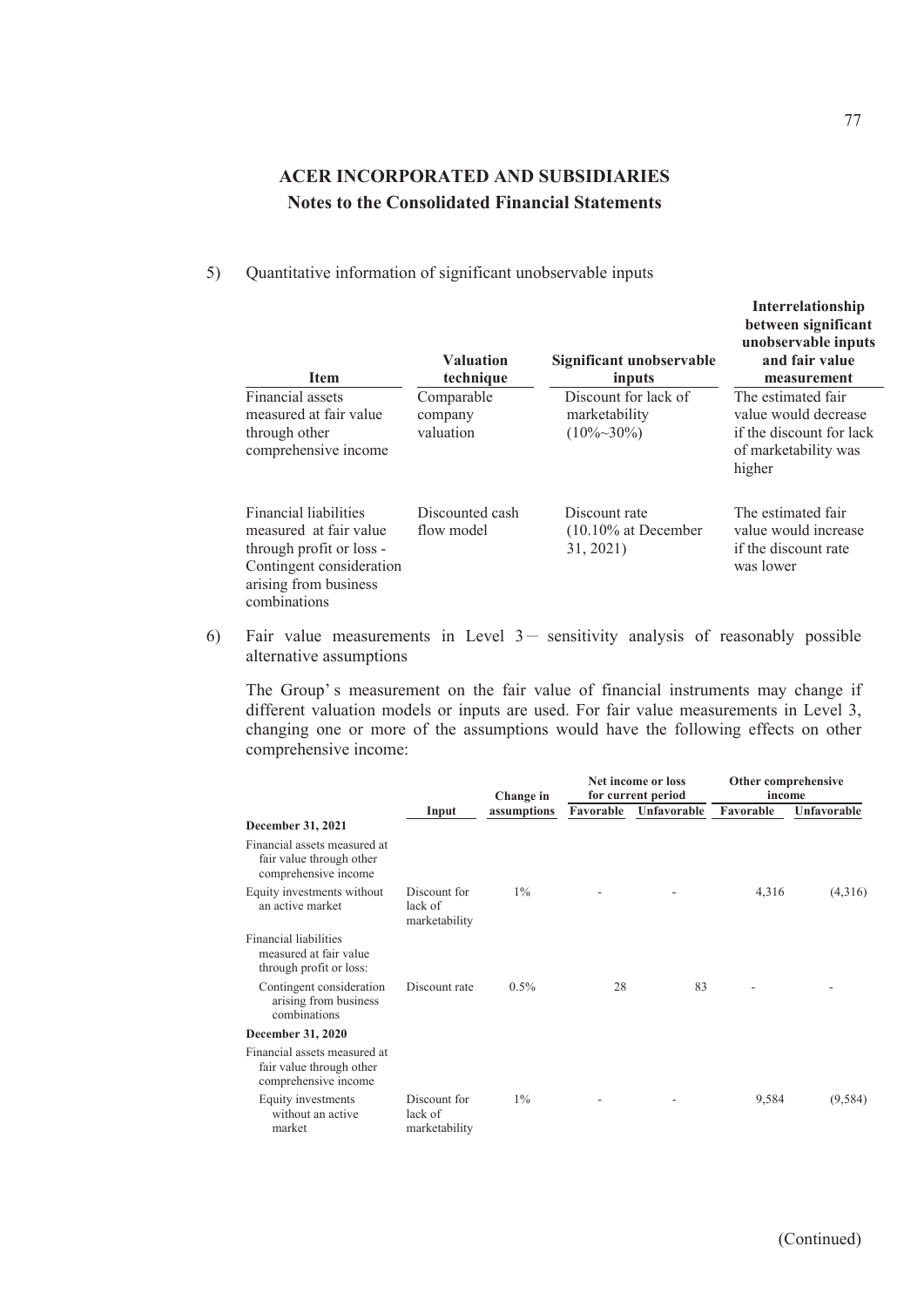# ACER INCORPORATED AND SUBSIDIARIES

## Notes to the Consolidated Financial Statements

5) Quantitative information of significant unobservable inputs

| Item | Valuation technique | Significant unobservable inputs | Interrelationship between significant unobservable inputs and fair value measurement |
|---|---|---|---|
| Financial assets measured at fair value through other comprehensive income | Comparable company valuation | Discount for lack of marketability (10%~30%) | The estimated fair value would decrease if the discount for lack of marketability was higher |
| Financial liabilities measured at fair value through profit or loss - Contingent consideration arising from business combinations | Discounted cash flow model | Discount rate (10.10% at December 31, 2021) | The estimated fair value would increase if the discount rate was lower |

6) Fair value measurements in Level 3－ sensitivity analysis of reasonably possible alternative assumptions

The Group's measurement on the fair value of financial instruments may change if different valuation models or inputs are used. For fair value measurements in Level 3, changing one or more of the assumptions would have the following effects on other comprehensive income:

| | Input | Change in assumptions | Net income or loss for current period | | Other comprehensive income | |
|---|---|---|---|---|---|---|
| | | | Favorable | Unfavorable | Favorable | Unfavorable |
| **December 31, 2021** | | | | | | |
| Financial assets measured at fair value through other comprehensive income | | | | | | |
| Equity investments without an active market | Discount for lack of marketability | 1% | - | - | 4,316 | (4,316) |
| Financial liabilities measured at fair value through profit or loss: | | | | | | |
| Contingent consideration arising from business combinations | Discount rate | 0.5% | 28 | 83 | - | - |
| **December 31, 2020** | | | | | | |
| Financial assets measured at fair value through other comprehensive income | | | | | | |
| Equity investments without an active market | Discount for lack of marketability | 1% | - | - | 9,584 | (9,584) |

(Continued)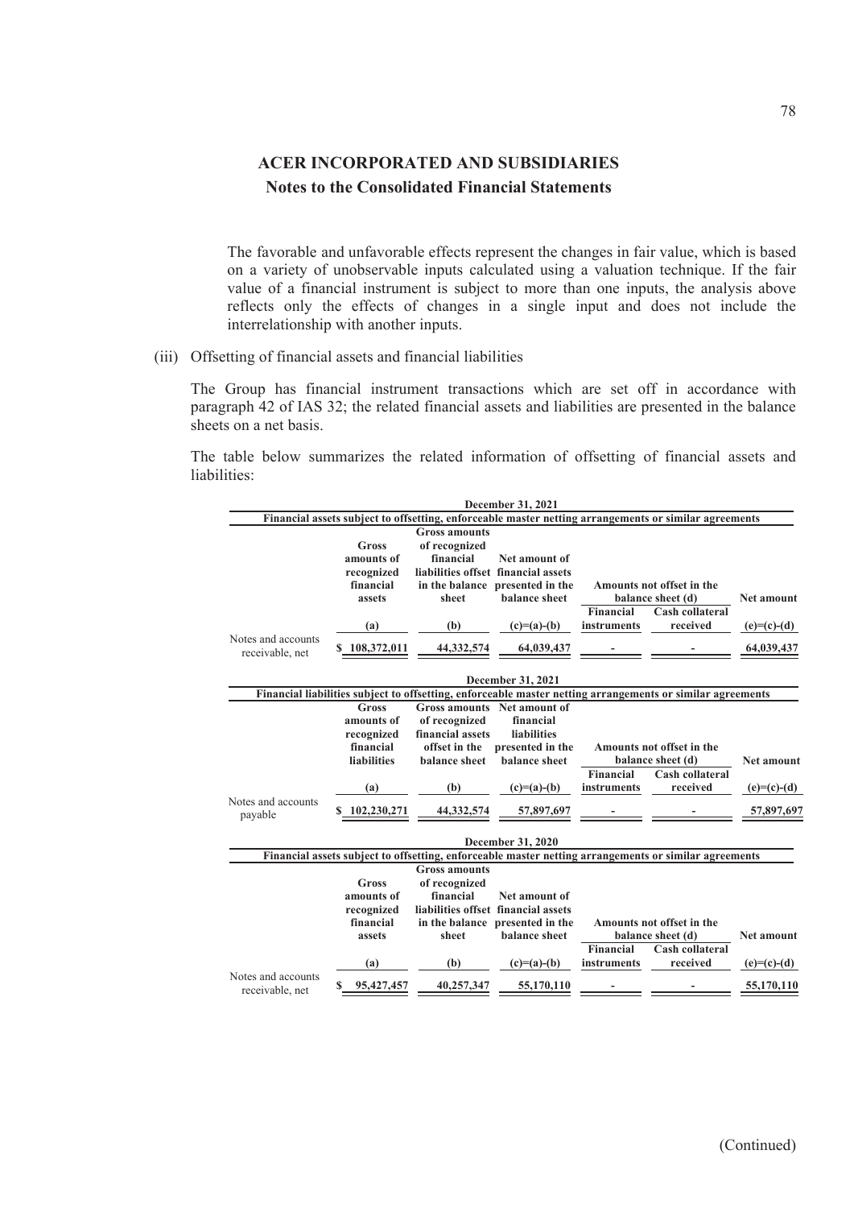The favorable and unfavorable effects represent the changes in fair value, which is based on a variety of unobservable inputs calculated using a valuation technique. If the fair value of a financial instrument is subject to more than one inputs, the analysis above reflects only the effects of changes in a single input and does not include the interrelationship with another inputs.

(iii) Offsetting of financial assets and financial liabilities

The Group has financial instrument transactions which are set off in accordance with paragraph 42 of IAS 32; the related financial assets and liabilities are presented in the balance sheets on a net basis.

The table below summarizes the related information of offsetting of financial assets and liabilities:

| December 31, 2021 | | | | | | |
|---|---|---|---|---|---|---|
| **Financial assets subject to offsetting, enforceable master netting arrangements or similar agreements** | | | | | | |
| | **Gross amounts of recognized financial assets** | **Gross amounts of recognized financial liabilities offset in the balance sheet** | **Net amount of financial assets presented in the balance sheet** | **Amounts not offset in the balance sheet (d)** | | **Net amount** |
| | | | | **Financial instruments** | **Cash collateral received** | |
| | **(a)** | **(b)** | **(c)=(a)-(b)** | | | **(e)=(c)-(d)** |
| Notes and accounts receivable, net | $ 108,372,011 | 44,332,574 | 64,039,437 | - | - | 64,039,437 |

| December 31, 2021 | | | | | | |
|---|---|---|---|---|---|---|
| **Financial liabilities subject to offsetting, enforceable master netting arrangements or similar agreements** | | | | | | |
| | **Gross amounts of recognized financial liabilities** | **Gross amounts of recognized financial assets offset in the balance sheet** | **Net amount of financial liabilities presented in the balance sheet** | **Amounts not offset in the balance sheet (d)** | | **Net amount** |
| | | | | **Financial instruments** | **Cash collateral received** | |
| | **(a)** | **(b)** | **(c)=(a)-(b)** | | | **(e)=(c)-(d)** |
| Notes and accounts payable | $ 102,230,271 | 44,332,574 | 57,897,697 | - | - | 57,897,697 |

| December 31, 2020 | | | | | | |
|---|---|---|---|---|---|---|
| **Financial assets subject to offsetting, enforceable master netting arrangements or similar agreements** | | | | | | |
| | **Gross amounts of recognized financial assets** | **Gross amounts of recognized financial liabilities offset in the balance sheet** | **Net amount of financial assets presented in the balance sheet** | **Amounts not offset in the balance sheet (d)** | | **Net amount** |
| | | | | **Financial instruments** | **Cash collateral received** | |
| | **(a)** | **(b)** | **(c)=(a)-(b)** | | | **(e)=(c)-(d)** |
| Notes and accounts receivable, net | $ 95,427,457 | 40,257,347 | 55,170,110 | - | - | 55,170,110 |

(Continued)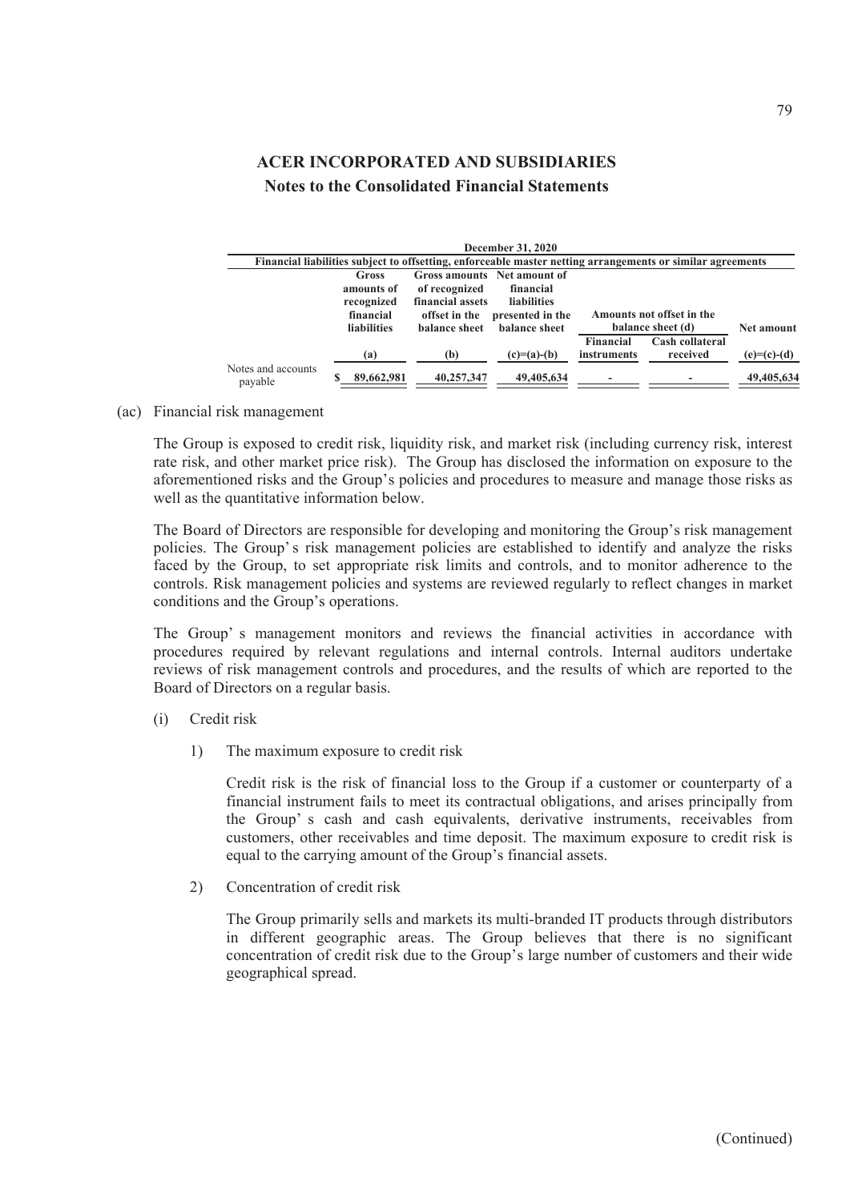## ACER INCORPORATED AND SUBSIDIARIES
### Notes to the Consolidated Financial Statements

| December 31, 2020 | | | | | | |
|---|---|---|---|---|---|---|
| Financial liabilities subject to offsetting, enforceable master netting arrangements or similar agreements | | | | | | |
| | Gross amounts of recognized financial liabilities | Gross amounts of recognized financial assets offset in the balance sheet | Net amount of financial liabilities presented in the balance sheet | Amounts not offset in the balance sheet (d) | | Net amount |
| | (a) | (b) | (c)=(a)-(b) | Financial instruments | Cash collateral received | (e)=(c)-(d) |
| Notes and accounts payable | $ 89,662,981 | 40,257,347 | 49,405,634 | - | - | 49,405,634 |

(ac) Financial risk management

The Group is exposed to credit risk, liquidity risk, and market risk (including currency risk, interest rate risk, and other market price risk). The Group has disclosed the information on exposure to the aforementioned risks and the Group's policies and procedures to measure and manage those risks as well as the quantitative information below.

The Board of Directors are responsible for developing and monitoring the Group's risk management policies. The Group's risk management policies are established to identify and analyze the risks faced by the Group, to set appropriate risk limits and controls, and to monitor adherence to the controls. Risk management policies and systems are reviewed regularly to reflect changes in market conditions and the Group's operations.

The Group's management monitors and reviews the financial activities in accordance with procedures required by relevant regulations and internal controls. Internal auditors undertake reviews of risk management controls and procedures, and the results of which are reported to the Board of Directors on a regular basis.

(i) Credit risk

1) The maximum exposure to credit risk

Credit risk is the risk of financial loss to the Group if a customer or counterparty of a financial instrument fails to meet its contractual obligations, and arises principally from the Group's cash and cash equivalents, derivative instruments, receivables from customers, other receivables and time deposit. The maximum exposure to credit risk is equal to the carrying amount of the Group's financial assets.

2) Concentration of credit risk

The Group primarily sells and markets its multi-branded IT products through distributors in different geographic areas. The Group believes that there is no significant concentration of credit risk due to the Group's large number of customers and their wide geographical spread.

(Continued)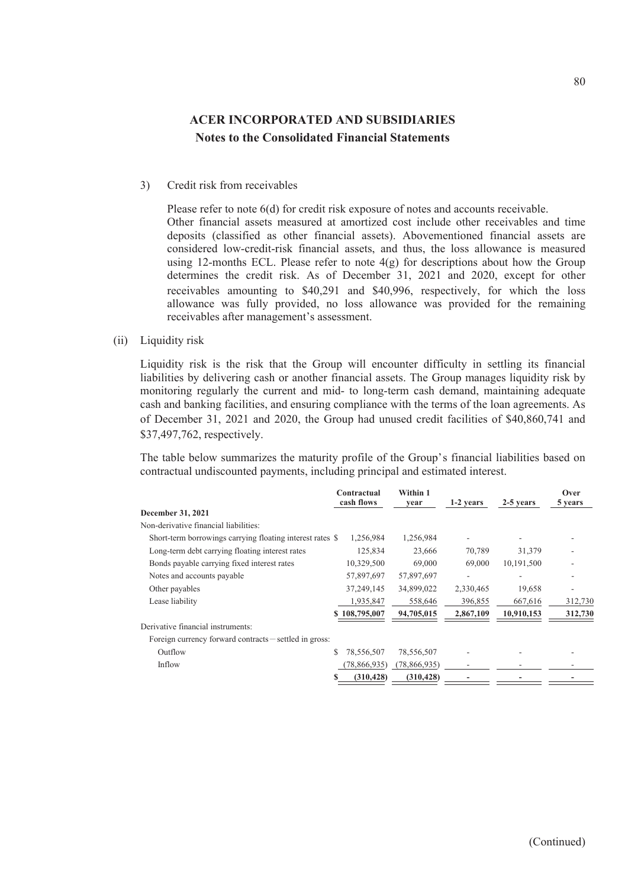# ACER INCORPORATED AND SUBSIDIARIES

## Notes to the Consolidated Financial Statements

3) Credit risk from receivables

Please refer to note 6(d) for credit risk exposure of notes and accounts receivable. Other financial assets measured at amortized cost include other receivables and time deposits (classified as other financial assets). Abovementioned financial assets are considered low-credit-risk financial assets, and thus, the loss allowance is measured using 12-months ECL. Please refer to note 4(g) for descriptions about how the Group determines the credit risk. As of December 31, 2021 and 2020, except for other receivables amounting to $40,291 and $40,996, respectively, for which the loss allowance was fully provided, no loss allowance was provided for the remaining receivables after management's assessment.

(ii) Liquidity risk

Liquidity risk is the risk that the Group will encounter difficulty in settling its financial liabilities by delivering cash or another financial assets. The Group manages liquidity risk by monitoring regularly the current and mid- to long-term cash demand, maintaining adequate cash and banking facilities, and ensuring compliance with the terms of the loan agreements. As of December 31, 2021 and 2020, the Group had unused credit facilities of $40,860,741 and $37,497,762, respectively.

The table below summarizes the maturity profile of the Group's financial liabilities based on contractual undiscounted payments, including principal and estimated interest.

| | Contractual cash flows | Within 1 year | 1-2 years | 2-5 years | Over 5 years |
|---|---|---|---|---|---|
| **December 31, 2021** | | | | | |
| Non-derivative financial liabilities: | | | | | |
| Short-term borrowings carrying floating interest rates | $ 1,256,984 | 1,256,984 | - | - | - |
| Long-term debt carrying floating interest rates | 125,834 | 23,666 | 70,789 | 31,379 | - |
| Bonds payable carrying fixed interest rates | 10,329,500 | 69,000 | 69,000 | 10,191,500 | - |
| Notes and accounts payable | 57,897,697 | 57,897,697 | - | - | - |
| Other payables | 37,249,145 | 34,899,022 | 2,330,465 | 19,658 | - |
| Lease liability | 1,935,847 | 558,646 | 396,855 | 667,616 | 312,730 |
| | $ 108,795,007 | 94,705,015 | 2,867,109 | 10,910,153 | 312,730 |
| Derivative financial instruments: | | | | | |
| Foreign currency forward contracts－settled in gross: | | | | | |
| Outflow | $ 78,556,507 | 78,556,507 | - | - | - |
| Inflow | (78,866,935) | (78,866,935) | - | - | - |
| | $ (310,428) | (310,428) | - | - | - |

(Continued)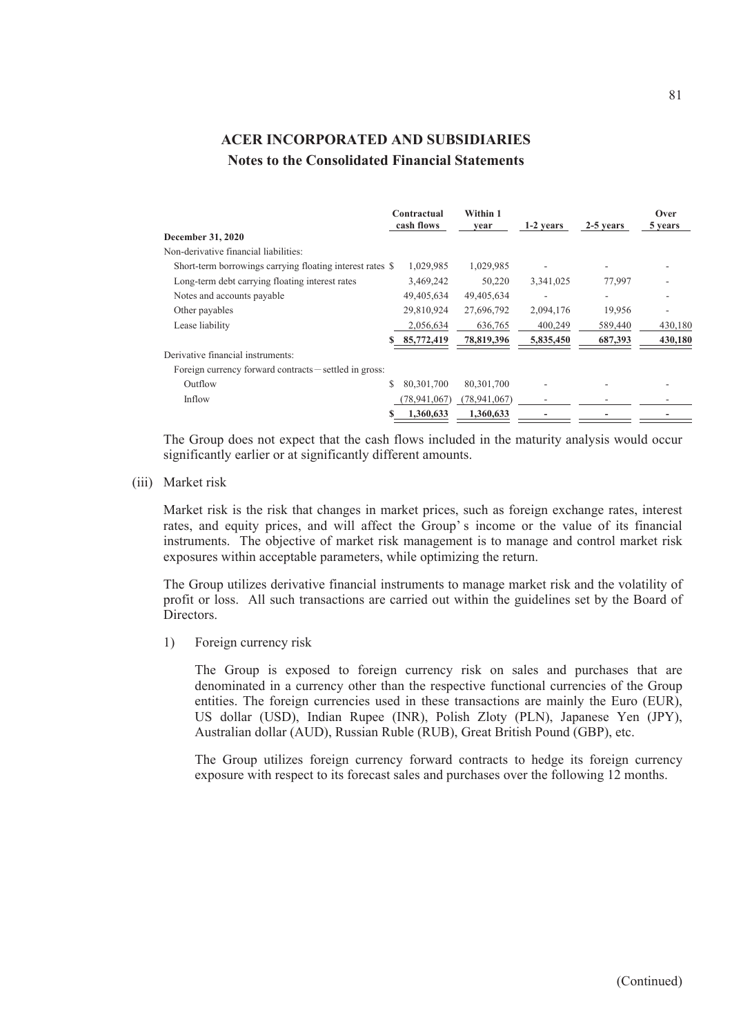# ACER INCORPORATED AND SUBSIDIARIES

## Notes to the Consolidated Financial Statements

| | Contractual cash flows | Within 1 year | 1-2 years | 2-5 years | Over 5 years |
|---|---|---|---|---|---|
| **December 31, 2020** | | | | | |
| Non-derivative financial liabilities: | | | | | |
| Short-term borrowings carrying floating interest rates | $ 1,029,985 | 1,029,985 | - | - | - |
| Long-term debt carrying floating interest rates | 3,469,242 | 50,220 | 3,341,025 | 77,997 | - |
| Notes and accounts payable | 49,405,634 | 49,405,634 | - | - | - |
| Other payables | 29,810,924 | 27,696,792 | 2,094,176 | 19,956 | - |
| Lease liability | 2,056,634 | 636,765 | 400,249 | 589,440 | 430,180 |
| | $ 85,772,419 | 78,819,396 | 5,835,450 | 687,393 | 430,180 |
| Derivative financial instruments: | | | | | |
| Foreign currency forward contracts－settled in gross: | | | | | |
| Outflow | $ 80,301,700 | 80,301,700 | - | - | - |
| Inflow | (78,941,067) | (78,941,067) | - | - | - |
| | $ 1,360,633 | 1,360,633 | - | - | - |

The Group does not expect that the cash flows included in the maturity analysis would occur significantly earlier or at significantly different amounts.

(iii) Market risk

Market risk is the risk that changes in market prices, such as foreign exchange rates, interest rates, and equity prices, and will affect the Group's income or the value of its financial instruments. The objective of market risk management is to manage and control market risk exposures within acceptable parameters, while optimizing the return.

The Group utilizes derivative financial instruments to manage market risk and the volatility of profit or loss. All such transactions are carried out within the guidelines set by the Board of Directors.

1) Foreign currency risk

The Group is exposed to foreign currency risk on sales and purchases that are denominated in a currency other than the respective functional currencies of the Group entities. The foreign currencies used in these transactions are mainly the Euro (EUR), US dollar (USD), Indian Rupee (INR), Polish Zloty (PLN), Japanese Yen (JPY), Australian dollar (AUD), Russian Ruble (RUB), Great British Pound (GBP), etc.

The Group utilizes foreign currency forward contracts to hedge its foreign currency exposure with respect to its forecast sales and purchases over the following 12 months.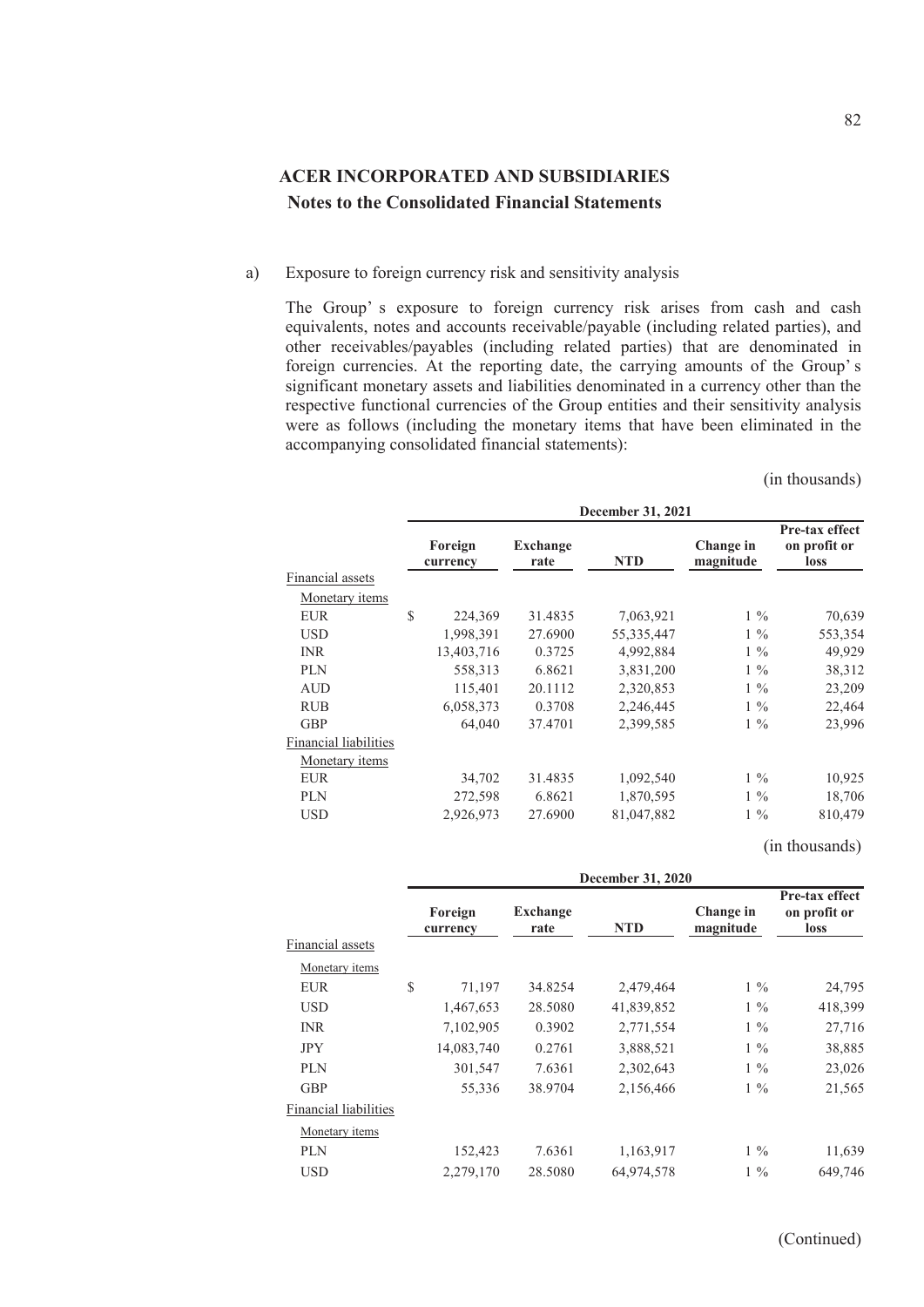**ACER INCORPORATED AND SUBSIDIARIES**

**Notes to the Consolidated Financial Statements**

a) Exposure to foreign currency risk and sensitivity analysis

The Group's exposure to foreign currency risk arises from cash and cash equivalents, notes and accounts receivable/payable (including related parties), and other receivables/payables (including related parties) that are denominated in foreign currencies. At the reporting date, the carrying amounts of the Group's significant monetary assets and liabilities denominated in a currency other than the respective functional currencies of the Group entities and their sensitivity analysis were as follows (including the monetary items that have been eliminated in the accompanying consolidated financial statements):

(in thousands)

| | December 31, 2021 | | | | |
|---|---|---|---|---|---|
| | Foreign currency | Exchange rate | NTD | Change in magnitude | Pre-tax effect on profit or loss |
| Financial assets | | | | | |
| Monetary items | | | | | |
| EUR | $ 224,369 | 31.4835 | 7,063,921 | 1 % | 70,639 |
| USD | 1,998,391 | 27.6900 | 55,335,447 | 1 % | 553,354 |
| INR | 13,403,716 | 0.3725 | 4,992,884 | 1 % | 49,929 |
| PLN | 558,313 | 6.8621 | 3,831,200 | 1 % | 38,312 |
| AUD | 115,401 | 20.1112 | 2,320,853 | 1 % | 23,209 |
| RUB | 6,058,373 | 0.3708 | 2,246,445 | 1 % | 22,464 |
| GBP | 64,040 | 37.4701 | 2,399,585 | 1 % | 23,996 |
| Financial liabilities | | | | | |
| Monetary items | | | | | |
| EUR | 34,702 | 31.4835 | 1,092,540 | 1 % | 10,925 |
| PLN | 272,598 | 6.8621 | 1,870,595 | 1 % | 18,706 |
| USD | 2,926,973 | 27.6900 | 81,047,882 | 1 % | 810,479 |

(in thousands)

| | December 31, 2020 | | | | |
|---|---|---|---|---|---|
| | Foreign currency | Exchange rate | NTD | Change in magnitude | Pre-tax effect on profit or loss |
| Financial assets | | | | | |
| Monetary items | | | | | |
| EUR | $ 71,197 | 34.8254 | 2,479,464 | 1 % | 24,795 |
| USD | 1,467,653 | 28.5080 | 41,839,852 | 1 % | 418,399 |
| INR | 7,102,905 | 0.3902 | 2,771,554 | 1 % | 27,716 |
| JPY | 14,083,740 | 0.2761 | 3,888,521 | 1 % | 38,885 |
| PLN | 301,547 | 7.6361 | 2,302,643 | 1 % | 23,026 |
| GBP | 55,336 | 38.9704 | 2,156,466 | 1 % | 21,565 |
| Financial liabilities | | | | | |
| Monetary items | | | | | |
| PLN | 152,423 | 7.6361 | 1,163,917 | 1 % | 11,639 |
| USD | 2,279,170 | 28.5080 | 64,974,578 | 1 % | 649,746 |

(Continued)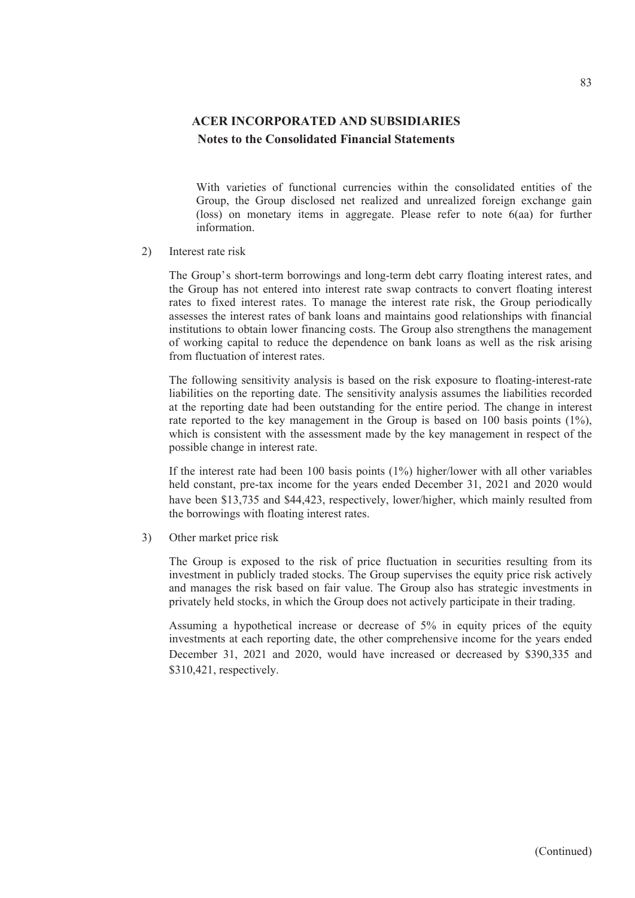## ACER INCORPORATED AND SUBSIDIARIES

### Notes to the Consolidated Financial Statements

With varieties of functional currencies within the consolidated entities of the Group, the Group disclosed net realized and unrealized foreign exchange gain (loss) on monetary items in aggregate. Please refer to note 6(aa) for further information.

2) Interest rate risk

The Group's short-term borrowings and long-term debt carry floating interest rates, and the Group has not entered into interest rate swap contracts to convert floating interest rates to fixed interest rates. To manage the interest rate risk, the Group periodically assesses the interest rates of bank loans and maintains good relationships with financial institutions to obtain lower financing costs. The Group also strengthens the management of working capital to reduce the dependence on bank loans as well as the risk arising from fluctuation of interest rates.

The following sensitivity analysis is based on the risk exposure to floating-interest-rate liabilities on the reporting date. The sensitivity analysis assumes the liabilities recorded at the reporting date had been outstanding for the entire period. The change in interest rate reported to the key management in the Group is based on 100 basis points (1%), which is consistent with the assessment made by the key management in respect of the possible change in interest rate.

If the interest rate had been 100 basis points (1%) higher/lower with all other variables held constant, pre-tax income for the years ended December 31, 2021 and 2020 would have been $13,735 and $44,423, respectively, lower/higher, which mainly resulted from the borrowings with floating interest rates.

3) Other market price risk

The Group is exposed to the risk of price fluctuation in securities resulting from its investment in publicly traded stocks. The Group supervises the equity price risk actively and manages the risk based on fair value. The Group also has strategic investments in privately held stocks, in which the Group does not actively participate in their trading.

Assuming a hypothetical increase or decrease of 5% in equity prices of the equity investments at each reporting date, the other comprehensive income for the years ended December 31, 2021 and 2020, would have increased or decreased by $390,335 and $310,421, respectively.

(Continued)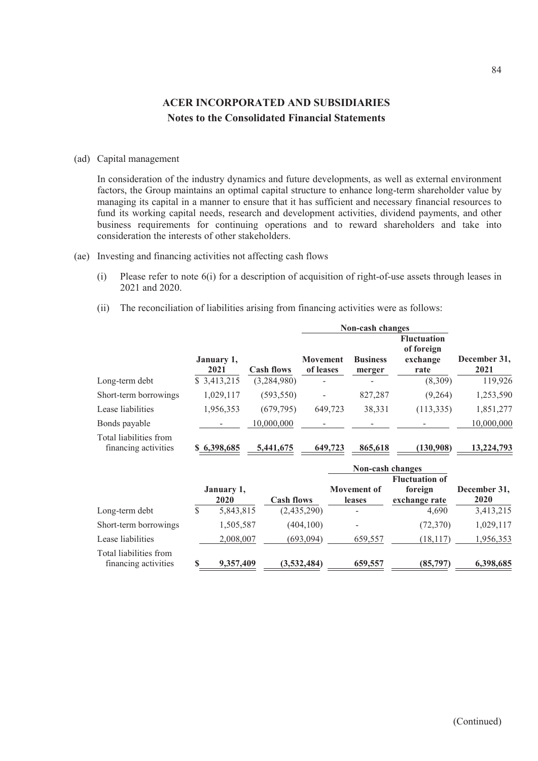## ACER INCORPORATED AND SUBSIDIARIES
### Notes to the Consolidated Financial Statements

(ad) Capital management

In consideration of the industry dynamics and future developments, as well as external environment factors, the Group maintains an optimal capital structure to enhance long-term shareholder value by managing its capital in a manner to ensure that it has sufficient and necessary financial resources to fund its working capital needs, research and development activities, dividend payments, and other business requirements for continuing operations and to reward shareholders and take into consideration the interests of other stakeholders.

(ae) Investing and financing activities not affecting cash flows

(i) Please refer to note 6(i) for a description of acquisition of right-of-use assets through leases in 2021 and 2020.

(ii) The reconciliation of liabilities arising from financing activities were as follows:

| | | | Non-cash changes | | | |
|---|---|---|---|---|---|---|
| | January 1, 2021 | Cash flows | Movement of leases | Business merger | Fluctuation of foreign exchange rate | December 31, 2021 |
| Long-term debt | $ 3,413,215 | (3,284,980) | - | - | (8,309) | 119,926 |
| Short-term borrowings | 1,029,117 | (593,550) | - | 827,287 | (9,264) | 1,253,590 |
| Lease liabilities | 1,956,353 | (679,795) | 649,723 | 38,331 | (113,335) | 1,851,277 |
| Bonds payable | - | 10,000,000 | - | - | - | 10,000,000 |
| Total liabilities from financing activities | $ 6,398,685 | 5,441,675 | 649,723 | 865,618 | (130,908) | 13,224,793 |

| | | | Non-cash changes | | |
|---|---|---|---|---|---|
| | January 1, 2020 | Cash flows | Movement of leases | Fluctuation of foreign exchange rate | December 31, 2020 |
| Long-term debt | $ 5,843,815 | (2,435,290) | - | 4,690 | 3,413,215 |
| Short-term borrowings | 1,505,587 | (404,100) | - | (72,370) | 1,029,117 |
| Lease liabilities | 2,008,007 | (693,094) | 659,557 | (18,117) | 1,956,353 |
| Total liabilities from financing activities | $ 9,357,409 | (3,532,484) | 659,557 | (85,797) | 6,398,685 |

(Continued)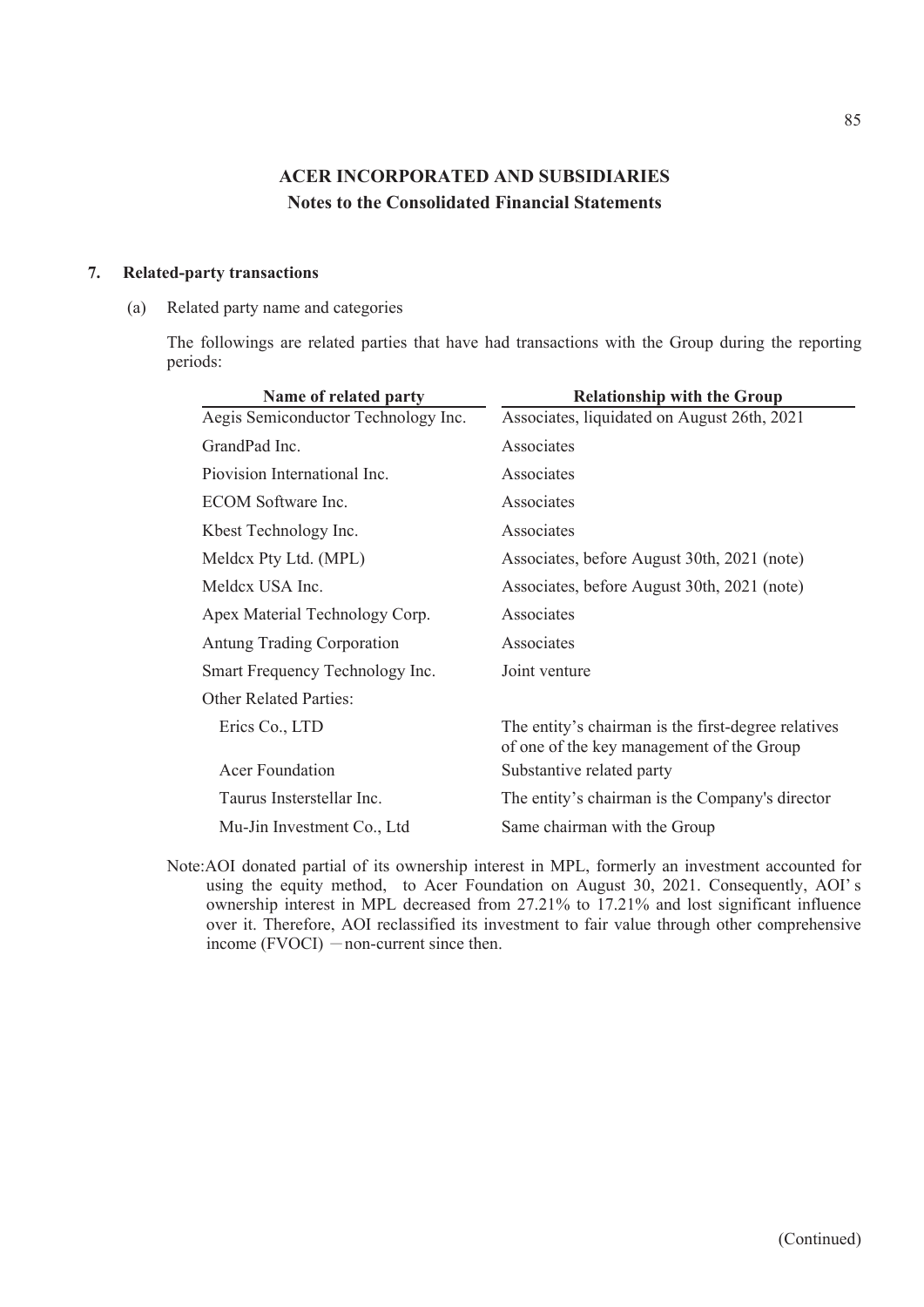# ACER INCORPORATED AND SUBSIDIARIES
## Notes to the Consolidated Financial Statements

### 7. Related-party transactions

(a) Related party name and categories

The followings are related parties that have had transactions with the Group during the reporting periods:

| Name of related party | Relationship with the Group |
|---|---|
| Aegis Semiconductor Technology Inc. | Associates, liquidated on August 26th, 2021 |
| GrandPad Inc. | Associates |
| Piovision International Inc. | Associates |
| ECOM Software Inc. | Associates |
| Kbest Technology Inc. | Associates |
| Meldcx Pty Ltd. (MPL) | Associates, before August 30th, 2021 (note) |
| Meldcx USA Inc. | Associates, before August 30th, 2021 (note) |
| Apex Material Technology Corp. | Associates |
| Antung Trading Corporation | Associates |
| Smart Frequency Technology Inc. | Joint venture |
| Other Related Parties: | |
| Erics Co., LTD | The entity's chairman is the first-degree relatives of one of the key management of the Group |
| Acer Foundation | Substantive related party |
| Taurus Insterstellar Inc. | The entity's chairman is the Company's director |
| Mu-Jin Investment Co., Ltd | Same chairman with the Group |

Note: AOI donated partial of its ownership interest in MPL, formerly an investment accounted for using the equity method, to Acer Foundation on August 30, 2021. Consequently, AOI's ownership interest in MPL decreased from 27.21% to 17.21% and lost significant influence over it. Therefore, AOI reclassified its investment to fair value through other comprehensive income (FVOCI) －non-current since then.

(Continued)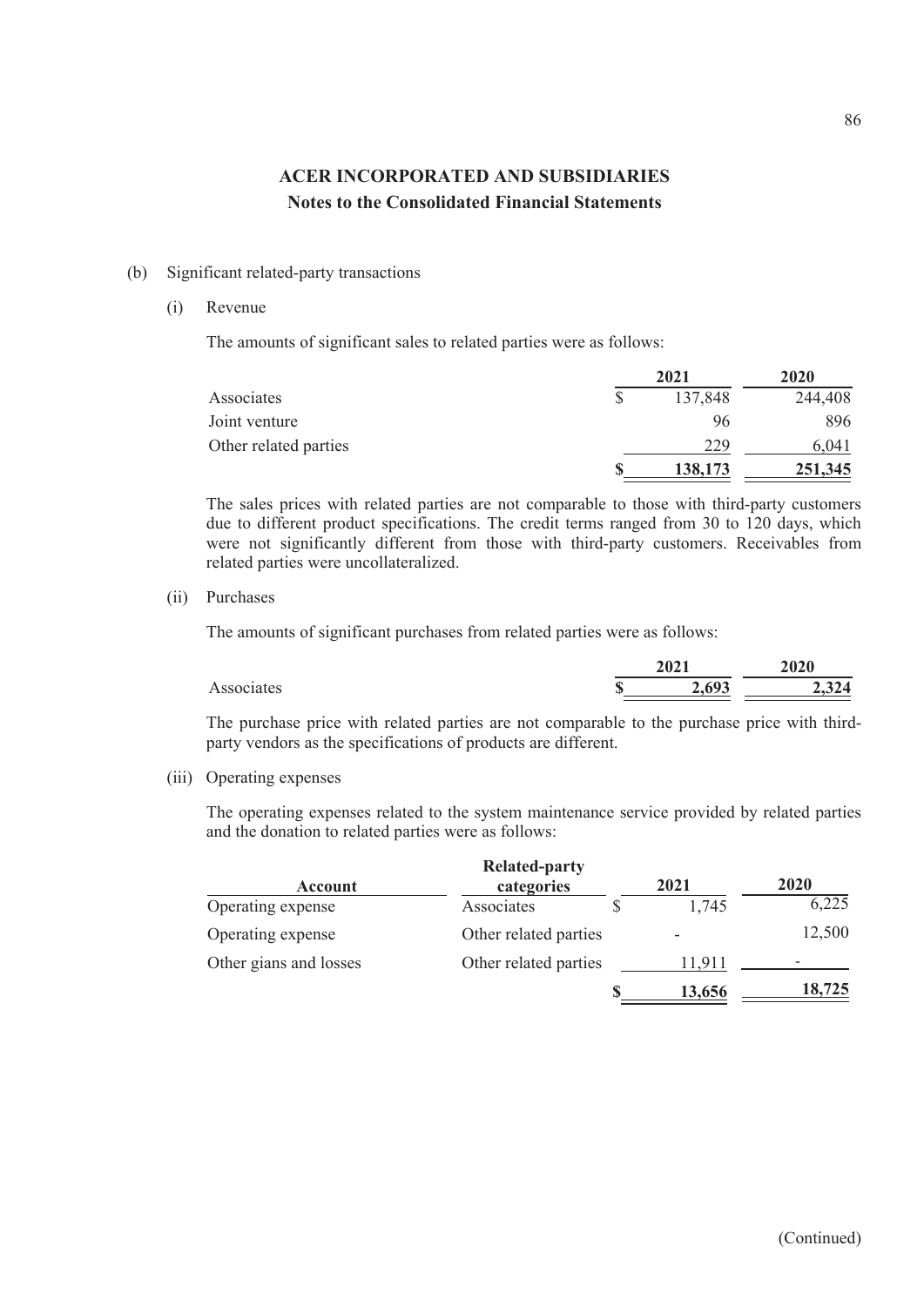# ACER INCORPORATED AND SUBSIDIARIES
## Notes to the Consolidated Financial Statements

(b) Significant related-party transactions

(i) Revenue

The amounts of significant sales to related parties were as follows:

| | 2021 | 2020 |
|---|---|---|
| Associates | $ 137,848 | 244,408 |
| Joint venture | 96 | 896 |
| Other related parties | 229 | 6,041 |
| | **$ 138,173** | **251,345** |

The sales prices with related parties are not comparable to those with third-party customers due to different product specifications. The credit terms ranged from 30 to 120 days, which were not significantly different from those with third-party customers. Receivables from related parties were uncollateralized.

(ii) Purchases

The amounts of significant purchases from related parties were as follows:

| | 2021 | 2020 |
|---|---|---|
| Associates | **$ 2,693** | **2,324** |

The purchase price with related parties are not comparable to the purchase price with third-party vendors as the specifications of products are different.

(iii) Operating expenses

The operating expenses related to the system maintenance service provided by related parties and the donation to related parties were as follows:

| Account | Related-party categories | 2021 | 2020 |
|---|---|---|---|
| Operating expense | Associates | $ 1,745 | 6,225 |
| Operating expense | Other related parties | - | 12,500 |
| Other gians and losses | Other related parties | 11,911 | - |
| | | **$ 13,656** | **18,725** |

(Continued)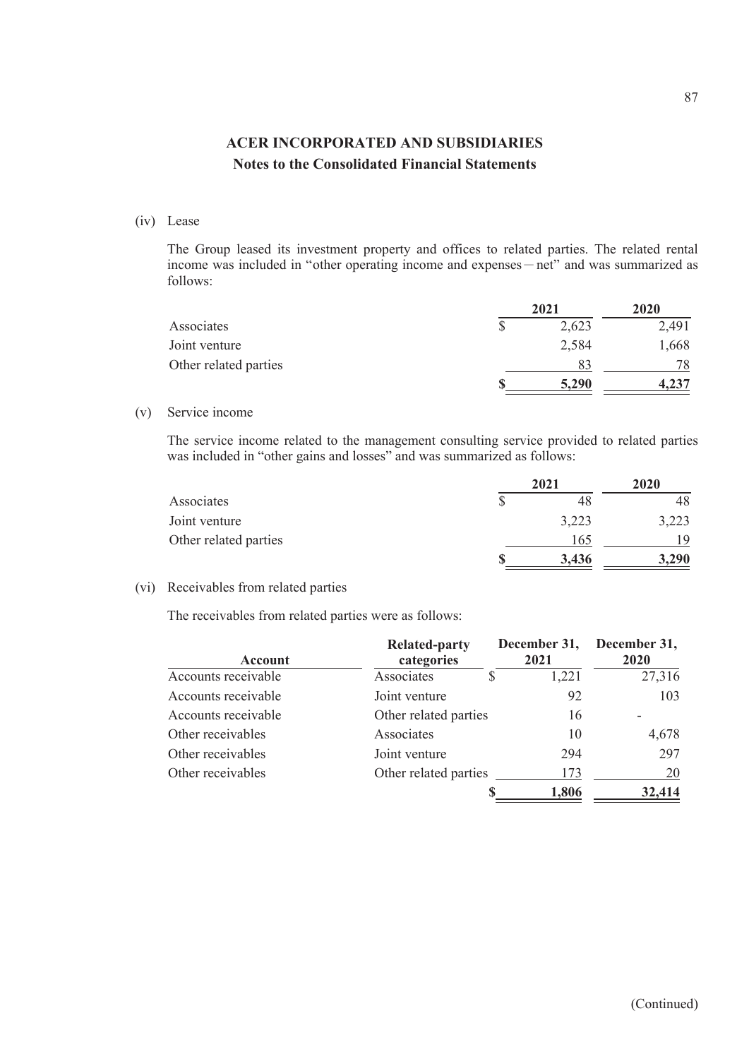# ACER INCORPORATED AND SUBSIDIARIES
## Notes to the Consolidated Financial Statements

(iv) Lease

The Group leased its investment property and offices to related parties. The related rental income was included in "other operating income and expenses－net" and was summarized as follows:

| | 2021 | 2020 |
|---|---|---|
| Associates | $ 2,623 | 2,491 |
| Joint venture | 2,584 | 1,668 |
| Other related parties | 83 | 78 |
| | **$ 5,290** | **4,237** |

(v) Service income

The service income related to the management consulting service provided to related parties was included in "other gains and losses" and was summarized as follows:

| | 2021 | 2020 |
|---|---|---|
| Associates | $ 48 | 48 |
| Joint venture | 3,223 | 3,223 |
| Other related parties | 165 | 19 |
| | **$ 3,436** | **3,290** |

(vi) Receivables from related parties

The receivables from related parties were as follows:

| Account | Related-party categories | December 31, 2021 | December 31, 2020 |
|---|---|---|---|
| Accounts receivable | Associates | $ 1,221 | 27,316 |
| Accounts receivable | Joint venture | 92 | 103 |
| Accounts receivable | Other related parties | 16 | - |
| Other receivables | Associates | 10 | 4,678 |
| Other receivables | Joint venture | 294 | 297 |
| Other receivables | Other related parties | 173 | 20 |
| | | **$ 1,806** | **32,414** |

(Continued)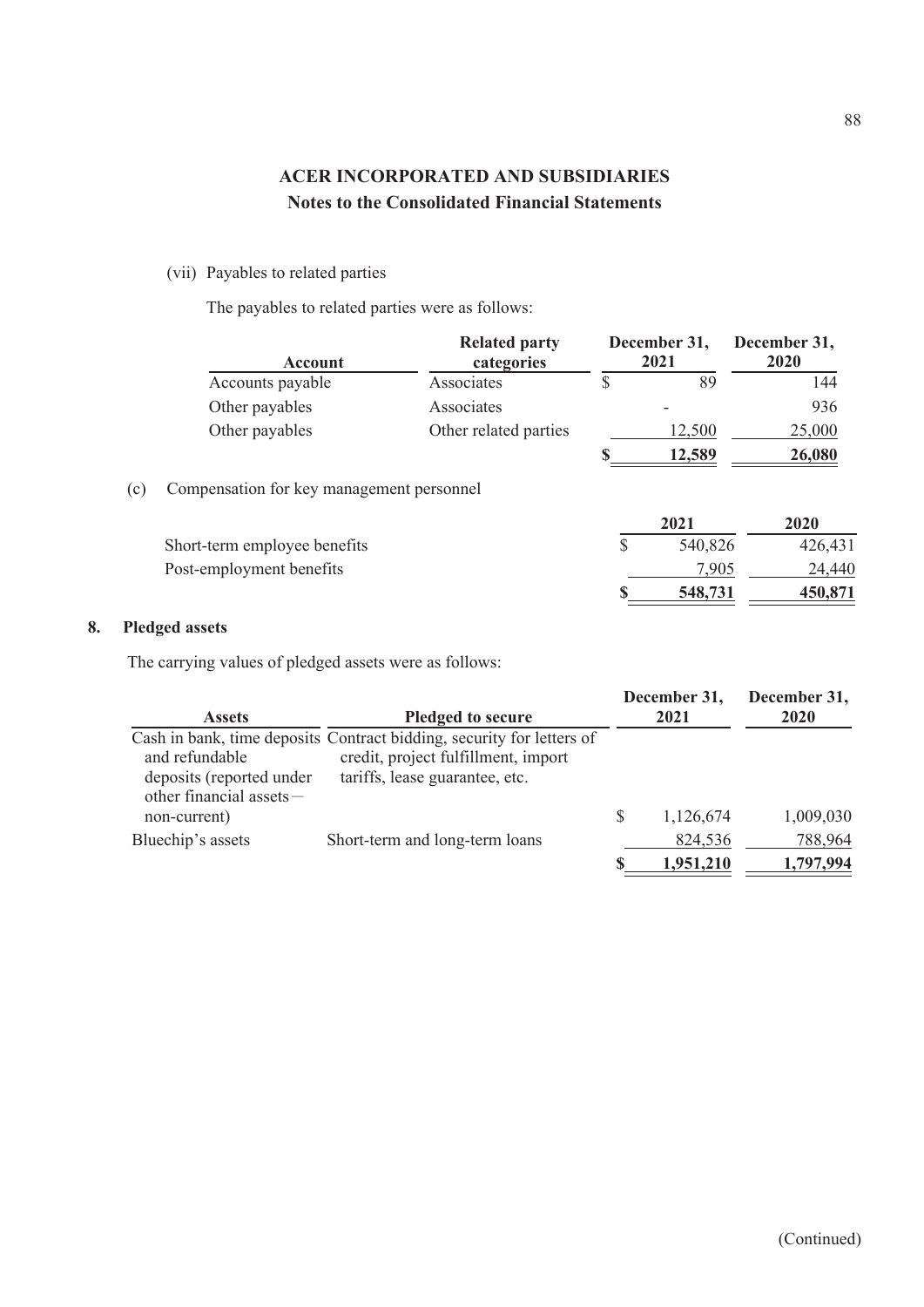# ACER INCORPORATED AND SUBSIDIARIES
## Notes to the Consolidated Financial Statements

(vii) Payables to related parties

The payables to related parties were as follows:

| Account | Related party categories | December 31, 2021 | December 31, 2020 |
|---|---|---|---|
| Accounts payable | Associates | $ 89 | 144 |
| Other payables | Associates | - | 936 |
| Other payables | Other related parties | 12,500 | 25,000 |
| | | **$ 12,589** | **26,080** |

(c) Compensation for key management personnel

| | 2021 | 2020 |
|---|---|---|
| Short-term employee benefits | $ 540,826 | 426,431 |
| Post-employment benefits | 7,905 | 24,440 |
| | **$ 548,731** | **450,871** |

**8. Pledged assets**

The carrying values of pledged assets were as follows:

| Assets | Pledged to secure | December 31, 2021 | December 31, 2020 |
|---|---|---|---|
| Cash in bank, time deposits and refundable deposits (reported under other financial assets－non-current) | Contract bidding, security for letters of credit, project fulfillment, import tariffs, lease guarantee, etc. | $ 1,126,674 | 1,009,030 |
| Bluechip's assets | Short-term and long-term loans | 824,536 | 788,964 |
| | | **$ 1,951,210** | **1,797,994** |

(Continued)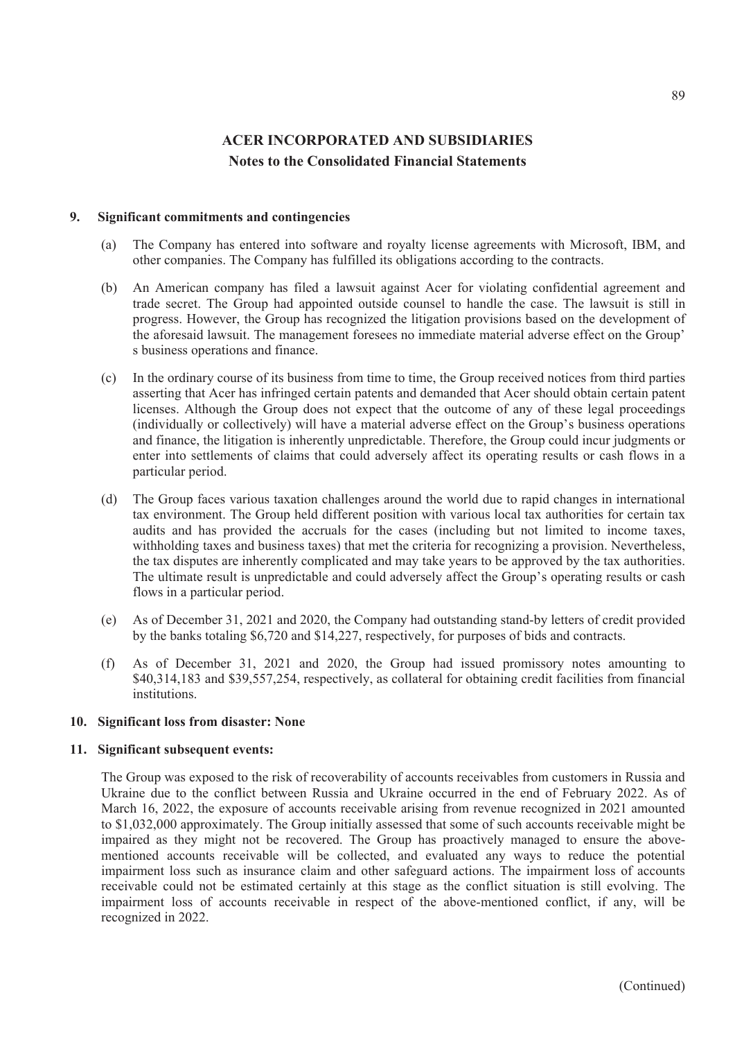# ACER INCORPORATED AND SUBSIDIARIES

## Notes to the Consolidated Financial Statements

### 9. Significant commitments and contingencies

(a) The Company has entered into software and royalty license agreements with Microsoft, IBM, and other companies. The Company has fulfilled its obligations according to the contracts.

(b) An American company has filed a lawsuit against Acer for violating confidential agreement and trade secret. The Group had appointed outside counsel to handle the case. The lawsuit is still in progress. However, the Group has recognized the litigation provisions based on the development of the aforesaid lawsuit. The management foresees no immediate material adverse effect on the Group' s business operations and finance.

(c) In the ordinary course of its business from time to time, the Group received notices from third parties asserting that Acer has infringed certain patents and demanded that Acer should obtain certain patent licenses. Although the Group does not expect that the outcome of any of these legal proceedings (individually or collectively) will have a material adverse effect on the Group's business operations and finance, the litigation is inherently unpredictable. Therefore, the Group could incur judgments or enter into settlements of claims that could adversely affect its operating results or cash flows in a particular period.

(d) The Group faces various taxation challenges around the world due to rapid changes in international tax environment. The Group held different position with various local tax authorities for certain tax audits and has provided the accruals for the cases (including but not limited to income taxes, withholding taxes and business taxes) that met the criteria for recognizing a provision. Nevertheless, the tax disputes are inherently complicated and may take years to be approved by the tax authorities. The ultimate result is unpredictable and could adversely affect the Group's operating results or cash flows in a particular period.

(e) As of December 31, 2021 and 2020, the Company had outstanding stand-by letters of credit provided by the banks totaling $6,720 and $14,227, respectively, for purposes of bids and contracts.

(f) As of December 31, 2021 and 2020, the Group had issued promissory notes amounting to $40,314,183 and $39,557,254, respectively, as collateral for obtaining credit facilities from financial institutions.

### 10. Significant loss from disaster: None

### 11. Significant subsequent events:

The Group was exposed to the risk of recoverability of accounts receivables from customers in Russia and Ukraine due to the conflict between Russia and Ukraine occurred in the end of February 2022. As of March 16, 2022, the exposure of accounts receivable arising from revenue recognized in 2021 amounted to $1,032,000 approximately. The Group initially assessed that some of such accounts receivable might be impaired as they might not be recovered. The Group has proactively managed to ensure the above-mentioned accounts receivable will be collected, and evaluated any ways to reduce the potential impairment loss such as insurance claim and other safeguard actions. The impairment loss of accounts receivable could not be estimated certainly at this stage as the conflict situation is still evolving. The impairment loss of accounts receivable in respect of the above-mentioned conflict, if any, will be recognized in 2022.

(Continued)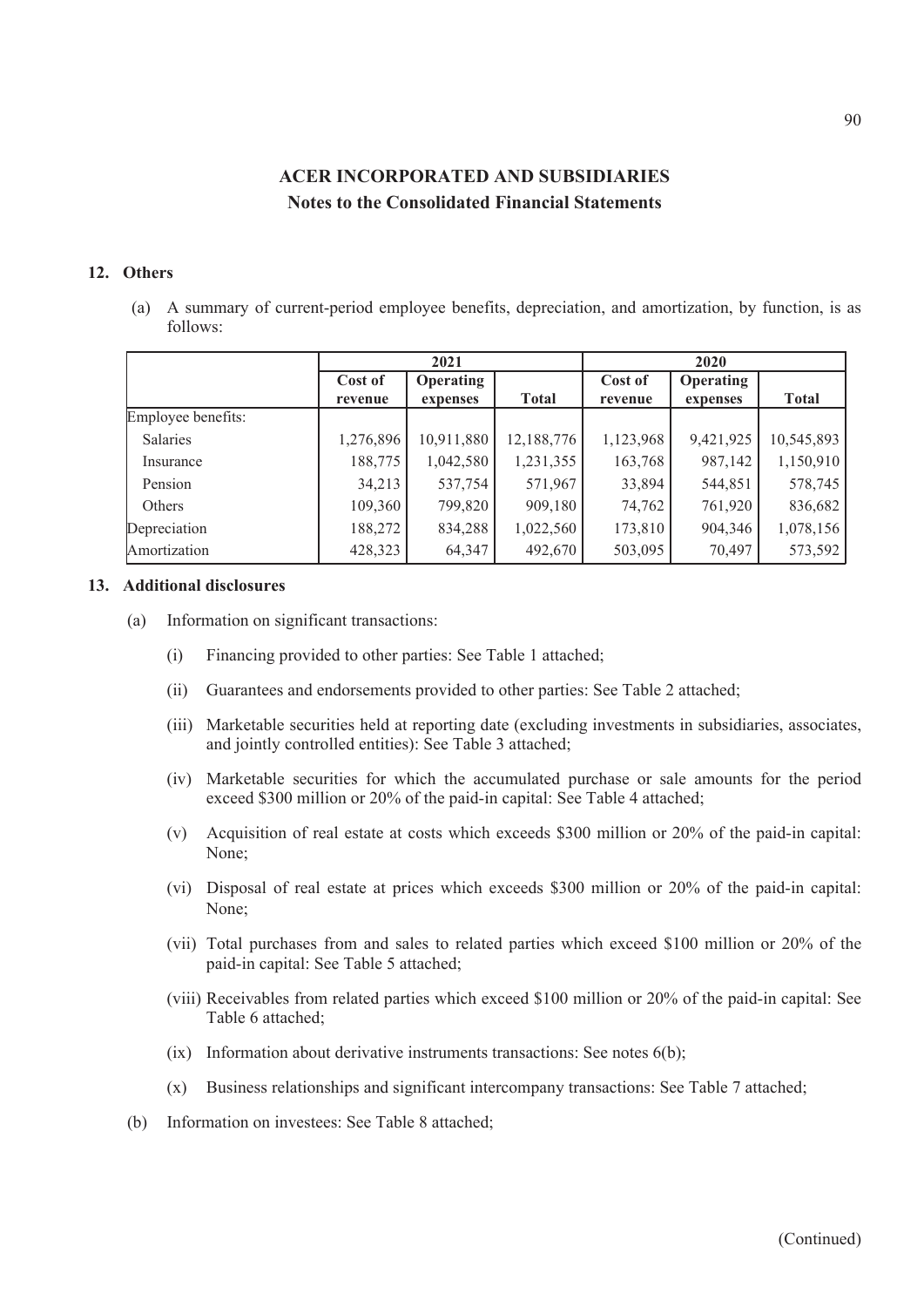# ACER INCORPORATED AND SUBSIDIARIES
## Notes to the Consolidated Financial Statements

### 12. Others

(a) A summary of current-period employee benefits, depreciation, and amortization, by function, is as follows:

| | 2021 | | | 2020 | | |
|---|---|---|---|---|---|---|
| | Cost of revenue | Operating expenses | Total | Cost of revenue | Operating expenses | Total |
| Employee benefits: | | | | | | |
| Salaries | 1,276,896 | 10,911,880 | 12,188,776 | 1,123,968 | 9,421,925 | 10,545,893 |
| Insurance | 188,775 | 1,042,580 | 1,231,355 | 163,768 | 987,142 | 1,150,910 |
| Pension | 34,213 | 537,754 | 571,967 | 33,894 | 544,851 | 578,745 |
| Others | 109,360 | 799,820 | 909,180 | 74,762 | 761,920 | 836,682 |
| Depreciation | 188,272 | 834,288 | 1,022,560 | 173,810 | 904,346 | 1,078,156 |
| Amortization | 428,323 | 64,347 | 492,670 | 503,095 | 70,497 | 573,592 |

### 13. Additional disclosures

(a) Information on significant transactions:

(i) Financing provided to other parties: See Table 1 attached;

(ii) Guarantees and endorsements provided to other parties: See Table 2 attached;

(iii) Marketable securities held at reporting date (excluding investments in subsidiaries, associates, and jointly controlled entities): See Table 3 attached;

(iv) Marketable securities for which the accumulated purchase or sale amounts for the period exceed $300 million or 20% of the paid-in capital: See Table 4 attached;

(v) Acquisition of real estate at costs which exceeds $300 million or 20% of the paid-in capital: None;

(vi) Disposal of real estate at prices which exceeds $300 million or 20% of the paid-in capital: None;

(vii) Total purchases from and sales to related parties which exceed $100 million or 20% of the paid-in capital: See Table 5 attached;

(viii) Receivables from related parties which exceed $100 million or 20% of the paid-in capital: See Table 6 attached;

(ix) Information about derivative instruments transactions: See notes 6(b);

(x) Business relationships and significant intercompany transactions: See Table 7 attached;

(b) Information on investees: See Table 8 attached;

(Continued)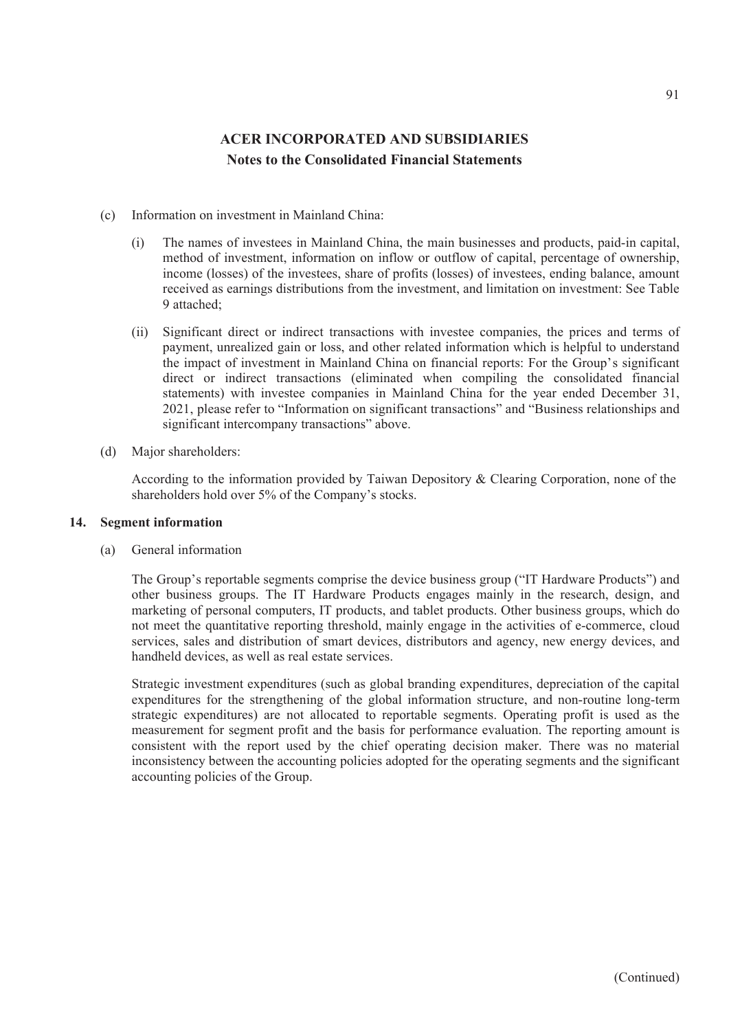# ACER INCORPORATED AND SUBSIDIARIES
## Notes to the Consolidated Financial Statements

(c) Information on investment in Mainland China:

(i) The names of investees in Mainland China, the main businesses and products, paid-in capital, method of investment, information on inflow or outflow of capital, percentage of ownership, income (losses) of the investees, share of profits (losses) of investees, ending balance, amount received as earnings distributions from the investment, and limitation on investment: See Table 9 attached;

(ii) Significant direct or indirect transactions with investee companies, the prices and terms of payment, unrealized gain or loss, and other related information which is helpful to understand the impact of investment in Mainland China on financial reports: For the Group's significant direct or indirect transactions (eliminated when compiling the consolidated financial statements) with investee companies in Mainland China for the year ended December 31, 2021, please refer to "Information on significant transactions" and "Business relationships and significant intercompany transactions" above.

(d) Major shareholders:

According to the information provided by Taiwan Depository & Clearing Corporation, none of the shareholders hold over 5% of the Company's stocks.

**14. Segment information**

(a) General information

The Group's reportable segments comprise the device business group ("IT Hardware Products") and other business groups. The IT Hardware Products engages mainly in the research, design, and marketing of personal computers, IT products, and tablet products. Other business groups, which do not meet the quantitative reporting threshold, mainly engage in the activities of e-commerce, cloud services, sales and distribution of smart devices, distributors and agency, new energy devices, and handheld devices, as well as real estate services.

Strategic investment expenditures (such as global branding expenditures, depreciation of the capital expenditures for the strengthening of the global information structure, and non-routine long-term strategic expenditures) are not allocated to reportable segments. Operating profit is used as the measurement for segment profit and the basis for performance evaluation. The reporting amount is consistent with the report used by the chief operating decision maker. There was no material inconsistency between the accounting policies adopted for the operating segments and the significant accounting policies of the Group.

(Continued)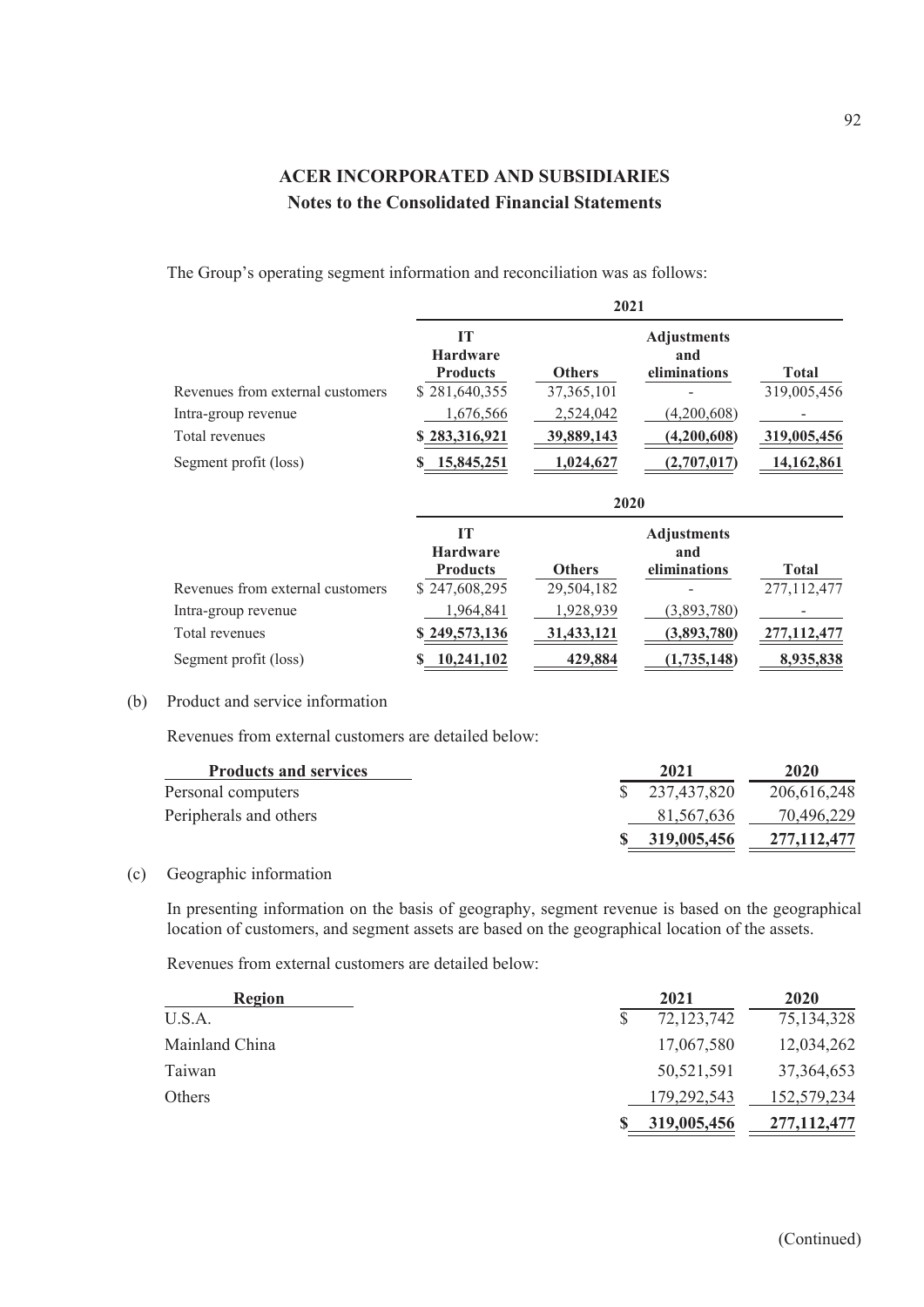# ACER INCORPORATED AND SUBSIDIARIES

## Notes to the Consolidated Financial Statements

The Group's operating segment information and reconciliation was as follows:

| | 2021 | | | |
|---|---|---|---|---|
| | IT Hardware Products | Others | Adjustments and eliminations | Total |
| Revenues from external customers | $ 281,640,355 | 37,365,101 | - | 319,005,456 |
| Intra-group revenue | 1,676,566 | 2,524,042 | (4,200,608) | - |
| Total revenues | **$ 283,316,921** | **39,889,143** | **(4,200,608)** | **319,005,456** |
| Segment profit (loss) | **$ 15,845,251** | **1,024,627** | **(2,707,017)** | **14,162,861** |

| | 2020 | | | |
|---|---|---|---|---|
| | IT Hardware Products | Others | Adjustments and eliminations | Total |
| Revenues from external customers | $ 247,608,295 | 29,504,182 | - | 277,112,477 |
| Intra-group revenue | 1,964,841 | 1,928,939 | (3,893,780) | - |
| Total revenues | **$ 249,573,136** | **31,433,121** | **(3,893,780)** | **277,112,477** |
| Segment profit (loss) | **$ 10,241,102** | **429,884** | **(1,735,148)** | **8,935,838** |

(b) Product and service information

Revenues from external customers are detailed below:

| Products and services | 2021 | 2020 |
|---|---|---|
| Personal computers | $ 237,437,820 | 206,616,248 |
| Peripherals and others | 81,567,636 | 70,496,229 |
| | **$ 319,005,456** | **277,112,477** |

(c) Geographic information

In presenting information on the basis of geography, segment revenue is based on the geographical location of customers, and segment assets are based on the geographical location of the assets.

Revenues from external customers are detailed below:

| Region | 2021 | 2020 |
|---|---|---|
| U.S.A. | $ 72,123,742 | 75,134,328 |
| Mainland China | 17,067,580 | 12,034,262 |
| Taiwan | 50,521,591 | 37,364,653 |
| Others | 179,292,543 | 152,579,234 |
| | **$ 319,005,456** | **277,112,477** |

(Continued)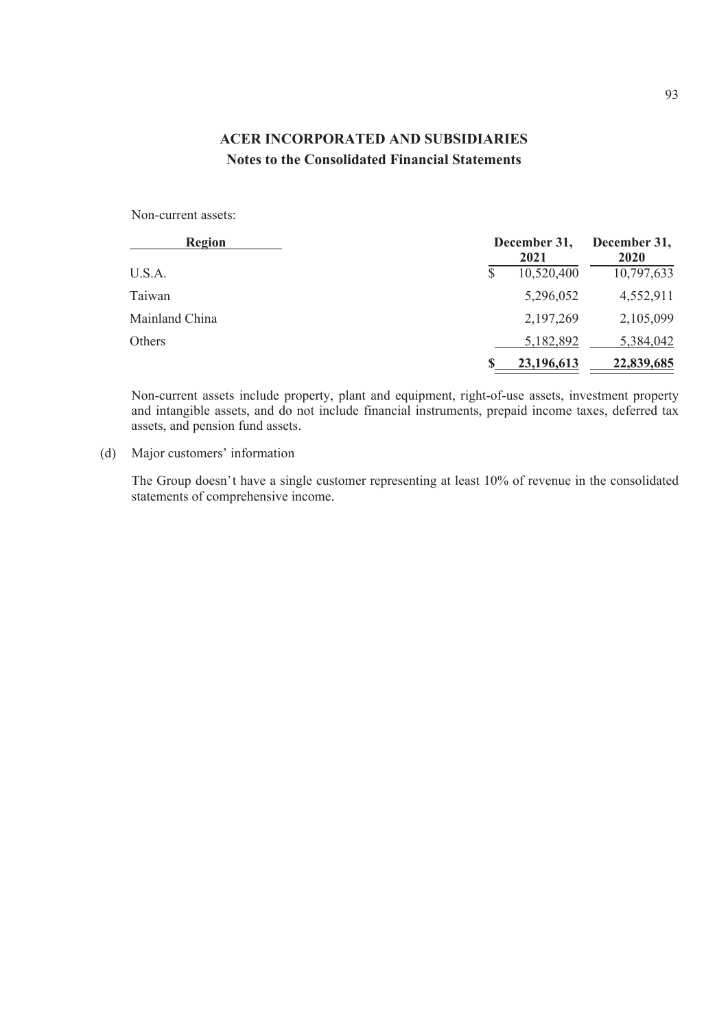**ACER INCORPORATED AND SUBSIDIARIES**
**Notes to the Consolidated Financial Statements**

Non-current assets:

| Region | December 31, 2021 | December 31, 2020 |
|---|---|---|
| U.S.A. | $ 10,520,400 | 10,797,633 |
| Taiwan | 5,296,052 | 4,552,911 |
| Mainland China | 2,197,269 | 2,105,099 |
| Others | 5,182,892 | 5,384,042 |
| | **$ 23,196,613** | **22,839,685** |

Non-current assets include property, plant and equipment, right-of-use assets, investment property and intangible assets, and do not include financial instruments, prepaid income taxes, deferred tax assets, and pension fund assets.

(d) Major customers' information

The Group doesn't have a single customer representing at least 10% of revenue in the consolidated statements of comprehensive income.